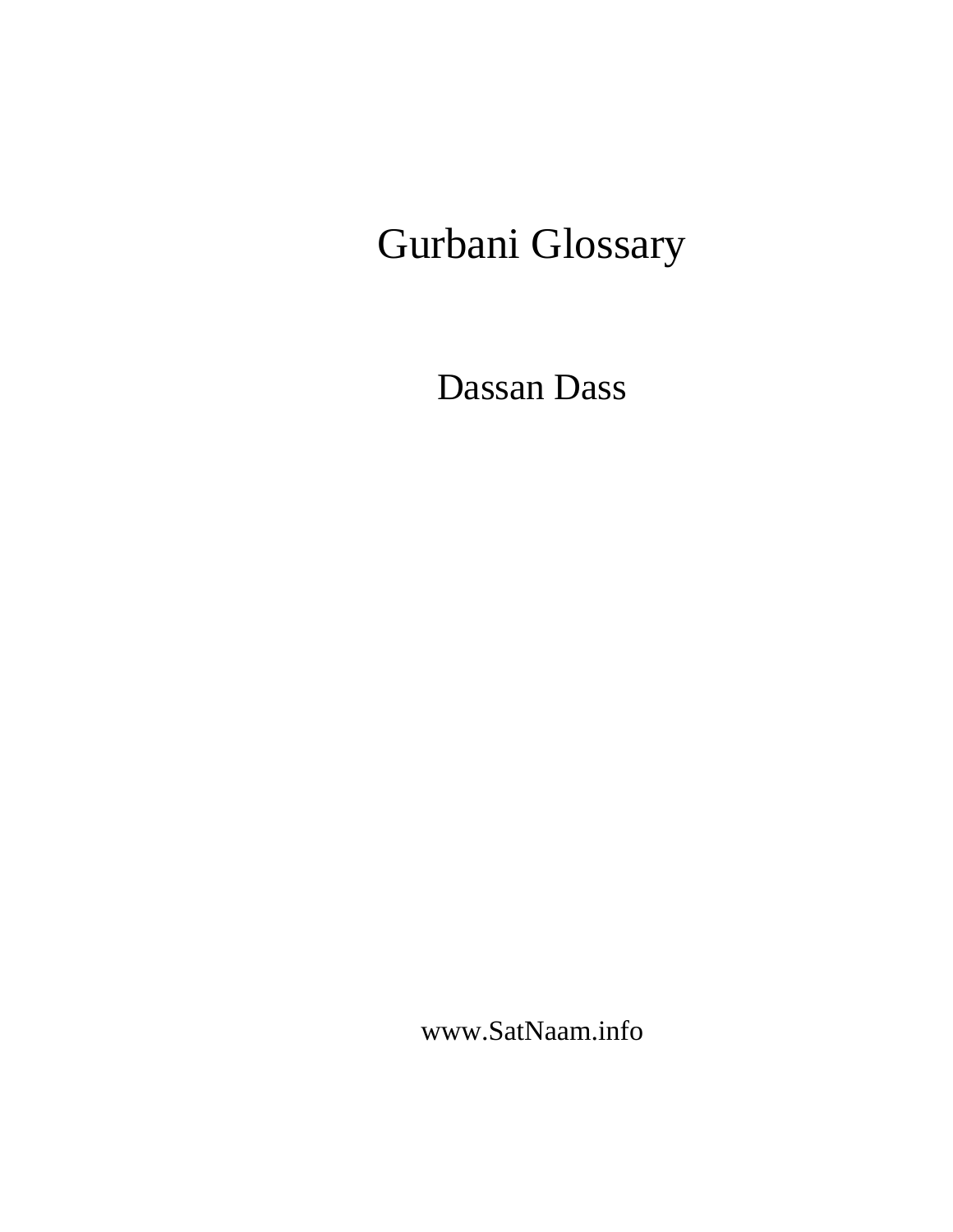# Gurbani Glossary

Dassan Dass

www.SatNaam.info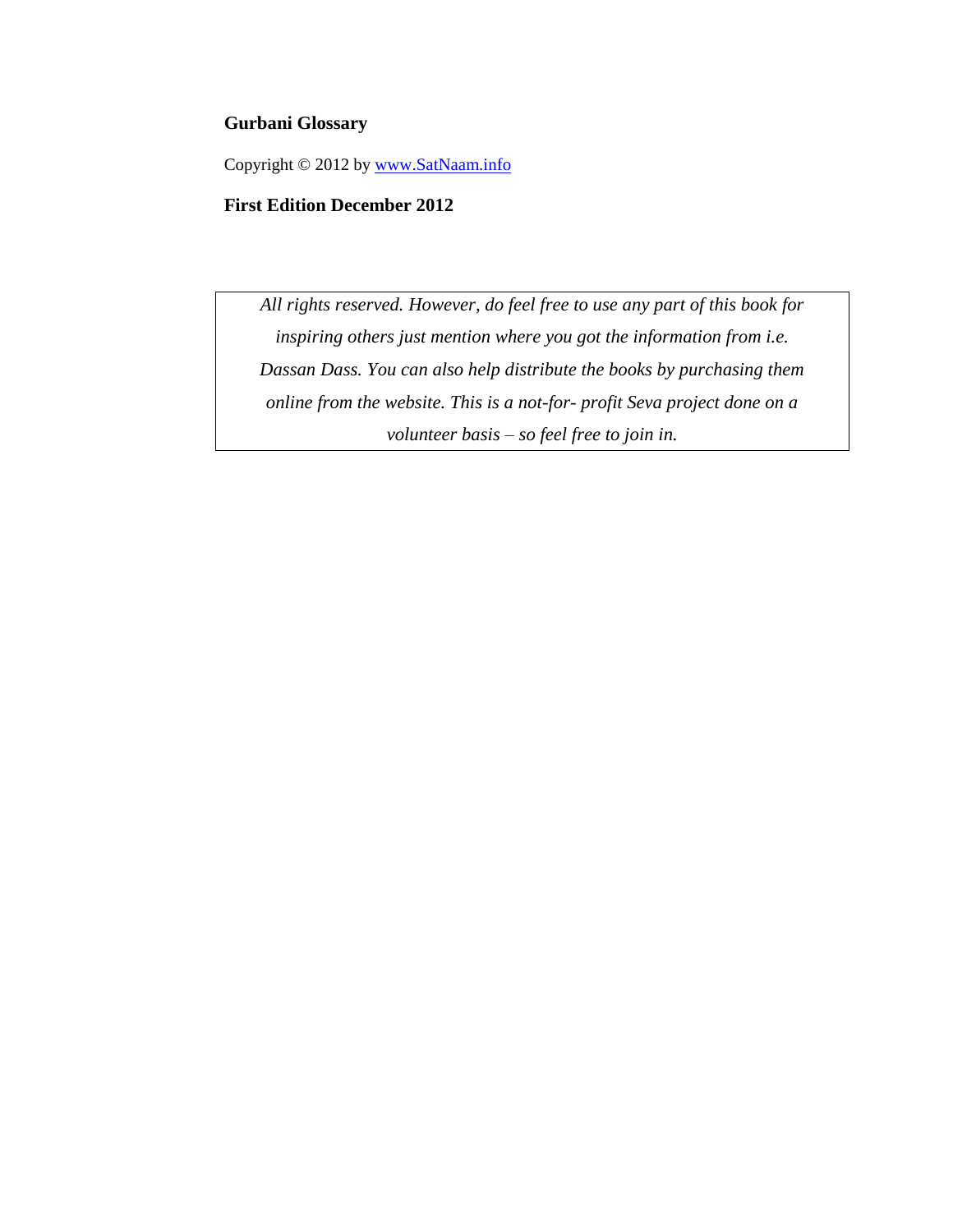**Gurbani Glossary**

Copyright © 2012 by [www.SatNaam.info](http://www.SatNaam.info)

**First Edition December 2012**

*All rights reserved. However, do feel free to use any part of this book for inspiring others just mention where you got the information from i.e. Dassan Dass. You can also help distribute the books by purchasing them online from the website. This is a not-for- profit Seva project done on a volunteer basis – so feel free to join in.*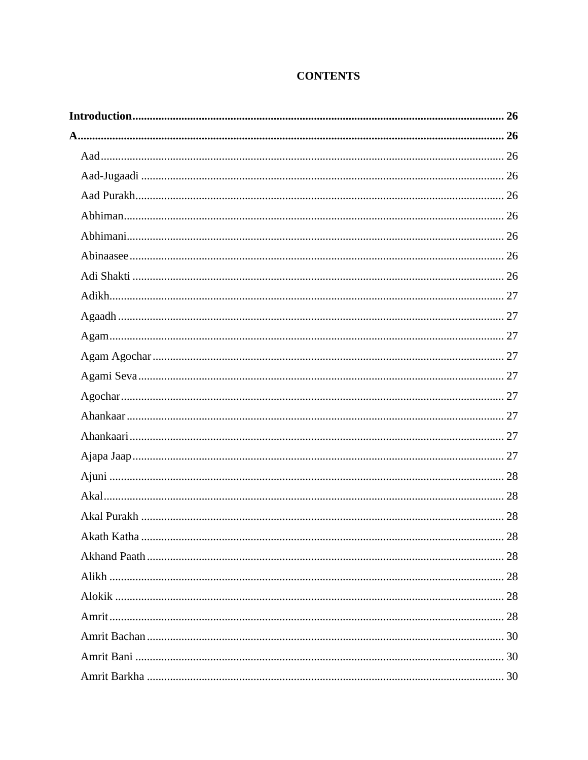# CONTENTS

**Introduction** ........ **26**

**A** ........ **26**

- Aad ........ 26
- Aad-Jugaadi ........ 26
- Aad Purakh ........ 26
- Abhiman ........ 26
- Abhimani ........ 26
- Abinaasee ........ 26
- Adi Shakti ........ 26
- Adikh ........ 27
- Agaadh ........ 27
- Agam ........ 27
- Agam Agochar ........ 27
- Agami Seva ........ 27
- Agochar ........ 27
- Ahankaar ........ 27
- Ahankaari ........ 27
- Ajapa Jaap ........ 27
- Ajuni ........ 28
- Akal ........ 28
- Akal Purakh ........ 28
- Akath Katha ........ 28
- Akhand Paath ........ 28
- Alikh ........ 28
- Alokik ........ 28
- Amrit ........ 28
- Amrit Bachan ........ 30
- Amrit Bani ........ 30
- Amrit Barkha ........ 30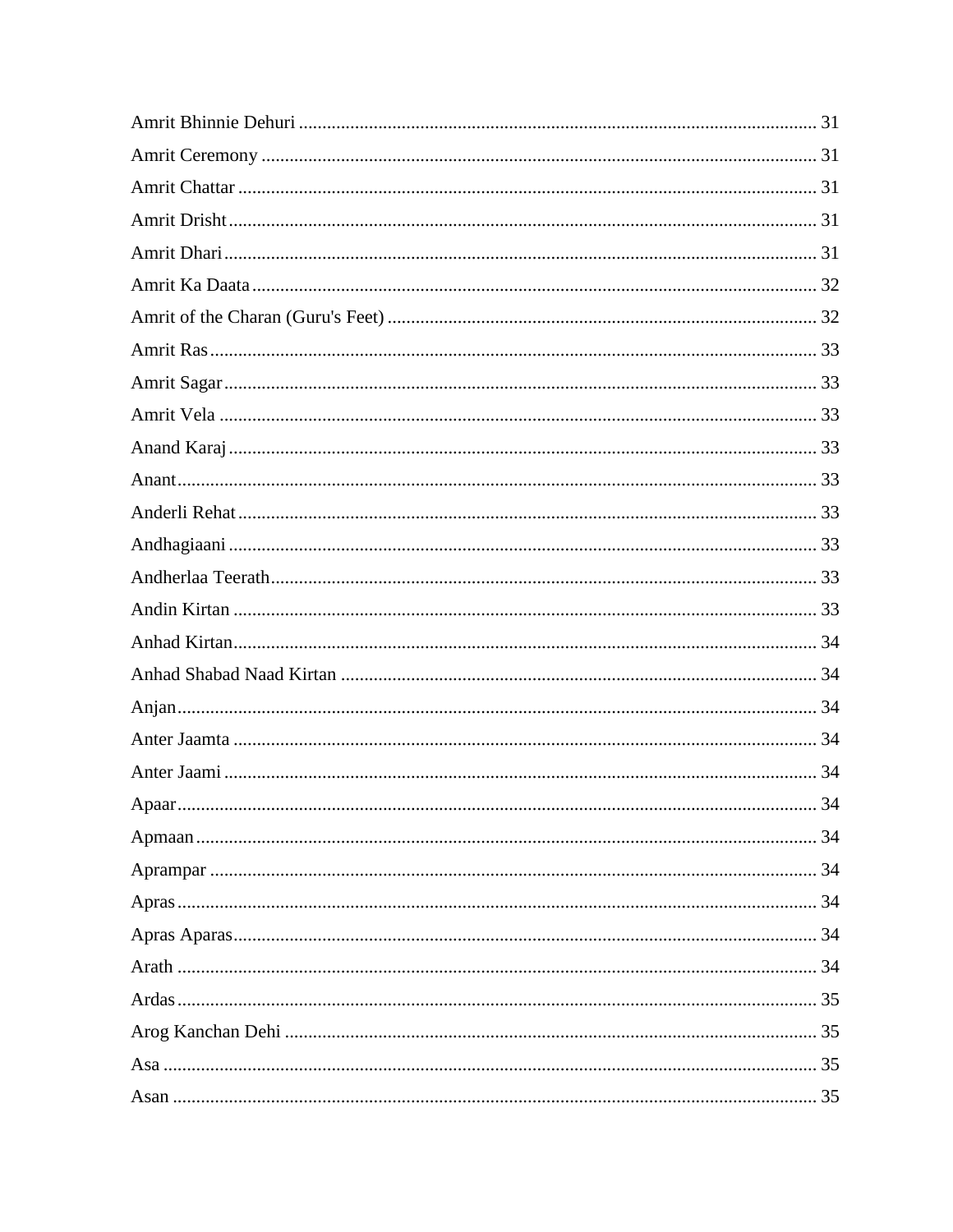Amrit Bhinnie Dehuri .................................................................................................... 31

Amrit Ceremony .......................................................................................................... 31

Amrit Chattar ............................................................................................................... 31

Amrit Drisht ................................................................................................................. 31

Amrit Dhari .................................................................................................................. 31

Amrit Ka Daata ............................................................................................................ 32

Amrit of the Charan (Guru's Feet) ............................................................................... 32

Amrit Ras ..................................................................................................................... 33

Amrit Sagar .................................................................................................................. 33

Amrit Vela .................................................................................................................... 33

Anand Karaj ................................................................................................................. 33

Anant ............................................................................................................................ 33

Anderli Rehat ............................................................................................................... 33

Andhagiaani ................................................................................................................. 33

Andherlaa Teerath ........................................................................................................ 33

Andin Kirtan ................................................................................................................ 33

Anhad Kirtan ................................................................................................................ 34

Anhad Shabad Naad Kirtan .......................................................................................... 34

Anjan ............................................................................................................................ 34

Anter Jaamta ................................................................................................................ 34

Anter Jaami .................................................................................................................. 34

Apaar ............................................................................................................................ 34

Apmaan ........................................................................................................................ 34

Aprampar ..................................................................................................................... 34

Apras ............................................................................................................................ 34

Apras Aparas ................................................................................................................ 34

Arath ............................................................................................................................ 34

Ardas ............................................................................................................................ 35

Arog Kanchan Dehi ..................................................................................................... 35

Asa ............................................................................................................................... 35

Asan ............................................................................................................................. 35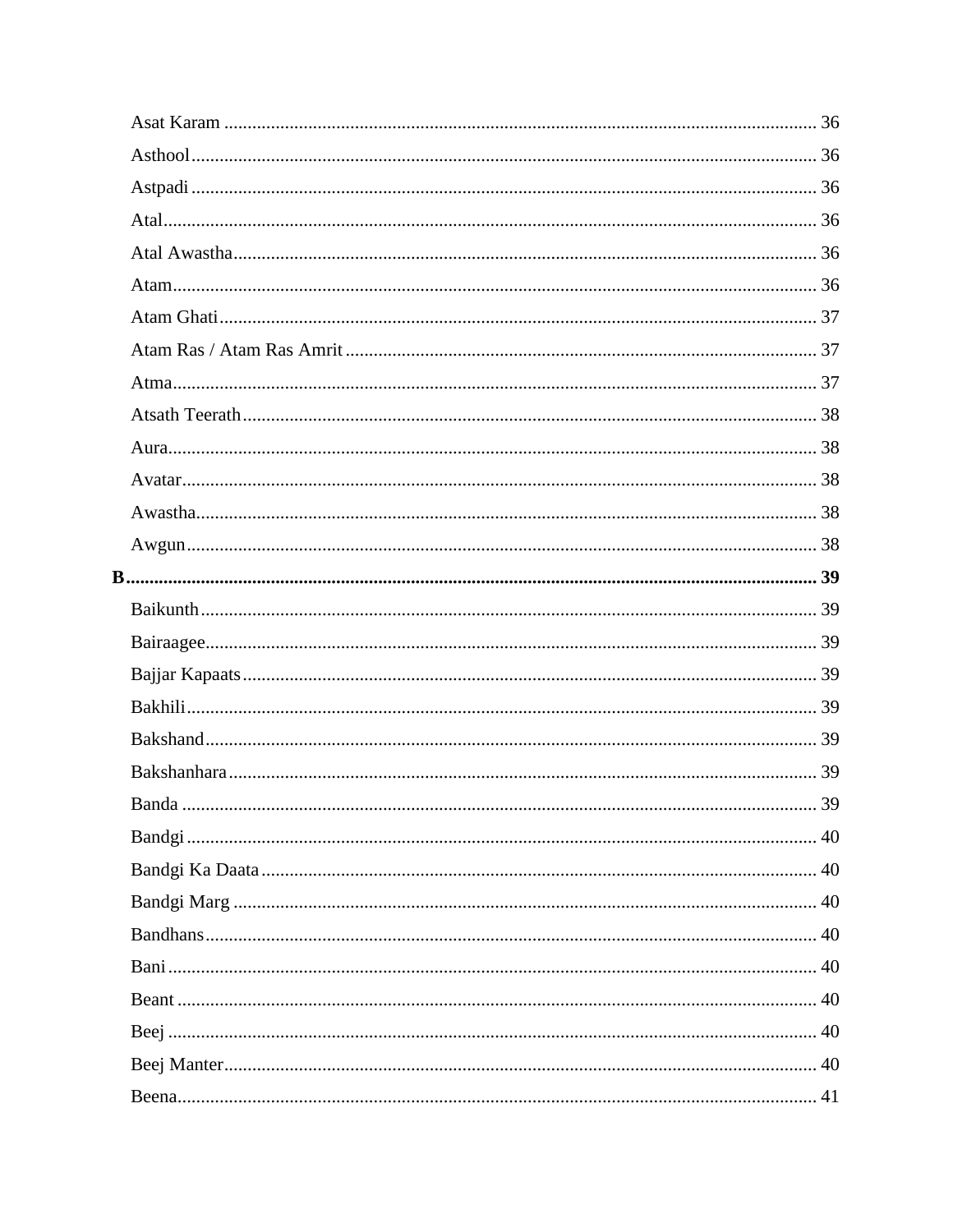Asat Karam ........ 36

Asthool ........ 36

Astpadi ........ 36

Atal ........ 36

Atal Awastha ........ 36

Atam ........ 36

Atam Ghati ........ 37

Atam Ras / Atam Ras Amrit ........ 37

Atma ........ 37

Atsath Teerath ........ 38

Aura ........ 38

Avatar ........ 38

Awastha ........ 38

Awgun ........ 38

**B ........ 39**

Baikunth ........ 39

Bairaagee ........ 39

Bajjar Kapaats ........ 39

Bakhili ........ 39

Bakshand ........ 39

Bakshanhara ........ 39

Banda ........ 39

Bandgi ........ 40

Bandgi Ka Daata ........ 40

Bandgi Marg ........ 40

Bandhans ........ 40

Bani ........ 40

Beant ........ 40

Beej ........ 40

Beej Manter ........ 40

Beena ........ 41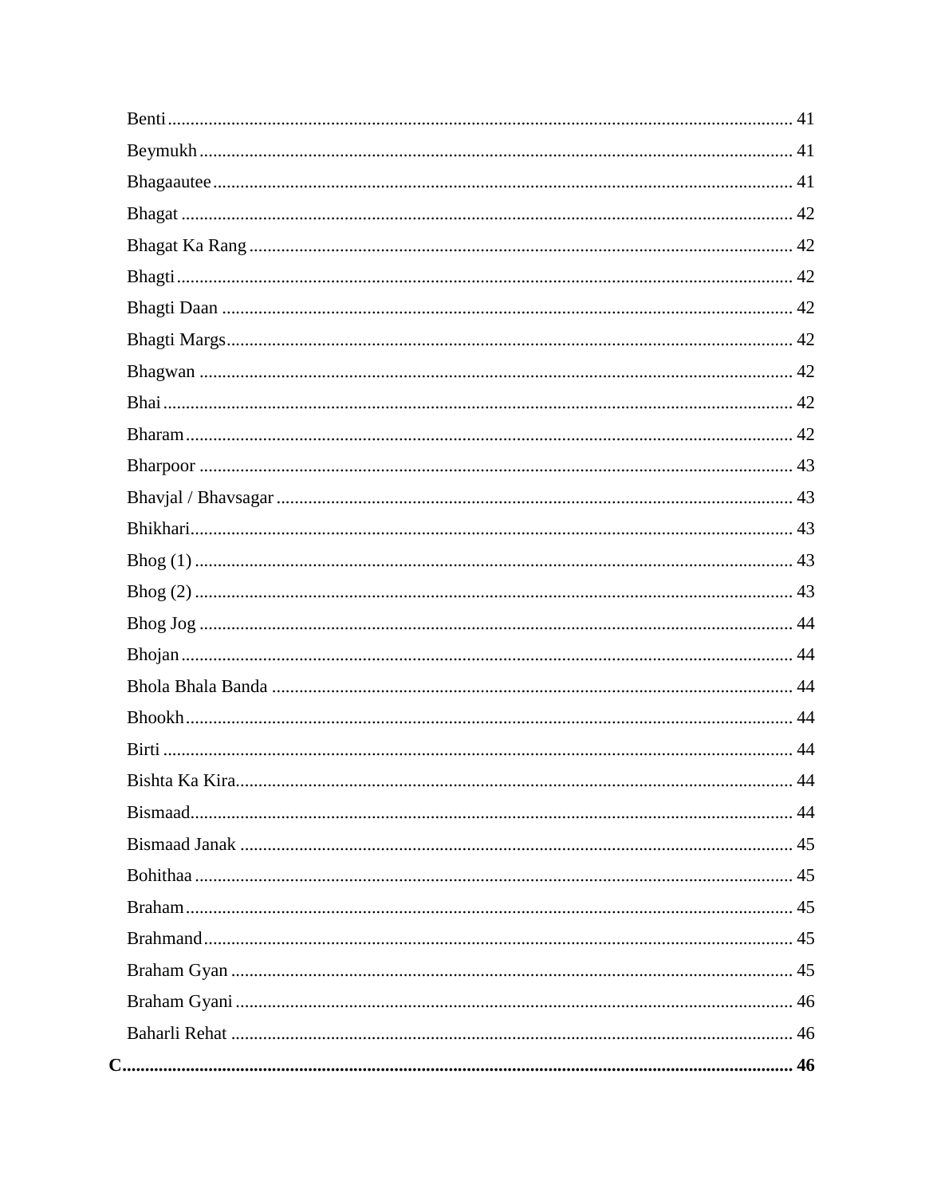Benti ........................................................................................................................ 41
Beymukh .................................................................................................................. 41
Bhagaautee .............................................................................................................. 41
Bhagat ...................................................................................................................... 42
Bhagat Ka Rang ....................................................................................................... 42
Bhagti ....................................................................................................................... 42
Bhagti Daan ............................................................................................................. 42
Bhagti Margs ............................................................................................................ 42
Bhagwan .................................................................................................................. 42
Bhai .......................................................................................................................... 42
Bharam ..................................................................................................................... 42
Bharpoor .................................................................................................................. 43
Bhavjal / Bhavsagar ................................................................................................. 43
Bhikhari .................................................................................................................... 43
Bhog (1) ................................................................................................................... 43
Bhog (2) ................................................................................................................... 43
Bhog Jog .................................................................................................................. 44
Bhojan ...................................................................................................................... 44
Bhola Bhala Banda .................................................................................................. 44
Bhookh ..................................................................................................................... 44
Birti .......................................................................................................................... 44
Bishta Ka Kira .......................................................................................................... 44
Bismaad ................................................................................................................... 44
Bismaad Janak ......................................................................................................... 45
Bohithaa ................................................................................................................... 45
Braham ..................................................................................................................... 45
Brahmand ................................................................................................................. 45
Braham Gyan ........................................................................................................... 45
Braham Gyani .......................................................................................................... 46
Baharli Rehat ........................................................................................................... 46

**C ............................................................................................................................... 46**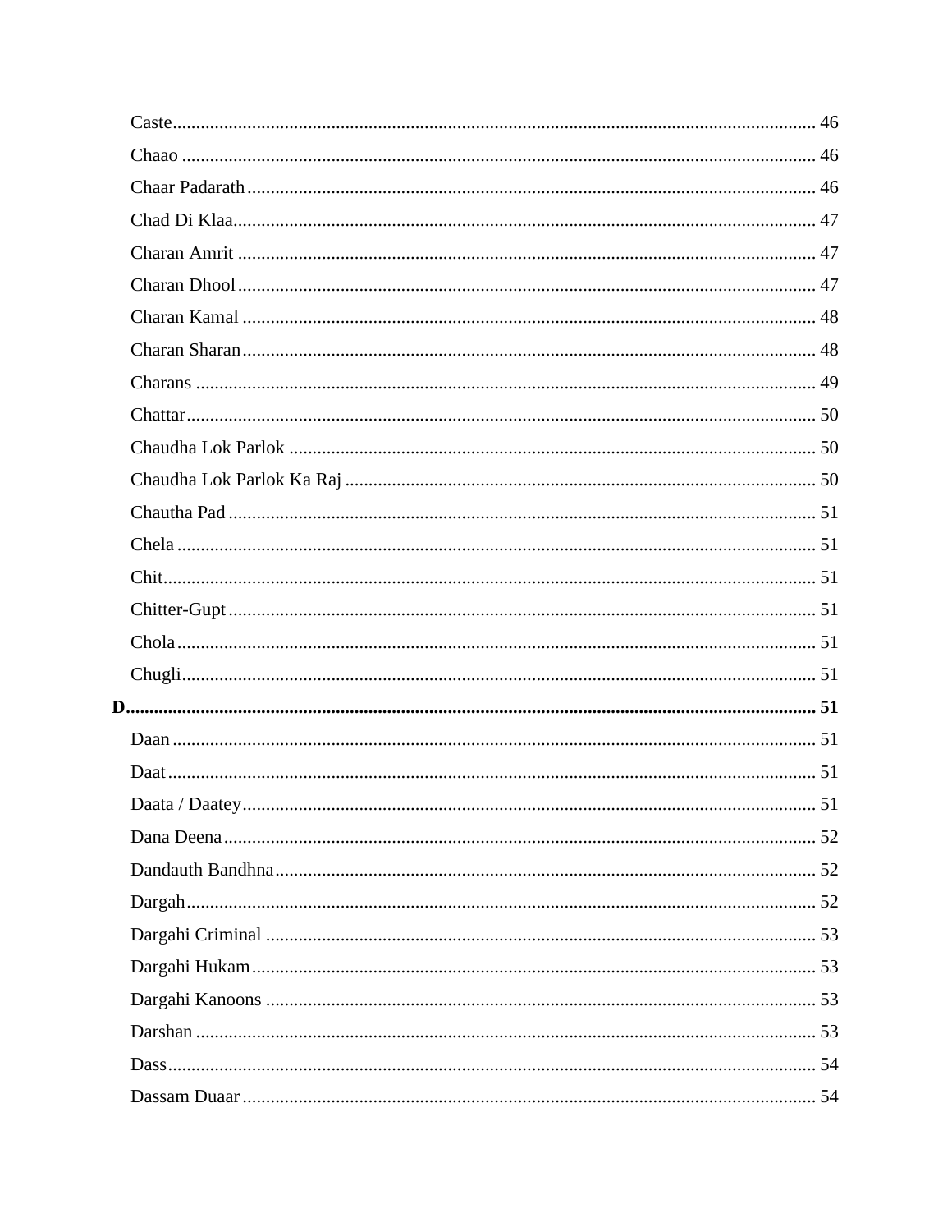Caste ........................................................................................................................ 46

Chaao ....................................................................................................................... 46

Chaar Padarath ......................................................................................................... 46

Chad Di Klaa ............................................................................................................ 47

Charan Amrit ........................................................................................................... 47

Charan Dhool ........................................................................................................... 47

Charan Kamal .......................................................................................................... 48

Charan Sharan .......................................................................................................... 48

Charans .................................................................................................................... 49

Chattar ..................................................................................................................... 50

Chaudha Lok Parlok ................................................................................................ 50

Chaudha Lok Parlok Ka Raj .................................................................................... 50

Chautha Pad ............................................................................................................. 51

Chela ........................................................................................................................ 51

Chit ........................................................................................................................... 51

Chitter-Gupt ............................................................................................................. 51

Chola ........................................................................................................................ 51

Chugli ....................................................................................................................... 51

**D ................................................................................................................................. 51**

Daan ......................................................................................................................... 51

Daat .......................................................................................................................... 51

Daata / Daatey ......................................................................................................... 51

Dana Deena .............................................................................................................. 52

Dandauth Bandhna ................................................................................................... 52

Dargah ...................................................................................................................... 52

Dargahi Criminal ..................................................................................................... 53

Dargahi Hukam ........................................................................................................ 53

Dargahi Kanoons ..................................................................................................... 53

Darshan .................................................................................................................... 53

Dass .......................................................................................................................... 54

Dassam Duaar .......................................................................................................... 54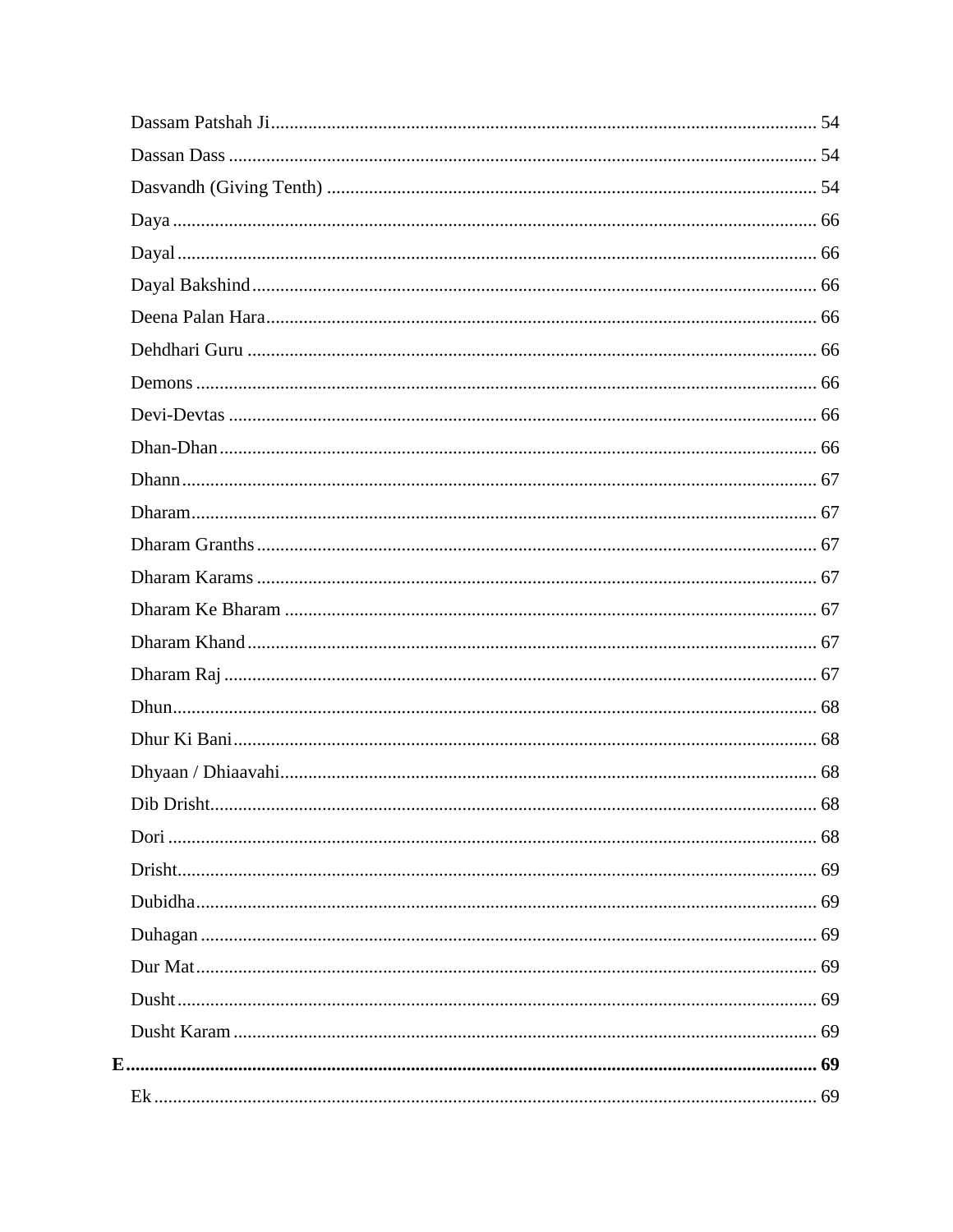Dassam Patshah Ji ... 54

Dassan Dass ... 54

Dasvandh (Giving Tenth) ... 54

Daya ... 66

Dayal ... 66

Dayal Bakshind ... 66

Deena Palan Hara ... 66

Dehdhari Guru ... 66

Demons ... 66

Devi-Devtas ... 66

Dhan-Dhan ... 66

Dhann ... 67

Dharam ... 67

Dharam Granths ... 67

Dharam Karams ... 67

Dharam Ke Bharam ... 67

Dharam Khand ... 67

Dharam Raj ... 67

Dhun ... 68

Dhur Ki Bani ... 68

Dhyaan / Dhiaavahi ... 68

Dib Drisht ... 68

Dori ... 68

Drisht ... 69

Dubidha ... 69

Duhagan ... 69

Dur Mat ... 69

Dusht ... 69

Dusht Karam ... 69

**E ... 69**

Ek ... 69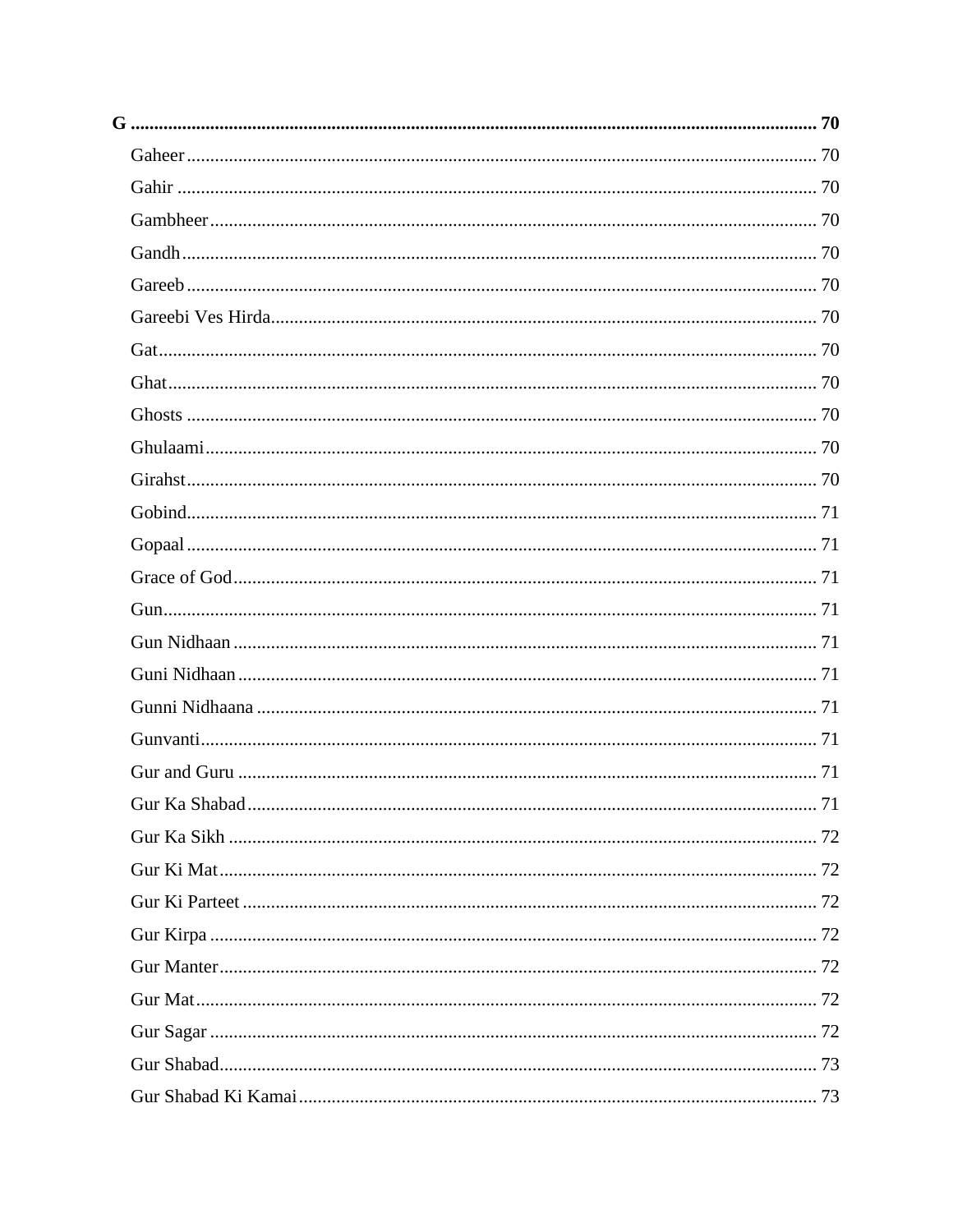**G** ........................................................................................................................................ **70**

Gaheer ........................................................................................................................................ 70

Gahir ........................................................................................................................................ 70

Gambheer ........................................................................................................................................ 70

Gandh ........................................................................................................................................ 70

Gareeb ........................................................................................................................................ 70

Gareebi Ves Hirda ........................................................................................................................................ 70

Gat ........................................................................................................................................ 70

Ghat ........................................................................................................................................ 70

Ghosts ........................................................................................................................................ 70

Ghulaami ........................................................................................................................................ 70

Girahst ........................................................................................................................................ 70

Gobind ........................................................................................................................................ 71

Gopaal ........................................................................................................................................ 71

Grace of God ........................................................................................................................................ 71

Gun ........................................................................................................................................ 71

Gun Nidhaan ........................................................................................................................................ 71

Guni Nidhaan ........................................................................................................................................ 71

Gunni Nidhaana ........................................................................................................................................ 71

Gunvanti ........................................................................................................................................ 71

Gur and Guru ........................................................................................................................................ 71

Gur Ka Shabad ........................................................................................................................................ 71

Gur Ka Sikh ........................................................................................................................................ 72

Gur Ki Mat ........................................................................................................................................ 72

Gur Ki Parteet ........................................................................................................................................ 72

Gur Kirpa ........................................................................................................................................ 72

Gur Manter ........................................................................................................................................ 72

Gur Mat ........................................................................................................................................ 72

Gur Sagar ........................................................................................................................................ 72

Gur Shabad ........................................................................................................................................ 73

Gur Shabad Ki Kamai ........................................................................................................................................ 73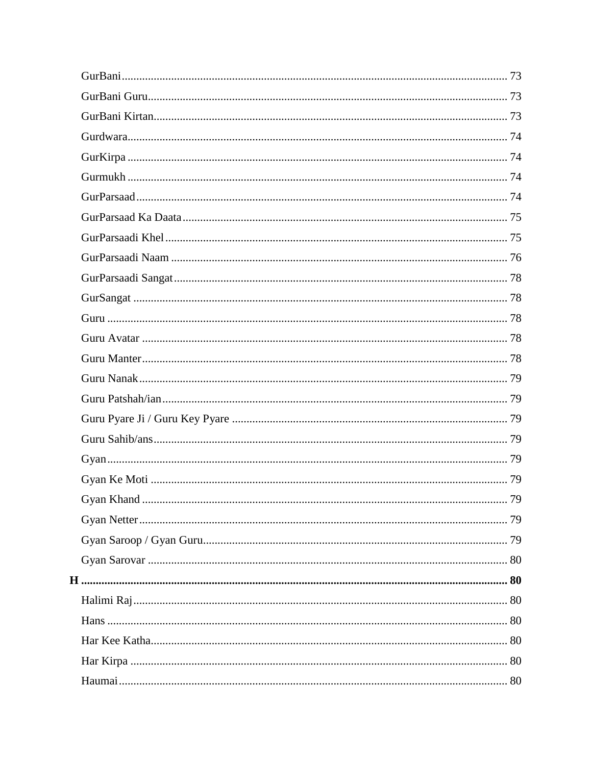GurBani ........................................................................................................................ 73
GurBani Guru................................................................................................................. 73
GurBani Kirtan............................................................................................................... 73
Gurdwara........................................................................................................................ 74
GurKirpa ........................................................................................................................ 74
Gurmukh ........................................................................................................................ 74
GurParsaad..................................................................................................................... 74
GurParsaad Ka Daata.................................................................................................... 75
GurParsaadi Khel .......................................................................................................... 75
GurParsaadi Naam ........................................................................................................ 76
GurParsaadi Sangat....................................................................................................... 78
GurSangat ...................................................................................................................... 78
Guru ............................................................................................................................... 78
Guru Avatar ................................................................................................................... 78
Guru Manter.................................................................................................................. 78
Guru Nanak.................................................................................................................... 79
Guru Patshah/ian........................................................................................................... 79
Guru Pyare Ji / Guru Key Pyare ................................................................................... 79
Guru Sahib/ans............................................................................................................... 79
Gyan............................................................................................................................... 79
Gyan Ke Moti ................................................................................................................ 79
Gyan Khand .................................................................................................................. 79
Gyan Netter.................................................................................................................... 79
Gyan Saroop / Gyan Guru.............................................................................................. 79
Gyan Sarovar ................................................................................................................. 80

**H ....................................................................................................................................... 80**

Halimi Raj...................................................................................................................... 80
Hans ............................................................................................................................... 80
Har Kee Katha................................................................................................................ 80
Har Kirpa ....................................................................................................................... 80
Haumai........................................................................................................................... 80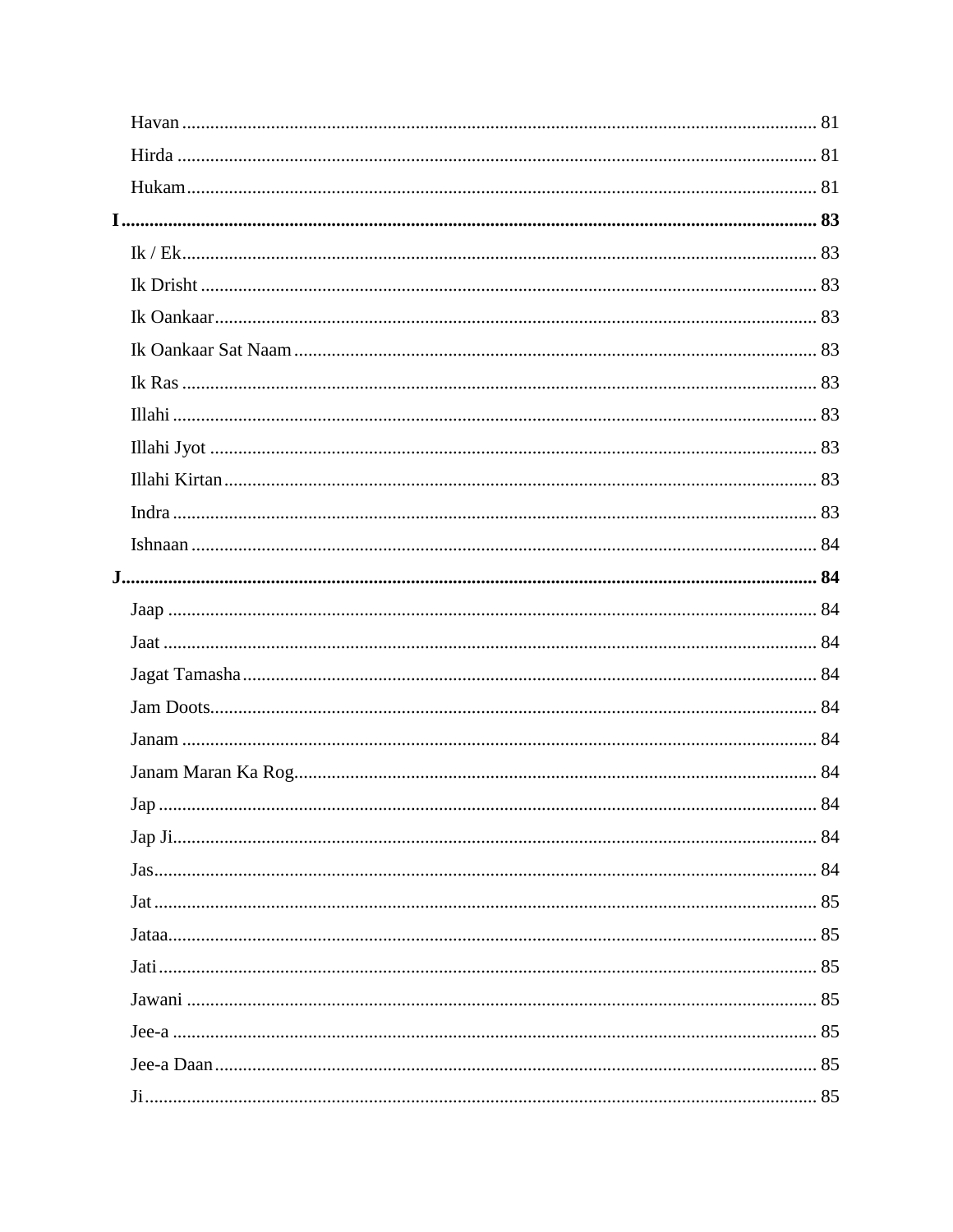Havan ........................................................................................................................ 81
Hirda ........................................................................................................................ 81
Hukam ........................................................................................................................ 81

**I ........................................................................................................................ 83**

Ik / Ek ........................................................................................................................ 83
Ik Drisht ........................................................................................................................ 83
Ik Oankaar ........................................................................................................................ 83
Ik Oankaar Sat Naam ........................................................................................................................ 83
Ik Ras ........................................................................................................................ 83
Illahi ........................................................................................................................ 83
Illahi Jyot ........................................................................................................................ 83
Illahi Kirtan ........................................................................................................................ 83
Indra ........................................................................................................................ 83
Ishnaan ........................................................................................................................ 84

**J ........................................................................................................................ 84**

Jaap ........................................................................................................................ 84
Jaat ........................................................................................................................ 84
Jagat Tamasha ........................................................................................................................ 84
Jam Doots ........................................................................................................................ 84
Janam ........................................................................................................................ 84
Janam Maran Ka Rog ........................................................................................................................ 84
Jap ........................................................................................................................ 84
Jap Ji ........................................................................................................................ 84
Jas ........................................................................................................................ 84
Jat ........................................................................................................................ 85
Jataa ........................................................................................................................ 85
Jati ........................................................................................................................ 85
Jawani ........................................................................................................................ 85
Jee-a ........................................................................................................................ 85
Jee-a Daan ........................................................................................................................ 85
Ji ........................................................................................................................ 85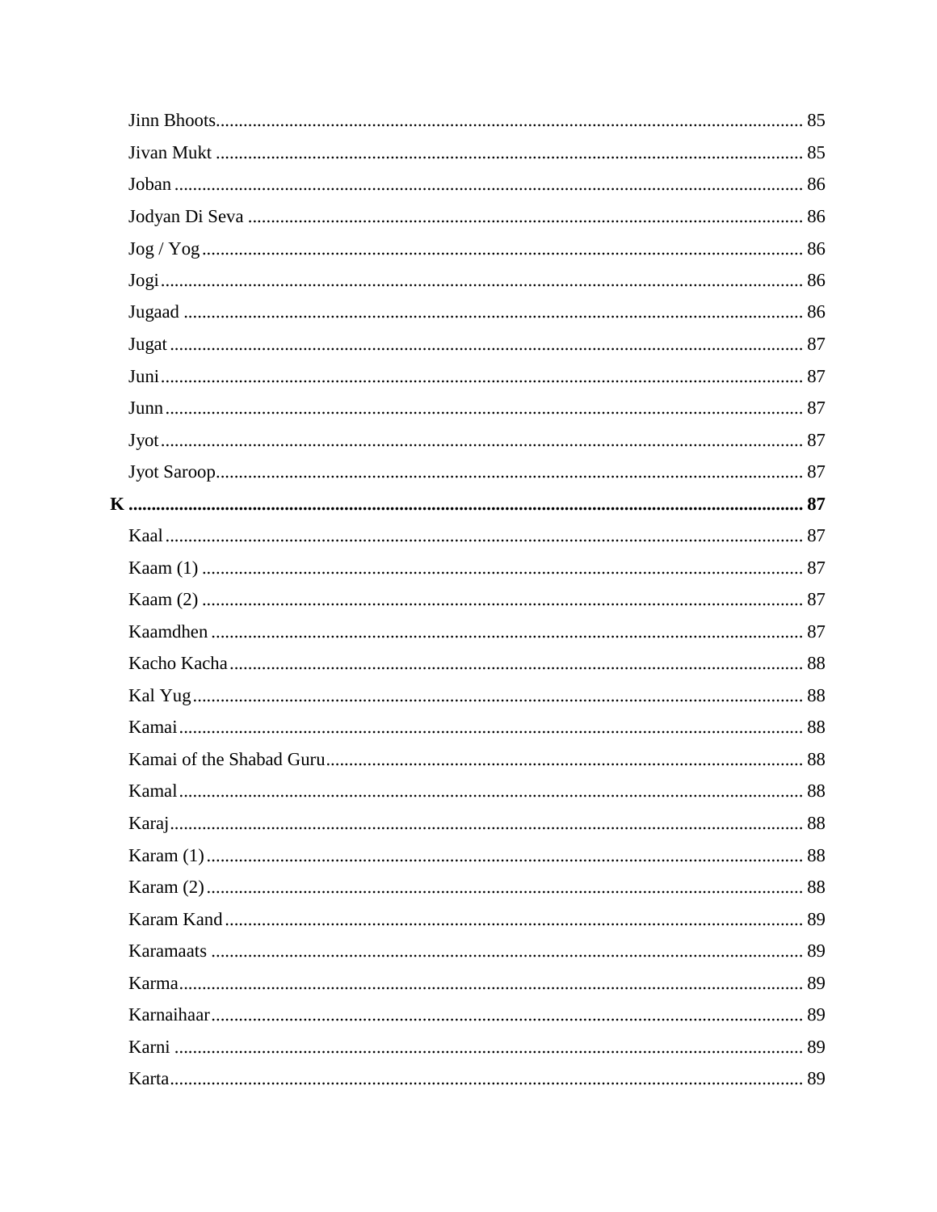Jinn Bhoots ........ 85
Jivan Mukt ........ 85
Joban ........ 86
Jodyan Di Seva ........ 86
Jog / Yog ........ 86
Jogi ........ 86
Jugaad ........ 86
Jugat ........ 87
Juni ........ 87
Junn ........ 87
Jyot ........ 87
Jyot Saroop ........ 87

**K ........ 87**

Kaal ........ 87
Kaam (1) ........ 87
Kaam (2) ........ 87
Kaamdhen ........ 87
Kacho Kacha ........ 88
Kal Yug ........ 88
Kamai ........ 88
Kamai of the Shabad Guru ........ 88
Kamal ........ 88
Karaj ........ 88
Karam (1) ........ 88
Karam (2) ........ 88
Karam Kand ........ 89
Karamaats ........ 89
Karma ........ 89
Karnaihaar ........ 89
Karni ........ 89
Karta ........ 89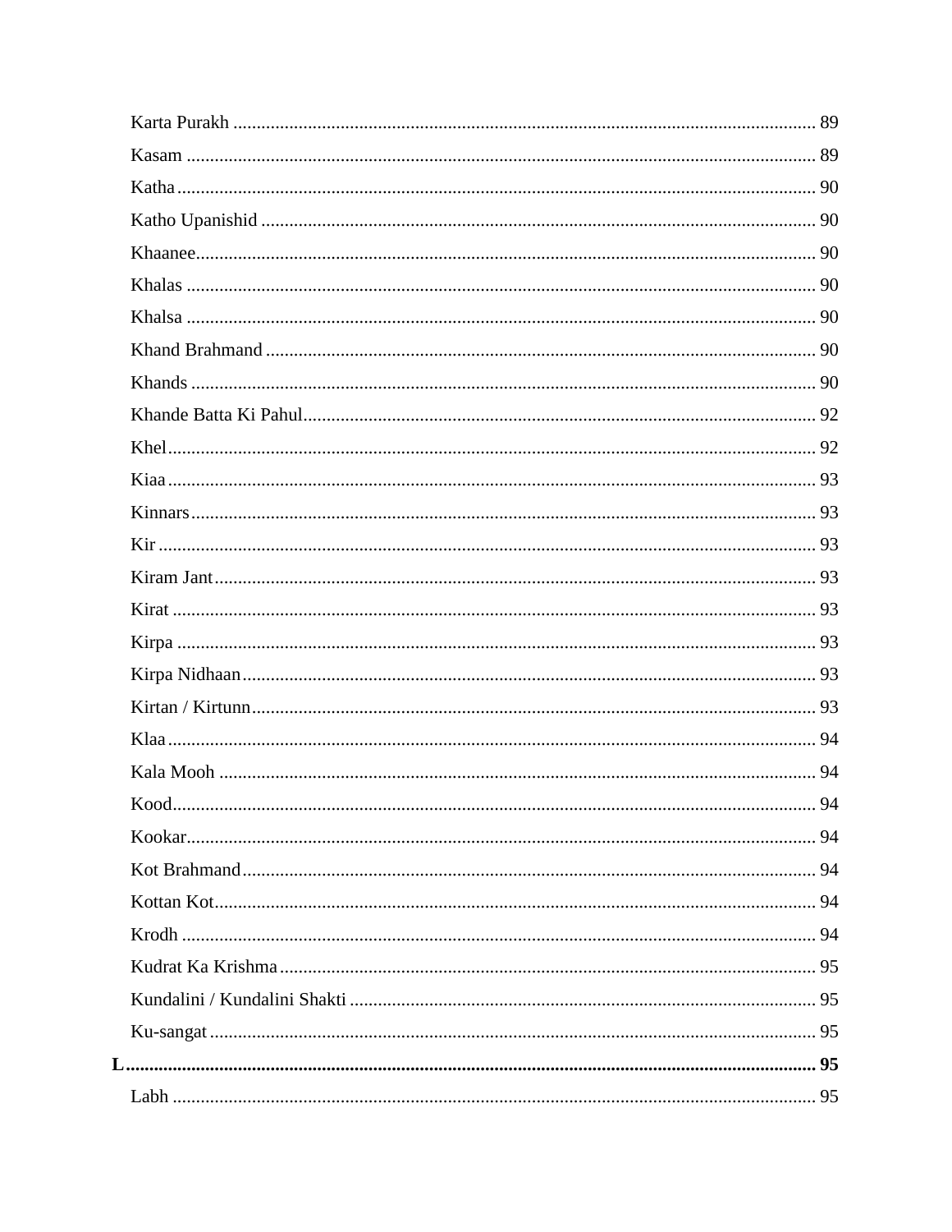Karta Purakh ... 89
Kasam ... 89
Katha ... 90
Katho Upanishid ... 90
Khaanee ... 90
Khalas ... 90
Khalsa ... 90
Khand Brahmand ... 90
Khands ... 90
Khande Batta Ki Pahul ... 92
Khel ... 92
Kiaa ... 93
Kinnars ... 93
Kir ... 93
Kiram Jant ... 93
Kirat ... 93
Kirpa ... 93
Kirpa Nidhaan ... 93
Kirtan / Kirtunn ... 93
Klaa ... 94
Kala Mooh ... 94
Kood ... 94
Kookar ... 94
Kot Brahmand ... 94
Kottan Kot ... 94
Krodh ... 94
Kudrat Ka Krishma ... 95
Kundalini / Kundalini Shakti ... 95
Ku-sangat ... 95

**L ... 95**

Labh ... 95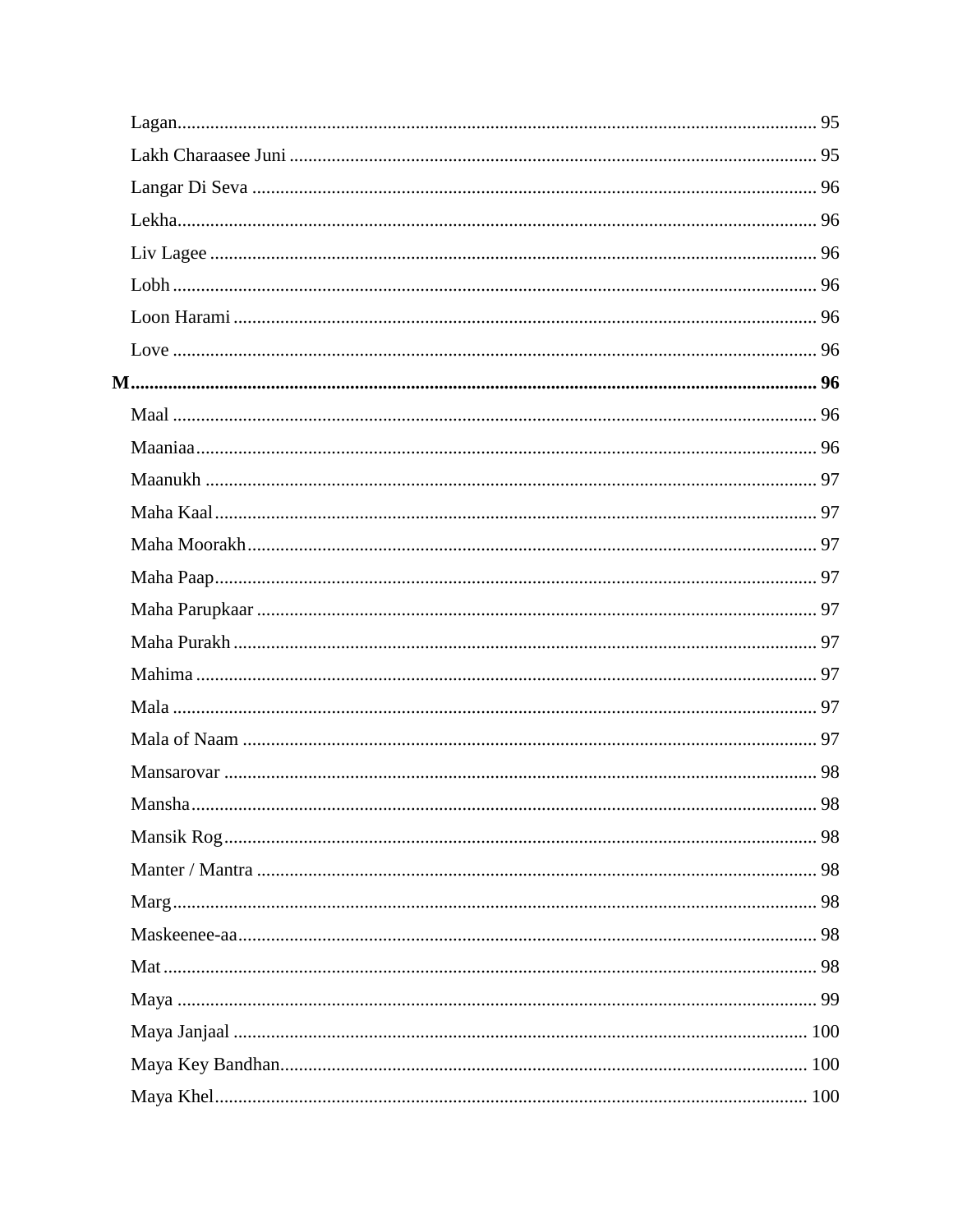Lagan ........ 95
Lakh Charaasee Juni ........ 95
Langar Di Seva ........ 96
Lekha ........ 96
Liv Lagee ........ 96
Lobh ........ 96
Loon Harami ........ 96
Love ........ 96

**M ........ 96**

Maal ........ 96
Maaniaa ........ 96
Maanukh ........ 97
Maha Kaal ........ 97
Maha Moorakh ........ 97
Maha Paap ........ 97
Maha Parupkaar ........ 97
Maha Purakh ........ 97
Mahima ........ 97
Mala ........ 97
Mala of Naam ........ 97
Mansarovar ........ 98
Mansha ........ 98
Mansik Rog ........ 98
Manter / Mantra ........ 98
Marg ........ 98
Maskeenee-aa ........ 98
Mat ........ 98
Maya ........ 99
Maya Janjaal ........ 100
Maya Key Bandhan ........ 100
Maya Khel ........ 100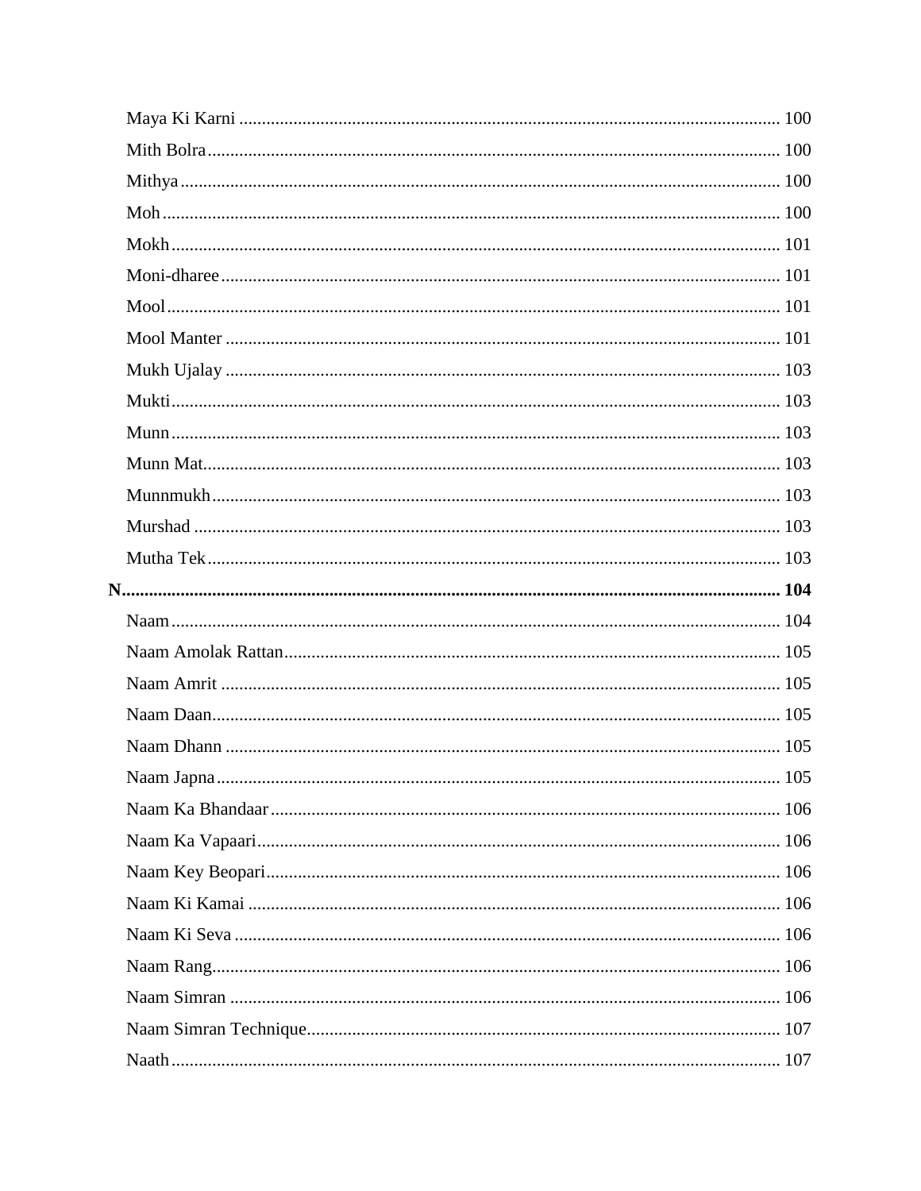Maya Ki Karni ........................................................................................................................ 100
Mith Bolra ............................................................................................................................... 100
Mithya ..................................................................................................................................... 100
Moh ......................................................................................................................................... 100
Mokh ....................................................................................................................................... 101
Moni-dharee ........................................................................................................................... 101
Mool ........................................................................................................................................ 101
Mool Manter ........................................................................................................................... 101
Mukh Ujalay ........................................................................................................................... 103
Mukti ....................................................................................................................................... 103
Munn ....................................................................................................................................... 103
Munn Mat ................................................................................................................................ 103
Munnmukh .............................................................................................................................. 103
Murshad .................................................................................................................................. 103
Mutha Tek ............................................................................................................................... 103

**N ............................................................................................................................................ 104**

Naam ....................................................................................................................................... 104
Naam Amolak Rattan .............................................................................................................. 105
Naam Amrit ............................................................................................................................ 105
Naam Daan .............................................................................................................................. 105
Naam Dhann ........................................................................................................................... 105
Naam Japna ............................................................................................................................. 105
Naam Ka Bhandaar ................................................................................................................. 106
Naam Ka Vapaari .................................................................................................................... 106
Naam Key Beopari .................................................................................................................. 106
Naam Ki Kamai ...................................................................................................................... 106
Naam Ki Seva ......................................................................................................................... 106
Naam Rang .............................................................................................................................. 106
Naam Simran .......................................................................................................................... 106
Naam Simran Technique ......................................................................................................... 107
Naath ....................................................................................................................................... 107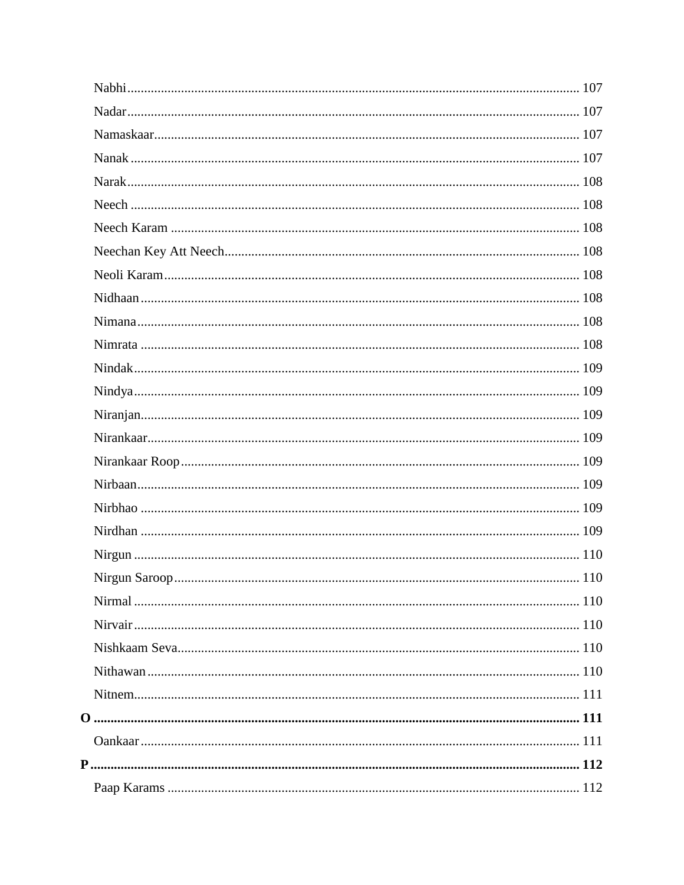Nabhi ........ 107
Nadar ........ 107
Namaskaar ........ 107
Nanak ........ 107
Narak ........ 108
Neech ........ 108
Neech Karam ........ 108
Neechan Key Att Neech ........ 108
Neoli Karam ........ 108
Nidhaan ........ 108
Nimana ........ 108
Nimrata ........ 108
Nindak ........ 109
Nindya ........ 109
Niranjan ........ 109
Nirankaar ........ 109
Nirankaar Roop ........ 109
Nirbaan ........ 109
Nirbhao ........ 109
Nirdhan ........ 109
Nirgun ........ 110
Nirgun Saroop ........ 110
Nirmal ........ 110
Nirvair ........ 110
Nishkaam Seva ........ 110
Nithawan ........ 110
Nitnem ........ 111

**O ........ 111**

Oankaar ........ 111

**P ........ 112**

Paap Karams ........ 112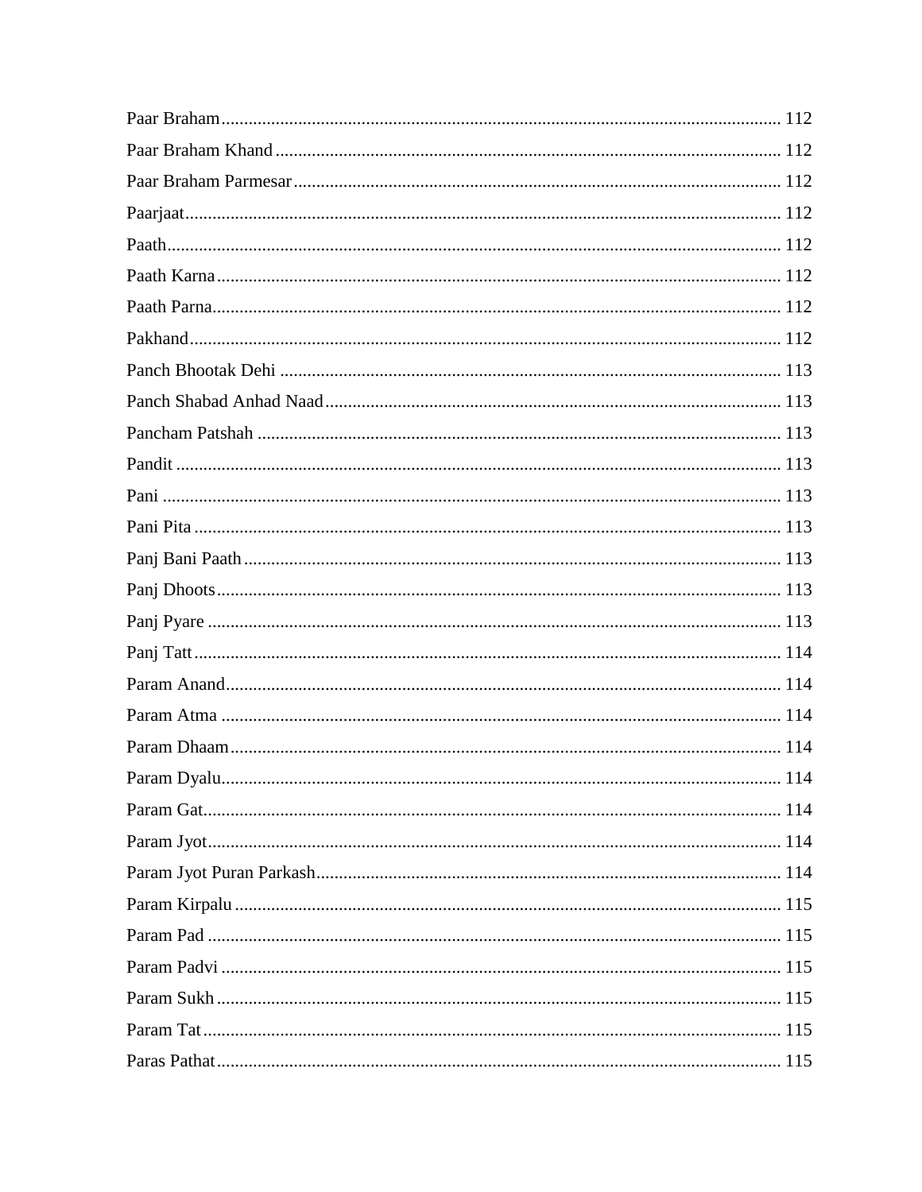Paar Braham ........................................................................ 112
Paar Braham Khand ................................................................ 112
Paar Braham Parmesar ............................................................ 112
Paarjaat .............................................................................. 112
Paath .................................................................................. 112
Paath Karna ......................................................................... 112
Paath Parna ......................................................................... 112
Pakhand .............................................................................. 112
Panch Bhootak Dehi ............................................................. 113
Panch Shabad Anhad Naad .................................................... 113
Pancham Patshah ................................................................. 113
Pandit ................................................................................. 113
Pani .................................................................................... 113
Pani Pita ............................................................................. 113
Panj Bani Paath .................................................................... 113
Panj Dhoots ......................................................................... 113
Panj Pyare ........................................................................... 113
Panj Tatt ............................................................................. 114
Param Anand ....................................................................... 114
Param Atma ......................................................................... 114
Param Dhaam ....................................................................... 114
Param Dyalu ........................................................................ 114
Param Gat ........................................................................... 114
Param Jyot ........................................................................... 114
Param Jyot Puran Parkash ..................................................... 114
Param Kirpalu ...................................................................... 115
Param Pad ........................................................................... 115
Param Padvi ........................................................................ 115
Param Sukh ......................................................................... 115
Param Tat ............................................................................ 115
Paras Pathat ........................................................................ 115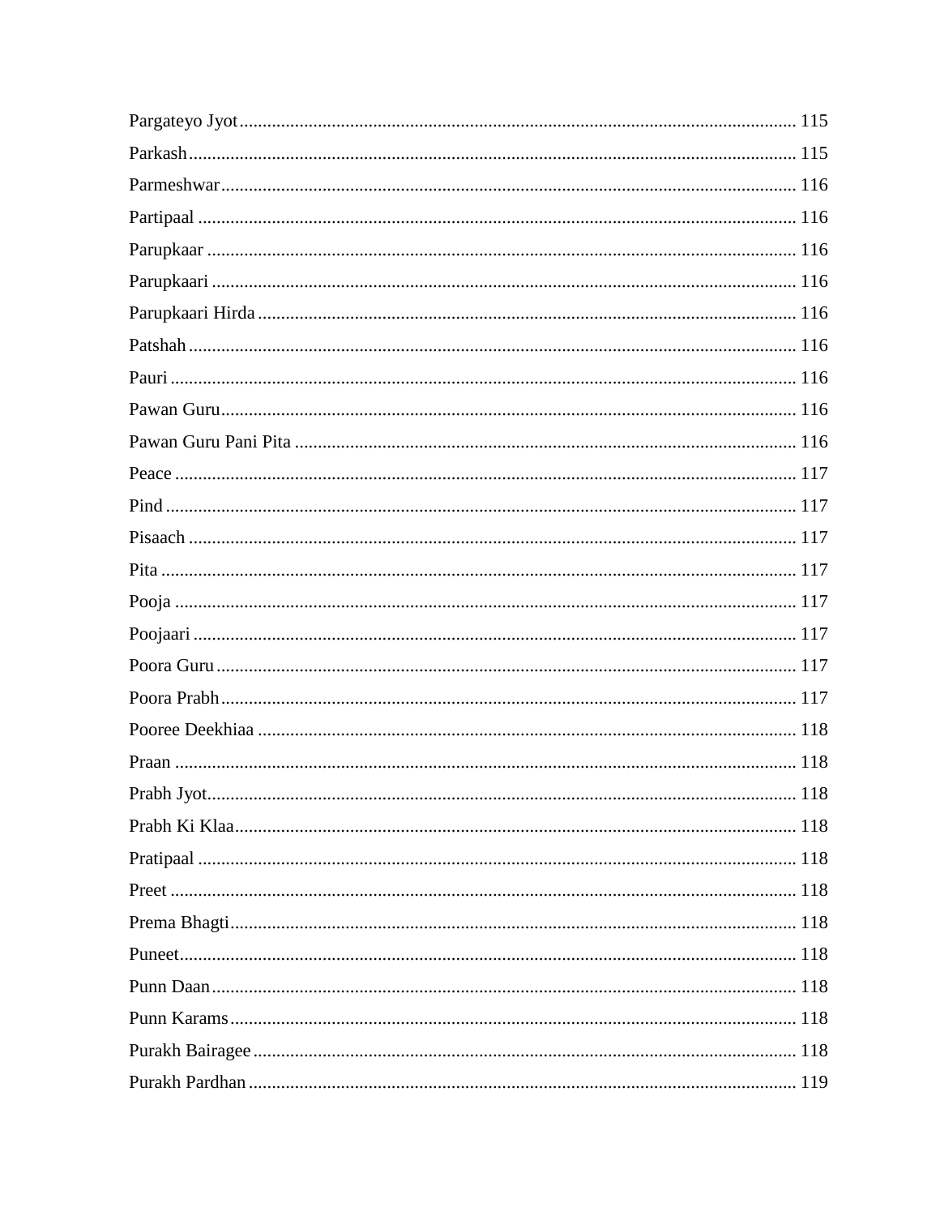Pargateyo Jyot........................................................................................................................ 115
Parkash.................................................................................................................................. 115
Parmeshwar........................................................................................................................... 116
Partipaal ................................................................................................................................ 116
Parupkaar .............................................................................................................................. 116
Parupkaari ............................................................................................................................. 116
Parupkaari Hirda .................................................................................................................... 116
Patshah .................................................................................................................................. 116
Pauri ...................................................................................................................................... 116
Pawan Guru........................................................................................................................... 116
Pawan Guru Pani Pita ........................................................................................................... 116
Peace ..................................................................................................................................... 117
Pind ....................................................................................................................................... 117
Pisaach .................................................................................................................................. 117
Pita ........................................................................................................................................ 117
Pooja ..................................................................................................................................... 117
Poojaari ................................................................................................................................. 117
Poora Guru ............................................................................................................................ 117
Poora Prabh ........................................................................................................................... 117
Pooree Deekhiaa ................................................................................................................... 118
Praan ..................................................................................................................................... 118
Prabh Jyot.............................................................................................................................. 118
Prabh Ki Klaa........................................................................................................................ 118
Pratipaal ................................................................................................................................ 118
Preet ...................................................................................................................................... 118
Prema Bhagti......................................................................................................................... 118
Puneet.................................................................................................................................... 118
Punn Daan ............................................................................................................................. 118
Punn Karams ......................................................................................................................... 118
Purakh Bairagee .................................................................................................................... 118
Purakh Pardhan ..................................................................................................................... 119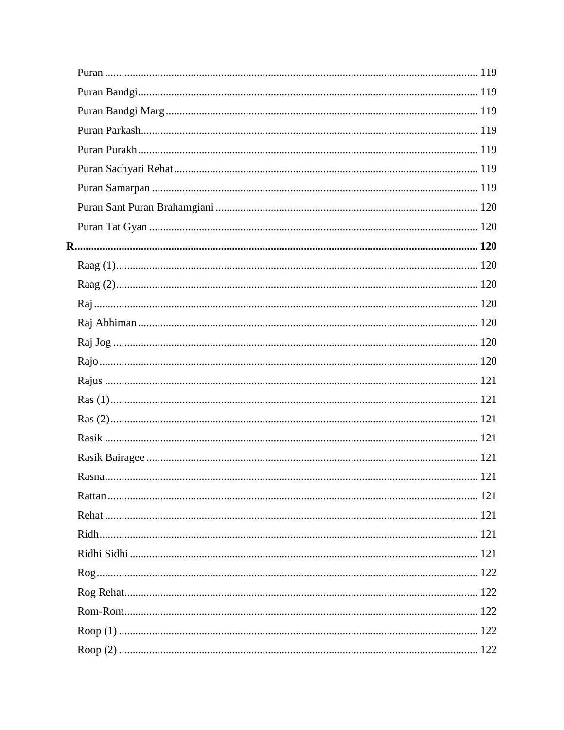Puran ........ 119

Puran Bandgi ........ 119

Puran Bandgi Marg ........ 119

Puran Parkash ........ 119

Puran Purakh ........ 119

Puran Sachyari Rehat ........ 119

Puran Samarpan ........ 119

Puran Sant Puran Brahamgiani ........ 120

Puran Tat Gyan ........ 120

**R ........ 120**

Raag (1) ........ 120

Raag (2) ........ 120

Raj ........ 120

Raj Abhiman ........ 120

Raj Jog ........ 120

Rajo ........ 120

Rajus ........ 121

Ras (1) ........ 121

Ras (2) ........ 121

Rasik ........ 121

Rasik Bairagee ........ 121

Rasna ........ 121

Rattan ........ 121

Rehat ........ 121

Ridh ........ 121

Ridhi Sidhi ........ 121

Rog ........ 122

Rog Rehat ........ 122

Rom-Rom ........ 122

Roop (1) ........ 122

Roop (2) ........ 122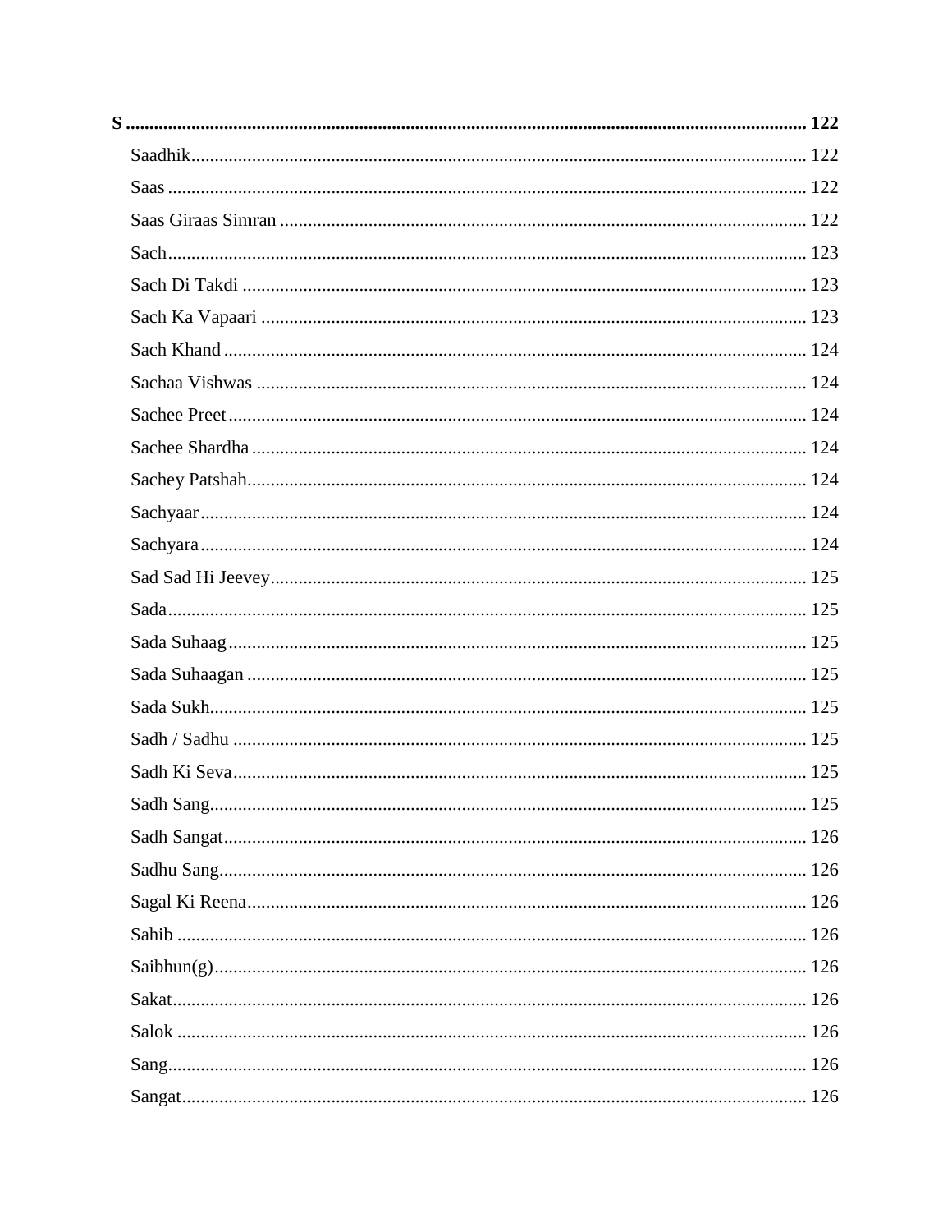**S** ........................................................................................................................................ **122**

Saadhik ........................................................................................................................ 122

Saas ............................................................................................................................. 122

Saas Giraas Simran ..................................................................................................... 122

Sach ............................................................................................................................. 123

Sach Di Takdi .............................................................................................................. 123

Sach Ka Vapaari .......................................................................................................... 123

Sach Khand .................................................................................................................. 124

Sachaa Vishwas ........................................................................................................... 124

Sachee Preet ................................................................................................................. 124

Sachee Shardha ............................................................................................................ 124

Sachey Patshah ............................................................................................................. 124

Sachyaar ....................................................................................................................... 124

Sachyara ....................................................................................................................... 124

Sad Sad Hi Jeevey ........................................................................................................ 125

Sada ............................................................................................................................. 125

Sada Suhaag ................................................................................................................. 125

Sada Suhaagan ............................................................................................................. 125

Sada Sukh ..................................................................................................................... 125

Sadh / Sadhu ................................................................................................................ 125

Sadh Ki Seva ................................................................................................................ 125

Sadh Sang ..................................................................................................................... 125

Sadh Sangat .................................................................................................................. 126

Sadhu Sang ................................................................................................................... 126

Sagal Ki Reena ............................................................................................................. 126

Sahib ............................................................................................................................ 126

Saibhun(g) .................................................................................................................... 126

Sakat ............................................................................................................................. 126

Salok ............................................................................................................................ 126

Sang .............................................................................................................................. 126

Sangat ........................................................................................................................... 126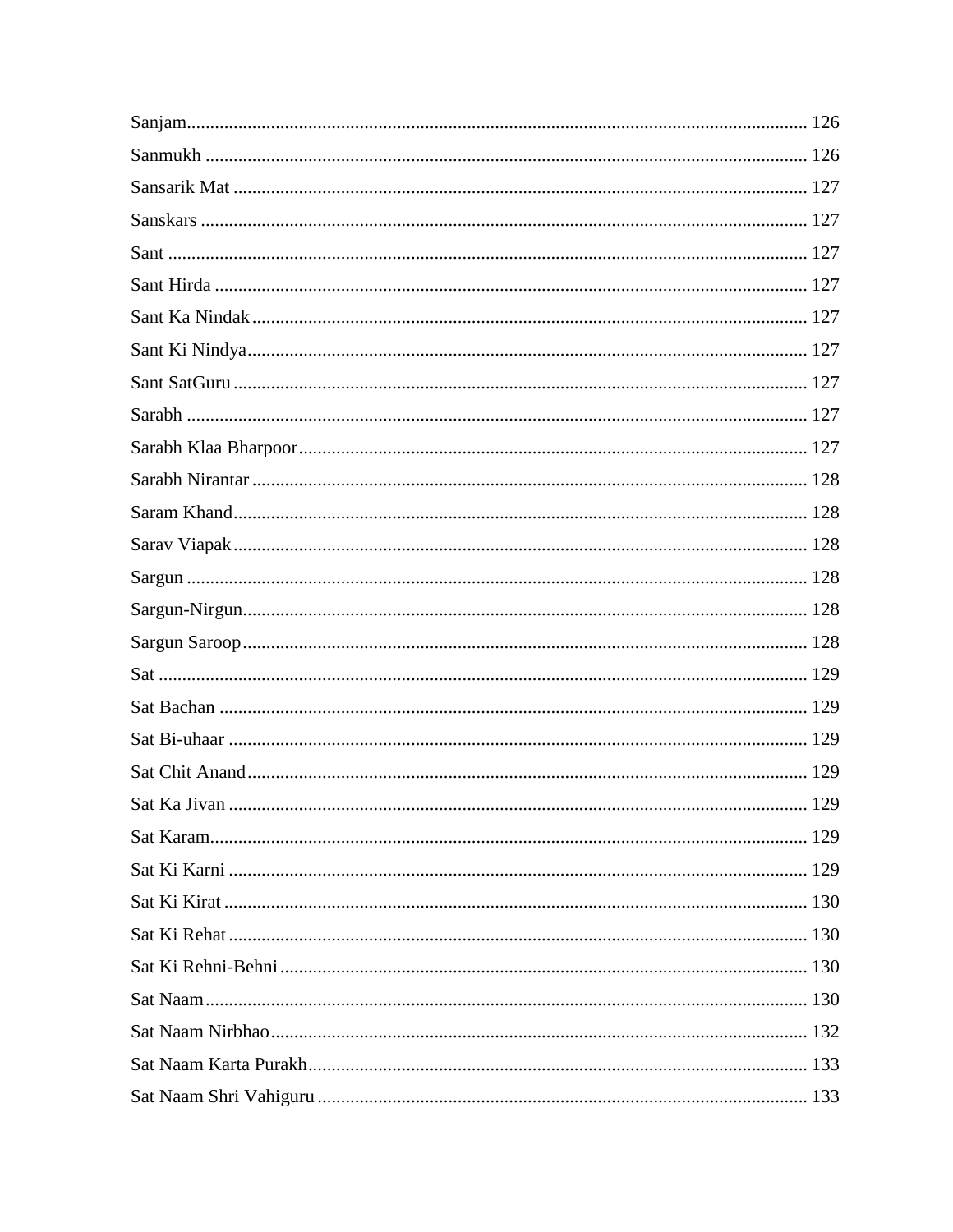Sanjam.................................................................................................................................... 126
Sanmukh ................................................................................................................................ 126
Sansarik Mat .......................................................................................................................... 127
Sanskars ................................................................................................................................ 127
Sant ....................................................................................................................................... 127
Sant Hirda ............................................................................................................................. 127
Sant Ka Nindak ..................................................................................................................... 127
Sant Ki Nindya ...................................................................................................................... 127
Sant SatGuru ......................................................................................................................... 127
Sarabh ................................................................................................................................... 127
Sarabh Klaa Bharpoor ........................................................................................................... 127
Sarabh Nirantar ..................................................................................................................... 128
Saram Khand ......................................................................................................................... 128
Sarav Viapak ......................................................................................................................... 128
Sargun ................................................................................................................................... 128
Sargun-Nirgun ....................................................................................................................... 128
Sargun Saroop ....................................................................................................................... 128
Sat ......................................................................................................................................... 129
Sat Bachan ............................................................................................................................ 129
Sat Bi-uhaar .......................................................................................................................... 129
Sat Chit Anand ...................................................................................................................... 129
Sat Ka Jivan .......................................................................................................................... 129
Sat Karam .............................................................................................................................. 129
Sat Ki Karni .......................................................................................................................... 129
Sat Ki Kirat ........................................................................................................................... 130
Sat Ki Rehat .......................................................................................................................... 130
Sat Ki Rehni-Behni ............................................................................................................... 130
Sat Naam ............................................................................................................................... 130
Sat Naam Nirbhao ................................................................................................................. 132
Sat Naam Karta Purakh ......................................................................................................... 133
Sat Naam Shri Vahiguru ........................................................................................................ 133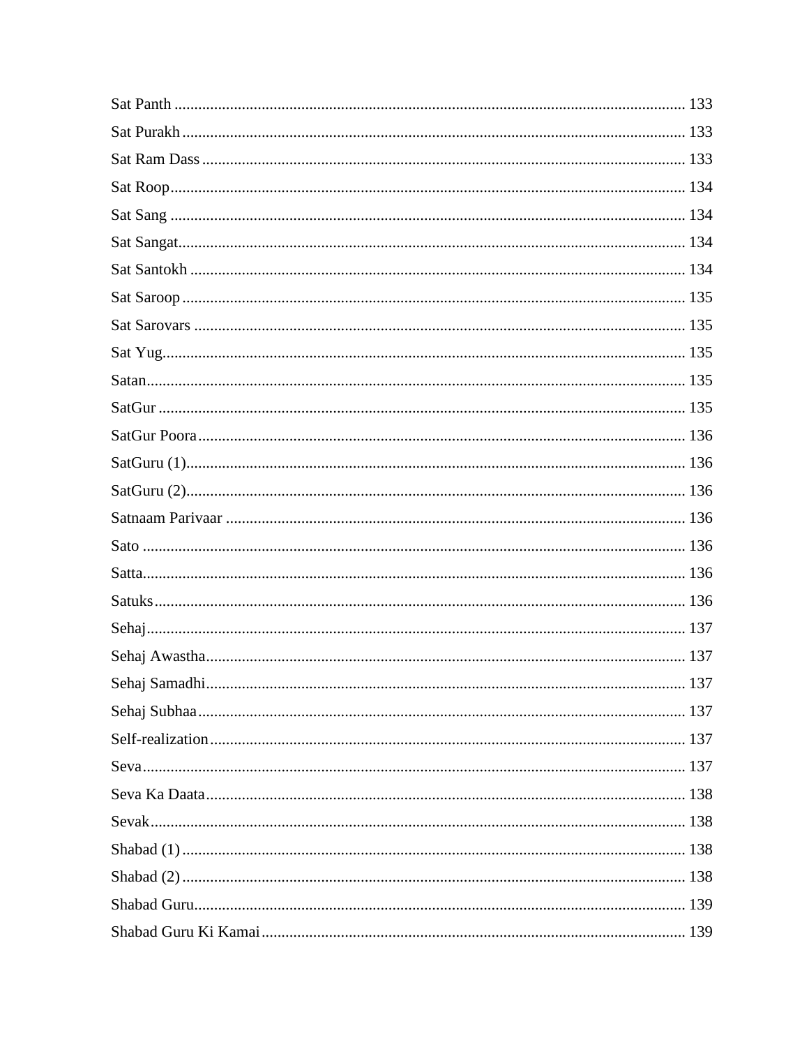Sat Panth ............................................................................................................................ 133
Sat Purakh ........................................................................................................................... 133
Sat Ram Dass ...................................................................................................................... 133
Sat Roop .............................................................................................................................. 134
Sat Sang .............................................................................................................................. 134
Sat Sangat ............................................................................................................................ 134
Sat Santokh ......................................................................................................................... 134
Sat Saroop ........................................................................................................................... 135
Sat Sarovars ........................................................................................................................ 135
Sat Yug ................................................................................................................................ 135
Satan .................................................................................................................................... 135
SatGur ................................................................................................................................. 135
SatGur Poora ....................................................................................................................... 136
SatGuru (1) .......................................................................................................................... 136
SatGuru (2) .......................................................................................................................... 136
Satnaam Parivaar ................................................................................................................ 136
Sato ..................................................................................................................................... 136
Satta ..................................................................................................................................... 136
Satuks .................................................................................................................................. 136
Sehaj .................................................................................................................................... 137
Sehaj Awastha ..................................................................................................................... 137
Sehaj Samadhi ..................................................................................................................... 137
Sehaj Subhaa ....................................................................................................................... 137
Self-realization .................................................................................................................... 137
Seva ..................................................................................................................................... 137
Seva Ka Daata ..................................................................................................................... 138
Sevak ................................................................................................................................... 138
Shabad (1) ........................................................................................................................... 138
Shabad (2) ........................................................................................................................... 138
Shabad Guru ........................................................................................................................ 139
Shabad Guru Ki Kamai ....................................................................................................... 139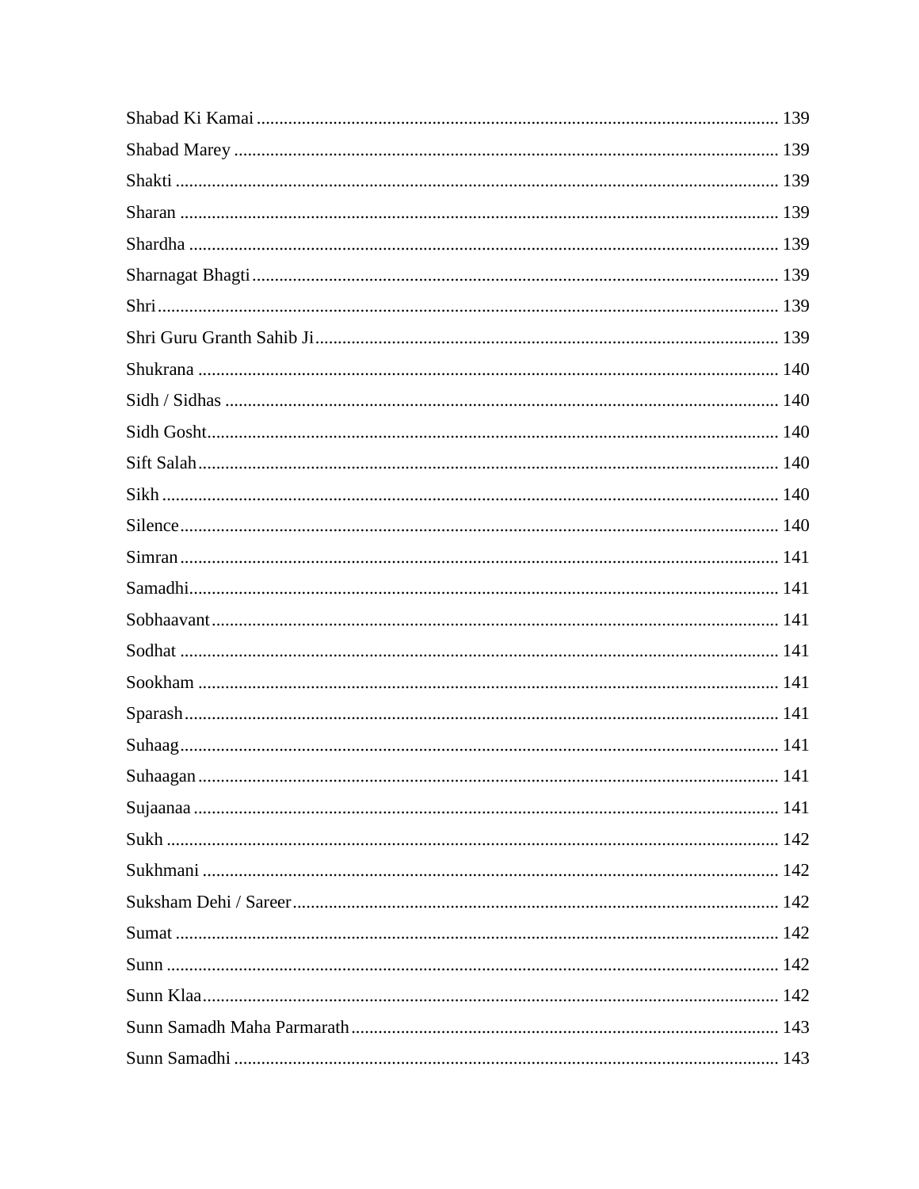Shabad Ki Kamai ........................................................................................................... 139

Shabad Marey ................................................................................................................ 139

Shakti ............................................................................................................................. 139

Sharan ............................................................................................................................ 139

Shardha .......................................................................................................................... 139

Sharnagat Bhagti ........................................................................................................... 139

Shri ................................................................................................................................. 139

Shri Guru Granth Sahib Ji ............................................................................................. 139

Shukrana ........................................................................................................................ 140

Sidh / Sidhas .................................................................................................................. 140

Sidh Gosht ..................................................................................................................... 140

Sift Salah ........................................................................................................................ 140

Sikh ................................................................................................................................ 140

Silence ............................................................................................................................ 140

Simran ............................................................................................................................ 141

Samadhi .......................................................................................................................... 141

Sobhaavant ..................................................................................................................... 141

Sodhat ............................................................................................................................ 141

Sookham ........................................................................................................................ 141

Sparash ........................................................................................................................... 141

Suhaag ............................................................................................................................ 141

Suhaagan ........................................................................................................................ 141

Sujaanaa ......................................................................................................................... 141

Sukh ............................................................................................................................... 142

Sukhmani ....................................................................................................................... 142

Suksham Dehi / Sareer ................................................................................................... 142

Sumat ............................................................................................................................. 142

Sunn ............................................................................................................................... 142

Sunn Klaa ....................................................................................................................... 142

Sunn Samadh Maha Parmarath ...................................................................................... 143

Sunn Samadhi ................................................................................................................ 143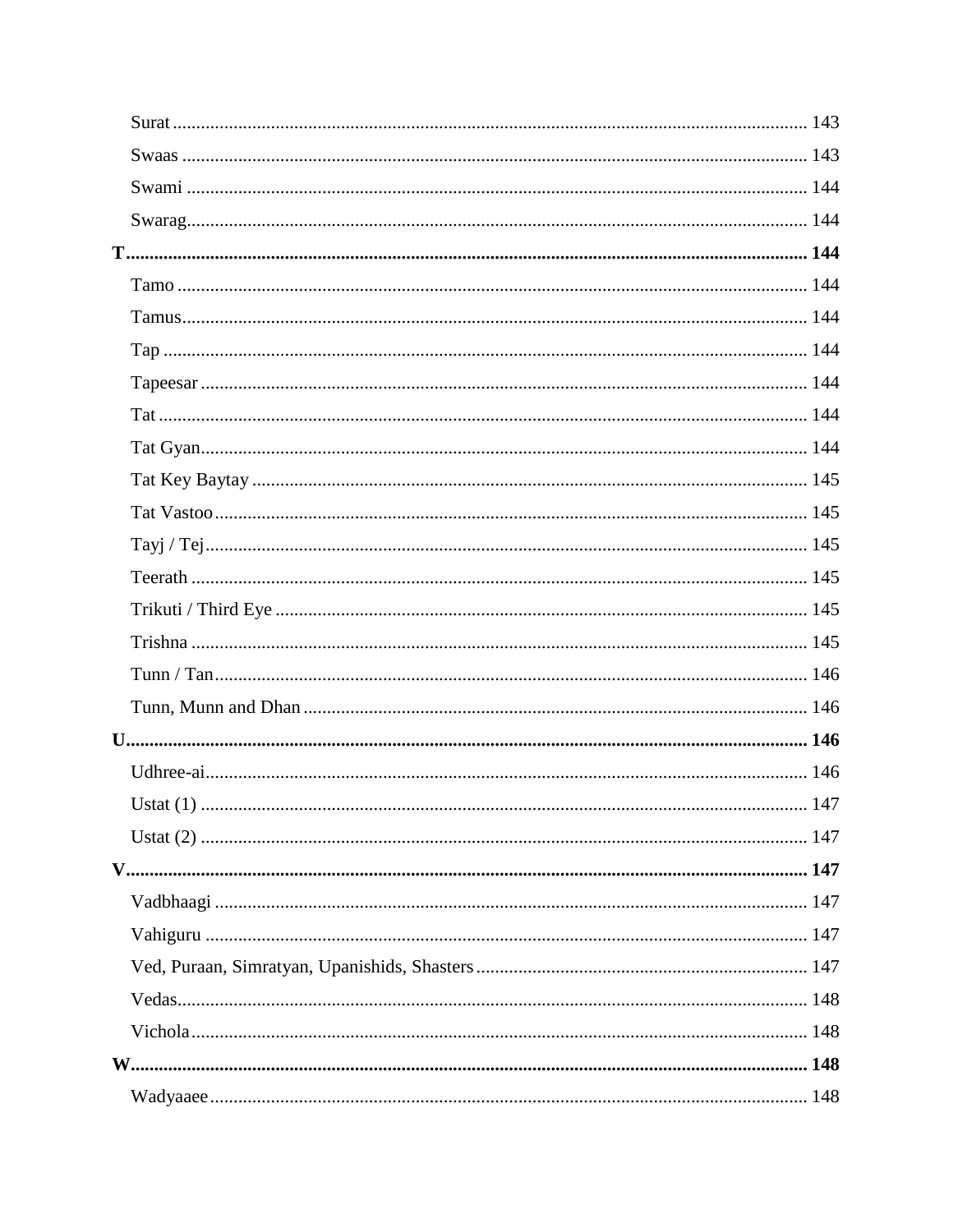Surat ........................................................................................................................ 143

Swaas ........................................................................................................................ 143

Swami ........................................................................................................................ 144

Swarag........................................................................................................................ 144

**T................................................................................................................................ 144**

Tamo ........................................................................................................................ 144

Tamus........................................................................................................................ 144

Tap ........................................................................................................................ 144

Tapeesar ........................................................................................................................ 144

Tat ........................................................................................................................ 144

Tat Gyan........................................................................................................................ 144

Tat Key Baytay ........................................................................................................................ 145

Tat Vastoo........................................................................................................................ 145

Tayj / Tej........................................................................................................................ 145

Teerath ........................................................................................................................ 145

Trikuti / Third Eye ........................................................................................................................ 145

Trishna ........................................................................................................................ 145

Tunn / Tan........................................................................................................................ 146

Tunn, Munn and Dhan ........................................................................................................................ 146

**U................................................................................................................................ 146**

Udhree-ai........................................................................................................................ 146

Ustat (1) ........................................................................................................................ 147

Ustat (2) ........................................................................................................................ 147

**V................................................................................................................................ 147**

Vadbhaagi ........................................................................................................................ 147

Vahiguru ........................................................................................................................ 147

Ved, Puraan, Simratyan, Upanishids, Shasters........................................................................ 147

Vedas........................................................................................................................ 148

Vichola........................................................................................................................ 148

**W................................................................................................................................ 148**

Wadyaaee........................................................................................................................ 148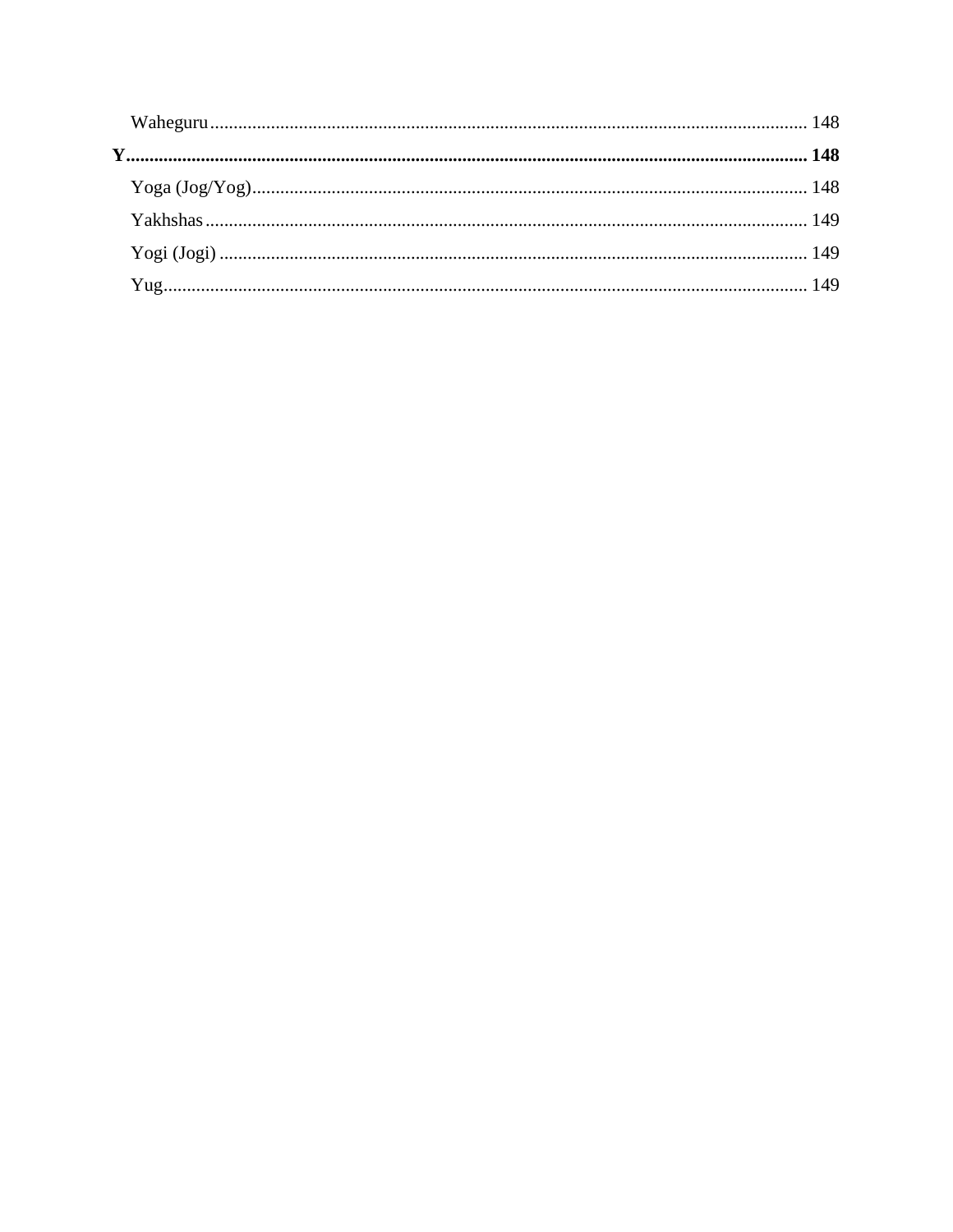Waheguru ... 148

**Y ... 148**

Yoga (Jog/Yog) ... 148

Yakhshas ... 149

Yogi (Jogi) ... 149

Yug ... 149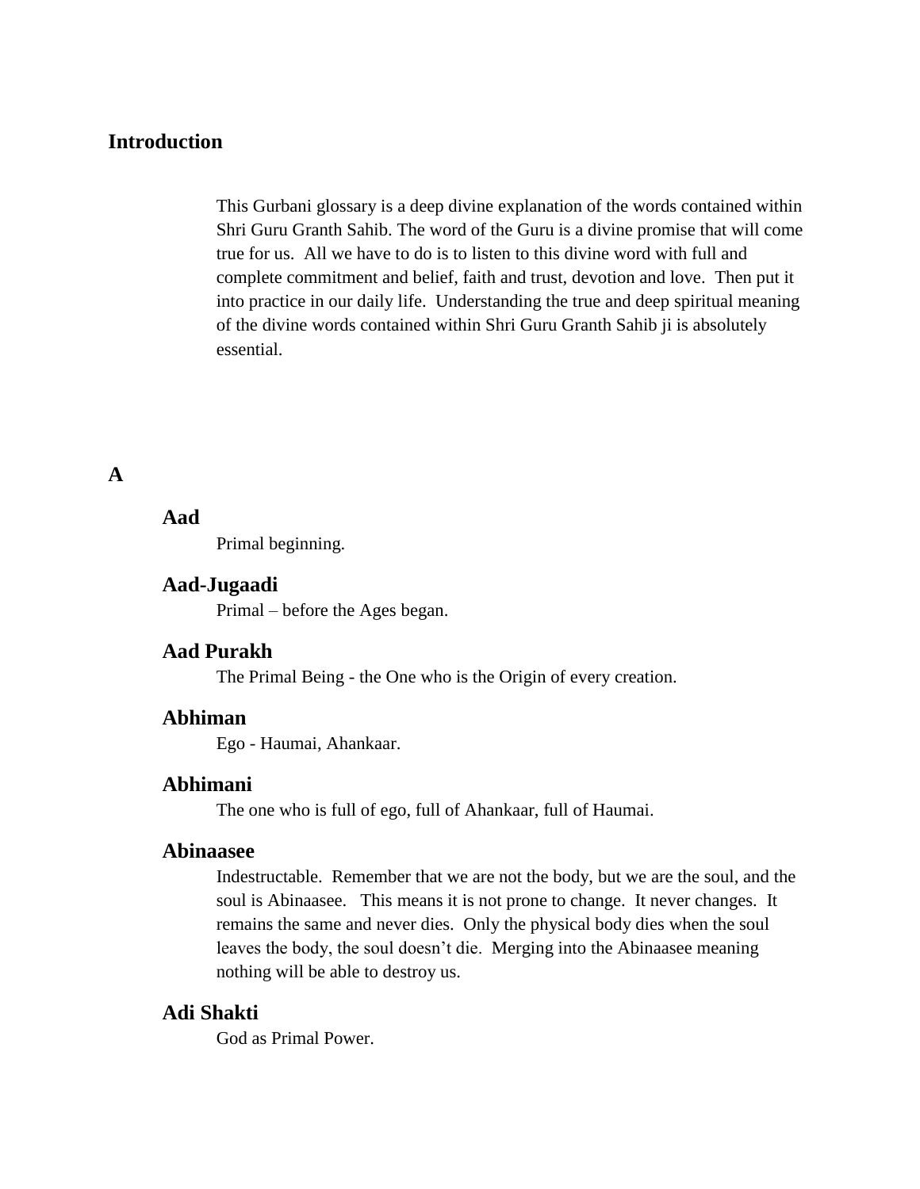## Introduction

This Gurbani glossary is a deep divine explanation of the words contained within Shri Guru Granth Sahib. The word of the Guru is a divine promise that will come true for us. All we have to do is to listen to this divine word with full and complete commitment and belief, faith and trust, devotion and love. Then put it into practice in our daily life. Understanding the true and deep spiritual meaning of the divine words contained within Shri Guru Granth Sahib ji is absolutely essential.

## A

### Aad

Primal beginning.

### Aad-Jugaadi

Primal – before the Ages began.

### Aad Purakh

The Primal Being - the One who is the Origin of every creation.

### Abhiman

Ego - Haumai, Ahankaar.

### Abhimani

The one who is full of ego, full of Ahankaar, full of Haumai.

### Abinaasee

Indestructable. Remember that we are not the body, but we are the soul, and the soul is Abinaasee. This means it is not prone to change. It never changes. It remains the same and never dies. Only the physical body dies when the soul leaves the body, the soul doesn't die. Merging into the Abinaasee meaning nothing will be able to destroy us.

### Adi Shakti

God as Primal Power.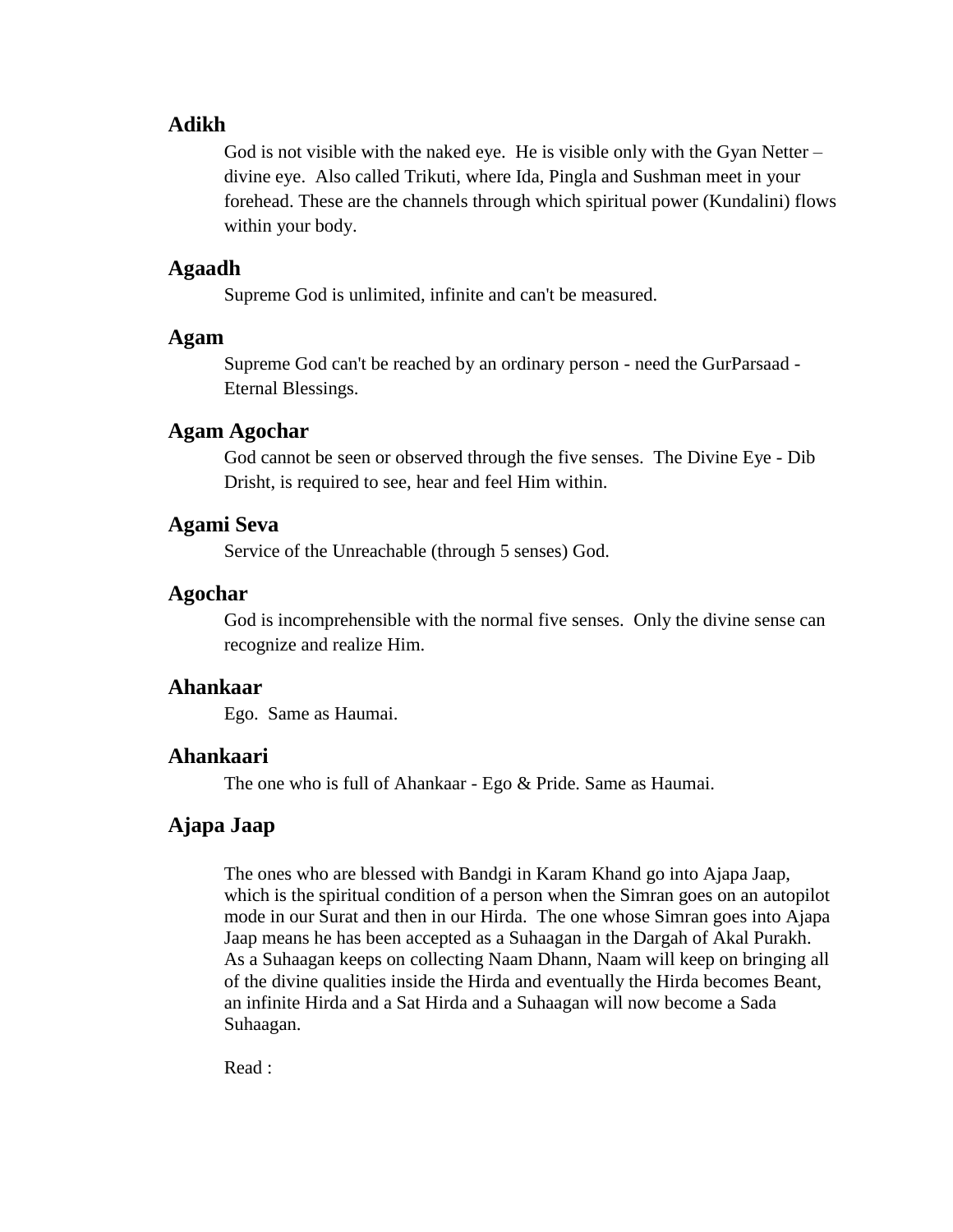## Adikh

God is not visible with the naked eye. He is visible only with the Gyan Netter – divine eye. Also called Trikuti, where Ida, Pingla and Sushman meet in your forehead. These are the channels through which spiritual power (Kundalini) flows within your body.

## Agaadh

Supreme God is unlimited, infinite and can't be measured.

## Agam

Supreme God can't be reached by an ordinary person - need the GurParsaad - Eternal Blessings.

## Agam Agochar

God cannot be seen or observed through the five senses. The Divine Eye - Dib Drisht, is required to see, hear and feel Him within.

## Agami Seva

Service of the Unreachable (through 5 senses) God.

## Agochar

God is incomprehensible with the normal five senses. Only the divine sense can recognize and realize Him.

## Ahankaar

Ego. Same as Haumai.

## Ahankaari

The one who is full of Ahankaar - Ego & Pride. Same as Haumai.

## Ajapa Jaap

The ones who are blessed with Bandgi in Karam Khand go into Ajapa Jaap, which is the spiritual condition of a person when the Simran goes on an autopilot mode in our Surat and then in our Hirda. The one whose Simran goes into Ajapa Jaap means he has been accepted as a Suhaagan in the Dargah of Akal Purakh. As a Suhaagan keeps on collecting Naam Dhann, Naam will keep on bringing all of the divine qualities inside the Hirda and eventually the Hirda becomes Beant, an infinite Hirda and a Sat Hirda and a Suhaagan will now become a Sada Suhaagan.

Read :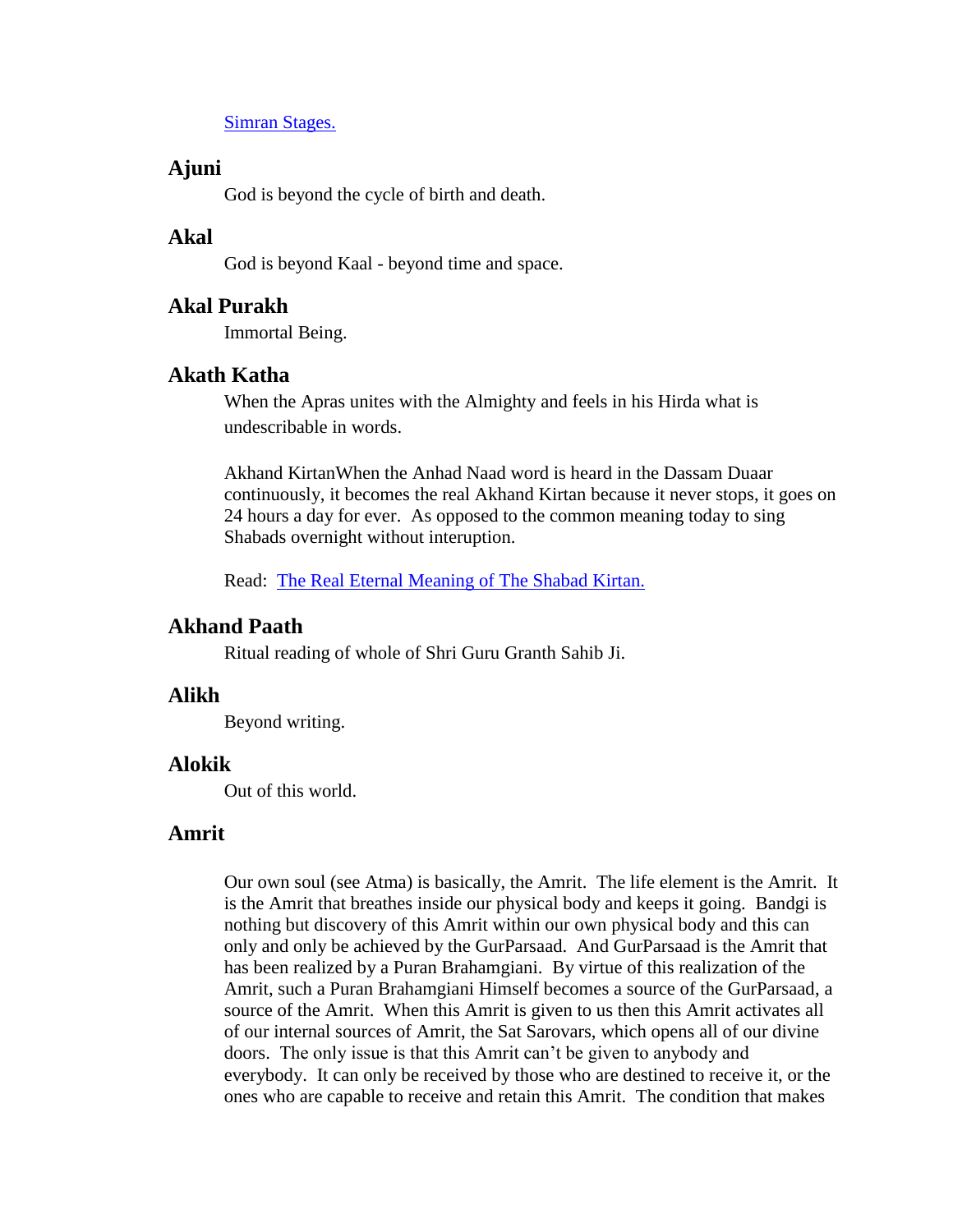Simran Stages.

## Ajuni

God is beyond the cycle of birth and death.

## Akal

God is beyond Kaal - beyond time and space.

## Akal Purakh

Immortal Being.

## Akath Katha

When the Apras unites with the Almighty and feels in his Hirda what is undescribable in words.

Akhand KirtanWhen the Anhad Naad word is heard in the Dassam Duaar continuously, it becomes the real Akhand Kirtan because it never stops, it goes on 24 hours a day for ever. As opposed to the common meaning today to sing Shabads overnight without interuption.

Read: The Real Eternal Meaning of The Shabad Kirtan.

## Akhand Paath

Ritual reading of whole of Shri Guru Granth Sahib Ji.

## Alikh

Beyond writing.

## Alokik

Out of this world.

## Amrit

Our own soul (see Atma) is basically, the Amrit. The life element is the Amrit. It is the Amrit that breathes inside our physical body and keeps it going. Bandgi is nothing but discovery of this Amrit within our own physical body and this can only and only be achieved by the GurParsaad. And GurParsaad is the Amrit that has been realized by a Puran Brahamgiani. By virtue of this realization of the Amrit, such a Puran Brahamgiani Himself becomes a source of the GurParsaad, a source of the Amrit. When this Amrit is given to us then this Amrit activates all of our internal sources of Amrit, the Sat Sarovars, which opens all of our divine doors. The only issue is that this Amrit can't be given to anybody and everybody. It can only be received by those who are destined to receive it, or the ones who are capable to receive and retain this Amrit. The condition that makes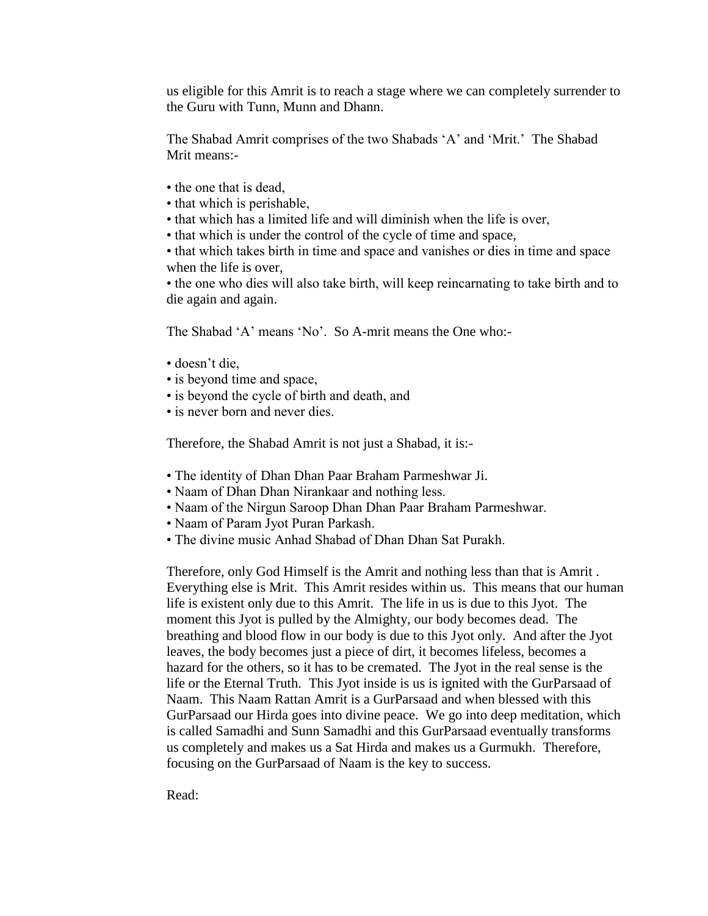us eligible for this Amrit is to reach a stage where we can completely surrender to the Guru with Tunn, Munn and Dhann.

The Shabad Amrit comprises of the two Shabads 'A' and 'Mrit.' The Shabad Mrit means:-

- the one that is dead,
- that which is perishable,
- that which has a limited life and will diminish when the life is over,
- that which is under the control of the cycle of time and space,
- that which takes birth in time and space and vanishes or dies in time and space when the life is over,
- the one who dies will also take birth, will keep reincarnating to take birth and to die again and again.

The Shabad 'A' means 'No'. So A-mrit means the One who:-

- doesn't die,
- is beyond time and space,
- is beyond the cycle of birth and death, and
- is never born and never dies.

Therefore, the Shabad Amrit is not just a Shabad, it is:-

- The identity of Dhan Dhan Paar Braham Parmeshwar Ji.
- Naam of Dhan Dhan Nirankaar and nothing less.
- Naam of the Nirgun Saroop Dhan Dhan Paar Braham Parmeshwar.
- Naam of Param Jyot Puran Parkash.
- The divine music Anhad Shabad of Dhan Dhan Sat Purakh.

Therefore, only God Himself is the Amrit and nothing less than that is Amrit . Everything else is Mrit. This Amrit resides within us. This means that our human life is existent only due to this Amrit. The life in us is due to this Jyot. The moment this Jyot is pulled by the Almighty, our body becomes dead. The breathing and blood flow in our body is due to this Jyot only. And after the Jyot leaves, the body becomes just a piece of dirt, it becomes lifeless, becomes a hazard for the others, so it has to be cremated. The Jyot in the real sense is the life or the Eternal Truth. This Jyot inside is us is ignited with the GurParsaad of Naam. This Naam Rattan Amrit is a GurParsaad and when blessed with this GurParsaad our Hirda goes into divine peace. We go into deep meditation, which is called Samadhi and Sunn Samadhi and this GurParsaad eventually transforms us completely and makes us a Sat Hirda and makes us a Gurmukh. Therefore, focusing on the GurParsaad of Naam is the key to success.

Read: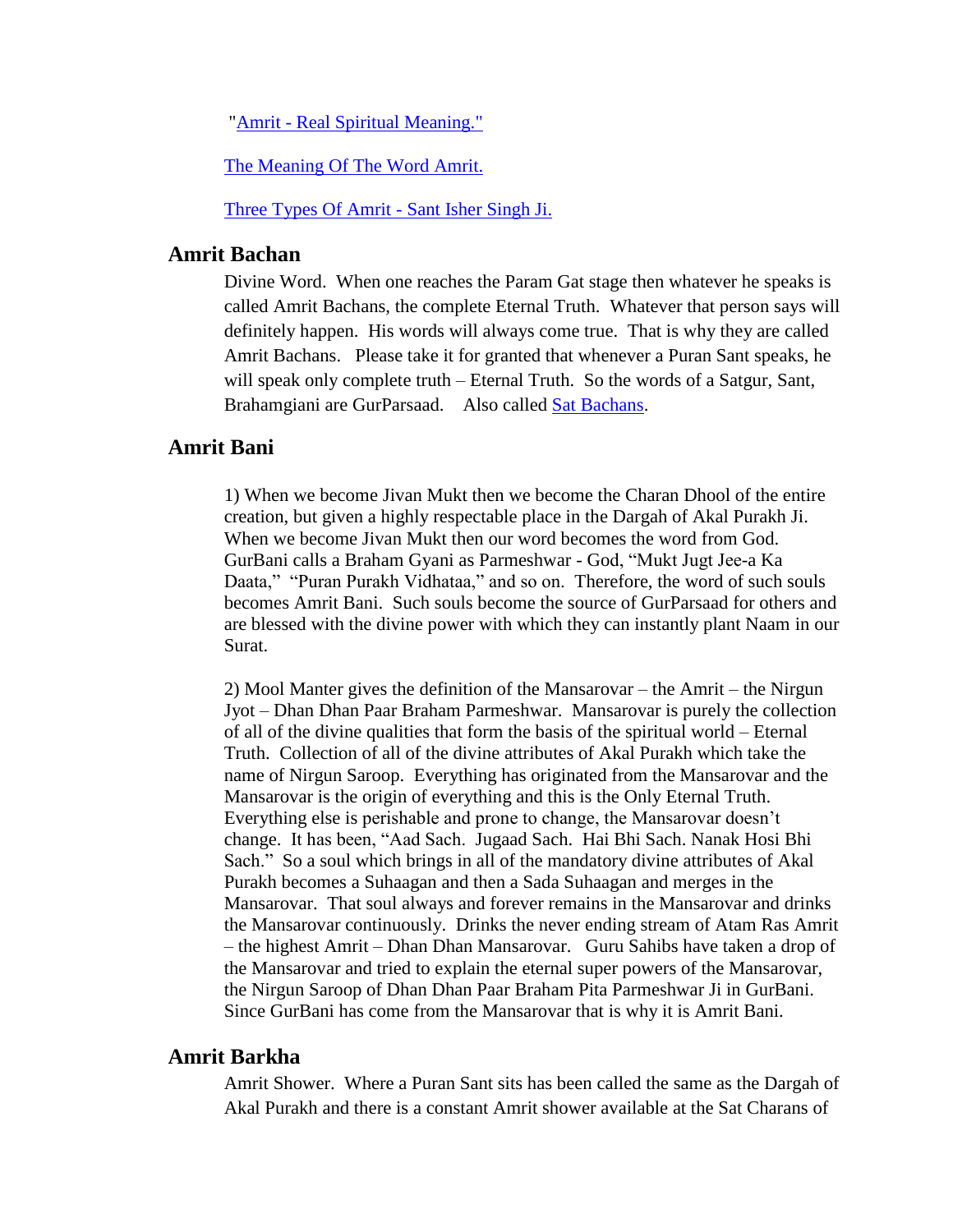"[Amrit - Real Spiritual Meaning."]()

[The Meaning Of The Word Amrit.]()

[Three Types Of Amrit - Sant Isher Singh Ji.]()

## Amrit Bachan

Divine Word. When one reaches the Param Gat stage then whatever he speaks is called Amrit Bachans, the complete Eternal Truth. Whatever that person says will definitely happen. His words will always come true. That is why they are called Amrit Bachans. Please take it for granted that whenever a Puran Sant speaks, he will speak only complete truth – Eternal Truth. So the words of a Satgur, Sant, Brahamgiani are GurParsaad. Also called [Sat Bachans]().

## Amrit Bani

1) When we become Jivan Mukt then we become the Charan Dhool of the entire creation, but given a highly respectable place in the Dargah of Akal Purakh Ji. When we become Jivan Mukt then our word becomes the word from God. GurBani calls a Braham Gyani as Parmeshwar - God, "Mukt Jugt Jee-a Ka Daata," "Puran Purakh Vidhataa," and so on. Therefore, the word of such souls becomes Amrit Bani. Such souls become the source of GurParsaad for others and are blessed with the divine power with which they can instantly plant Naam in our Surat.

2) Mool Manter gives the definition of the Mansarovar – the Amrit – the Nirgun Jyot – Dhan Dhan Paar Braham Parmeshwar. Mansarovar is purely the collection of all of the divine qualities that form the basis of the spiritual world – Eternal Truth. Collection of all of the divine attributes of Akal Purakh which take the name of Nirgun Saroop. Everything has originated from the Mansarovar and the Mansarovar is the origin of everything and this is the Only Eternal Truth. Everything else is perishable and prone to change, the Mansarovar doesn't change. It has been, "Aad Sach. Jugaad Sach. Hai Bhi Sach. Nanak Hosi Bhi Sach." So a soul which brings in all of the mandatory divine attributes of Akal Purakh becomes a Suhaagan and then a Sada Suhaagan and merges in the Mansarovar. That soul always and forever remains in the Mansarovar and drinks the Mansarovar continuously. Drinks the never ending stream of Atam Ras Amrit – the highest Amrit – Dhan Dhan Mansarovar. Guru Sahibs have taken a drop of the Mansarovar and tried to explain the eternal super powers of the Mansarovar, the Nirgun Saroop of Dhan Dhan Paar Braham Pita Parmeshwar Ji in GurBani. Since GurBani has come from the Mansarovar that is why it is Amrit Bani.

## Amrit Barkha

Amrit Shower. Where a Puran Sant sits has been called the same as the Dargah of Akal Purakh and there is a constant Amrit shower available at the Sat Charans of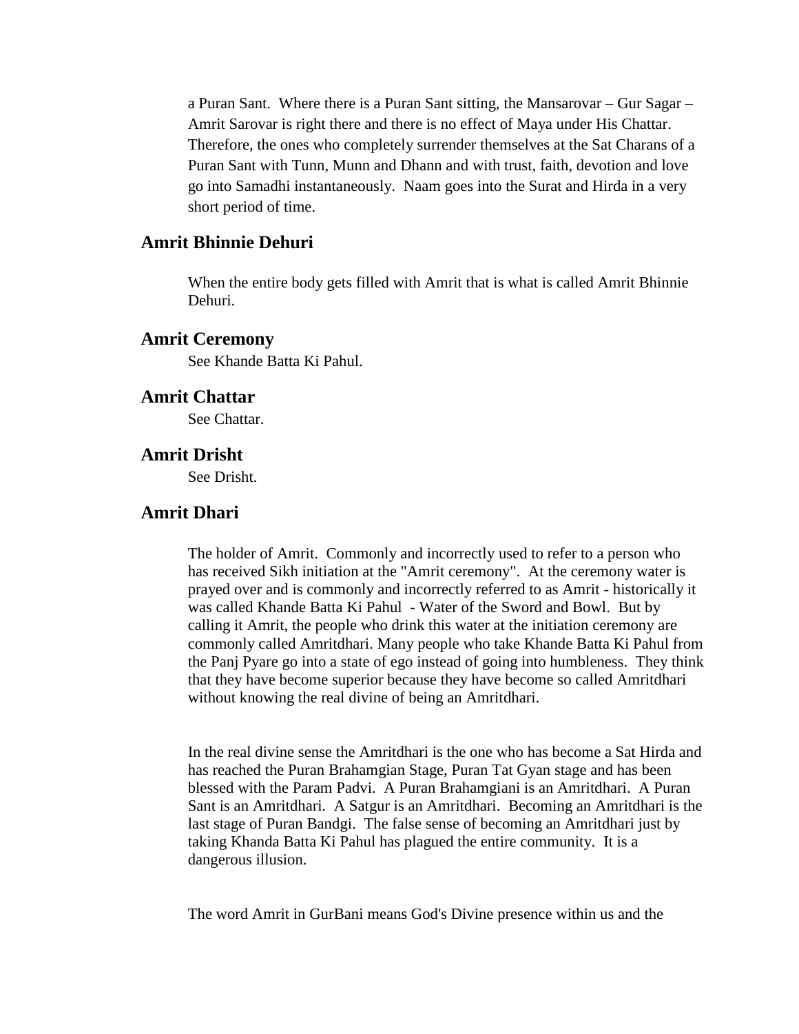a Puran Sant. Where there is a Puran Sant sitting, the Mansarovar – Gur Sagar – Amrit Sarovar is right there and there is no effect of Maya under His Chattar. Therefore, the ones who completely surrender themselves at the Sat Charans of a Puran Sant with Tunn, Munn and Dhann and with trust, faith, devotion and love go into Samadhi instantaneously. Naam goes into the Surat and Hirda in a very short period of time.

### Amrit Bhinnie Dehuri

When the entire body gets filled with Amrit that is what is called Amrit Bhinnie Dehuri.

### Amrit Ceremony

See Khande Batta Ki Pahul.

### Amrit Chattar

See Chattar.

### Amrit Drisht

See Drisht.

### Amrit Dhari

The holder of Amrit. Commonly and incorrectly used to refer to a person who has received Sikh initiation at the "Amrit ceremony". At the ceremony water is prayed over and is commonly and incorrectly referred to as Amrit - historically it was called Khande Batta Ki Pahul - Water of the Sword and Bowl. But by calling it Amrit, the people who drink this water at the initiation ceremony are commonly called Amritdhari. Many people who take Khande Batta Ki Pahul from the Panj Pyare go into a state of ego instead of going into humbleness. They think that they have become superior because they have become so called Amritdhari without knowing the real divine of being an Amritdhari.

In the real divine sense the Amritdhari is the one who has become a Sat Hirda and has reached the Puran Brahamgian Stage, Puran Tat Gyan stage and has been blessed with the Param Padvi. A Puran Brahamgiani is an Amritdhari. A Puran Sant is an Amritdhari. A Satgur is an Amritdhari. Becoming an Amritdhari is the last stage of Puran Bandgi. The false sense of becoming an Amritdhari just by taking Khanda Batta Ki Pahul has plagued the entire community. It is a dangerous illusion.

The word Amrit in GurBani means God's Divine presence within us and the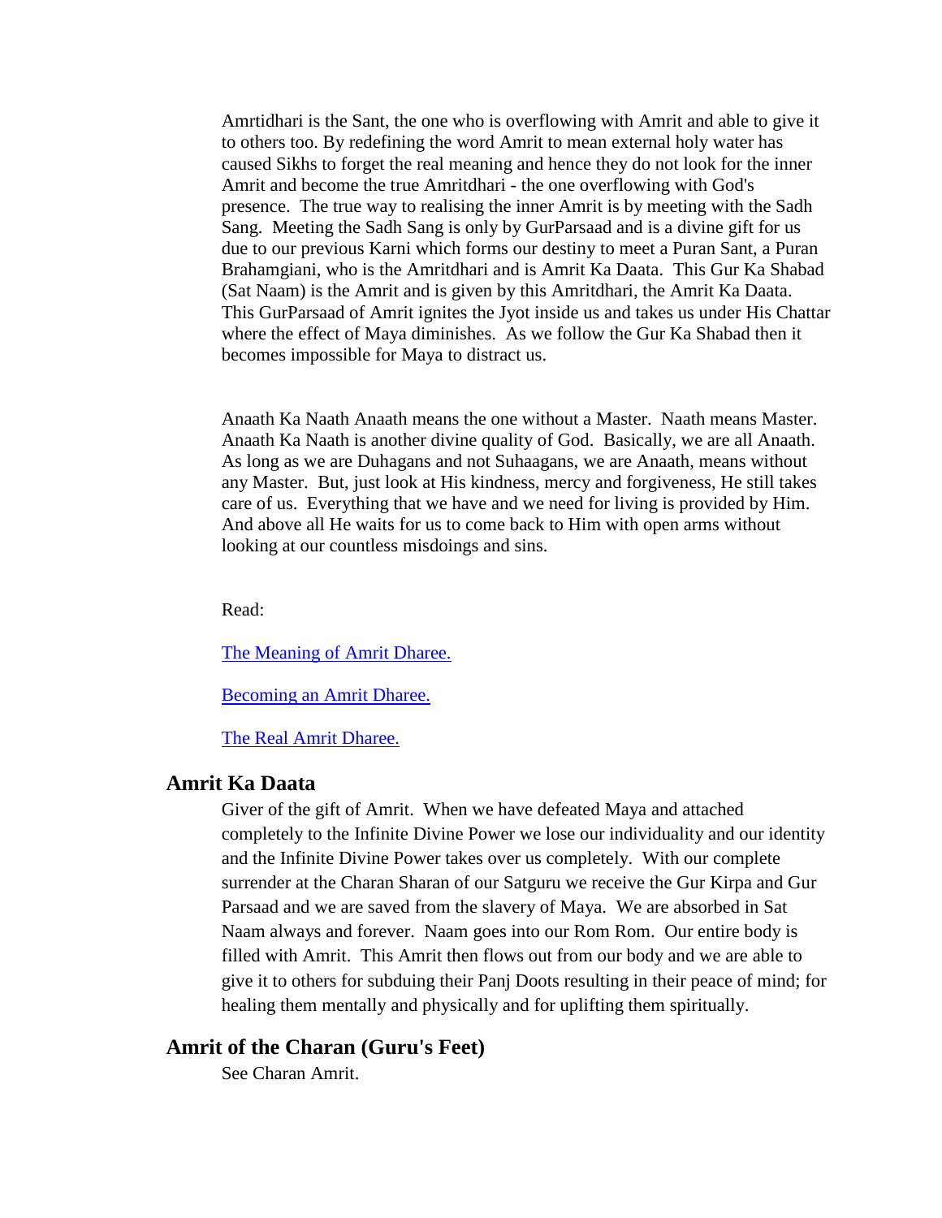Amrtidhari is the Sant, the one who is overflowing with Amrit and able to give it to others too. By redefining the word Amrit to mean external holy water has caused Sikhs to forget the real meaning and hence they do not look for the inner Amrit and become the true Amritdhari - the one overflowing with God's presence. The true way to realising the inner Amrit is by meeting with the Sadh Sang. Meeting the Sadh Sang is only by GurParsaad and is a divine gift for us due to our previous Karni which forms our destiny to meet a Puran Sant, a Puran Brahamgiani, who is the Amritdhari and is Amrit Ka Daata. This Gur Ka Shabad (Sat Naam) is the Amrit and is given by this Amritdhari, the Amrit Ka Daata. This GurParsaad of Amrit ignites the Jyot inside us and takes us under His Chattar where the effect of Maya diminishes. As we follow the Gur Ka Shabad then it becomes impossible for Maya to distract us.

Anaath Ka Naath Anaath means the one without a Master. Naath means Master. Anaath Ka Naath is another divine quality of God. Basically, we are all Anaath. As long as we are Duhagans and not Suhaagans, we are Anaath, means without any Master. But, just look at His kindness, mercy and forgiveness, He still takes care of us. Everything that we have and we need for living is provided by Him. And above all He waits for us to come back to Him with open arms without looking at our countless misdoings and sins.

Read:

The Meaning of Amrit Dharee.

Becoming an Amrit Dharee.

The Real Amrit Dharee.

### Amrit Ka Daata

Giver of the gift of Amrit. When we have defeated Maya and attached completely to the Infinite Divine Power we lose our individuality and our identity and the Infinite Divine Power takes over us completely. With our complete surrender at the Charan Sharan of our Satguru we receive the Gur Kirpa and Gur Parsaad and we are saved from the slavery of Maya. We are absorbed in Sat Naam always and forever. Naam goes into our Rom Rom. Our entire body is filled with Amrit. This Amrit then flows out from our body and we are able to give it to others for subduing their Panj Doots resulting in their peace of mind; for healing them mentally and physically and for uplifting them spiritually.

### Amrit of the Charan (Guru's Feet)

See Charan Amrit.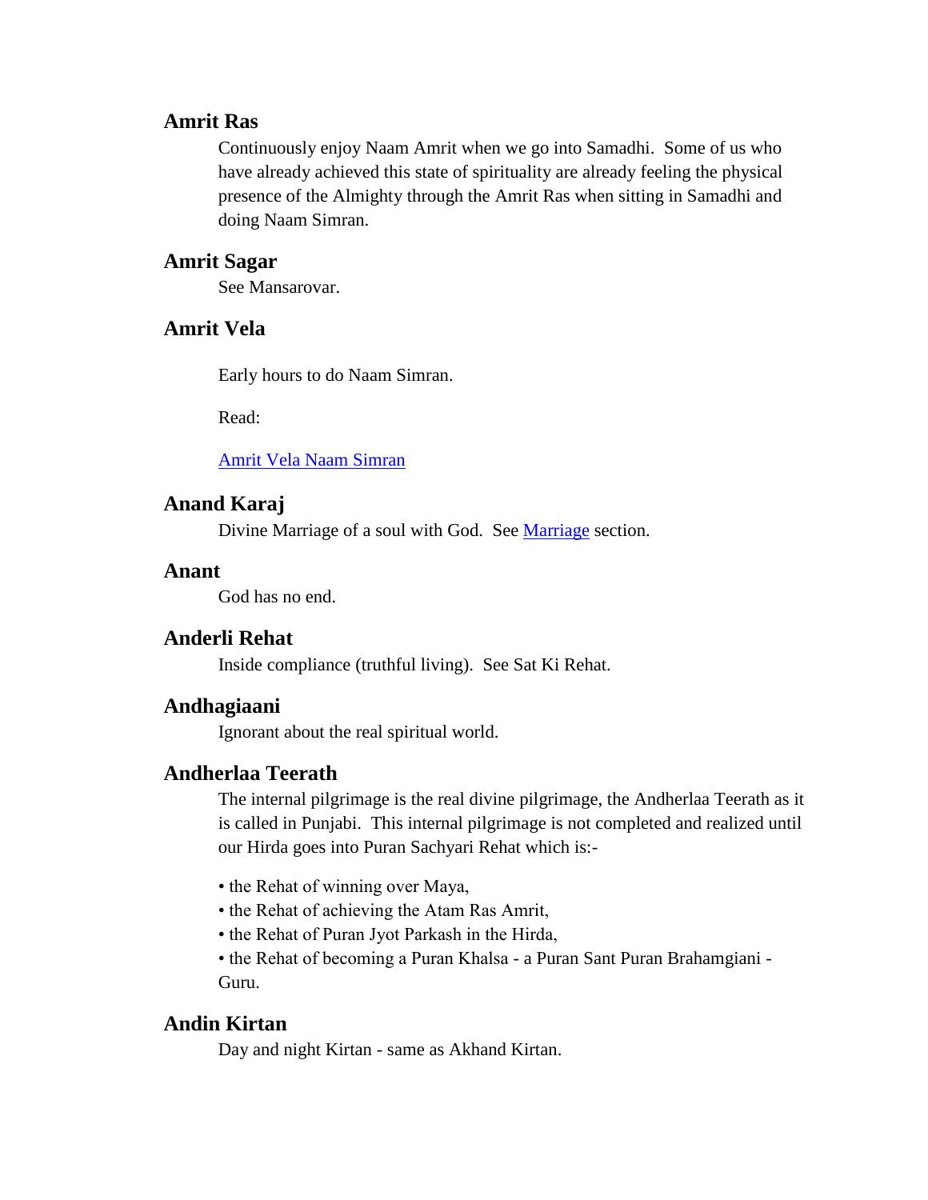### Amrit Ras

Continuously enjoy Naam Amrit when we go into Samadhi. Some of us who have already achieved this state of spirituality are already feeling the physical presence of the Almighty through the Amrit Ras when sitting in Samadhi and doing Naam Simran.

### Amrit Sagar

See Mansarovar.

### Amrit Vela

Early hours to do Naam Simran.

Read:

Amrit Vela Naam Simran

### Anand Karaj

Divine Marriage of a soul with God. See Marriage section.

### Anant

God has no end.

### Anderli Rehat

Inside compliance (truthful living). See Sat Ki Rehat.

### Andhagiaani

Ignorant about the real spiritual world.

### Andherlaa Teerath

The internal pilgrimage is the real divine pilgrimage, the Andherlaa Teerath as it is called in Punjabi. This internal pilgrimage is not completed and realized until our Hirda goes into Puran Sachyari Rehat which is:-

- the Rehat of winning over Maya,
- the Rehat of achieving the Atam Ras Amrit,
- the Rehat of Puran Jyot Parkash in the Hirda,
- the Rehat of becoming a Puran Khalsa - a Puran Sant Puran Brahamgiani - Guru.

### Andin Kirtan

Day and night Kirtan - same as Akhand Kirtan.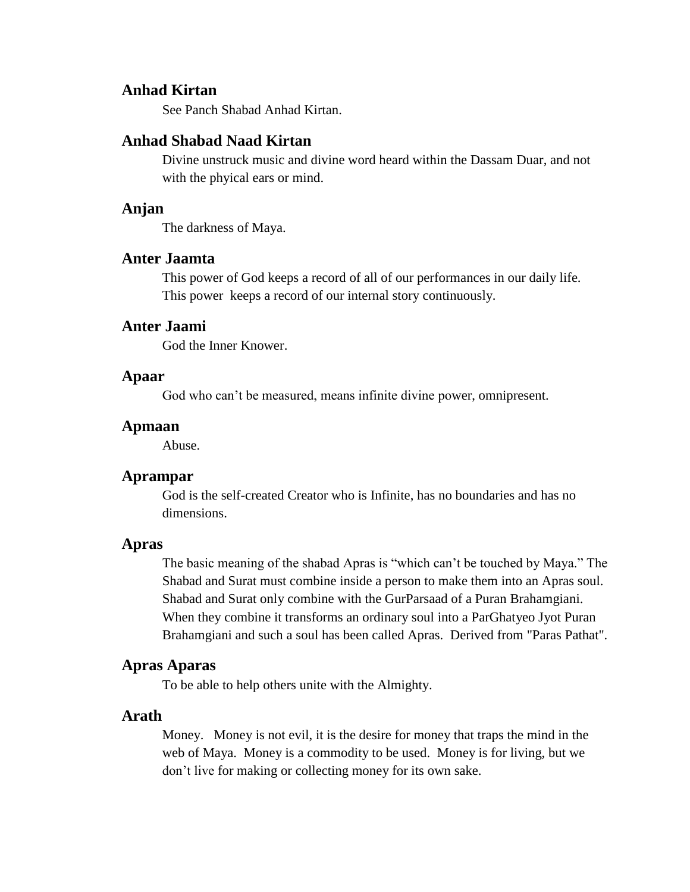### Anhad Kirtan

See Panch Shabad Anhad Kirtan.

### Anhad Shabad Naad Kirtan

Divine unstruck music and divine word heard within the Dassam Duar, and not with the phyical ears or mind.

### Anjan

The darkness of Maya.

### Anter Jaamta

This power of God keeps a record of all of our performances in our daily life. This power keeps a record of our internal story continuously.

### Anter Jaami

God the Inner Knower.

### Apaar

God who can't be measured, means infinite divine power, omnipresent.

### Apmaan

Abuse.

### Aprampar

God is the self-created Creator who is Infinite, has no boundaries and has no dimensions.

### Apras

The basic meaning of the shabad Apras is "which can't be touched by Maya." The Shabad and Surat must combine inside a person to make them into an Apras soul. Shabad and Surat only combine with the GurParsaad of a Puran Brahamgiani. When they combine it transforms an ordinary soul into a ParGhatyeo Jyot Puran Brahamgiani and such a soul has been called Apras. Derived from "Paras Pathat".

### Apras Aparas

To be able to help others unite with the Almighty.

### Arath

Money. Money is not evil, it is the desire for money that traps the mind in the web of Maya. Money is a commodity to be used. Money is for living, but we don't live for making or collecting money for its own sake.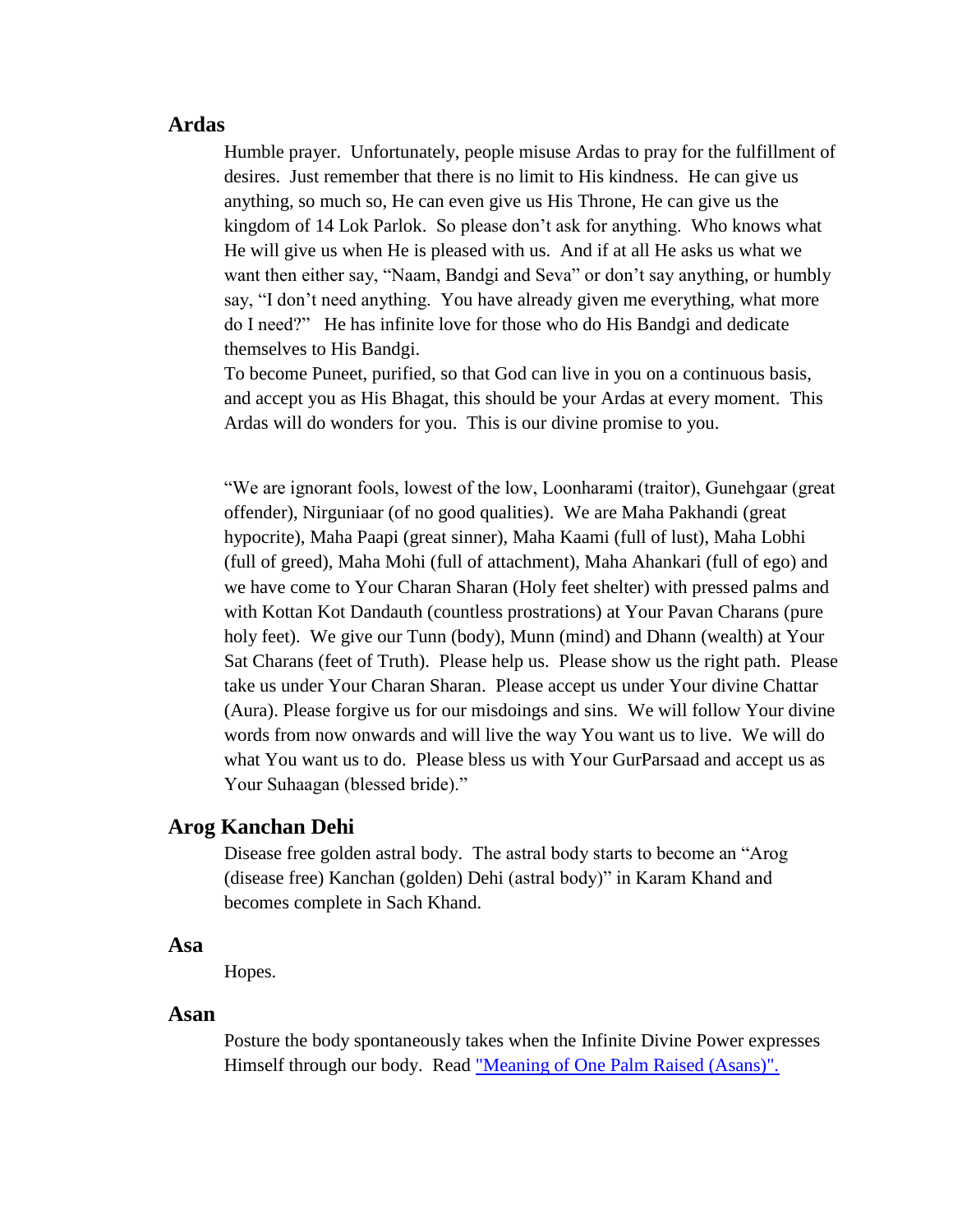## Ardas

Humble prayer. Unfortunately, people misuse Ardas to pray for the fulfillment of desires. Just remember that there is no limit to His kindness. He can give us anything, so much so, He can even give us His Throne, He can give us the kingdom of 14 Lok Parlok. So please don't ask for anything. Who knows what He will give us when He is pleased with us. And if at all He asks us what we want then either say, "Naam, Bandgi and Seva" or don't say anything, or humbly say, "I don't need anything. You have already given me everything, what more do I need?" He has infinite love for those who do His Bandgi and dedicate themselves to His Bandgi.

To become Puneet, purified, so that God can live in you on a continuous basis, and accept you as His Bhagat, this should be your Ardas at every moment. This Ardas will do wonders for you. This is our divine promise to you.

"We are ignorant fools, lowest of the low, Loonharami (traitor), Gunehgaar (great offender), Nirguniaar (of no good qualities). We are Maha Pakhandi (great hypocrite), Maha Paapi (great sinner), Maha Kaami (full of lust), Maha Lobhi (full of greed), Maha Mohi (full of attachment), Maha Ahankari (full of ego) and we have come to Your Charan Sharan (Holy feet shelter) with pressed palms and with Kottan Kot Dandauth (countless prostrations) at Your Pavan Charans (pure holy feet). We give our Tunn (body), Munn (mind) and Dhann (wealth) at Your Sat Charans (feet of Truth). Please help us. Please show us the right path. Please take us under Your Charan Sharan. Please accept us under Your divine Chattar (Aura). Please forgive us for our misdoings and sins. We will follow Your divine words from now onwards and will live the way You want us to live. We will do what You want us to do. Please bless us with Your GurParsaad and accept us as Your Suhaagan (blessed bride)."

## Arog Kanchan Dehi

Disease free golden astral body. The astral body starts to become an "Arog (disease free) Kanchan (golden) Dehi (astral body)" in Karam Khand and becomes complete in Sach Khand.

## Asa

Hopes.

## Asan

Posture the body spontaneously takes when the Infinite Divine Power expresses Himself through our body. Read "Meaning of One Palm Raised (Asans)".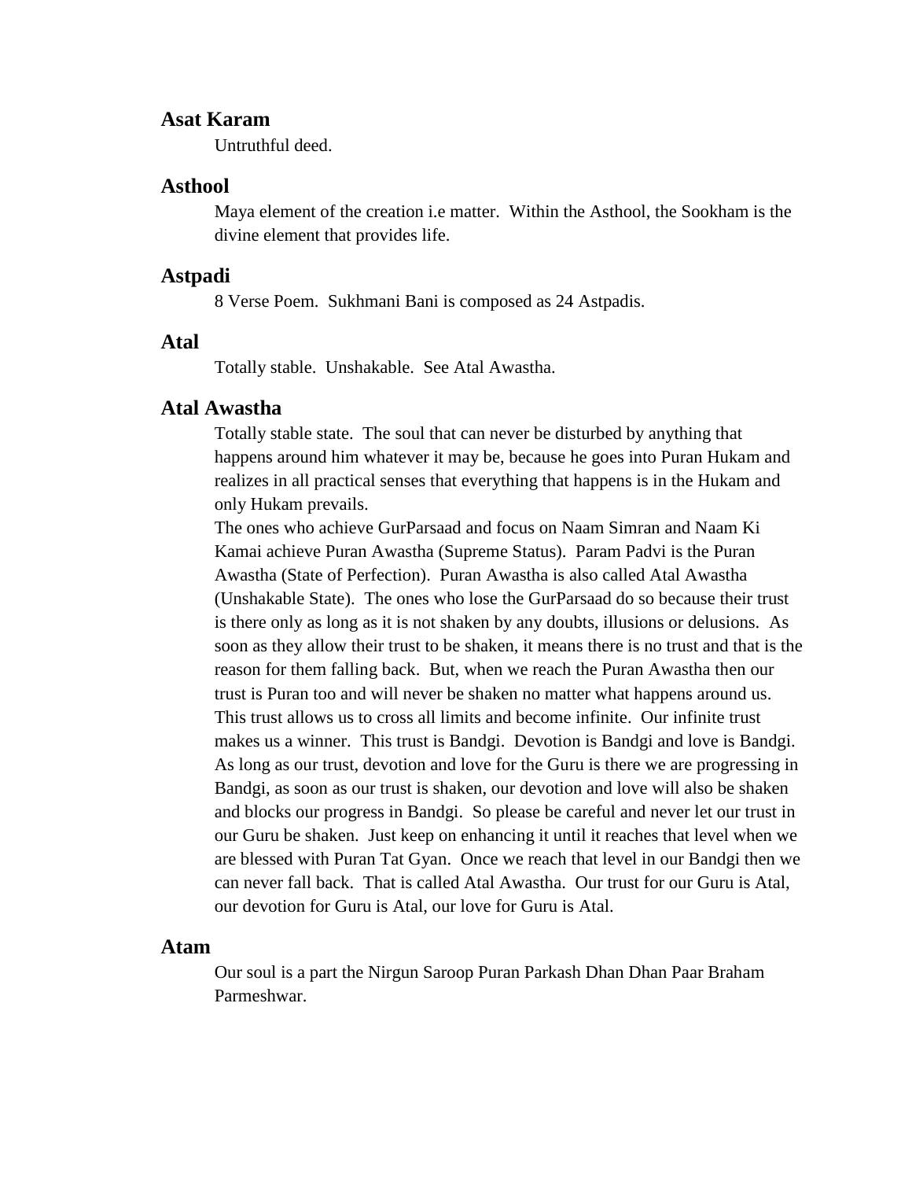### Asat Karam

Untruthful deed.

### Asthool

Maya element of the creation i.e matter. Within the Asthool, the Sookham is the divine element that provides life.

### Astpadi

8 Verse Poem. Sukhmani Bani is composed as 24 Astpadis.

### Atal

Totally stable. Unshakable. See Atal Awastha.

### Atal Awastha

Totally stable state. The soul that can never be disturbed by anything that happens around him whatever it may be, because he goes into Puran Hukam and realizes in all practical senses that everything that happens is in the Hukam and only Hukam prevails.

The ones who achieve GurParsaad and focus on Naam Simran and Naam Ki Kamai achieve Puran Awastha (Supreme Status). Param Padvi is the Puran Awastha (State of Perfection). Puran Awastha is also called Atal Awastha (Unshakable State). The ones who lose the GurParsaad do so because their trust is there only as long as it is not shaken by any doubts, illusions or delusions. As soon as they allow their trust to be shaken, it means there is no trust and that is the reason for them falling back. But, when we reach the Puran Awastha then our trust is Puran too and will never be shaken no matter what happens around us. This trust allows us to cross all limits and become infinite. Our infinite trust makes us a winner. This trust is Bandgi. Devotion is Bandgi and love is Bandgi. As long as our trust, devotion and love for the Guru is there we are progressing in Bandgi, as soon as our trust is shaken, our devotion and love will also be shaken and blocks our progress in Bandgi. So please be careful and never let our trust in our Guru be shaken. Just keep on enhancing it until it reaches that level when we are blessed with Puran Tat Gyan. Once we reach that level in our Bandgi then we can never fall back. That is called Atal Awastha. Our trust for our Guru is Atal, our devotion for Guru is Atal, our love for Guru is Atal.

### Atam

Our soul is a part the Nirgun Saroop Puran Parkash Dhan Dhan Paar Braham Parmeshwar.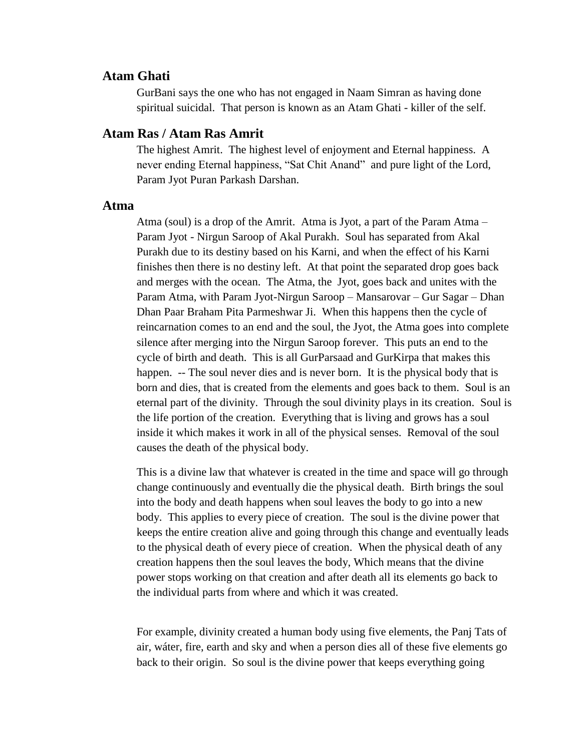## Atam Ghati

GurBani says the one who has not engaged in Naam Simran as having done spiritual suicidal. That person is known as an Atam Ghati - killer of the self.

## Atam Ras / Atam Ras Amrit

The highest Amrit. The highest level of enjoyment and Eternal happiness. A never ending Eternal happiness, "Sat Chit Anand" and pure light of the Lord, Param Jyot Puran Parkash Darshan.

## Atma

Atma (soul) is a drop of the Amrit. Atma is Jyot, a part of the Param Atma – Param Jyot - Nirgun Saroop of Akal Purakh. Soul has separated from Akal Purakh due to its destiny based on his Karni, and when the effect of his Karni finishes then there is no destiny left. At that point the separated drop goes back and merges with the ocean. The Atma, the Jyot, goes back and unites with the Param Atma, with Param Jyot-Nirgun Saroop – Mansarovar – Gur Sagar – Dhan Dhan Paar Braham Pita Parmeshwar Ji. When this happens then the cycle of reincarnation comes to an end and the soul, the Jyot, the Atma goes into complete silence after merging into the Nirgun Saroop forever. This puts an end to the cycle of birth and death. This is all GurParsaad and GurKirpa that makes this happen. -- The soul never dies and is never born. It is the physical body that is born and dies, that is created from the elements and goes back to them. Soul is an eternal part of the divinity. Through the soul divinity plays in its creation. Soul is the life portion of the creation. Everything that is living and grows has a soul inside it which makes it work in all of the physical senses. Removal of the soul causes the death of the physical body.

This is a divine law that whatever is created in the time and space will go through change continuously and eventually die the physical death. Birth brings the soul into the body and death happens when soul leaves the body to go into a new body. This applies to every piece of creation. The soul is the divine power that keeps the entire creation alive and going through this change and eventually leads to the physical death of every piece of creation. When the physical death of any creation happens then the soul leaves the body, Which means that the divine power stops working on that creation and after death all its elements go back to the individual parts from where and which it was created.

For example, divinity created a human body using five elements, the Panj Tats of air, wáter, fire, earth and sky and when a person dies all of these five elements go back to their origin. So soul is the divine power that keeps everything going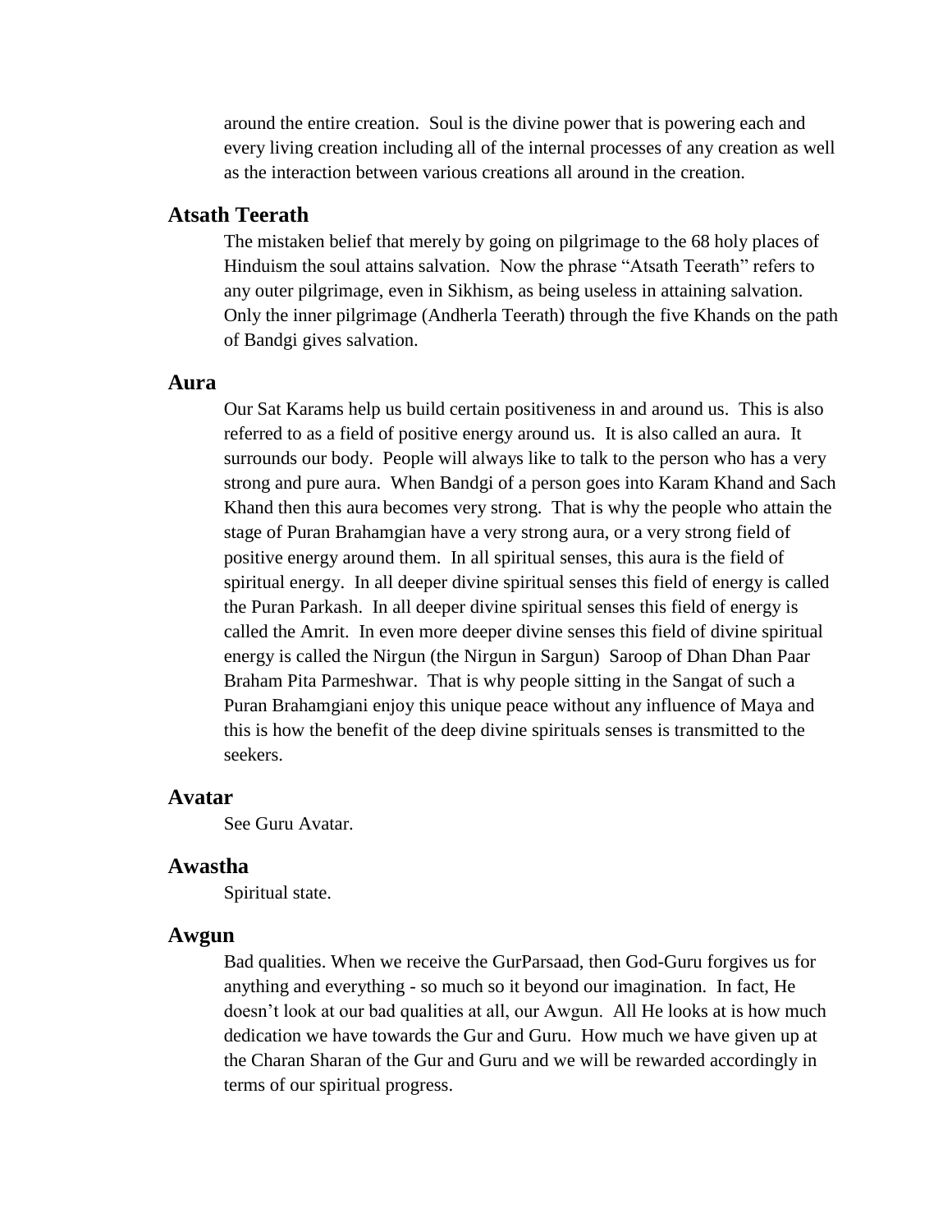around the entire creation. Soul is the divine power that is powering each and every living creation including all of the internal processes of any creation as well as the interaction between various creations all around in the creation.

### Atsath Teerath

The mistaken belief that merely by going on pilgrimage to the 68 holy places of Hinduism the soul attains salvation. Now the phrase "Atsath Teerath" refers to any outer pilgrimage, even in Sikhism, as being useless in attaining salvation. Only the inner pilgrimage (Andherla Teerath) through the five Khands on the path of Bandgi gives salvation.

### Aura

Our Sat Karams help us build certain positiveness in and around us. This is also referred to as a field of positive energy around us. It is also called an aura. It surrounds our body. People will always like to talk to the person who has a very strong and pure aura. When Bandgi of a person goes into Karam Khand and Sach Khand then this aura becomes very strong. That is why the people who attain the stage of Puran Brahamgian have a very strong aura, or a very strong field of positive energy around them. In all spiritual senses, this aura is the field of spiritual energy. In all deeper divine spiritual senses this field of energy is called the Puran Parkash. In all deeper divine spiritual senses this field of energy is called the Amrit. In even more deeper divine senses this field of divine spiritual energy is called the Nirgun (the Nirgun in Sargun) Saroop of Dhan Dhan Paar Braham Pita Parmeshwar. That is why people sitting in the Sangat of such a Puran Brahamgiani enjoy this unique peace without any influence of Maya and this is how the benefit of the deep divine spirituals senses is transmitted to the seekers.

### Avatar

See Guru Avatar.

### Awastha

Spiritual state.

### Awgun

Bad qualities. When we receive the GurParsaad, then God-Guru forgives us for anything and everything - so much so it beyond our imagination. In fact, He doesn't look at our bad qualities at all, our Awgun. All He looks at is how much dedication we have towards the Gur and Guru. How much we have given up at the Charan Sharan of the Gur and Guru and we will be rewarded accordingly in terms of our spiritual progress.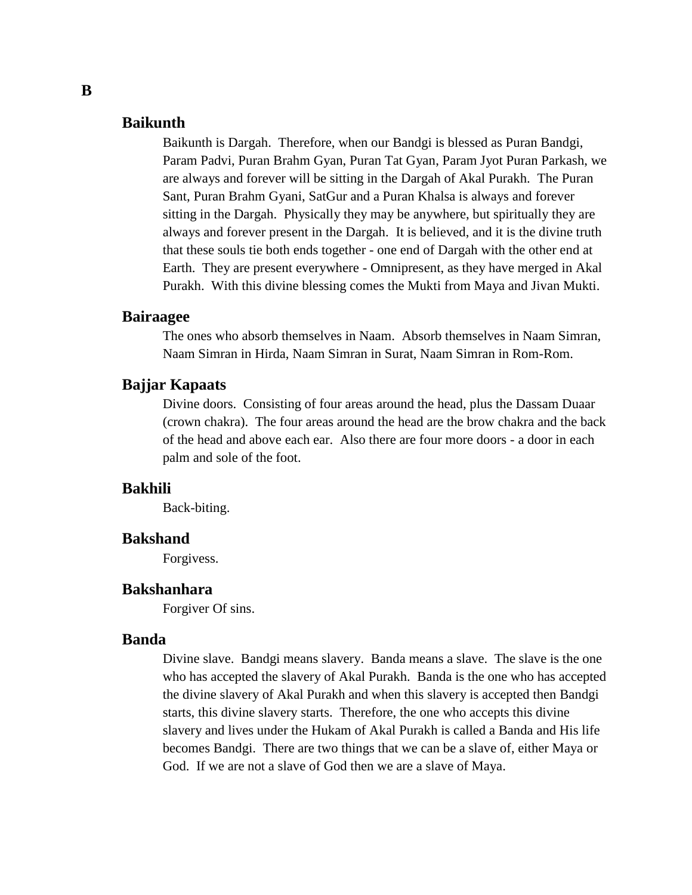# B

## Baikunth

Baikunth is Dargah. Therefore, when our Bandgi is blessed as Puran Bandgi, Param Padvi, Puran Brahm Gyan, Puran Tat Gyan, Param Jyot Puran Parkash, we are always and forever will be sitting in the Dargah of Akal Purakh. The Puran Sant, Puran Brahm Gyani, SatGur and a Puran Khalsa is always and forever sitting in the Dargah. Physically they may be anywhere, but spiritually they are always and forever present in the Dargah. It is believed, and it is the divine truth that these souls tie both ends together - one end of Dargah with the other end at Earth. They are present everywhere - Omnipresent, as they have merged in Akal Purakh. With this divine blessing comes the Mukti from Maya and Jivan Mukti.

## Bairaagee

The ones who absorb themselves in Naam. Absorb themselves in Naam Simran, Naam Simran in Hirda, Naam Simran in Surat, Naam Simran in Rom-Rom.

## Bajjar Kapaats

Divine doors. Consisting of four areas around the head, plus the Dassam Duaar (crown chakra). The four areas around the head are the brow chakra and the back of the head and above each ear. Also there are four more doors - a door in each palm and sole of the foot.

## Bakhili

Back-biting.

## Bakshand

Forgivess.

## Bakshanhara

Forgiver Of sins.

## Banda

Divine slave. Bandgi means slavery. Banda means a slave. The slave is the one who has accepted the slavery of Akal Purakh. Banda is the one who has accepted the divine slavery of Akal Purakh and when this slavery is accepted then Bandgi starts, this divine slavery starts. Therefore, the one who accepts this divine slavery and lives under the Hukam of Akal Purakh is called a Banda and His life becomes Bandgi. There are two things that we can be a slave of, either Maya or God. If we are not a slave of God then we are a slave of Maya.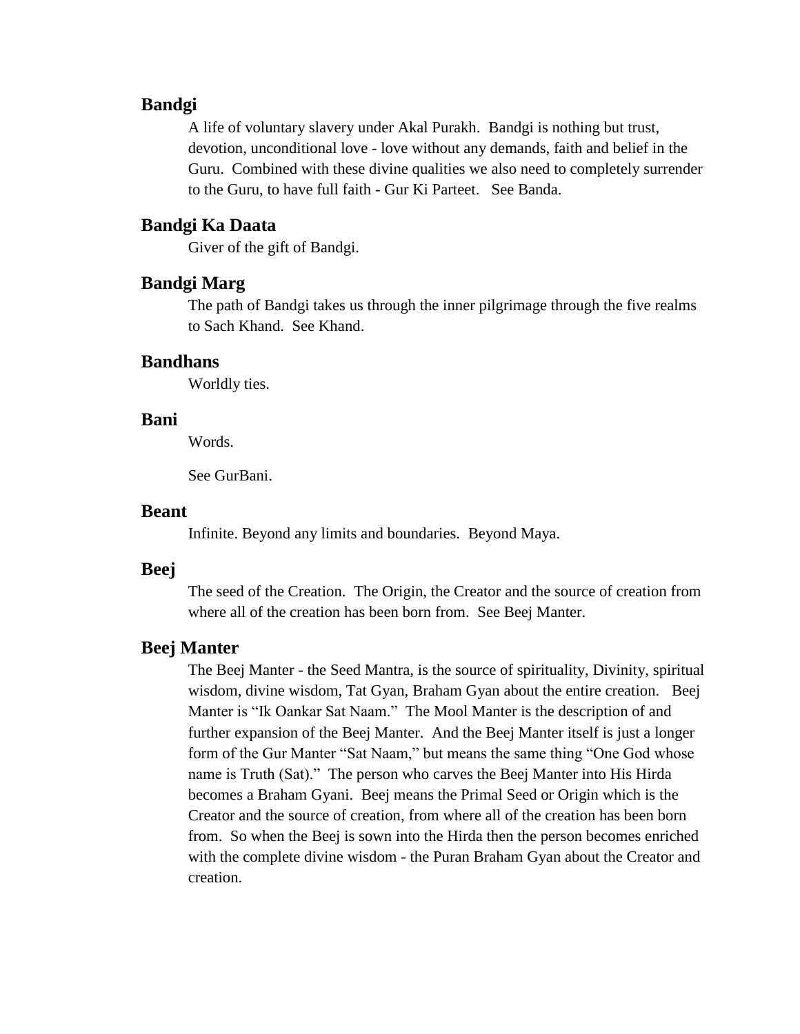### Bandgi

A life of voluntary slavery under Akal Purakh. Bandgi is nothing but trust, devotion, unconditional love - love without any demands, faith and belief in the Guru. Combined with these divine qualities we also need to completely surrender to the Guru, to have full faith - Gur Ki Parteet. See Banda.

### Bandgi Ka Daata

Giver of the gift of Bandgi.

### Bandgi Marg

The path of Bandgi takes us through the inner pilgrimage through the five realms to Sach Khand. See Khand.

### Bandhans

Worldly ties.

### Bani

Words.

See GurBani.

### Beant

Infinite. Beyond any limits and boundaries. Beyond Maya.

### Beej

The seed of the Creation. The Origin, the Creator and the source of creation from where all of the creation has been born from. See Beej Manter.

### Beej Manter

The Beej Manter - the Seed Mantra, is the source of spirituality, Divinity, spiritual wisdom, divine wisdom, Tat Gyan, Braham Gyan about the entire creation. Beej Manter is "Ik Oankar Sat Naam." The Mool Manter is the description of and further expansion of the Beej Manter. And the Beej Manter itself is just a longer form of the Gur Manter "Sat Naam," but means the same thing "One God whose name is Truth (Sat)." The person who carves the Beej Manter into His Hirda becomes a Braham Gyani. Beej means the Primal Seed or Origin which is the Creator and the source of creation, from where all of the creation has been born from. So when the Beej is sown into the Hirda then the person becomes enriched with the complete divine wisdom - the Puran Braham Gyan about the Creator and creation.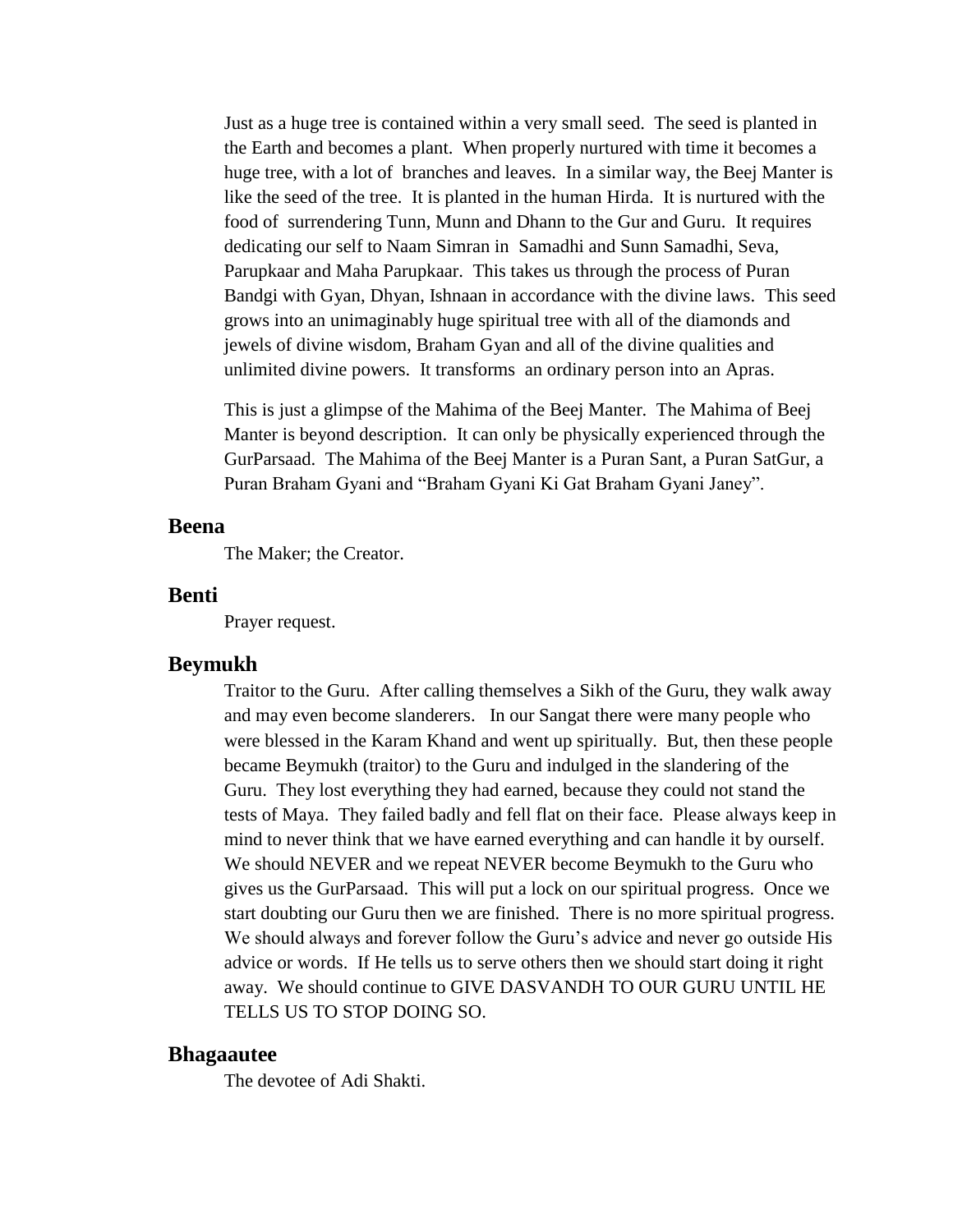Just as a huge tree is contained within a very small seed. The seed is planted in the Earth and becomes a plant. When properly nurtured with time it becomes a huge tree, with a lot of branches and leaves. In a similar way, the Beej Manter is like the seed of the tree. It is planted in the human Hirda. It is nurtured with the food of surrendering Tunn, Munn and Dhann to the Gur and Guru. It requires dedicating our self to Naam Simran in Samadhi and Sunn Samadhi, Seva, Parupkaar and Maha Parupkaar. This takes us through the process of Puran Bandgi with Gyan, Dhyan, Ishnaan in accordance with the divine laws. This seed grows into an unimaginably huge spiritual tree with all of the diamonds and jewels of divine wisdom, Braham Gyan and all of the divine qualities and unlimited divine powers. It transforms an ordinary person into an Apras.

This is just a glimpse of the Mahima of the Beej Manter. The Mahima of Beej Manter is beyond description. It can only be physically experienced through the GurParsaad. The Mahima of the Beej Manter is a Puran Sant, a Puran SatGur, a Puran Braham Gyani and "Braham Gyani Ki Gat Braham Gyani Janey".

### Beena

The Maker; the Creator.

### Benti

Prayer request.

### Beymukh

Traitor to the Guru. After calling themselves a Sikh of the Guru, they walk away and may even become slanderers. In our Sangat there were many people who were blessed in the Karam Khand and went up spiritually. But, then these people became Beymukh (traitor) to the Guru and indulged in the slandering of the Guru. They lost everything they had earned, because they could not stand the tests of Maya. They failed badly and fell flat on their face. Please always keep in mind to never think that we have earned everything and can handle it by ourself. We should NEVER and we repeat NEVER become Beymukh to the Guru who gives us the GurParsaad. This will put a lock on our spiritual progress. Once we start doubting our Guru then we are finished. There is no more spiritual progress. We should always and forever follow the Guru's advice and never go outside His advice or words. If He tells us to serve others then we should start doing it right away. We should continue to GIVE DASVANDH TO OUR GURU UNTIL HE TELLS US TO STOP DOING SO.

### Bhagaautee

The devotee of Adi Shakti.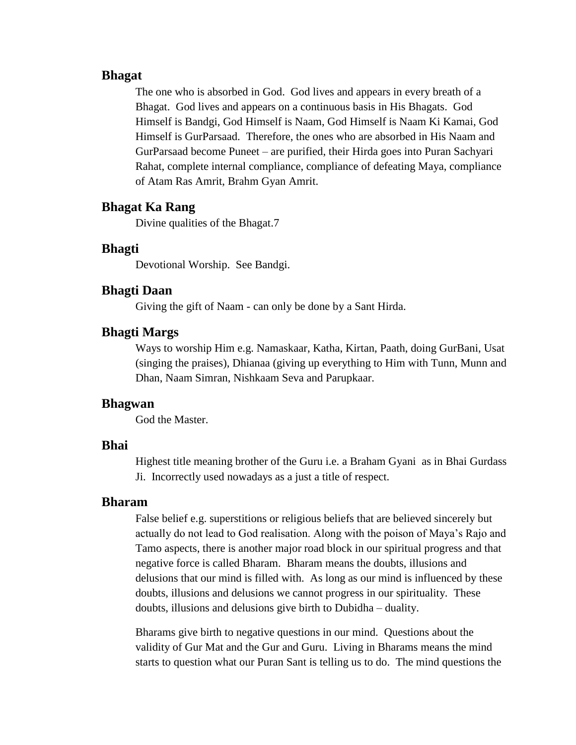### Bhagat

The one who is absorbed in God. God lives and appears in every breath of a Bhagat. God lives and appears on a continuous basis in His Bhagats. God Himself is Bandgi, God Himself is Naam, God Himself is Naam Ki Kamai, God Himself is GurParsaad. Therefore, the ones who are absorbed in His Naam and GurParsaad become Puneet – are purified, their Hirda goes into Puran Sachyari Rahat, complete internal compliance, compliance of defeating Maya, compliance of Atam Ras Amrit, Brahm Gyan Amrit.

### Bhagat Ka Rang

Divine qualities of the Bhagat.7

### Bhagti

Devotional Worship. See Bandgi.

### Bhagti Daan

Giving the gift of Naam - can only be done by a Sant Hirda.

### Bhagti Margs

Ways to worship Him e.g. Namaskaar, Katha, Kirtan, Paath, doing GurBani, Usat (singing the praises), Dhianaa (giving up everything to Him with Tunn, Munn and Dhan, Naam Simran, Nishkaam Seva and Parupkaar.

### Bhagwan

God the Master.

### Bhai

Highest title meaning brother of the Guru i.e. a Braham Gyani as in Bhai Gurdass Ji. Incorrectly used nowadays as a just a title of respect.

### Bharam

False belief e.g. superstitions or religious beliefs that are believed sincerely but actually do not lead to God realisation. Along with the poison of Maya's Rajo and Tamo aspects, there is another major road block in our spiritual progress and that negative force is called Bharam. Bharam means the doubts, illusions and delusions that our mind is filled with. As long as our mind is influenced by these doubts, illusions and delusions we cannot progress in our spirituality. These doubts, illusions and delusions give birth to Dubidha – duality.

Bharams give birth to negative questions in our mind. Questions about the validity of Gur Mat and the Gur and Guru. Living in Bharams means the mind starts to question what our Puran Sant is telling us to do. The mind questions the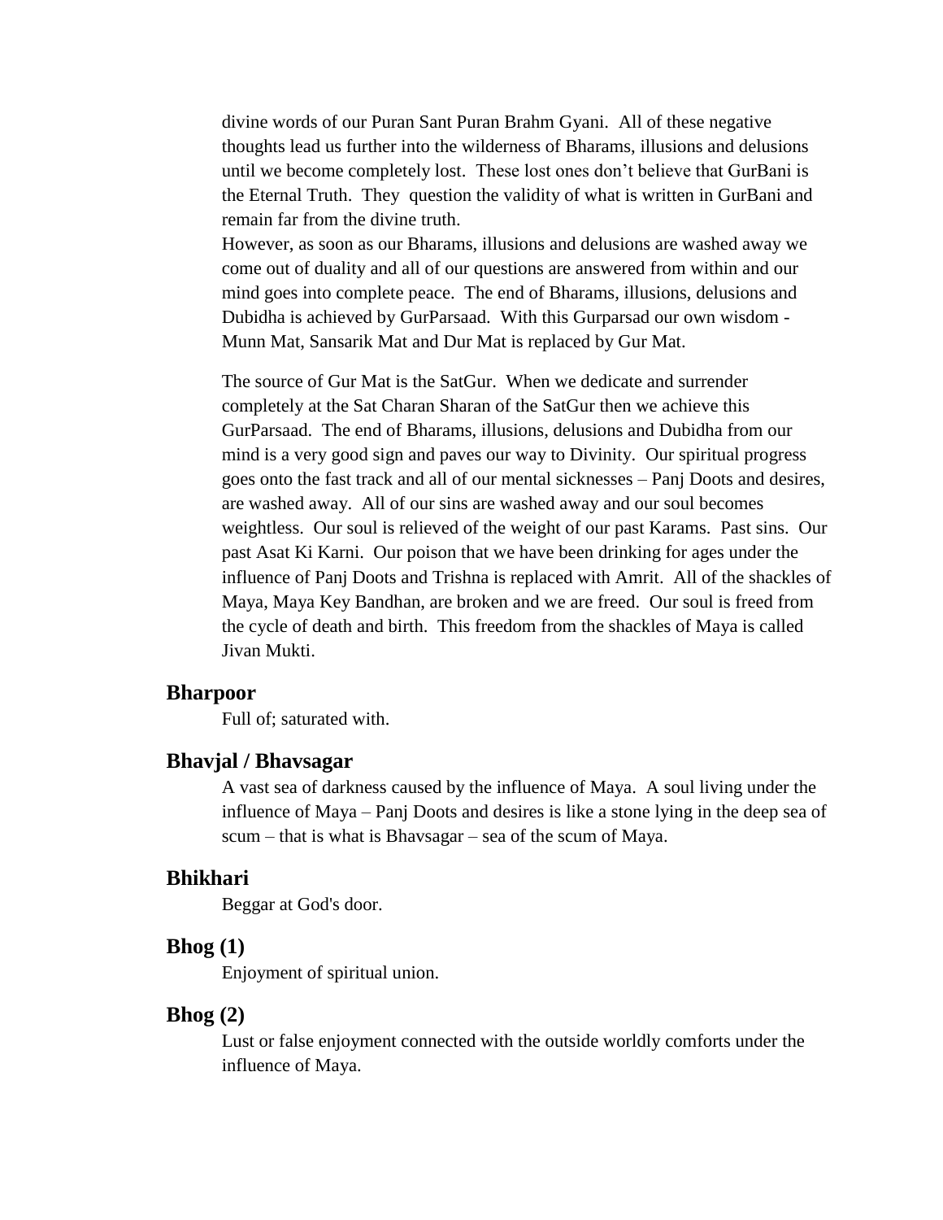divine words of our Puran Sant Puran Brahm Gyani. All of these negative thoughts lead us further into the wilderness of Bharams, illusions and delusions until we become completely lost. These lost ones don't believe that GurBani is the Eternal Truth. They question the validity of what is written in GurBani and remain far from the divine truth.
However, as soon as our Bharams, illusions and delusions are washed away we come out of duality and all of our questions are answered from within and our mind goes into complete peace. The end of Bharams, illusions, delusions and Dubidha is achieved by GurParsaad. With this Gurparsad our own wisdom - Munn Mat, Sansarik Mat and Dur Mat is replaced by Gur Mat.

The source of Gur Mat is the SatGur. When we dedicate and surrender completely at the Sat Charan Sharan of the SatGur then we achieve this GurParsaad. The end of Bharams, illusions, delusions and Dubidha from our mind is a very good sign and paves our way to Divinity. Our spiritual progress goes onto the fast track and all of our mental sicknesses – Panj Doots and desires, are washed away. All of our sins are washed away and our soul becomes weightless. Our soul is relieved of the weight of our past Karams. Past sins. Our past Asat Ki Karni. Our poison that we have been drinking for ages under the influence of Panj Doots and Trishna is replaced with Amrit. All of the shackles of Maya, Maya Key Bandhan, are broken and we are freed. Our soul is freed from the cycle of death and birth. This freedom from the shackles of Maya is called Jivan Mukti.

## Bharpoor

Full of; saturated with.

## Bhavjal / Bhavsagar

A vast sea of darkness caused by the influence of Maya. A soul living under the influence of Maya – Panj Doots and desires is like a stone lying in the deep sea of scum – that is what is Bhavsagar – sea of the scum of Maya.

## Bhikhari

Beggar at God's door.

## Bhog (1)

Enjoyment of spiritual union.

## Bhog (2)

Lust or false enjoyment connected with the outside worldly comforts under the influence of Maya.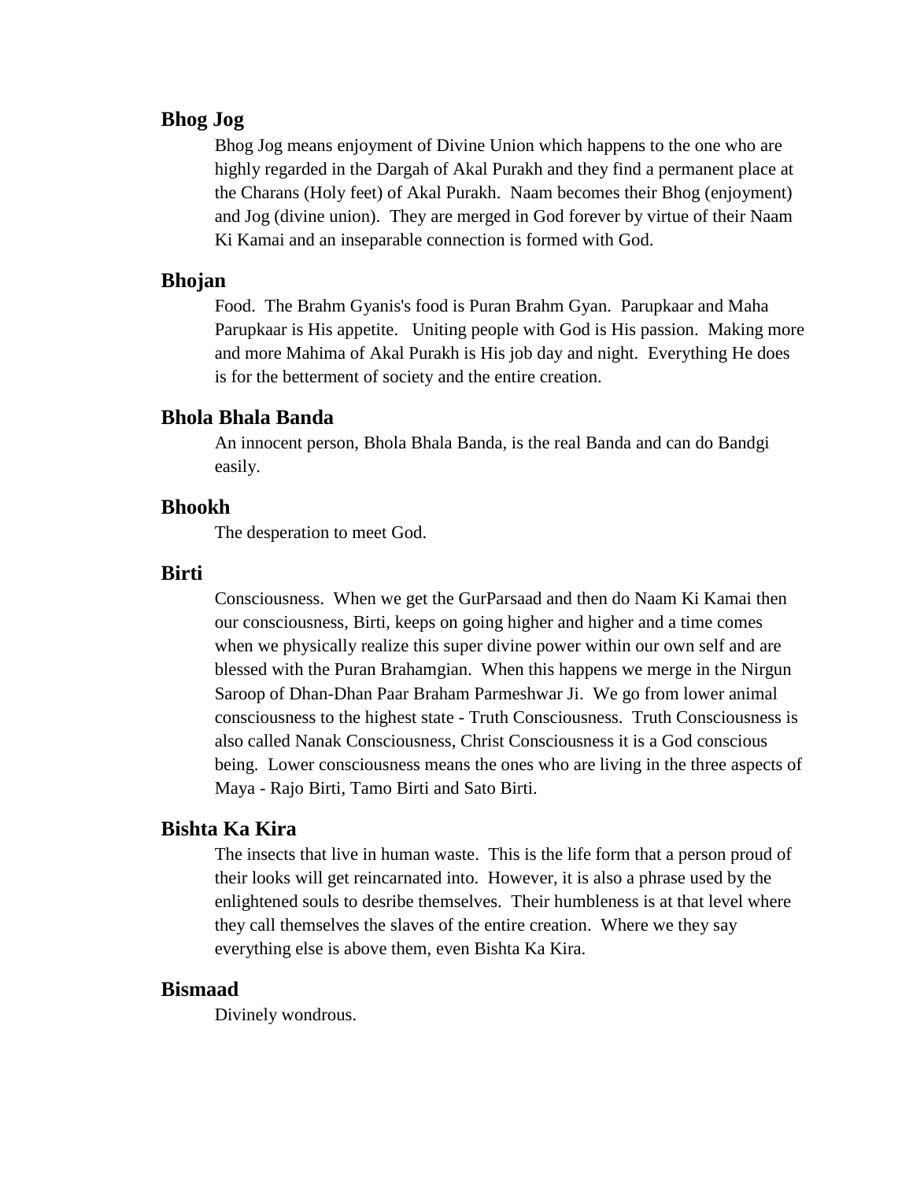### Bhog Jog

Bhog Jog means enjoyment of Divine Union which happens to the one who are highly regarded in the Dargah of Akal Purakh and they find a permanent place at the Charans (Holy feet) of Akal Purakh. Naam becomes their Bhog (enjoyment) and Jog (divine union). They are merged in God forever by virtue of their Naam Ki Kamai and an inseparable connection is formed with God.

### Bhojan

Food. The Brahm Gyanis's food is Puran Brahm Gyan. Parupkaar and Maha Parupkaar is His appetite. Uniting people with God is His passion. Making more and more Mahima of Akal Purakh is His job day and night. Everything He does is for the betterment of society and the entire creation.

### Bhola Bhala Banda

An innocent person, Bhola Bhala Banda, is the real Banda and can do Bandgi easily.

### Bhookh

The desperation to meet God.

### Birti

Consciousness. When we get the GurParsaad and then do Naam Ki Kamai then our consciousness, Birti, keeps on going higher and higher and a time comes when we physically realize this super divine power within our own self and are blessed with the Puran Brahamgian. When this happens we merge in the Nirgun Saroop of Dhan-Dhan Paar Braham Parmeshwar Ji. We go from lower animal consciousness to the highest state - Truth Consciousness. Truth Consciousness is also called Nanak Consciousness, Christ Consciousness it is a God conscious being. Lower consciousness means the ones who are living in the three aspects of Maya - Rajo Birti, Tamo Birti and Sato Birti.

### Bishta Ka Kira

The insects that live in human waste. This is the life form that a person proud of their looks will get reincarnated into. However, it is also a phrase used by the enlightened souls to desribe themselves. Their humbleness is at that level where they call themselves the slaves of the entire creation. Where we they say everything else is above them, even Bishta Ka Kira.

### Bismaad

Divinely wondrous.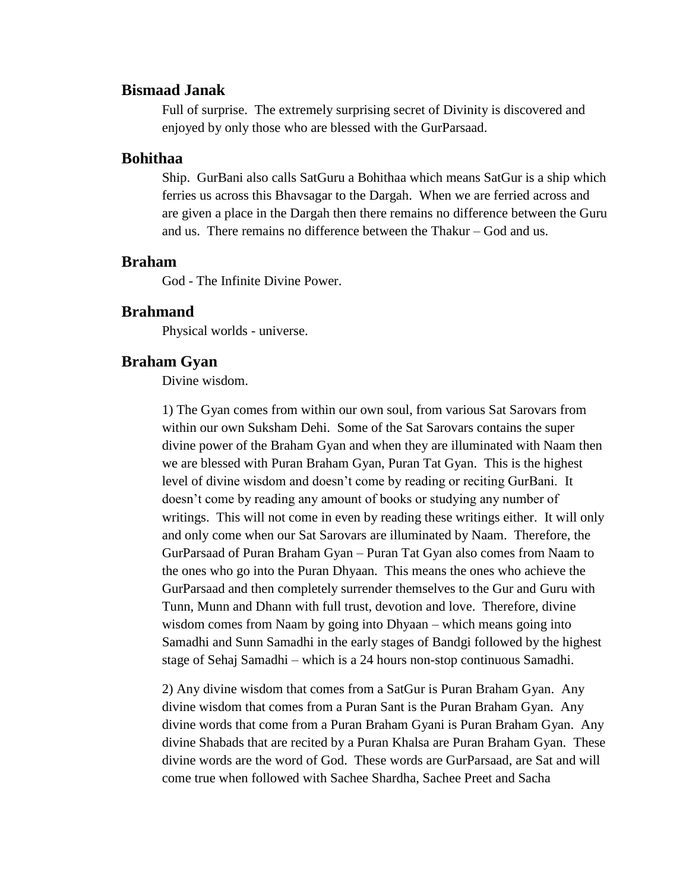### Bismaad Janak

Full of surprise. The extremely surprising secret of Divinity is discovered and enjoyed by only those who are blessed with the GurParsaad.

### Bohithaa

Ship. GurBani also calls SatGuru a Bohithaa which means SatGur is a ship which ferries us across this Bhavsagar to the Dargah. When we are ferried across and are given a place in the Dargah then there remains no difference between the Guru and us. There remains no difference between the Thakur – God and us.

### Braham

God - The Infinite Divine Power.

### Brahmand

Physical worlds - universe.

### Braham Gyan

Divine wisdom.

1) The Gyan comes from within our own soul, from various Sat Sarovars from within our own Suksham Dehi. Some of the Sat Sarovars contains the super divine power of the Braham Gyan and when they are illuminated with Naam then we are blessed with Puran Braham Gyan, Puran Tat Gyan. This is the highest level of divine wisdom and doesn't come by reading or reciting GurBani. It doesn't come by reading any amount of books or studying any number of writings. This will not come in even by reading these writings either. It will only and only come when our Sat Sarovars are illuminated by Naam. Therefore, the GurParsaad of Puran Braham Gyan – Puran Tat Gyan also comes from Naam to the ones who go into the Puran Dhyaan. This means the ones who achieve the GurParsaad and then completely surrender themselves to the Gur and Guru with Tunn, Munn and Dhann with full trust, devotion and love. Therefore, divine wisdom comes from Naam by going into Dhyaan – which means going into Samadhi and Sunn Samadhi in the early stages of Bandgi followed by the highest stage of Sehaj Samadhi – which is a 24 hours non-stop continuous Samadhi.

2) Any divine wisdom that comes from a SatGur is Puran Braham Gyan. Any divine wisdom that comes from a Puran Sant is the Puran Braham Gyan. Any divine words that come from a Puran Braham Gyani is Puran Braham Gyan. Any divine Shabads that are recited by a Puran Khalsa are Puran Braham Gyan. These divine words are the word of God. These words are GurParsaad, are Sat and will come true when followed with Sachee Shardha, Sachee Preet and Sacha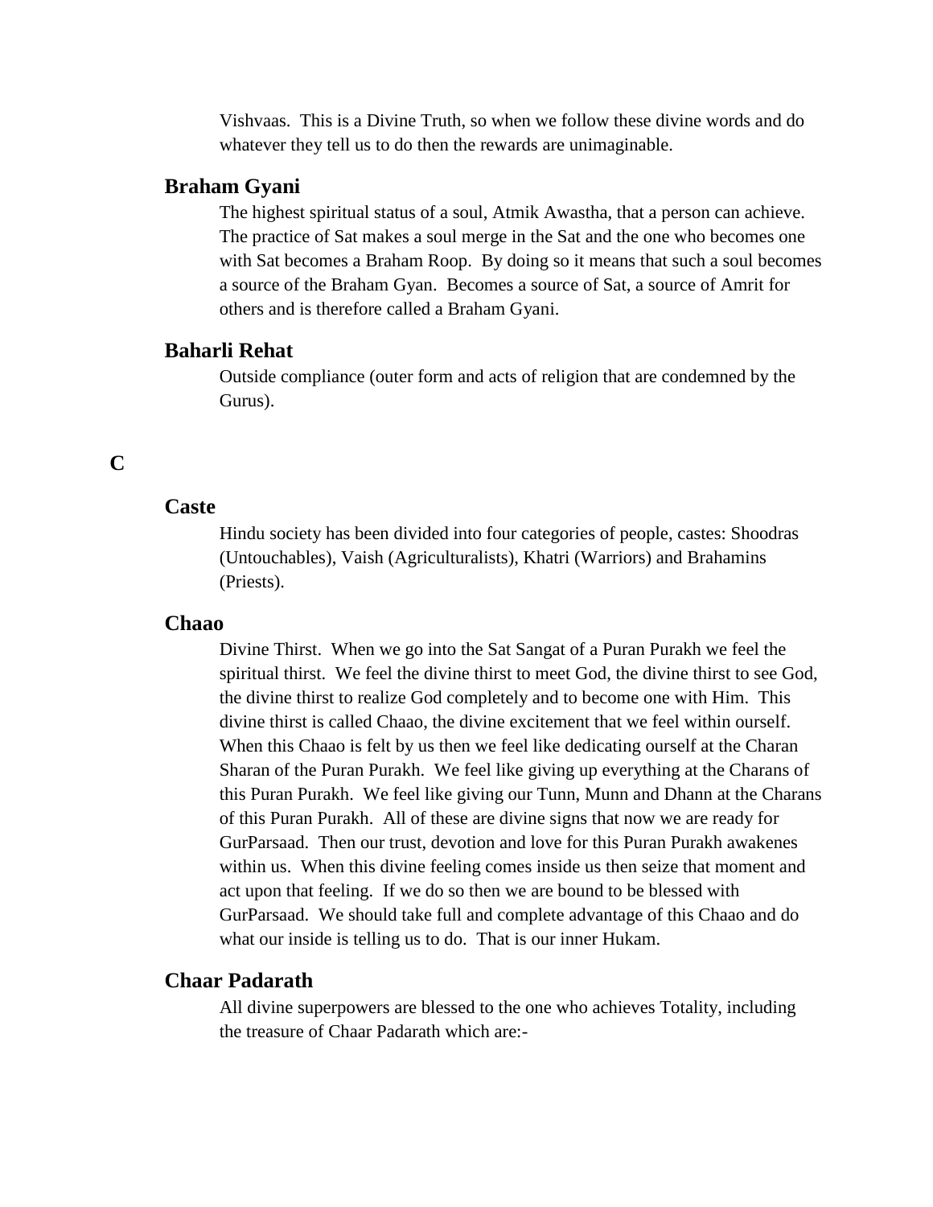Vishvaas. This is a Divine Truth, so when we follow these divine words and do whatever they tell us to do then the rewards are unimaginable.

### Braham Gyani

The highest spiritual status of a soul, Atmik Awastha, that a person can achieve. The practice of Sat makes a soul merge in the Sat and the one who becomes one with Sat becomes a Braham Roop. By doing so it means that such a soul becomes a source of the Braham Gyan. Becomes a source of Sat, a source of Amrit for others and is therefore called a Braham Gyani.

### Baharli Rehat

Outside compliance (outer form and acts of religion that are condemned by the Gurus).

## C

### Caste

Hindu society has been divided into four categories of people, castes: Shoodras (Untouchables), Vaish (Agriculturalists), Khatri (Warriors) and Brahamins (Priests).

### Chaao

Divine Thirst. When we go into the Sat Sangat of a Puran Purakh we feel the spiritual thirst. We feel the divine thirst to meet God, the divine thirst to see God, the divine thirst to realize God completely and to become one with Him. This divine thirst is called Chaao, the divine excitement that we feel within ourself. When this Chaao is felt by us then we feel like dedicating ourself at the Charan Sharan of the Puran Purakh. We feel like giving up everything at the Charans of this Puran Purakh. We feel like giving our Tunn, Munn and Dhann at the Charans of this Puran Purakh. All of these are divine signs that now we are ready for GurParsaad. Then our trust, devotion and love for this Puran Purakh awakenes within us. When this divine feeling comes inside us then seize that moment and act upon that feeling. If we do so then we are bound to be blessed with GurParsaad. We should take full and complete advantage of this Chaao and do what our inside is telling us to do. That is our inner Hukam.

### Chaar Padarath

All divine superpowers are blessed to the one who achieves Totality, including the treasure of Chaar Padarath which are:-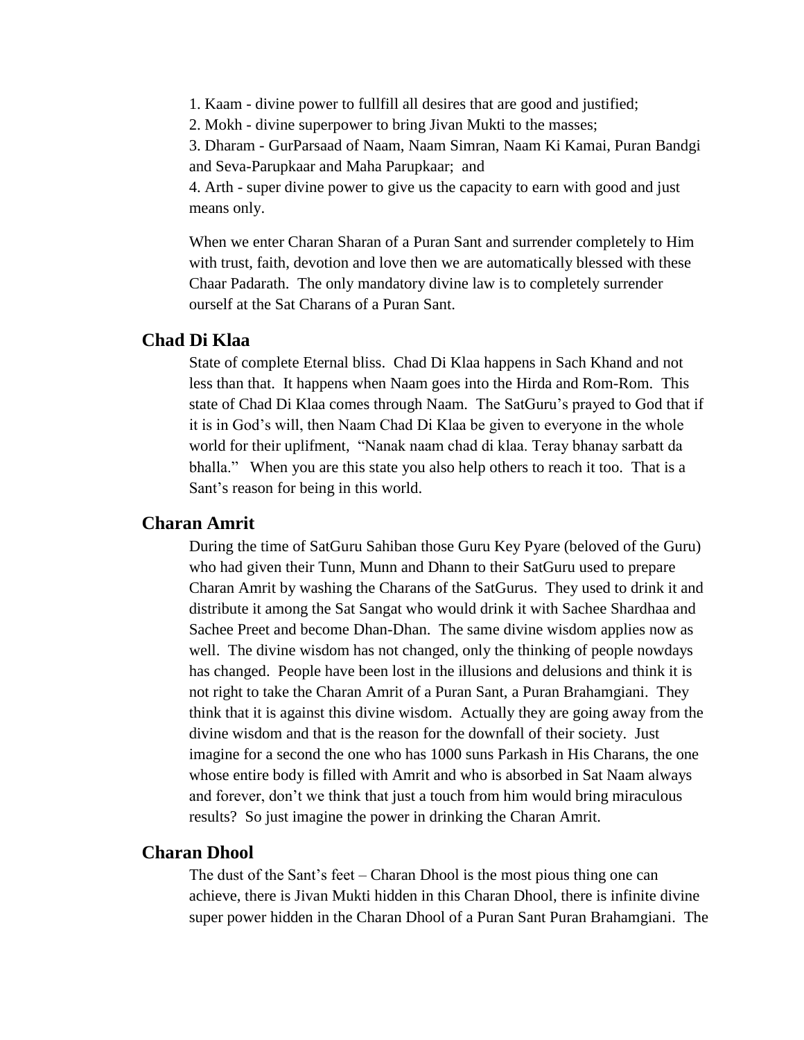1. Kaam - divine power to fullfill all desires that are good and justified;
2. Mokh - divine superpower to bring Jivan Mukti to the masses;
3. Dharam - GurParsaad of Naam, Naam Simran, Naam Ki Kamai, Puran Bandgi and Seva-Parupkaar and Maha Parupkaar; and
4. Arth - super divine power to give us the capacity to earn with good and just means only.

When we enter Charan Sharan of a Puran Sant and surrender completely to Him with trust, faith, devotion and love then we are automatically blessed with these Chaar Padarath. The only mandatory divine law is to completely surrender ourself at the Sat Charans of a Puran Sant.

## Chad Di Klaa

State of complete Eternal bliss. Chad Di Klaa happens in Sach Khand and not less than that. It happens when Naam goes into the Hirda and Rom-Rom. This state of Chad Di Klaa comes through Naam. The SatGuru's prayed to God that if it is in God's will, then Naam Chad Di Klaa be given to everyone in the whole world for their uplifment, "Nanak naam chad di klaa. Teray bhanay sarbatt da bhalla." When you are this state you also help others to reach it too. That is a Sant's reason for being in this world.

## Charan Amrit

During the time of SatGuru Sahiban those Guru Key Pyare (beloved of the Guru) who had given their Tunn, Munn and Dhann to their SatGuru used to prepare Charan Amrit by washing the Charans of the SatGurus. They used to drink it and distribute it among the Sat Sangat who would drink it with Sachee Shardhaa and Sachee Preet and become Dhan-Dhan. The same divine wisdom applies now as well. The divine wisdom has not changed, only the thinking of people nowdays has changed. People have been lost in the illusions and delusions and think it is not right to take the Charan Amrit of a Puran Sant, a Puran Brahamgiani. They think that it is against this divine wisdom. Actually they are going away from the divine wisdom and that is the reason for the downfall of their society. Just imagine for a second the one who has 1000 suns Parkash in His Charans, the one whose entire body is filled with Amrit and who is absorbed in Sat Naam always and forever, don't we think that just a touch from him would bring miraculous results? So just imagine the power in drinking the Charan Amrit.

## Charan Dhool

The dust of the Sant's feet – Charan Dhool is the most pious thing one can achieve, there is Jivan Mukti hidden in this Charan Dhool, there is infinite divine super power hidden in the Charan Dhool of a Puran Sant Puran Brahamgiani. The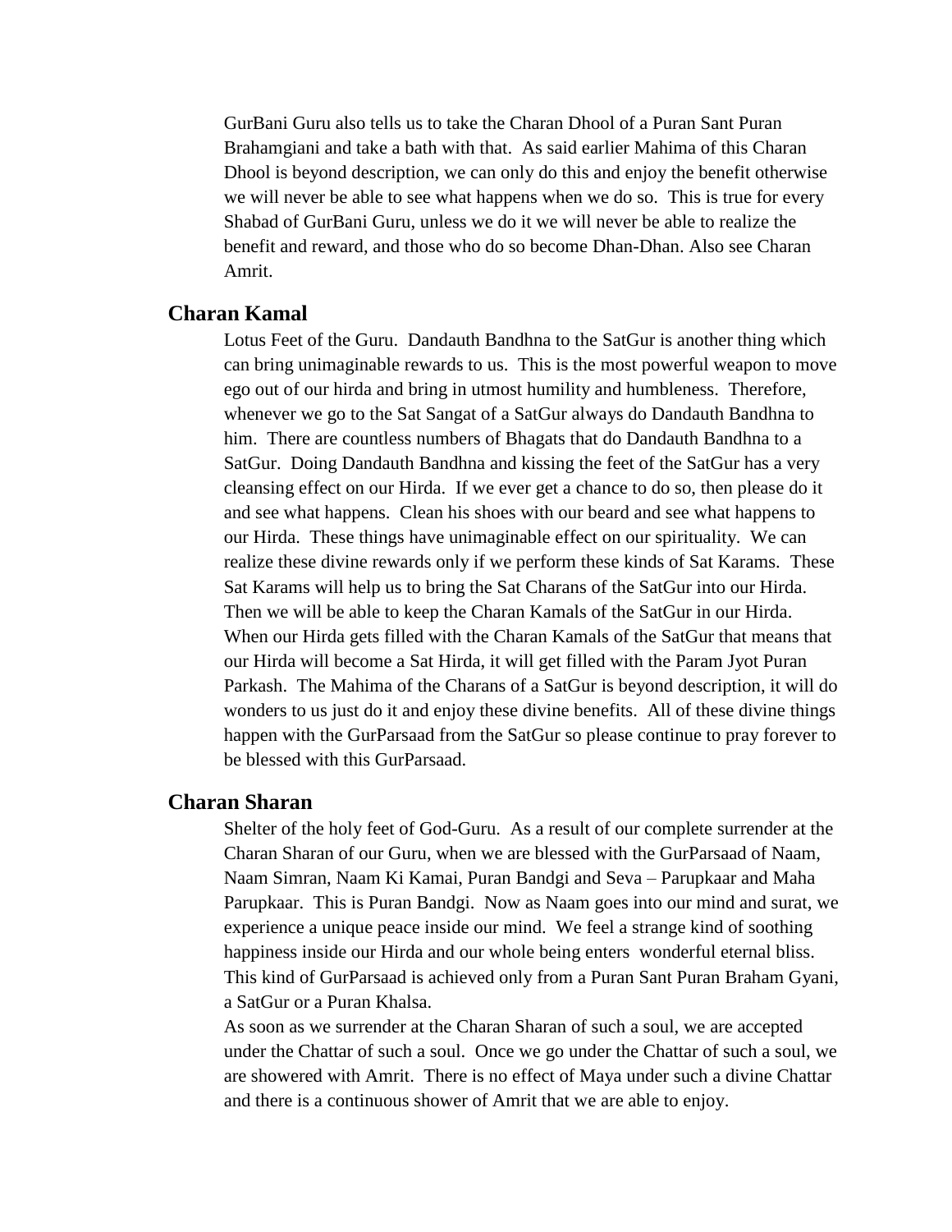GurBani Guru also tells us to take the Charan Dhool of a Puran Sant Puran Brahamgiani and take a bath with that. As said earlier Mahima of this Charan Dhool is beyond description, we can only do this and enjoy the benefit otherwise we will never be able to see what happens when we do so. This is true for every Shabad of GurBani Guru, unless we do it we will never be able to realize the benefit and reward, and those who do so become Dhan-Dhan. Also see Charan Amrit.

## Charan Kamal

Lotus Feet of the Guru. Dandauth Bandhna to the SatGur is another thing which can bring unimaginable rewards to us. This is the most powerful weapon to move ego out of our hirda and bring in utmost humility and humbleness. Therefore, whenever we go to the Sat Sangat of a SatGur always do Dandauth Bandhna to him. There are countless numbers of Bhagats that do Dandauth Bandhna to a SatGur. Doing Dandauth Bandhna and kissing the feet of the SatGur has a very cleansing effect on our Hirda. If we ever get a chance to do so, then please do it and see what happens. Clean his shoes with our beard and see what happens to our Hirda. These things have unimaginable effect on our spirituality. We can realize these divine rewards only if we perform these kinds of Sat Karams. These Sat Karams will help us to bring the Sat Charans of the SatGur into our Hirda. Then we will be able to keep the Charan Kamals of the SatGur in our Hirda. When our Hirda gets filled with the Charan Kamals of the SatGur that means that our Hirda will become a Sat Hirda, it will get filled with the Param Jyot Puran Parkash. The Mahima of the Charans of a SatGur is beyond description, it will do wonders to us just do it and enjoy these divine benefits. All of these divine things happen with the GurParsaad from the SatGur so please continue to pray forever to be blessed with this GurParsaad.

## Charan Sharan

Shelter of the holy feet of God-Guru. As a result of our complete surrender at the Charan Sharan of our Guru, when we are blessed with the GurParsaad of Naam, Naam Simran, Naam Ki Kamai, Puran Bandgi and Seva – Parupkaar and Maha Parupkaar. This is Puran Bandgi. Now as Naam goes into our mind and surat, we experience a unique peace inside our mind. We feel a strange kind of soothing happiness inside our Hirda and our whole being enters wonderful eternal bliss. This kind of GurParsaad is achieved only from a Puran Sant Puran Braham Gyani, a SatGur or a Puran Khalsa.

As soon as we surrender at the Charan Sharan of such a soul, we are accepted under the Chattar of such a soul. Once we go under the Chattar of such a soul, we are showered with Amrit. There is no effect of Maya under such a divine Chattar and there is a continuous shower of Amrit that we are able to enjoy.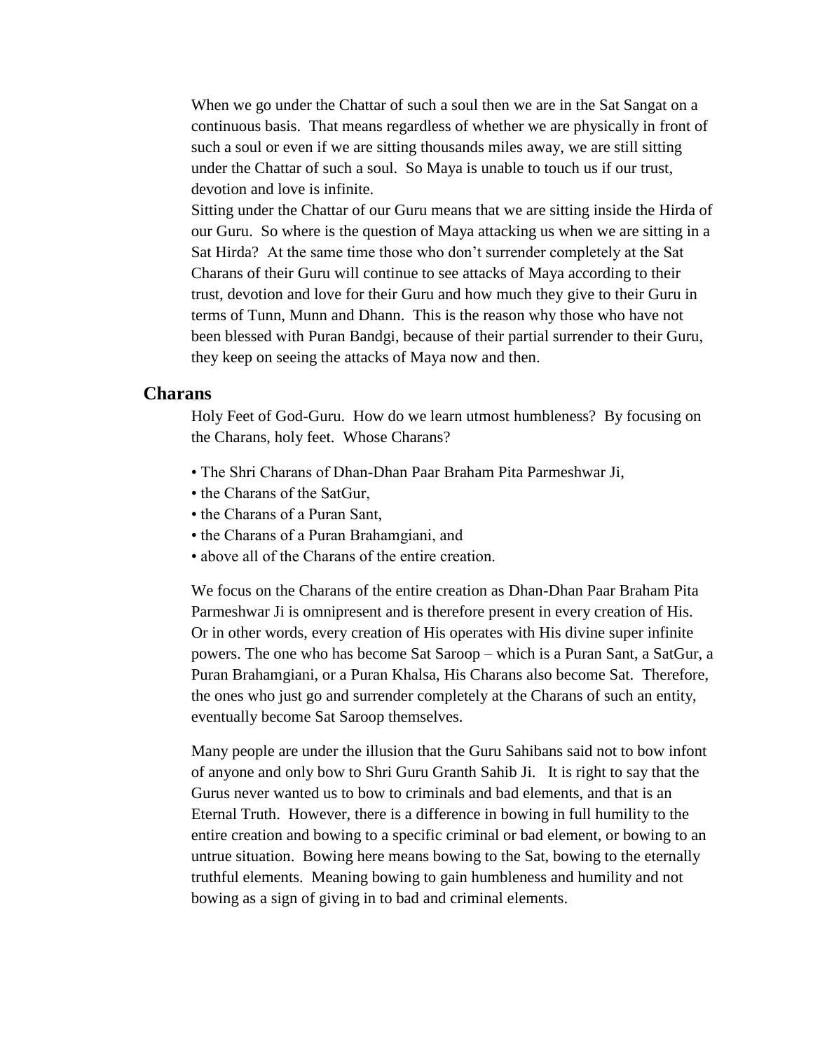When we go under the Chattar of such a soul then we are in the Sat Sangat on a continuous basis. That means regardless of whether we are physically in front of such a soul or even if we are sitting thousands miles away, we are still sitting under the Chattar of such a soul. So Maya is unable to touch us if our trust, devotion and love is infinite.

Sitting under the Chattar of our Guru means that we are sitting inside the Hirda of our Guru. So where is the question of Maya attacking us when we are sitting in a Sat Hirda? At the same time those who don't surrender completely at the Sat Charans of their Guru will continue to see attacks of Maya according to their trust, devotion and love for their Guru and how much they give to their Guru in terms of Tunn, Munn and Dhann. This is the reason why those who have not been blessed with Puran Bandgi, because of their partial surrender to their Guru, they keep on seeing the attacks of Maya now and then.

## Charans

Holy Feet of God-Guru. How do we learn utmost humbleness? By focusing on the Charans, holy feet. Whose Charans?

- The Shri Charans of Dhan-Dhan Paar Braham Pita Parmeshwar Ji,
- the Charans of the SatGur,
- the Charans of a Puran Sant,
- the Charans of a Puran Brahamgiani, and
- above all of the Charans of the entire creation.

We focus on the Charans of the entire creation as Dhan-Dhan Paar Braham Pita Parmeshwar Ji is omnipresent and is therefore present in every creation of His. Or in other words, every creation of His operates with His divine super infinite powers. The one who has become Sat Saroop – which is a Puran Sant, a SatGur, a Puran Brahamgiani, or a Puran Khalsa, His Charans also become Sat. Therefore, the ones who just go and surrender completely at the Charans of such an entity, eventually become Sat Saroop themselves.

Many people are under the illusion that the Guru Sahibans said not to bow infont of anyone and only bow to Shri Guru Granth Sahib Ji. It is right to say that the Gurus never wanted us to bow to criminals and bad elements, and that is an Eternal Truth. However, there is a difference in bowing in full humility to the entire creation and bowing to a specific criminal or bad element, or bowing to an untrue situation. Bowing here means bowing to the Sat, bowing to the eternally truthful elements. Meaning bowing to gain humbleness and humility and not bowing as a sign of giving in to bad and criminal elements.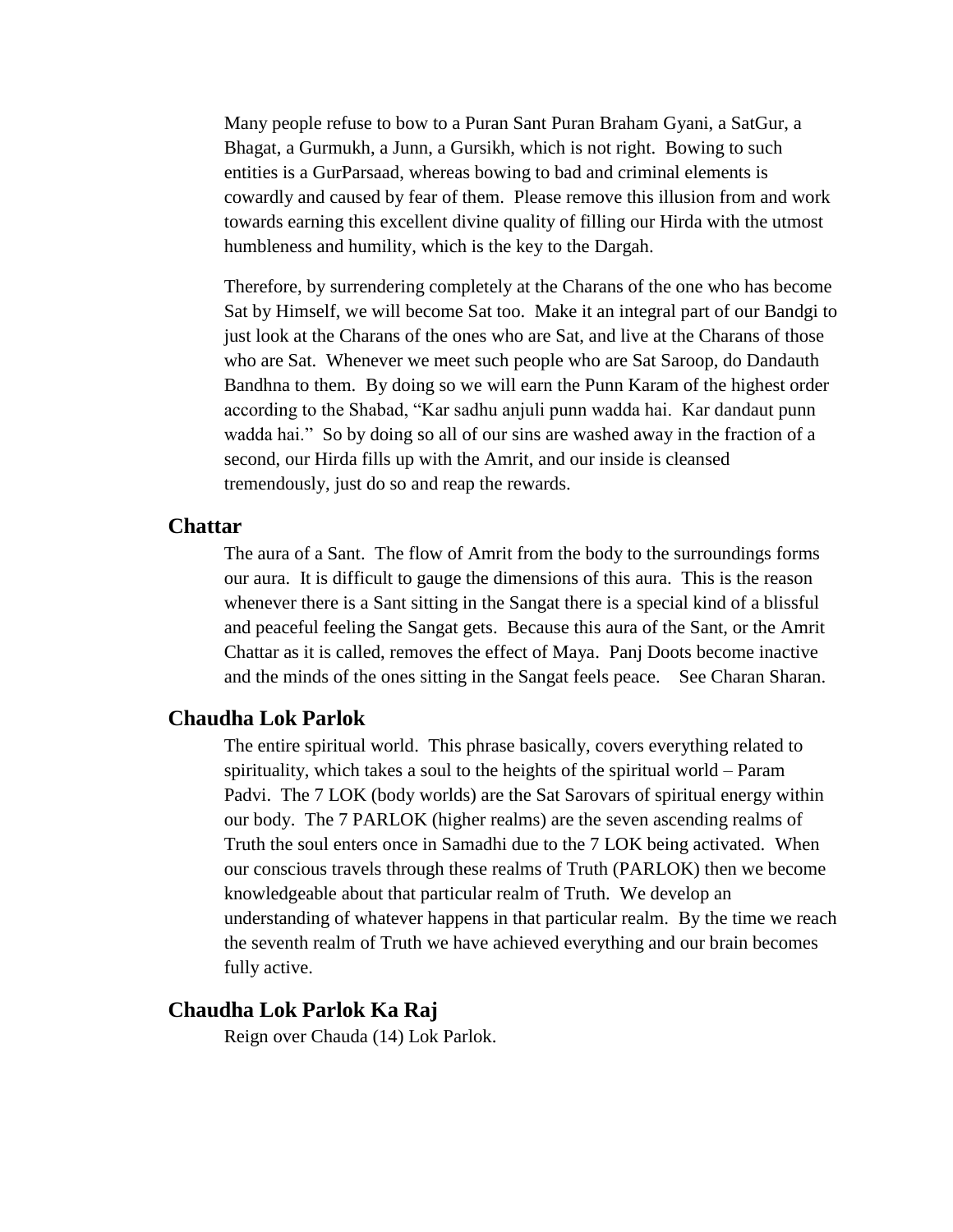Many people refuse to bow to a Puran Sant Puran Braham Gyani, a SatGur, a Bhagat, a Gurmukh, a Junn, a Gursikh, which is not right. Bowing to such entities is a GurParsaad, whereas bowing to bad and criminal elements is cowardly and caused by fear of them. Please remove this illusion from and work towards earning this excellent divine quality of filling our Hirda with the utmost humbleness and humility, which is the key to the Dargah.

Therefore, by surrendering completely at the Charans of the one who has become Sat by Himself, we will become Sat too. Make it an integral part of our Bandgi to just look at the Charans of the ones who are Sat, and live at the Charans of those who are Sat. Whenever we meet such people who are Sat Saroop, do Dandauth Bandhna to them. By doing so we will earn the Punn Karam of the highest order according to the Shabad, "Kar sadhu anjuli punn wadda hai. Kar dandaut punn wadda hai." So by doing so all of our sins are washed away in the fraction of a second, our Hirda fills up with the Amrit, and our inside is cleansed tremendously, just do so and reap the rewards.

## Chattar

The aura of a Sant. The flow of Amrit from the body to the surroundings forms our aura. It is difficult to gauge the dimensions of this aura. This is the reason whenever there is a Sant sitting in the Sangat there is a special kind of a blissful and peaceful feeling the Sangat gets. Because this aura of the Sant, or the Amrit Chattar as it is called, removes the effect of Maya. Panj Doots become inactive and the minds of the ones sitting in the Sangat feels peace. See Charan Sharan.

## Chaudha Lok Parlok

The entire spiritual world. This phrase basically, covers everything related to spirituality, which takes a soul to the heights of the spiritual world – Param Padvi. The 7 LOK (body worlds) are the Sat Sarovars of spiritual energy within our body. The 7 PARLOK (higher realms) are the seven ascending realms of Truth the soul enters once in Samadhi due to the 7 LOK being activated. When our conscious travels through these realms of Truth (PARLOK) then we become knowledgeable about that particular realm of Truth. We develop an understanding of whatever happens in that particular realm. By the time we reach the seventh realm of Truth we have achieved everything and our brain becomes fully active.

## Chaudha Lok Parlok Ka Raj

Reign over Chauda (14) Lok Parlok.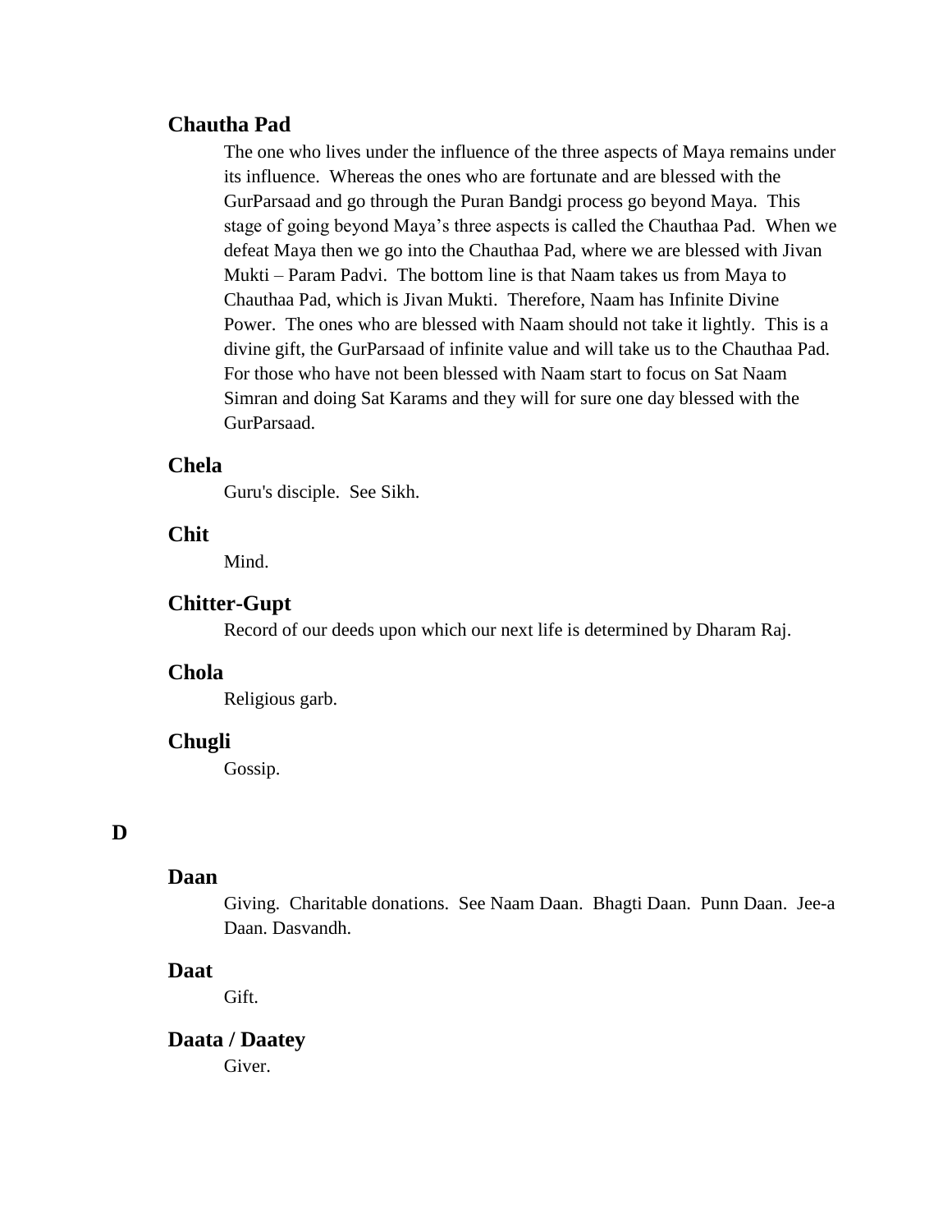### Chautha Pad

The one who lives under the influence of the three aspects of Maya remains under its influence. Whereas the ones who are fortunate and are blessed with the GurParsaad and go through the Puran Bandgi process go beyond Maya. This stage of going beyond Maya's three aspects is called the Chauthaa Pad. When we defeat Maya then we go into the Chauthaa Pad, where we are blessed with Jivan Mukti – Param Padvi. The bottom line is that Naam takes us from Maya to Chauthaa Pad, which is Jivan Mukti. Therefore, Naam has Infinite Divine Power. The ones who are blessed with Naam should not take it lightly. This is a divine gift, the GurParsaad of infinite value and will take us to the Chauthaa Pad. For those who have not been blessed with Naam start to focus on Sat Naam Simran and doing Sat Karams and they will for sure one day blessed with the GurParsaad.

### Chela

Guru's disciple. See Sikh.

### Chit

Mind.

### Chitter-Gupt

Record of our deeds upon which our next life is determined by Dharam Raj.

### Chola

Religious garb.

### Chugli

Gossip.

## D

### Daan

Giving. Charitable donations. See Naam Daan. Bhagti Daan. Punn Daan. Jee-a Daan. Dasvandh.

### Daat

Gift.

### Daata / Daatey

Giver.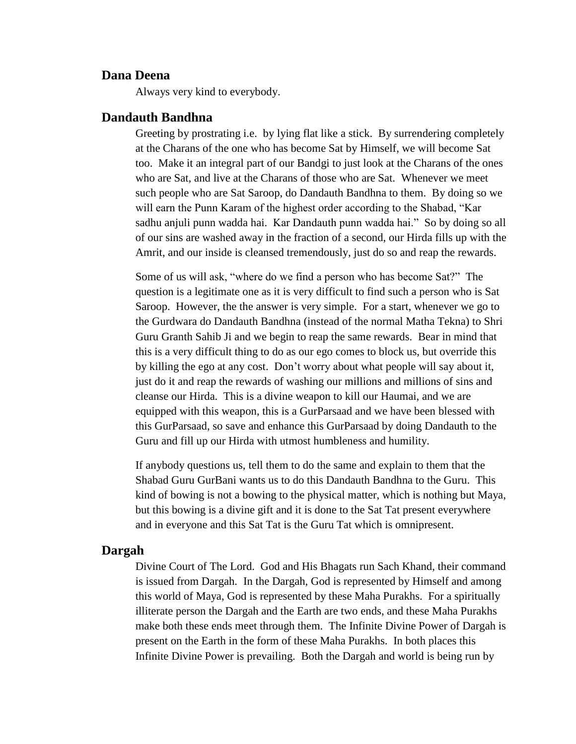### Dana Deena

Always very kind to everybody.

### Dandauth Bandhna

Greeting by prostrating i.e. by lying flat like a stick. By surrendering completely at the Charans of the one who has become Sat by Himself, we will become Sat too. Make it an integral part of our Bandgi to just look at the Charans of the ones who are Sat, and live at the Charans of those who are Sat. Whenever we meet such people who are Sat Saroop, do Dandauth Bandhna to them. By doing so we will earn the Punn Karam of the highest order according to the Shabad, "Kar sadhu anjuli punn wadda hai. Kar Dandauth punn wadda hai." So by doing so all of our sins are washed away in the fraction of a second, our Hirda fills up with the Amrit, and our inside is cleansed tremendously, just do so and reap the rewards.

Some of us will ask, "where do we find a person who has become Sat?" The question is a legitimate one as it is very difficult to find such a person who is Sat Saroop. However, the the answer is very simple. For a start, whenever we go to the Gurdwara do Dandauth Bandhna (instead of the normal Matha Tekna) to Shri Guru Granth Sahib Ji and we begin to reap the same rewards. Bear in mind that this is a very difficult thing to do as our ego comes to block us, but override this by killing the ego at any cost. Don't worry about what people will say about it, just do it and reap the rewards of washing our millions and millions of sins and cleanse our Hirda. This is a divine weapon to kill our Haumai, and we are equipped with this weapon, this is a GurParsaad and we have been blessed with this GurParsaad, so save and enhance this GurParsaad by doing Dandauth to the Guru and fill up our Hirda with utmost humbleness and humility.

If anybody questions us, tell them to do the same and explain to them that the Shabad Guru GurBani wants us to do this Dandauth Bandhna to the Guru. This kind of bowing is not a bowing to the physical matter, which is nothing but Maya, but this bowing is a divine gift and it is done to the Sat Tat present everywhere and in everyone and this Sat Tat is the Guru Tat which is omnipresent.

### Dargah

Divine Court of The Lord. God and His Bhagats run Sach Khand, their command is issued from Dargah. In the Dargah, God is represented by Himself and among this world of Maya, God is represented by these Maha Purakhs. For a spiritually illiterate person the Dargah and the Earth are two ends, and these Maha Purakhs make both these ends meet through them. The Infinite Divine Power of Dargah is present on the Earth in the form of these Maha Purakhs. In both places this Infinite Divine Power is prevailing. Both the Dargah and world is being run by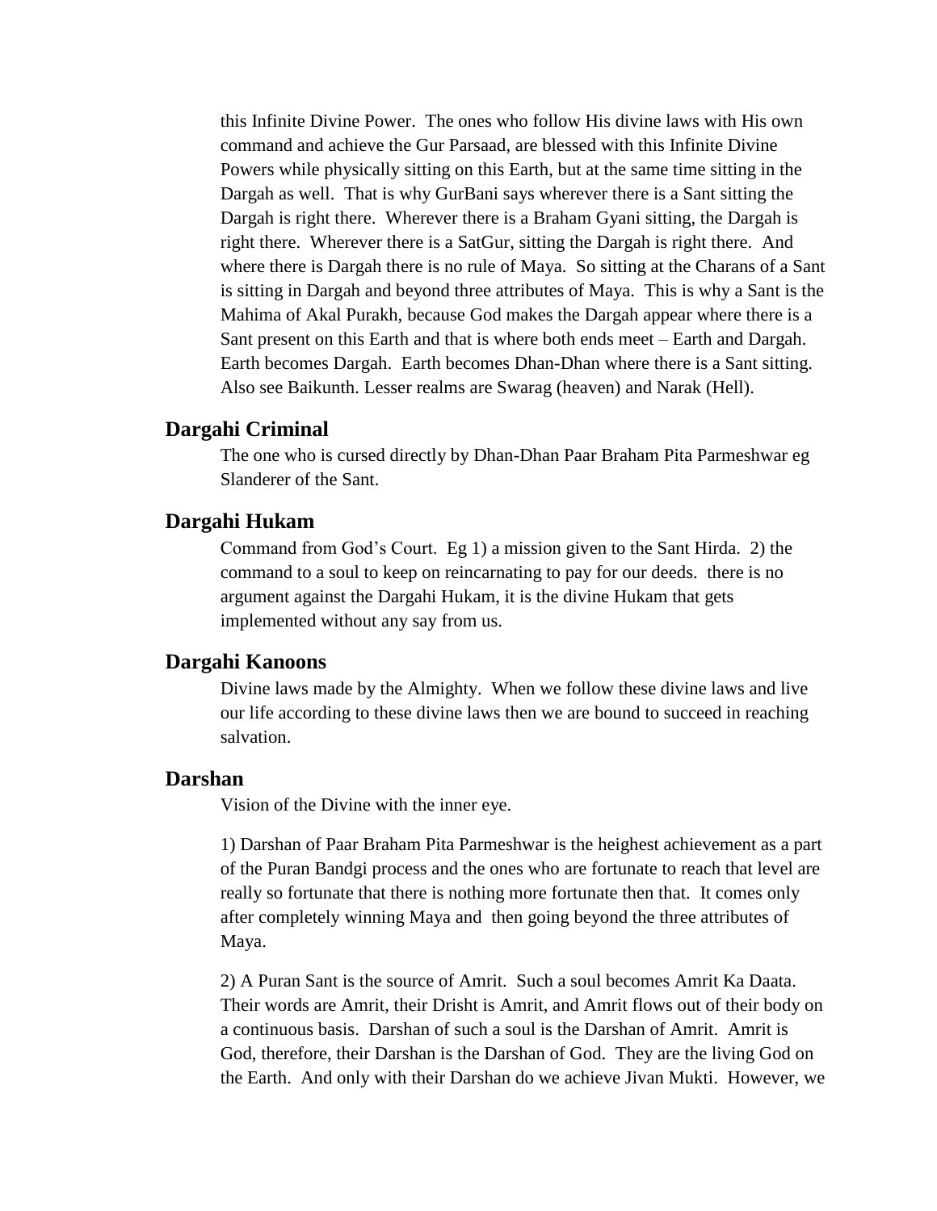this Infinite Divine Power. The ones who follow His divine laws with His own command and achieve the Gur Parsaad, are blessed with this Infinite Divine Powers while physically sitting on this Earth, but at the same time sitting in the Dargah as well. That is why GurBani says wherever there is a Sant sitting the Dargah is right there. Wherever there is a Braham Gyani sitting, the Dargah is right there. Wherever there is a SatGur, sitting the Dargah is right there. And where there is Dargah there is no rule of Maya. So sitting at the Charans of a Sant is sitting in Dargah and beyond three attributes of Maya. This is why a Sant is the Mahima of Akal Purakh, because God makes the Dargah appear where there is a Sant present on this Earth and that is where both ends meet – Earth and Dargah. Earth becomes Dargah. Earth becomes Dhan-Dhan where there is a Sant sitting. Also see Baikunth. Lesser realms are Swarag (heaven) and Narak (Hell).

### Dargahi Criminal

The one who is cursed directly by Dhan-Dhan Paar Braham Pita Parmeshwar eg Slanderer of the Sant.

### Dargahi Hukam

Command from God's Court. Eg 1) a mission given to the Sant Hirda. 2) the command to a soul to keep on reincarnating to pay for our deeds. there is no argument against the Dargahi Hukam, it is the divine Hukam that gets implemented without any say from us.

### Dargahi Kanoons

Divine laws made by the Almighty. When we follow these divine laws and live our life according to these divine laws then we are bound to succeed in reaching salvation.

### Darshan

Vision of the Divine with the inner eye.

1) Darshan of Paar Braham Pita Parmeshwar is the heighest achievement as a part of the Puran Bandgi process and the ones who are fortunate to reach that level are really so fortunate that there is nothing more fortunate then that. It comes only after completely winning Maya and then going beyond the three attributes of Maya.

2) A Puran Sant is the source of Amrit. Such a soul becomes Amrit Ka Daata. Their words are Amrit, their Drisht is Amrit, and Amrit flows out of their body on a continuous basis. Darshan of such a soul is the Darshan of Amrit. Amrit is God, therefore, their Darshan is the Darshan of God. They are the living God on the Earth. And only with their Darshan do we achieve Jivan Mukti. However, we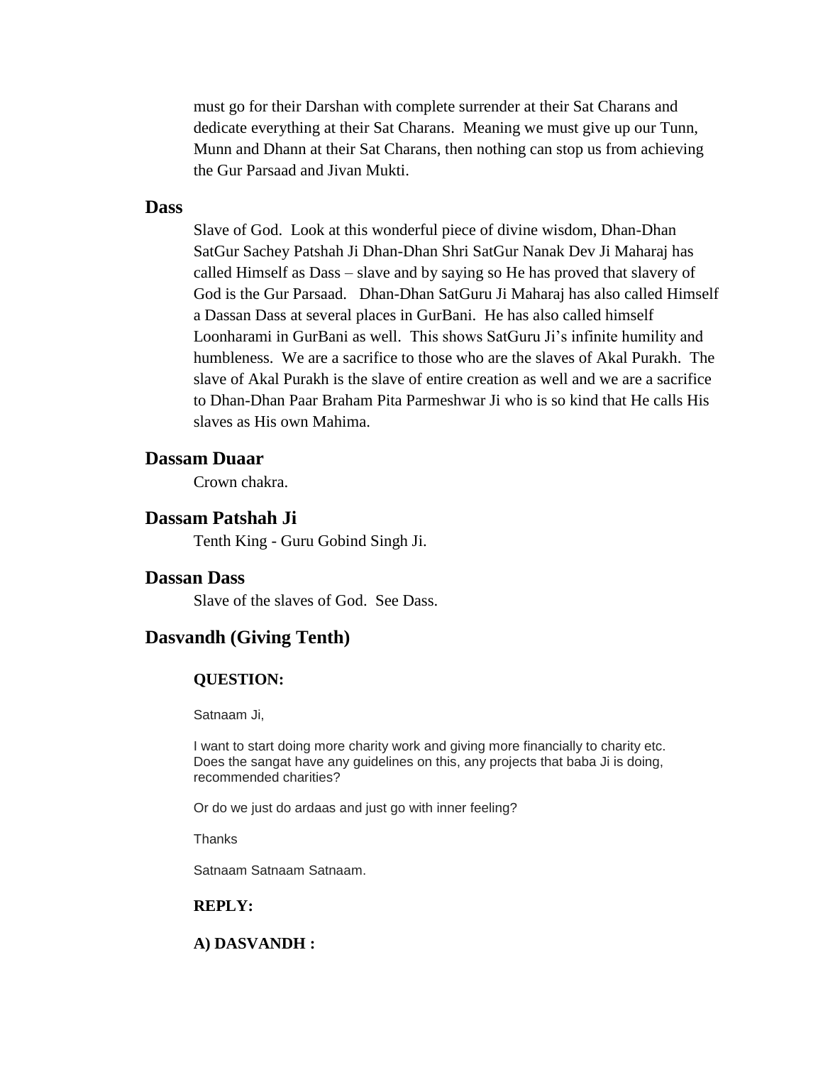must go for their Darshan with complete surrender at their Sat Charans and dedicate everything at their Sat Charans. Meaning we must give up our Tunn, Munn and Dhann at their Sat Charans, then nothing can stop us from achieving the Gur Parsaad and Jivan Mukti.

## Dass

Slave of God. Look at this wonderful piece of divine wisdom, Dhan-Dhan SatGur Sachey Patshah Ji Dhan-Dhan Shri SatGur Nanak Dev Ji Maharaj has called Himself as Dass – slave and by saying so He has proved that slavery of God is the Gur Parsaad. Dhan-Dhan SatGuru Ji Maharaj has also called Himself a Dassan Dass at several places in GurBani. He has also called himself Loonharami in GurBani as well. This shows SatGuru Ji's infinite humility and humbleness. We are a sacrifice to those who are the slaves of Akal Purakh. The slave of Akal Purakh is the slave of entire creation as well and we are a sacrifice to Dhan-Dhan Paar Braham Pita Parmeshwar Ji who is so kind that He calls His slaves as His own Mahima.

## Dassam Duaar

Crown chakra.

## Dassam Patshah Ji

Tenth King - Guru Gobind Singh Ji.

## Dassan Dass

Slave of the slaves of God. See Dass.

## Dasvandh (Giving Tenth)

**QUESTION:**

Satnaam Ji,

I want to start doing more charity work and giving more financially to charity etc. Does the sangat have any guidelines on this, any projects that baba Ji is doing, recommended charities?

Or do we just do ardaas and just go with inner feeling?

Thanks

Satnaam Satnaam Satnaam.

**REPLY:**

**A) DASVANDH :**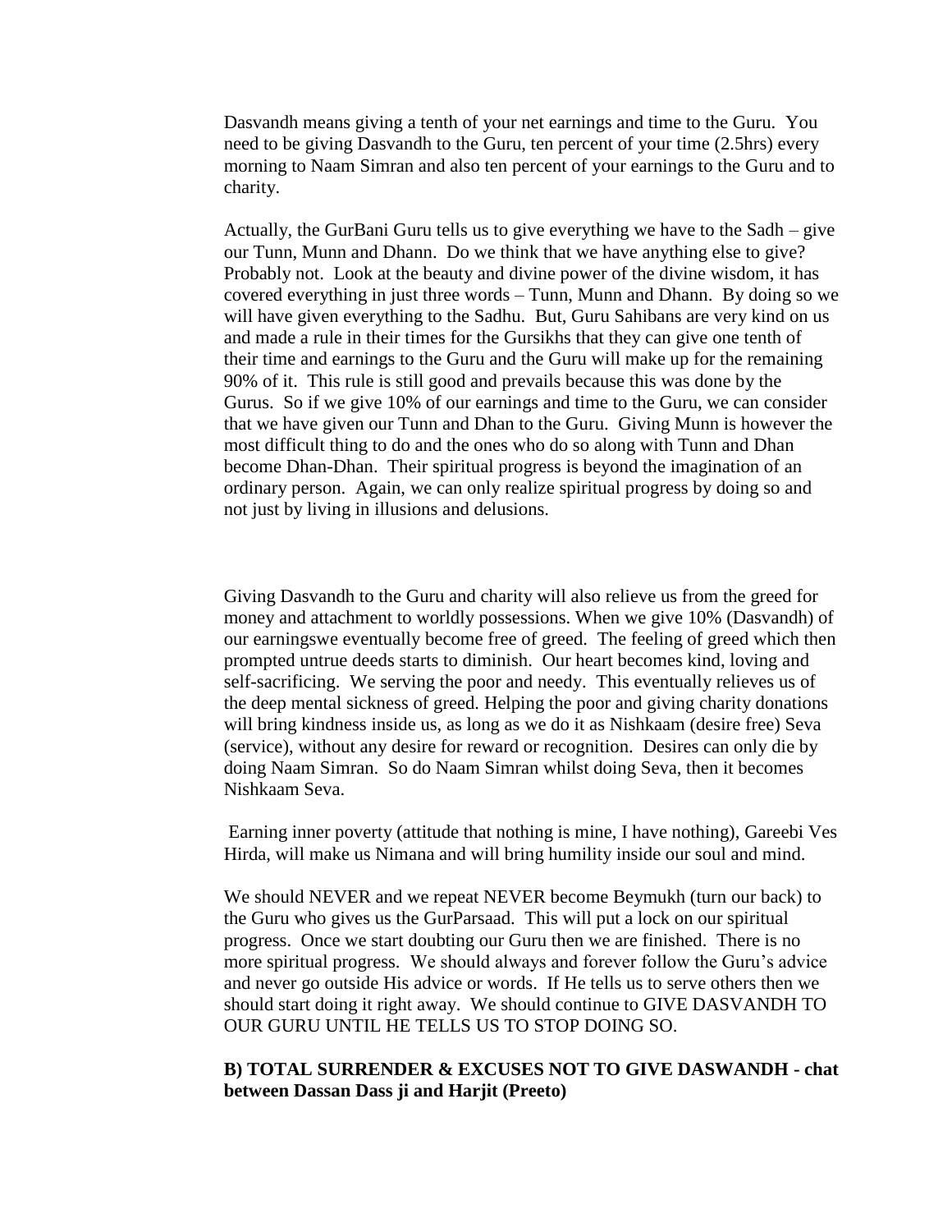Dasvandh means giving a tenth of your net earnings and time to the Guru. You need to be giving Dasvandh to the Guru, ten percent of your time (2.5hrs) every morning to Naam Simran and also ten percent of your earnings to the Guru and to charity.

Actually, the GurBani Guru tells us to give everything we have to the Sadh – give our Tunn, Munn and Dhann. Do we think that we have anything else to give? Probably not. Look at the beauty and divine power of the divine wisdom, it has covered everything in just three words – Tunn, Munn and Dhann. By doing so we will have given everything to the Sadhu. But, Guru Sahibans are very kind on us and made a rule in their times for the Gursikhs that they can give one tenth of their time and earnings to the Guru and the Guru will make up for the remaining 90% of it. This rule is still good and prevails because this was done by the Gurus. So if we give 10% of our earnings and time to the Guru, we can consider that we have given our Tunn and Dhan to the Guru. Giving Munn is however the most difficult thing to do and the ones who do so along with Tunn and Dhan become Dhan-Dhan. Their spiritual progress is beyond the imagination of an ordinary person. Again, we can only realize spiritual progress by doing so and not just by living in illusions and delusions.

Giving Dasvandh to the Guru and charity will also relieve us from the greed for money and attachment to worldly possessions. When we give 10% (Dasvandh) of our earningswe eventually become free of greed. The feeling of greed which then prompted untrue deeds starts to diminish. Our heart becomes kind, loving and self-sacrificing. We serving the poor and needy. This eventually relieves us of the deep mental sickness of greed. Helping the poor and giving charity donations will bring kindness inside us, as long as we do it as Nishkaam (desire free) Seva (service), without any desire for reward or recognition. Desires can only die by doing Naam Simran. So do Naam Simran whilst doing Seva, then it becomes Nishkaam Seva.

Earning inner poverty (attitude that nothing is mine, I have nothing), Gareebi Ves Hirda, will make us Nimana and will bring humility inside our soul and mind.

We should NEVER and we repeat NEVER become Beymukh (turn our back) to the Guru who gives us the GurParsaad. This will put a lock on our spiritual progress. Once we start doubting our Guru then we are finished. There is no more spiritual progress. We should always and forever follow the Guru's advice and never go outside His advice or words. If He tells us to serve others then we should start doing it right away. We should continue to GIVE DASVANDH TO OUR GURU UNTIL HE TELLS US TO STOP DOING SO.

**B) TOTAL SURRENDER & EXCUSES NOT TO GIVE DASWANDH - chat between Dassan Dass ji and Harjit (Preeto)**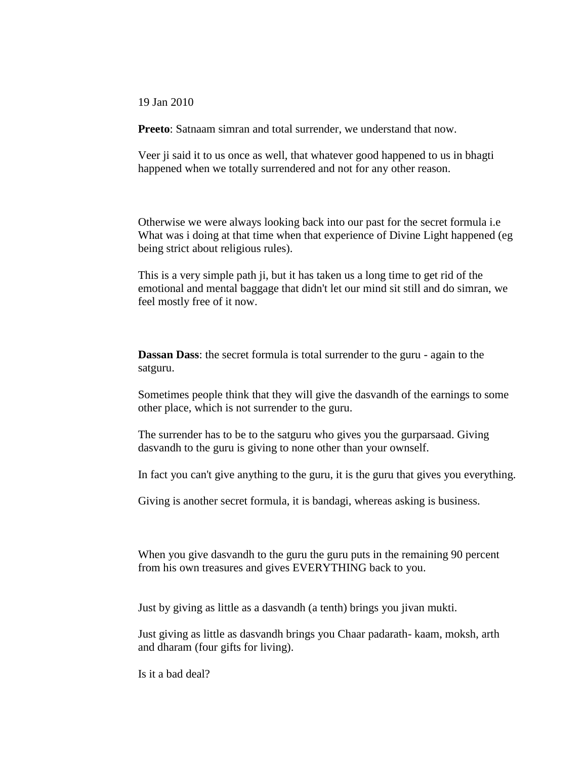19 Jan 2010

**Preeto**: Satnaam simran and total surrender, we understand that now.

Veer ji said it to us once as well, that whatever good happened to us in bhagti happened when we totally surrendered and not for any other reason.

Otherwise we were always looking back into our past for the secret formula i.e What was i doing at that time when that experience of Divine Light happened (eg being strict about religious rules).

This is a very simple path ji, but it has taken us a long time to get rid of the emotional and mental baggage that didn't let our mind sit still and do simran, we feel mostly free of it now.

**Dassan Dass**: the secret formula is total surrender to the guru - again to the satguru.

Sometimes people think that they will give the dasvandh of the earnings to some other place, which is not surrender to the guru.

The surrender has to be to the satguru who gives you the gurparsaad. Giving dasvandh to the guru is giving to none other than your ownself.

In fact you can't give anything to the guru, it is the guru that gives you everything.

Giving is another secret formula, it is bandagi, whereas asking is business.

When you give dasvandh to the guru the guru puts in the remaining 90 percent from his own treasures and gives EVERYTHING back to you.

Just by giving as little as a dasvandh (a tenth) brings you jivan mukti.

Just giving as little as dasvandh brings you Chaar padarath- kaam, moksh, arth and dharam (four gifts for living).

Is it a bad deal?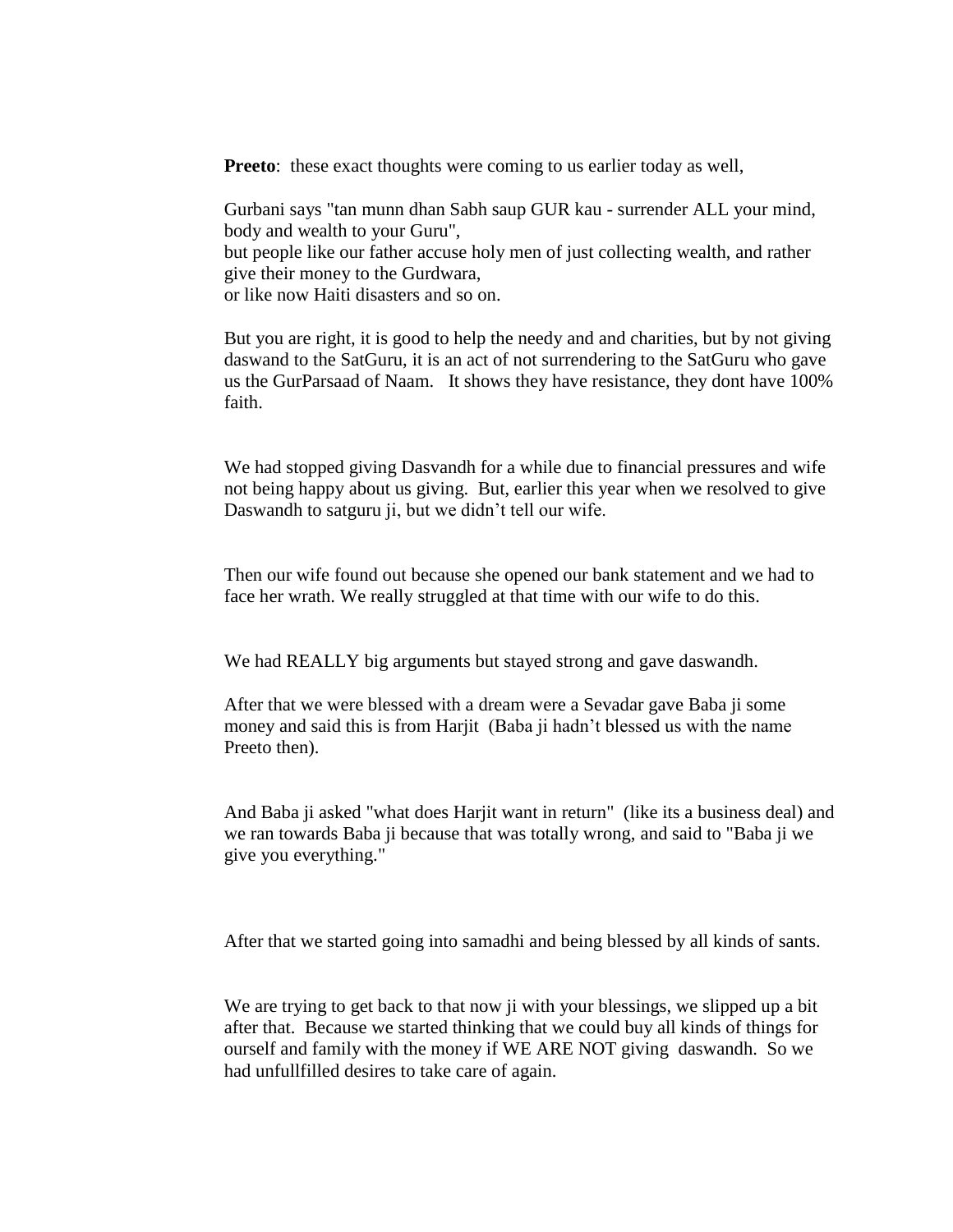**Preeto**: these exact thoughts were coming to us earlier today as well,

Gurbani says "tan munn dhan Sabh saup GUR kau - surrender ALL your mind, body and wealth to your Guru",
but people like our father accuse holy men of just collecting wealth, and rather give their money to the Gurdwara,
or like now Haiti disasters and so on.

But you are right, it is good to help the needy and and charities, but by not giving daswand to the SatGuru, it is an act of not surrendering to the SatGuru who gave us the GurParsaad of Naam. It shows they have resistance, they dont have 100% faith.

We had stopped giving Dasvandh for a while due to financial pressures and wife not being happy about us giving. But, earlier this year when we resolved to give Daswandh to satguru ji, but we didn't tell our wife.

Then our wife found out because she opened our bank statement and we had to face her wrath. We really struggled at that time with our wife to do this.

We had REALLY big arguments but stayed strong and gave daswandh.

After that we were blessed with a dream were a Sevadar gave Baba ji some money and said this is from Harjit (Baba ji hadn't blessed us with the name Preeto then).

And Baba ji asked "what does Harjit want in return" (like its a business deal) and we ran towards Baba ji because that was totally wrong, and said to "Baba ji we give you everything."

After that we started going into samadhi and being blessed by all kinds of sants.

We are trying to get back to that now ji with your blessings, we slipped up a bit after that. Because we started thinking that we could buy all kinds of things for ourself and family with the money if WE ARE NOT giving daswandh. So we had unfullfilled desires to take care of again.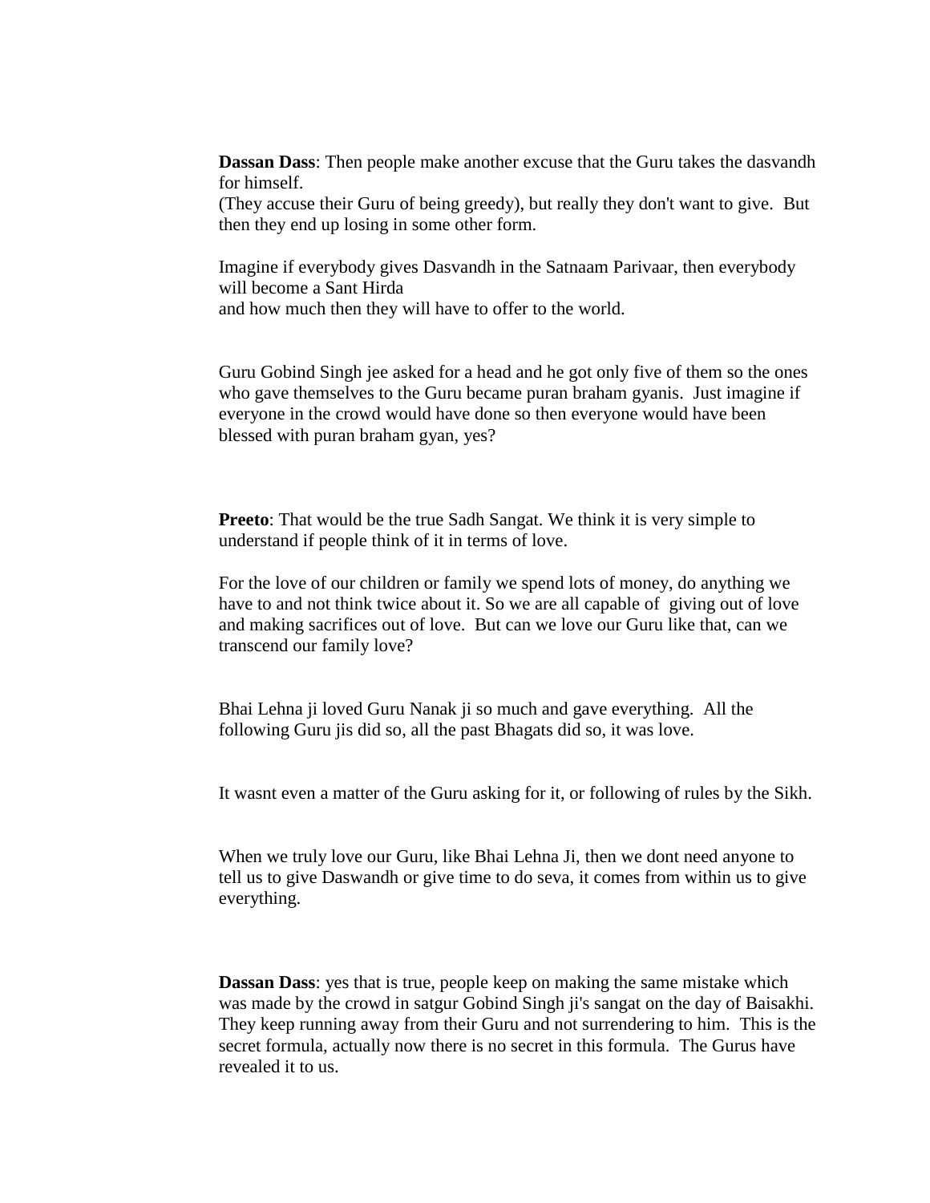**Dassan Dass**: Then people make another excuse that the Guru takes the dasvandh for himself.
(They accuse their Guru of being greedy), but really they don't want to give. But then they end up losing in some other form.

Imagine if everybody gives Dasvandh in the Satnaam Parivaar, then everybody will become a Sant Hirda
and how much then they will have to offer to the world.

Guru Gobind Singh jee asked for a head and he got only five of them so the ones who gave themselves to the Guru became puran braham gyanis. Just imagine if everyone in the crowd would have done so then everyone would have been blessed with puran braham gyan, yes?

**Preeto**: That would be the true Sadh Sangat. We think it is very simple to understand if people think of it in terms of love.

For the love of our children or family we spend lots of money, do anything we have to and not think twice about it. So we are all capable of giving out of love and making sacrifices out of love. But can we love our Guru like that, can we transcend our family love?

Bhai Lehna ji loved Guru Nanak ji so much and gave everything. All the following Guru jis did so, all the past Bhagats did so, it was love.

It wasnt even a matter of the Guru asking for it, or following of rules by the Sikh.

When we truly love our Guru, like Bhai Lehna Ji, then we dont need anyone to tell us to give Daswandh or give time to do seva, it comes from within us to give everything.

**Dassan Dass**: yes that is true, people keep on making the same mistake which was made by the crowd in satgur Gobind Singh ji's sangat on the day of Baisakhi. They keep running away from their Guru and not surrendering to him. This is the secret formula, actually now there is no secret in this formula. The Gurus have revealed it to us.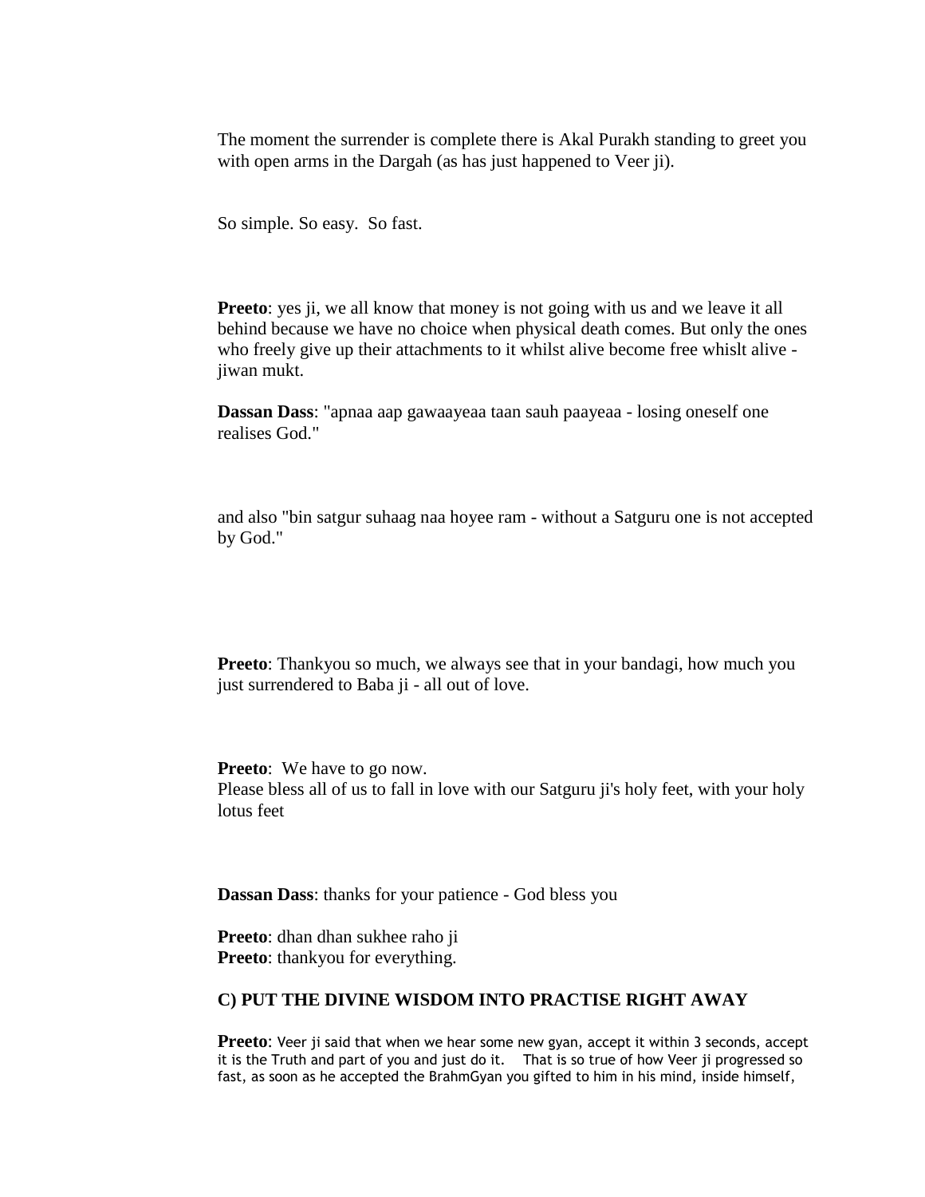The moment the surrender is complete there is Akal Purakh standing to greet you with open arms in the Dargah (as has just happened to Veer ji).

So simple. So easy. So fast.

**Preeto**: yes ji, we all know that money is not going with us and we leave it all behind because we have no choice when physical death comes. But only the ones who freely give up their attachments to it whilst alive become free whislt alive - jiwan mukt.

**Dassan Dass**: "apnaa aap gawaayeaa taan sauh paayeaa - losing oneself one realises God."

and also "bin satgur suhaag naa hoyee ram - without a Satguru one is not accepted by God."

**Preeto**: Thankyou so much, we always see that in your bandagi, how much you just surrendered to Baba ji - all out of love.

**Preeto**: We have to go now.
Please bless all of us to fall in love with our Satguru ji's holy feet, with your holy lotus feet

**Dassan Dass**: thanks for your patience - God bless you

**Preeto**: dhan dhan sukhee raho ji
**Preeto**: thankyou for everything.

### C) PUT THE DIVINE WISDOM INTO PRACTISE RIGHT AWAY

**Preeto**: Veer ji said that when we hear some new gyan, accept it within 3 seconds, accept it is the Truth and part of you and just do it. That is so true of how Veer ji progressed so fast, as soon as he accepted the BrahmGyan you gifted to him in his mind, inside himself,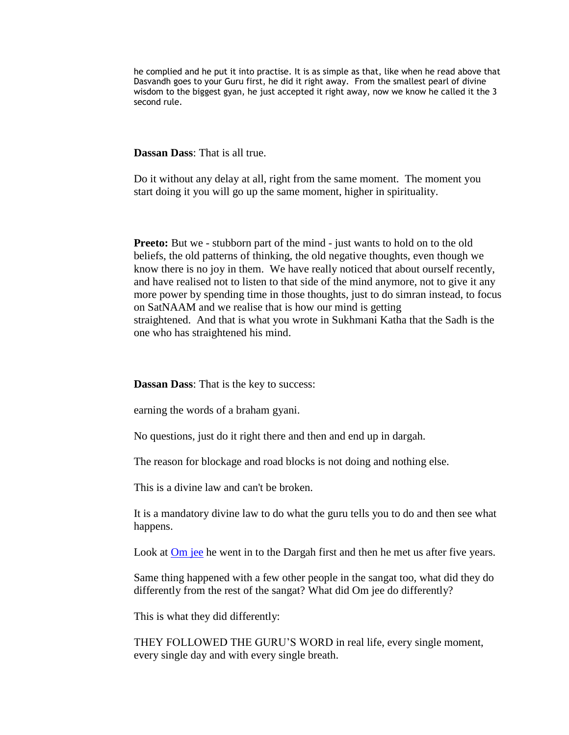he complied and he put it into practise. It is as simple as that, like when he read above that Dasvandh goes to your Guru first, he did it right away. From the smallest pearl of divine wisdom to the biggest gyan, he just accepted it right away, now we know he called it the 3 second rule.

**Dassan Dass**: That is all true.

Do it without any delay at all, right from the same moment. The moment you start doing it you will go up the same moment, higher in spirituality.

**Preeto:** But we - stubborn part of the mind - just wants to hold on to the old beliefs, the old patterns of thinking, the old negative thoughts, even though we know there is no joy in them. We have really noticed that about ourself recently, and have realised not to listen to that side of the mind anymore, not to give it any more power by spending time in those thoughts, just to do simran instead, to focus on SatNAAM and we realise that is how our mind is getting straightened. And that is what you wrote in Sukhmani Katha that the Sadh is the one who has straightened his mind.

**Dassan Dass**: That is the key to success:

earning the words of a braham gyani.

No questions, just do it right there and then and end up in dargah.

The reason for blockage and road blocks is not doing and nothing else.

This is a divine law and can't be broken.

It is a mandatory divine law to do what the guru tells you to do and then see what happens.

Look at Om jee he went in to the Dargah first and then he met us after five years.

Same thing happened with a few other people in the sangat too, what did they do differently from the rest of the sangat? What did Om jee do differently?

This is what they did differently:

THEY FOLLOWED THE GURU'S WORD in real life, every single moment, every single day and with every single breath.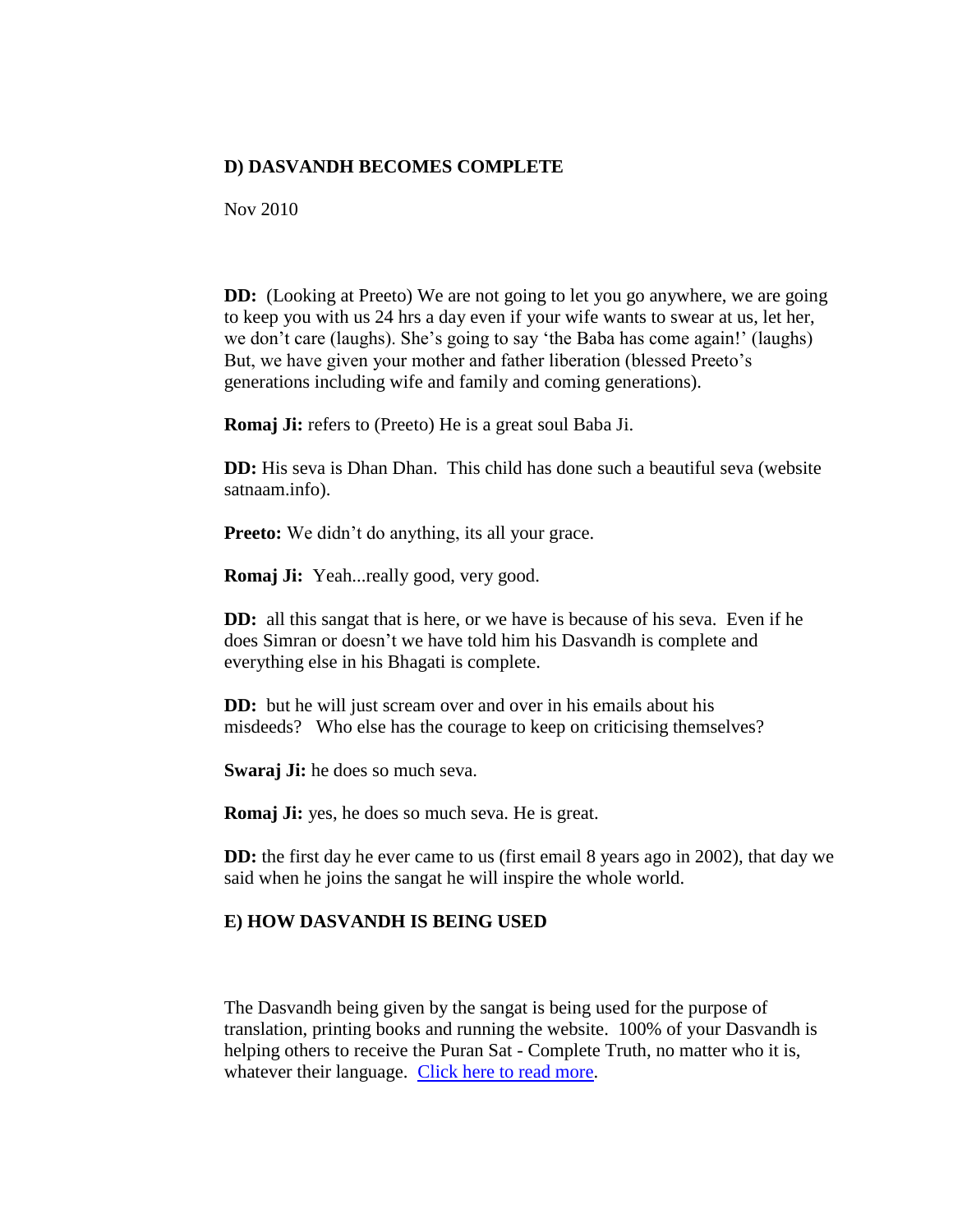## D) DASVANDH BECOMES COMPLETE

Nov 2010

**DD:** (Looking at Preeto) We are not going to let you go anywhere, we are going to keep you with us 24 hrs a day even if your wife wants to swear at us, let her, we don't care (laughs). She's going to say 'the Baba has come again!' (laughs) But, we have given your mother and father liberation (blessed Preeto's generations including wife and family and coming generations).

**Romaj Ji:** refers to (Preeto) He is a great soul Baba Ji.

**DD:** His seva is Dhan Dhan. This child has done such a beautiful seva (website satnaam.info).

**Preeto:** We didn't do anything, its all your grace.

**Romaj Ji:** Yeah...really good, very good.

**DD:** all this sangat that is here, or we have is because of his seva. Even if he does Simran or doesn't we have told him his Dasvandh is complete and everything else in his Bhagati is complete.

**DD:** but he will just scream over and over in his emails about his misdeeds? Who else has the courage to keep on criticising themselves?

**Swaraj Ji:** he does so much seva.

**Romaj Ji:** yes, he does so much seva. He is great.

**DD:** the first day he ever came to us (first email 8 years ago in 2002), that day we said when he joins the sangat he will inspire the whole world.

## E) HOW DASVANDH IS BEING USED

The Dasvandh being given by the sangat is being used for the purpose of translation, printing books and running the website. 100% of your Dasvandh is helping others to receive the Puran Sat - Complete Truth, no matter who it is, whatever their language. [Click here to read more](#).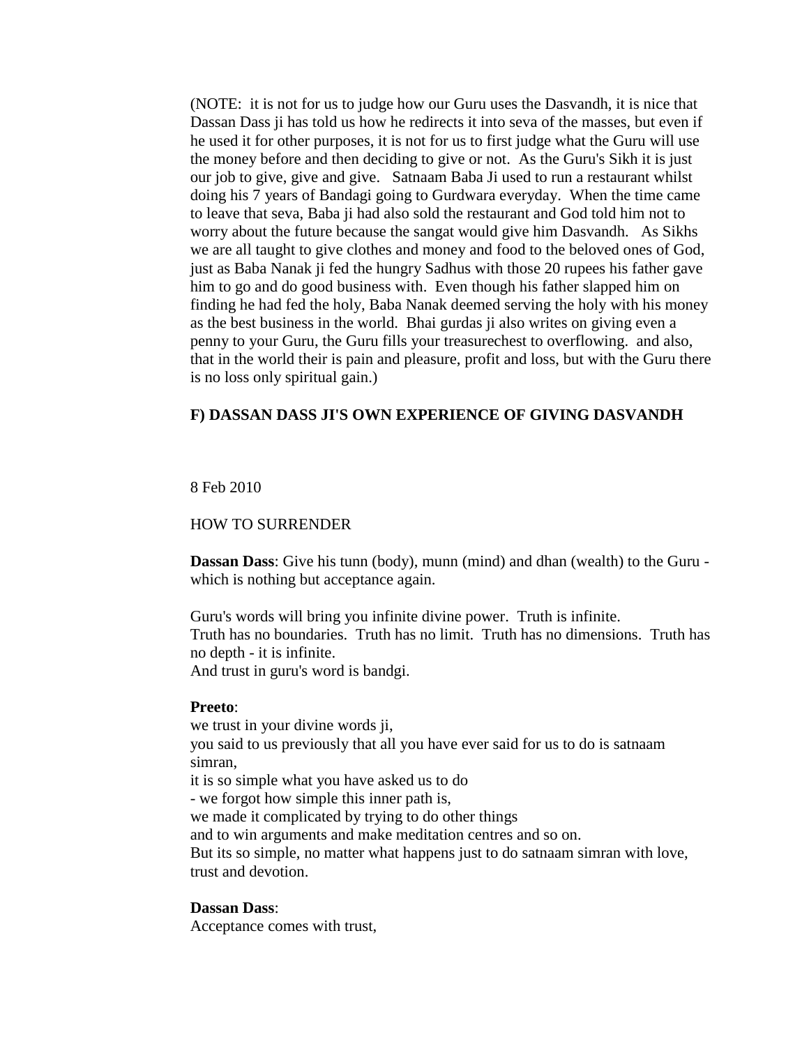(NOTE: it is not for us to judge how our Guru uses the Dasvandh, it is nice that Dassan Dass ji has told us how he redirects it into seva of the masses, but even if he used it for other purposes, it is not for us to first judge what the Guru will use the money before and then deciding to give or not. As the Guru's Sikh it is just our job to give, give and give. Satnaam Baba Ji used to run a restaurant whilst doing his 7 years of Bandagi going to Gurdwara everyday. When the time came to leave that seva, Baba ji had also sold the restaurant and God told him not to worry about the future because the sangat would give him Dasvandh. As Sikhs we are all taught to give clothes and money and food to the beloved ones of God, just as Baba Nanak ji fed the hungry Sadhus with those 20 rupees his father gave him to go and do good business with. Even though his father slapped him on finding he had fed the holy, Baba Nanak deemed serving the holy with his money as the best business in the world. Bhai gurdas ji also writes on giving even a penny to your Guru, the Guru fills your treasurechest to overflowing. and also, that in the world their is pain and pleasure, profit and loss, but with the Guru there is no loss only spiritual gain.)

**F) DASSAN DASS JI'S OWN EXPERIENCE OF GIVING DASVANDH**

8 Feb 2010

HOW TO SURRENDER

**Dassan Dass**: Give his tunn (body), munn (mind) and dhan (wealth) to the Guru - which is nothing but acceptance again.

Guru's words will bring you infinite divine power. Truth is infinite.
Truth has no boundaries. Truth has no limit. Truth has no dimensions. Truth has no depth - it is infinite.
And trust in guru's word is bandgi.

**Preeto**:
we trust in your divine words ji,
you said to us previously that all you have ever said for us to do is satnaam simran,
it is so simple what you have asked us to do
- we forgot how simple this inner path is,
we made it complicated by trying to do other things
and to win arguments and make meditation centres and so on.
But its so simple, no matter what happens just to do satnaam simran with love, trust and devotion.

**Dassan Dass**:
Acceptance comes with trust,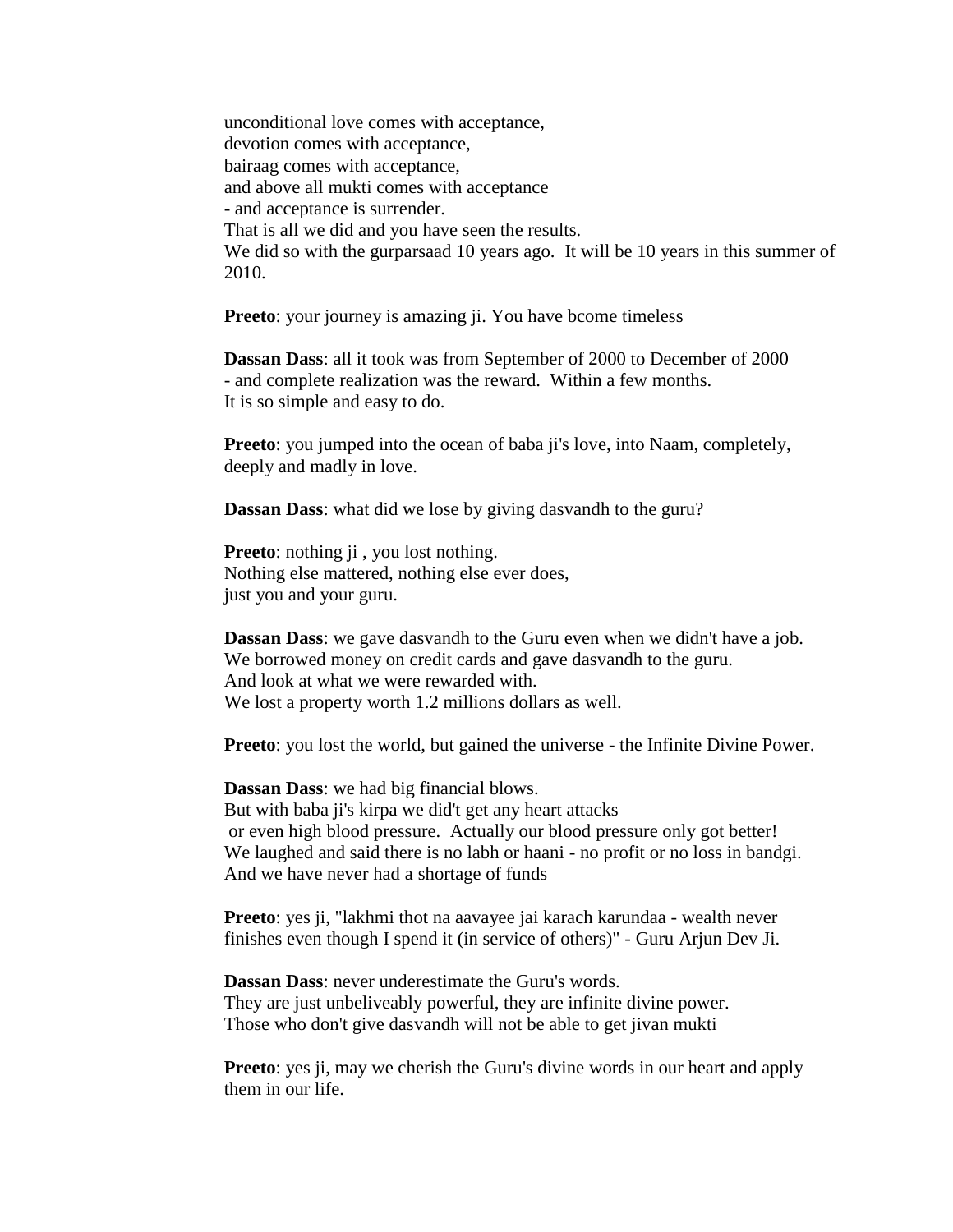unconditional love comes with acceptance,
devotion comes with acceptance,
bairaag comes with acceptance,
and above all mukti comes with acceptance
- and acceptance is surrender.
That is all we did and you have seen the results.
We did so with the gurparsaad 10 years ago. It will be 10 years in this summer of 2010.

**Preeto**: your journey is amazing ji. You have bcome timeless

**Dassan Dass**: all it took was from September of 2000 to December of 2000
- and complete realization was the reward. Within a few months.
It is so simple and easy to do.

**Preeto**: you jumped into the ocean of baba ji's love, into Naam, completely, deeply and madly in love.

**Dassan Dass**: what did we lose by giving dasvandh to the guru?

**Preeto**: nothing ji , you lost nothing.
Nothing else mattered, nothing else ever does,
just you and your guru.

**Dassan Dass**: we gave dasvandh to the Guru even when we didn't have a job.
We borrowed money on credit cards and gave dasvandh to the guru.
And look at what we were rewarded with.
We lost a property worth 1.2 millions dollars as well.

**Preeto**: you lost the world, but gained the universe - the Infinite Divine Power.

**Dassan Dass**: we had big financial blows.
But with baba ji's kirpa we did't get any heart attacks
or even high blood pressure. Actually our blood pressure only got better!
We laughed and said there is no labh or haani - no profit or no loss in bandgi.
And we have never had a shortage of funds

**Preeto**: yes ji, "lakhmi thot na aavayee jai karach karundaa - wealth never finishes even though I spend it (in service of others)" - Guru Arjun Dev Ji.

**Dassan Dass**: never underestimate the Guru's words.
They are just unbeliveably powerful, they are infinite divine power.
Those who don't give dasvandh will not be able to get jivan mukti

**Preeto**: yes ji, may we cherish the Guru's divine words in our heart and apply them in our life.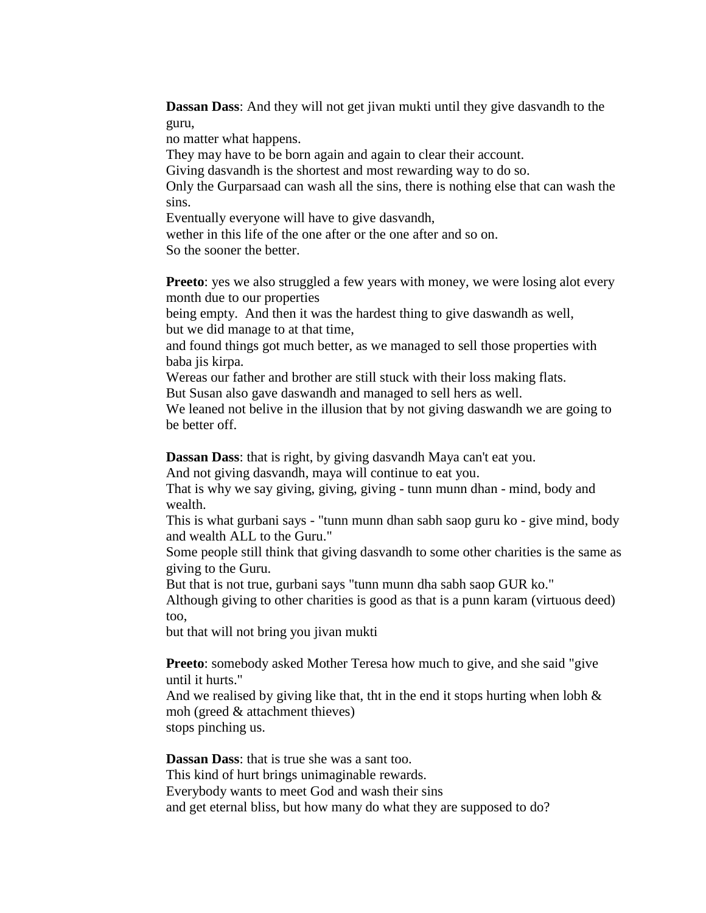**Dassan Dass**: And they will not get jivan mukti until they give dasvandh to the guru,
no matter what happens.
They may have to be born again and again to clear their account.
Giving dasvandh is the shortest and most rewarding way to do so.
Only the Gurparsaad can wash all the sins, there is nothing else that can wash the sins.
Eventually everyone will have to give dasvandh,
wether in this life of the one after or the one after and so on.
So the sooner the better.

**Preeto**: yes we also struggled a few years with money, we were losing alot every month due to our properties
being empty. And then it was the hardest thing to give daswandh as well,
but we did manage to at that time,
and found things got much better, as we managed to sell those properties with baba jis kirpa.
Wereas our father and brother are still stuck with their loss making flats.
But Susan also gave daswandh and managed to sell hers as well.
We leaned not belive in the illusion that by not giving daswandh we are going to be better off.

**Dassan Dass**: that is right, by giving dasvandh Maya can't eat you.
And not giving dasvandh, maya will continue to eat you.
That is why we say giving, giving, giving - tunn munn dhan - mind, body and wealth.
This is what gurbani says - "tunn munn dhan sabh saop guru ko - give mind, body and wealth ALL to the Guru."
Some people still think that giving dasvandh to some other charities is the same as giving to the Guru.
But that is not true, gurbani says "tunn munn dha sabh saop GUR ko."
Although giving to other charities is good as that is a punn karam (virtuous deed) too,
but that will not bring you jivan mukti

**Preeto**: somebody asked Mother Teresa how much to give, and she said "give until it hurts."
And we realised by giving like that, tht in the end it stops hurting when lobh & moh (greed & attachment thieves)
stops pinching us.

**Dassan Dass**: that is true she was a sant too.
This kind of hurt brings unimaginable rewards.
Everybody wants to meet God and wash their sins
and get eternal bliss, but how many do what they are supposed to do?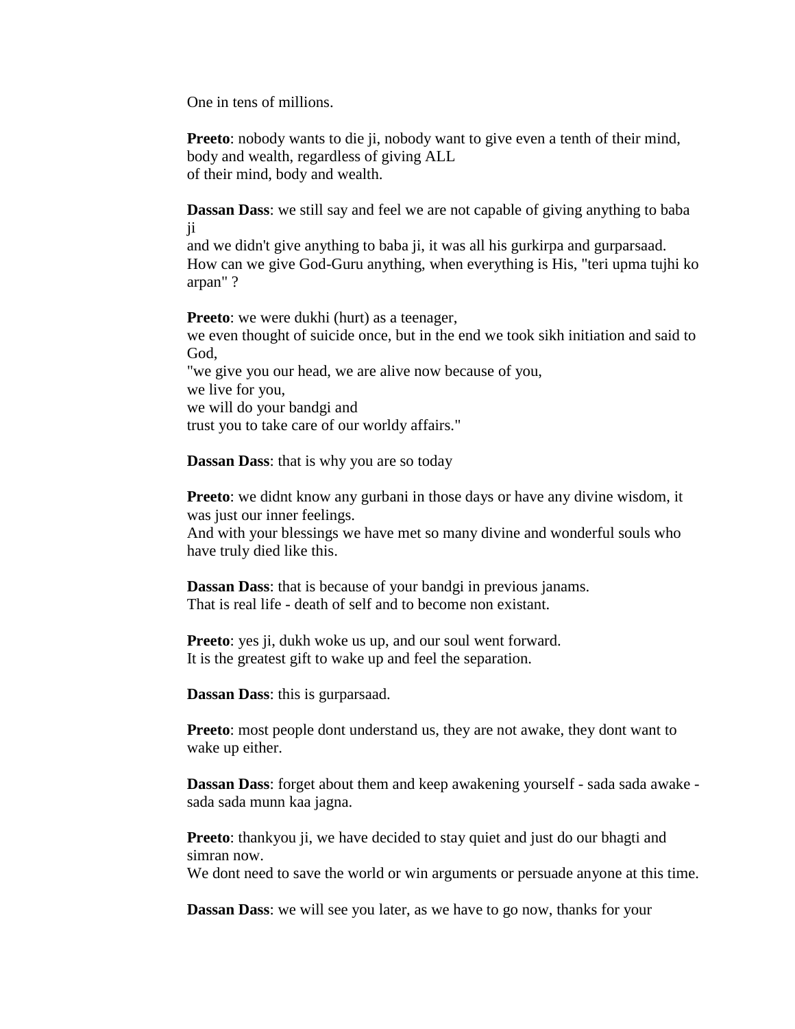One in tens of millions.

**Preeto**: nobody wants to die ji, nobody want to give even a tenth of their mind, body and wealth, regardless of giving ALL
of their mind, body and wealth.

**Dassan Dass**: we still say and feel we are not capable of giving anything to baba ji
and we didn't give anything to baba ji, it was all his gurkirpa and gurparsaad.
How can we give God-Guru anything, when everything is His, "teri upma tujhi ko arpan" ?

**Preeto**: we were dukhi (hurt) as a teenager,
we even thought of suicide once, but in the end we took sikh initiation and said to God,
"we give you our head, we are alive now because of you,
we live for you,
we will do your bandgi and
trust you to take care of our worldy affairs."

**Dassan Dass**: that is why you are so today

**Preeto**: we didnt know any gurbani in those days or have any divine wisdom, it was just our inner feelings.
And with your blessings we have met so many divine and wonderful souls who have truly died like this.

**Dassan Dass**: that is because of your bandgi in previous janams.
That is real life - death of self and to become non existant.

**Preeto**: yes ji, dukh woke us up, and our soul went forward.
It is the greatest gift to wake up and feel the separation.

**Dassan Dass**: this is gurparsaad.

**Preeto**: most people dont understand us, they are not awake, they dont want to wake up either.

**Dassan Dass**: forget about them and keep awakening yourself - sada sada awake - sada sada munn kaa jagna.

**Preeto**: thankyou ji, we have decided to stay quiet and just do our bhagti and simran now.
We dont need to save the world or win arguments or persuade anyone at this time.

**Dassan Dass**: we will see you later, as we have to go now, thanks for your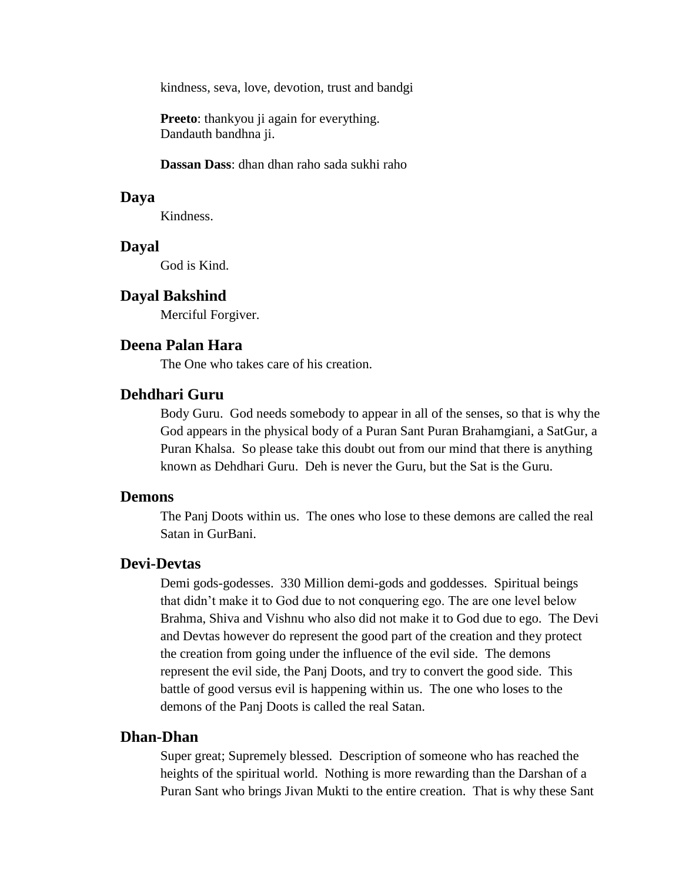kindness, seva, love, devotion, trust and bandgi

**Preeto**: thankyou ji again for everything.
Dandauth bandhna ji.

**Dassan Dass**: dhan dhan raho sada sukhi raho

### Daya

Kindness.

### Dayal

God is Kind.

### Dayal Bakshind

Merciful Forgiver.

### Deena Palan Hara

The One who takes care of his creation.

### Dehdhari Guru

Body Guru. God needs somebody to appear in all of the senses, so that is why the God appears in the physical body of a Puran Sant Puran Brahamgiani, a SatGur, a Puran Khalsa. So please take this doubt out from our mind that there is anything known as Dehdhari Guru. Deh is never the Guru, but the Sat is the Guru.

### Demons

The Panj Doots within us. The ones who lose to these demons are called the real Satan in GurBani.

### Devi-Devtas

Demi gods-godesses. 330 Million demi-gods and goddesses. Spiritual beings that didn't make it to God due to not conquering ego. The are one level below Brahma, Shiva and Vishnu who also did not make it to God due to ego. The Devi and Devtas however do represent the good part of the creation and they protect the creation from going under the influence of the evil side. The demons represent the evil side, the Panj Doots, and try to convert the good side. This battle of good versus evil is happening within us. The one who loses to the demons of the Panj Doots is called the real Satan.

### Dhan-Dhan

Super great; Supremely blessed. Description of someone who has reached the heights of the spiritual world. Nothing is more rewarding than the Darshan of a Puran Sant who brings Jivan Mukti to the entire creation. That is why these Sant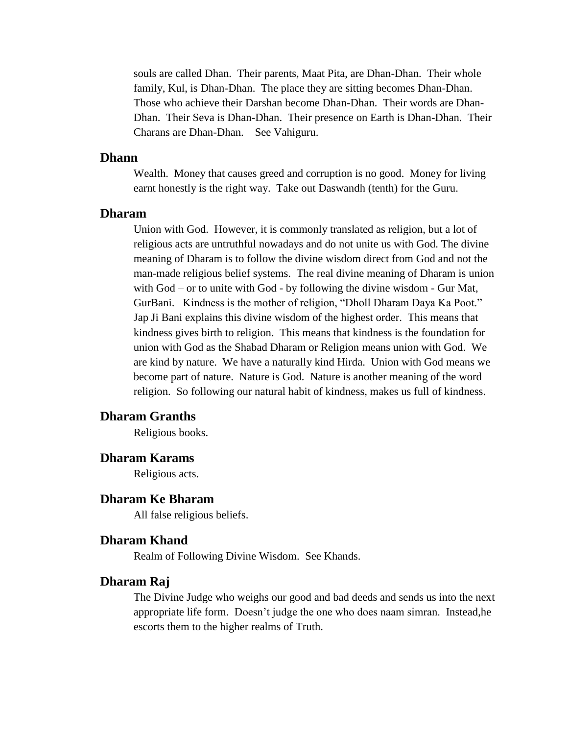souls are called Dhan. Their parents, Maat Pita, are Dhan-Dhan. Their whole family, Kul, is Dhan-Dhan. The place they are sitting becomes Dhan-Dhan. Those who achieve their Darshan become Dhan-Dhan. Their words are Dhan-Dhan. Their Seva is Dhan-Dhan. Their presence on Earth is Dhan-Dhan. Their Charans are Dhan-Dhan. See Vahiguru.

### Dhann

Wealth. Money that causes greed and corruption is no good. Money for living earnt honestly is the right way. Take out Daswandh (tenth) for the Guru.

### Dharam

Union with God. However, it is commonly translated as religion, but a lot of religious acts are untruthful nowadays and do not unite us with God. The divine meaning of Dharam is to follow the divine wisdom direct from God and not the man-made religious belief systems. The real divine meaning of Dharam is union with God – or to unite with God - by following the divine wisdom - Gur Mat, GurBani. Kindness is the mother of religion, "Dholl Dharam Daya Ka Poot." Jap Ji Bani explains this divine wisdom of the highest order. This means that kindness gives birth to religion. This means that kindness is the foundation for union with God as the Shabad Dharam or Religion means union with God. We are kind by nature. We have a naturally kind Hirda. Union with God means we become part of nature. Nature is God. Nature is another meaning of the word religion. So following our natural habit of kindness, makes us full of kindness.

### Dharam Granths

Religious books.

### Dharam Karams

Religious acts.

### Dharam Ke Bharam

All false religious beliefs.

### Dharam Khand

Realm of Following Divine Wisdom. See Khands.

### Dharam Raj

The Divine Judge who weighs our good and bad deeds and sends us into the next appropriate life form. Doesn't judge the one who does naam simran. Instead,he escorts them to the higher realms of Truth.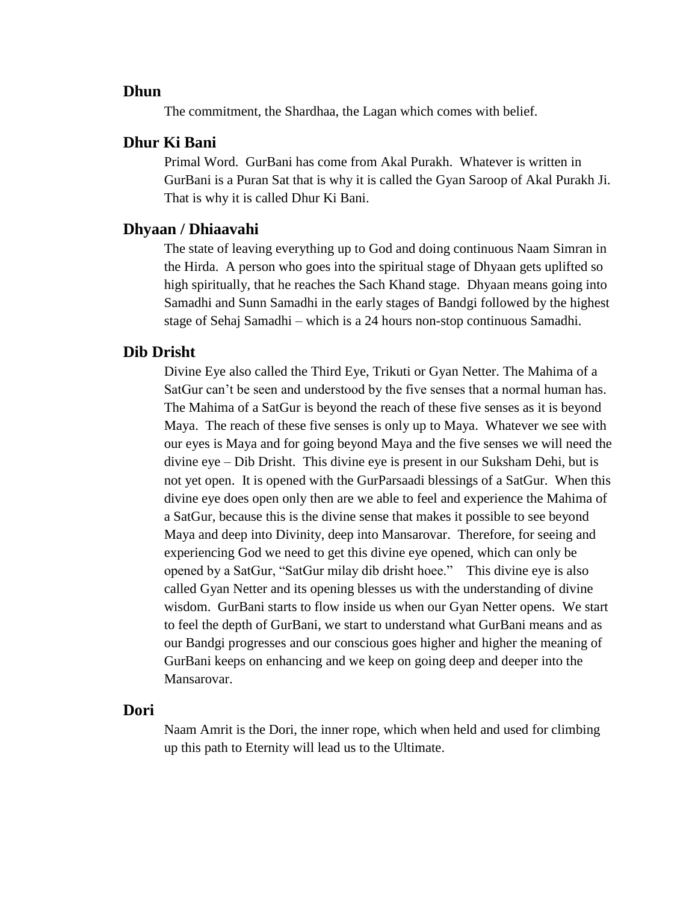### Dhun

The commitment, the Shardhaa, the Lagan which comes with belief.

### Dhur Ki Bani

Primal Word. GurBani has come from Akal Purakh. Whatever is written in GurBani is a Puran Sat that is why it is called the Gyan Saroop of Akal Purakh Ji. That is why it is called Dhur Ki Bani.

### Dhyaan / Dhiaavahi

The state of leaving everything up to God and doing continuous Naam Simran in the Hirda. A person who goes into the spiritual stage of Dhyaan gets uplifted so high spiritually, that he reaches the Sach Khand stage. Dhyaan means going into Samadhi and Sunn Samadhi in the early stages of Bandgi followed by the highest stage of Sehaj Samadhi – which is a 24 hours non-stop continuous Samadhi.

### Dib Drisht

Divine Eye also called the Third Eye, Trikuti or Gyan Netter. The Mahima of a SatGur can't be seen and understood by the five senses that a normal human has. The Mahima of a SatGur is beyond the reach of these five senses as it is beyond Maya. The reach of these five senses is only up to Maya. Whatever we see with our eyes is Maya and for going beyond Maya and the five senses we will need the divine eye – Dib Drisht. This divine eye is present in our Suksham Dehi, but is not yet open. It is opened with the GurParsaadi blessings of a SatGur. When this divine eye does open only then are we able to feel and experience the Mahima of a SatGur, because this is the divine sense that makes it possible to see beyond Maya and deep into Divinity, deep into Mansarovar. Therefore, for seeing and experiencing God we need to get this divine eye opened, which can only be opened by a SatGur, "SatGur milay dib drisht hoee." This divine eye is also called Gyan Netter and its opening blesses us with the understanding of divine wisdom. GurBani starts to flow inside us when our Gyan Netter opens. We start to feel the depth of GurBani, we start to understand what GurBani means and as our Bandgi progresses and our conscious goes higher and higher the meaning of GurBani keeps on enhancing and we keep on going deep and deeper into the Mansarovar.

### Dori

Naam Amrit is the Dori, the inner rope, which when held and used for climbing up this path to Eternity will lead us to the Ultimate.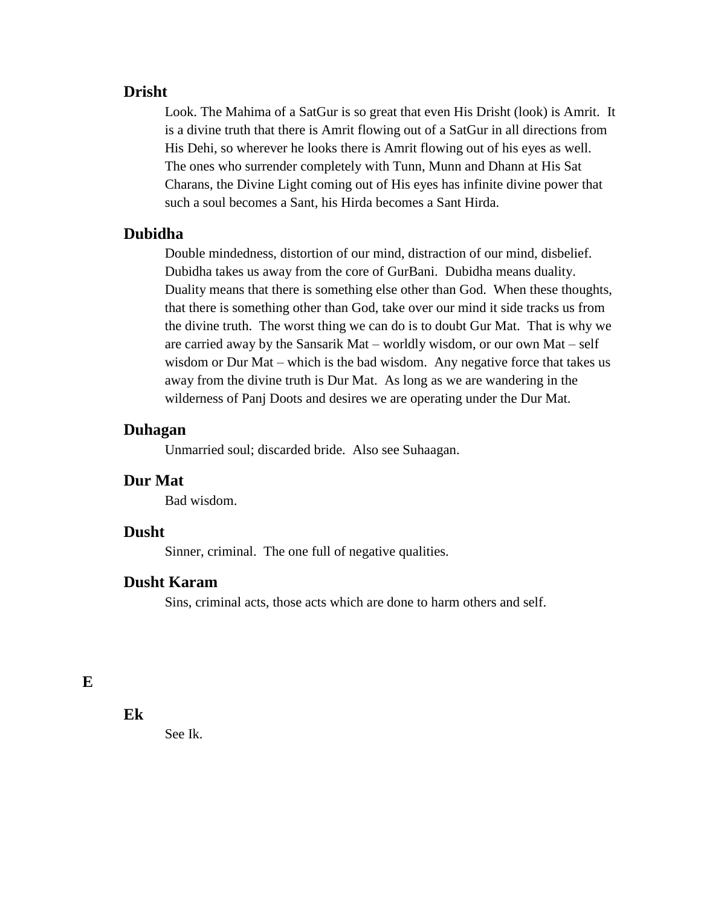### Drisht

Look. The Mahima of a SatGur is so great that even His Drisht (look) is Amrit. It is a divine truth that there is Amrit flowing out of a SatGur in all directions from His Dehi, so wherever he looks there is Amrit flowing out of his eyes as well. The ones who surrender completely with Tunn, Munn and Dhann at His Sat Charans, the Divine Light coming out of His eyes has infinite divine power that such a soul becomes a Sant, his Hirda becomes a Sant Hirda.

### Dubidha

Double mindedness, distortion of our mind, distraction of our mind, disbelief. Dubidha takes us away from the core of GurBani. Dubidha means duality. Duality means that there is something else other than God. When these thoughts, that there is something other than God, take over our mind it side tracks us from the divine truth. The worst thing we can do is to doubt Gur Mat. That is why we are carried away by the Sansarik Mat – worldly wisdom, or our own Mat – self wisdom or Dur Mat – which is the bad wisdom. Any negative force that takes us away from the divine truth is Dur Mat. As long as we are wandering in the wilderness of Panj Doots and desires we are operating under the Dur Mat.

### Duhagan

Unmarried soul; discarded bride. Also see Suhaagan.

### Dur Mat

Bad wisdom.

### Dusht

Sinner, criminal. The one full of negative qualities.

### Dusht Karam

Sins, criminal acts, those acts which are done to harm others and self.

## E

### Ek

See Ik.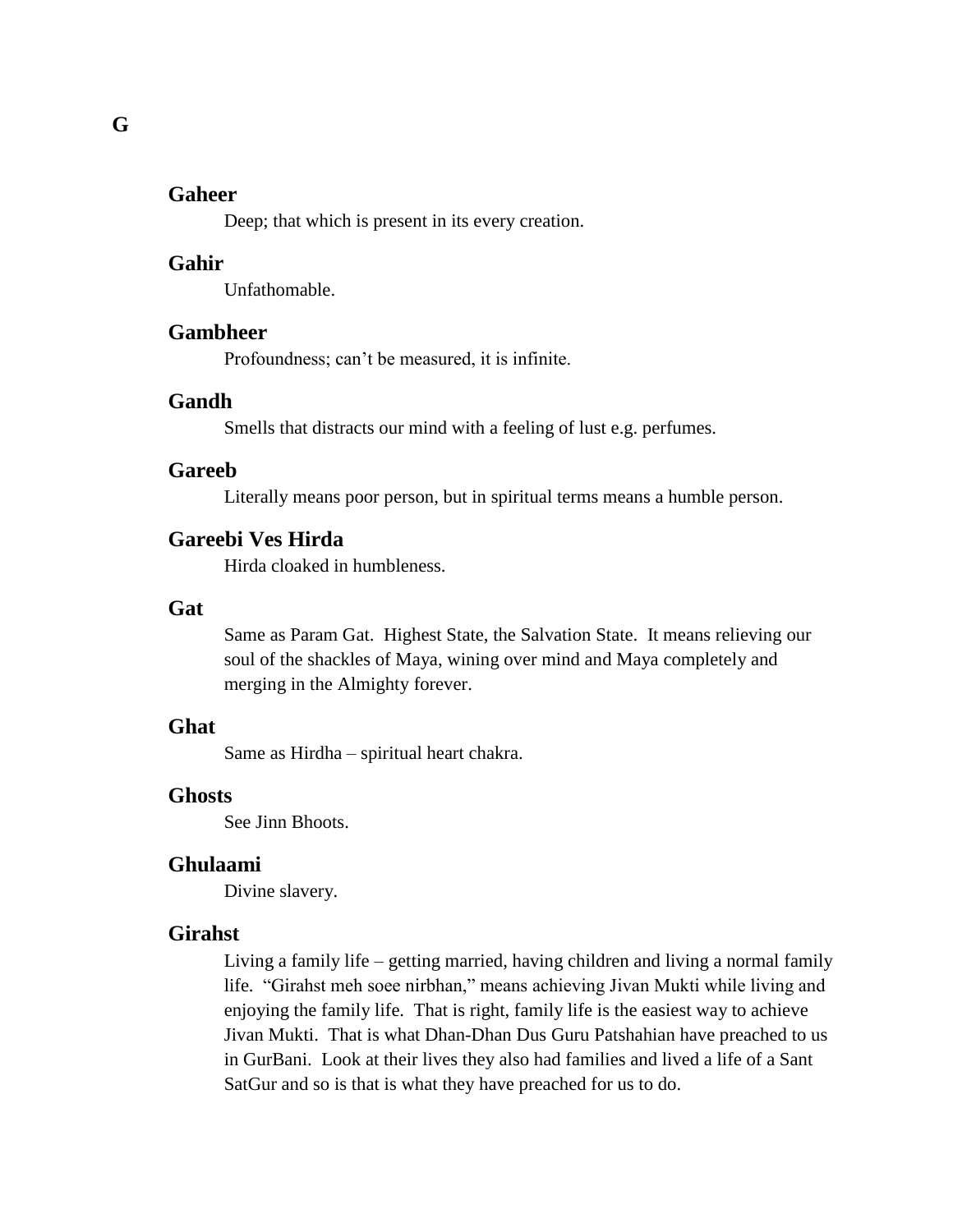# G

### Gaheer

Deep; that which is present in its every creation.

### Gahir

Unfathomable.

### Gambheer

Profoundness; can't be measured, it is infinite.

### Gandh

Smells that distracts our mind with a feeling of lust e.g. perfumes.

### Gareeb

Literally means poor person, but in spiritual terms means a humble person.

### Gareebi Ves Hirda

Hirda cloaked in humbleness.

### Gat

Same as Param Gat. Highest State, the Salvation State. It means relieving our soul of the shackles of Maya, wining over mind and Maya completely and merging in the Almighty forever.

### Ghat

Same as Hirdha – spiritual heart chakra.

### Ghosts

See Jinn Bhoots.

### Ghulaami

Divine slavery.

### Girahst

Living a family life – getting married, having children and living a normal family life. "Girahst meh soee nirbhan," means achieving Jivan Mukti while living and enjoying the family life. That is right, family life is the easiest way to achieve Jivan Mukti. That is what Dhan-Dhan Dus Guru Patshahian have preached to us in GurBani. Look at their lives they also had families and lived a life of a Sant SatGur and so is that is what they have preached for us to do.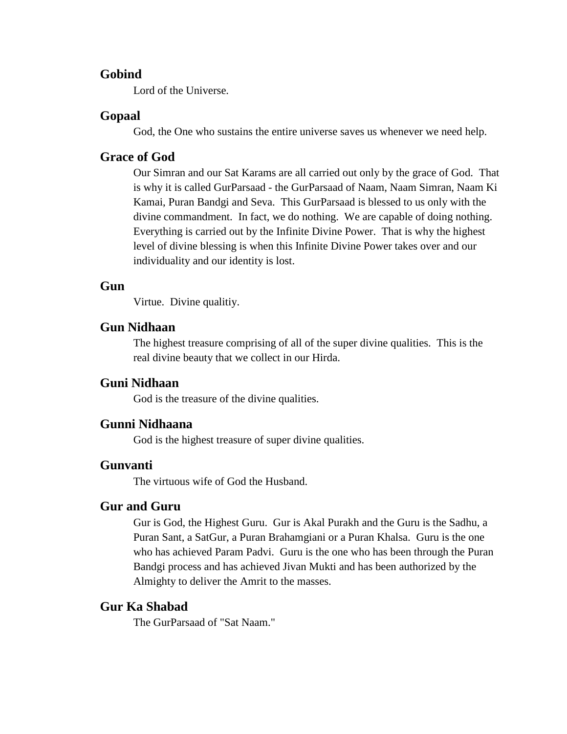### Gobind

Lord of the Universe.

### Gopaal

God, the One who sustains the entire universe saves us whenever we need help.

### Grace of God

Our Simran and our Sat Karams are all carried out only by the grace of God. That is why it is called GurParsaad - the GurParsaad of Naam, Naam Simran, Naam Ki Kamai, Puran Bandgi and Seva. This GurParsaad is blessed to us only with the divine commandment. In fact, we do nothing. We are capable of doing nothing. Everything is carried out by the Infinite Divine Power. That is why the highest level of divine blessing is when this Infinite Divine Power takes over and our individuality and our identity is lost.

### Gun

Virtue. Divine qualitiy.

### Gun Nidhaan

The highest treasure comprising of all of the super divine qualities. This is the real divine beauty that we collect in our Hirda.

### Guni Nidhaan

God is the treasure of the divine qualities.

### Gunni Nidhaana

God is the highest treasure of super divine qualities.

### Gunvanti

The virtuous wife of God the Husband.

### Gur and Guru

Gur is God, the Highest Guru. Gur is Akal Purakh and the Guru is the Sadhu, a Puran Sant, a SatGur, a Puran Brahamgiani or a Puran Khalsa. Guru is the one who has achieved Param Padvi. Guru is the one who has been through the Puran Bandgi process and has achieved Jivan Mukti and has been authorized by the Almighty to deliver the Amrit to the masses.

### Gur Ka Shabad

The GurParsaad of "Sat Naam."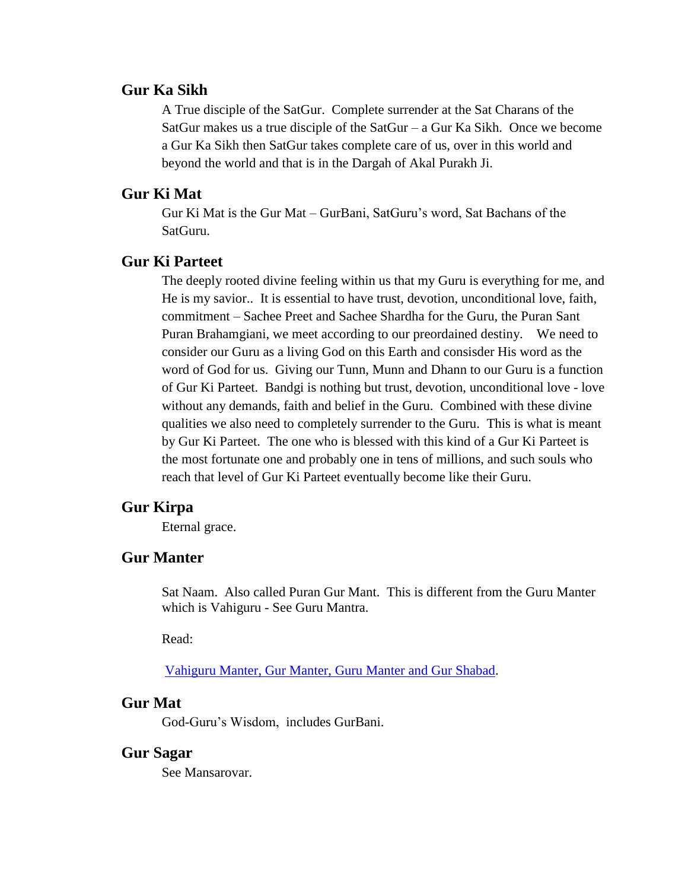### Gur Ka Sikh

A True disciple of the SatGur. Complete surrender at the Sat Charans of the SatGur makes us a true disciple of the SatGur – a Gur Ka Sikh. Once we become a Gur Ka Sikh then SatGur takes complete care of us, over in this world and beyond the world and that is in the Dargah of Akal Purakh Ji.

### Gur Ki Mat

Gur Ki Mat is the Gur Mat – GurBani, SatGuru's word, Sat Bachans of the SatGuru.

### Gur Ki Parteet

The deeply rooted divine feeling within us that my Guru is everything for me, and He is my savior.. It is essential to have trust, devotion, unconditional love, faith, commitment – Sachee Preet and Sachee Shardha for the Guru, the Puran Sant Puran Brahamgiani, we meet according to our preordained destiny. We need to consider our Guru as a living God on this Earth and consisder His word as the word of God for us. Giving our Tunn, Munn and Dhann to our Guru is a function of Gur Ki Parteet. Bandgi is nothing but trust, devotion, unconditional love - love without any demands, faith and belief in the Guru. Combined with these divine qualities we also need to completely surrender to the Guru. This is what is meant by Gur Ki Parteet. The one who is blessed with this kind of a Gur Ki Parteet is the most fortunate one and probably one in tens of millions, and such souls who reach that level of Gur Ki Parteet eventually become like their Guru.

### Gur Kirpa

Eternal grace.

### Gur Manter

Sat Naam. Also called Puran Gur Mant. This is different from the Guru Manter which is Vahiguru - See Guru Mantra.

Read:

Vahiguru Manter, Gur Manter, Guru Manter and Gur Shabad.

### Gur Mat

God-Guru's Wisdom, includes GurBani.

### Gur Sagar

See Mansarovar.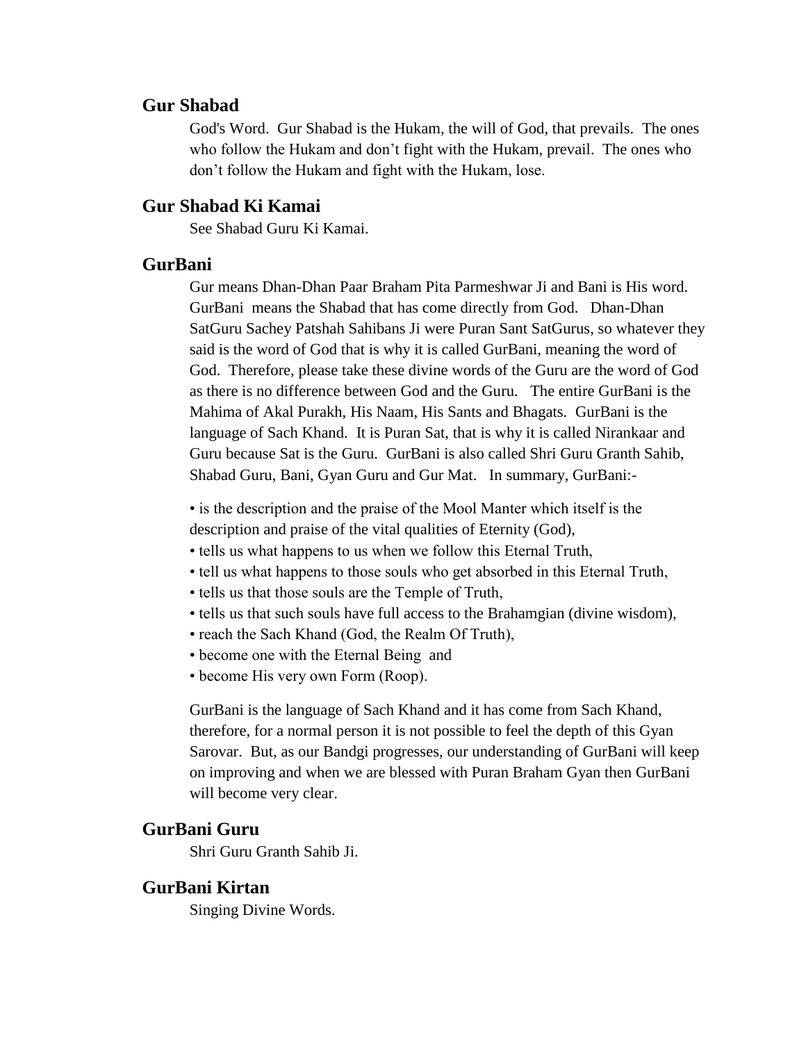## Gur Shabad

God's Word. Gur Shabad is the Hukam, the will of God, that prevails. The ones who follow the Hukam and don't fight with the Hukam, prevail. The ones who don't follow the Hukam and fight with the Hukam, lose.

## Gur Shabad Ki Kamai

See Shabad Guru Ki Kamai.

## GurBani

Gur means Dhan-Dhan Paar Braham Pita Parmeshwar Ji and Bani is His word. GurBani means the Shabad that has come directly from God. Dhan-Dhan SatGuru Sachey Patshah Sahibans Ji were Puran Sant SatGurus, so whatever they said is the word of God that is why it is called GurBani, meaning the word of God. Therefore, please take these divine words of the Guru are the word of God as there is no difference between God and the Guru. The entire GurBani is the Mahima of Akal Purakh, His Naam, His Sants and Bhagats. GurBani is the language of Sach Khand. It is Puran Sat, that is why it is called Nirankaar and Guru because Sat is the Guru. GurBani is also called Shri Guru Granth Sahib, Shabad Guru, Bani, Gyan Guru and Gur Mat. In summary, GurBani:-

- is the description and the praise of the Mool Manter which itself is the description and praise of the vital qualities of Eternity (God),
- tells us what happens to us when we follow this Eternal Truth,
- tell us what happens to those souls who get absorbed in this Eternal Truth,
- tells us that those souls are the Temple of Truth,
- tells us that such souls have full access to the Brahamgian (divine wisdom),
- reach the Sach Khand (God, the Realm Of Truth),
- become one with the Eternal Being and
- become His very own Form (Roop).

GurBani is the language of Sach Khand and it has come from Sach Khand, therefore, for a normal person it is not possible to feel the depth of this Gyan Sarovar. But, as our Bandgi progresses, our understanding of GurBani will keep on improving and when we are blessed with Puran Braham Gyan then GurBani will become very clear.

## GurBani Guru

Shri Guru Granth Sahib Ji.

## GurBani Kirtan

Singing Divine Words.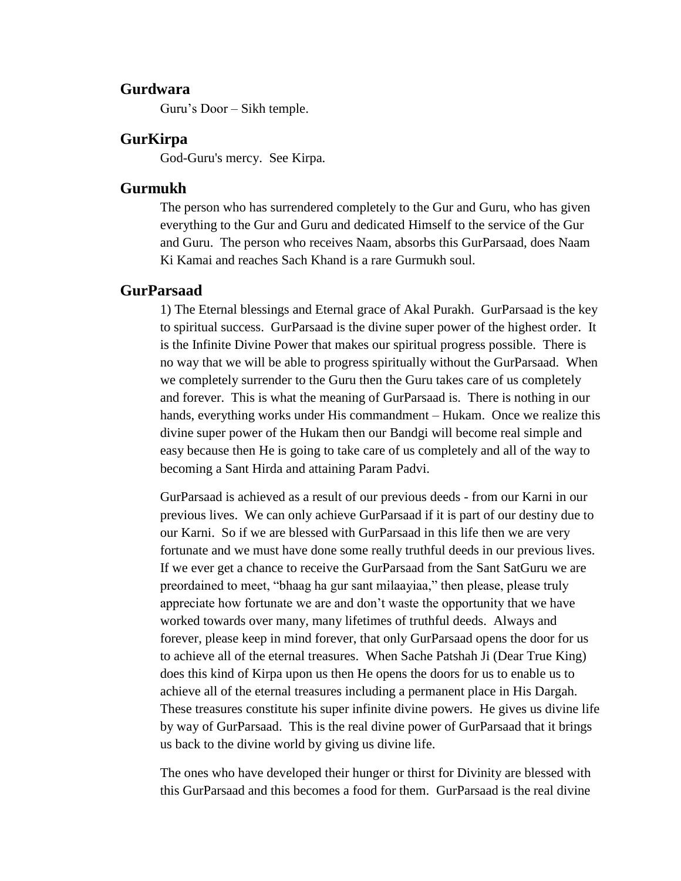### Gurdwara

Guru's Door – Sikh temple.

### GurKirpa

God-Guru's mercy. See Kirpa.

### Gurmukh

The person who has surrendered completely to the Gur and Guru, who has given everything to the Gur and Guru and dedicated Himself to the service of the Gur and Guru. The person who receives Naam, absorbs this GurParsaad, does Naam Ki Kamai and reaches Sach Khand is a rare Gurmukh soul.

### GurParsaad

1) The Eternal blessings and Eternal grace of Akal Purakh. GurParsaad is the key to spiritual success. GurParsaad is the divine super power of the highest order. It is the Infinite Divine Power that makes our spiritual progress possible. There is no way that we will be able to progress spiritually without the GurParsaad. When we completely surrender to the Guru then the Guru takes care of us completely and forever. This is what the meaning of GurParsaad is. There is nothing in our hands, everything works under His commandment – Hukam. Once we realize this divine super power of the Hukam then our Bandgi will become real simple and easy because then He is going to take care of us completely and all of the way to becoming a Sant Hirda and attaining Param Padvi.

GurParsaad is achieved as a result of our previous deeds - from our Karni in our previous lives. We can only achieve GurParsaad if it is part of our destiny due to our Karni. So if we are blessed with GurParsaad in this life then we are very fortunate and we must have done some really truthful deeds in our previous lives. If we ever get a chance to receive the GurParsaad from the Sant SatGuru we are preordained to meet, "bhaag ha gur sant milaayiaa," then please, please truly appreciate how fortunate we are and don't waste the opportunity that we have worked towards over many, many lifetimes of truthful deeds. Always and forever, please keep in mind forever, that only GurParsaad opens the door for us to achieve all of the eternal treasures. When Sache Patshah Ji (Dear True King) does this kind of Kirpa upon us then He opens the doors for us to enable us to achieve all of the eternal treasures including a permanent place in His Dargah. These treasures constitute his super infinite divine powers. He gives us divine life by way of GurParsaad. This is the real divine power of GurParsaad that it brings us back to the divine world by giving us divine life.

The ones who have developed their hunger or thirst for Divinity are blessed with this GurParsaad and this becomes a food for them. GurParsaad is the real divine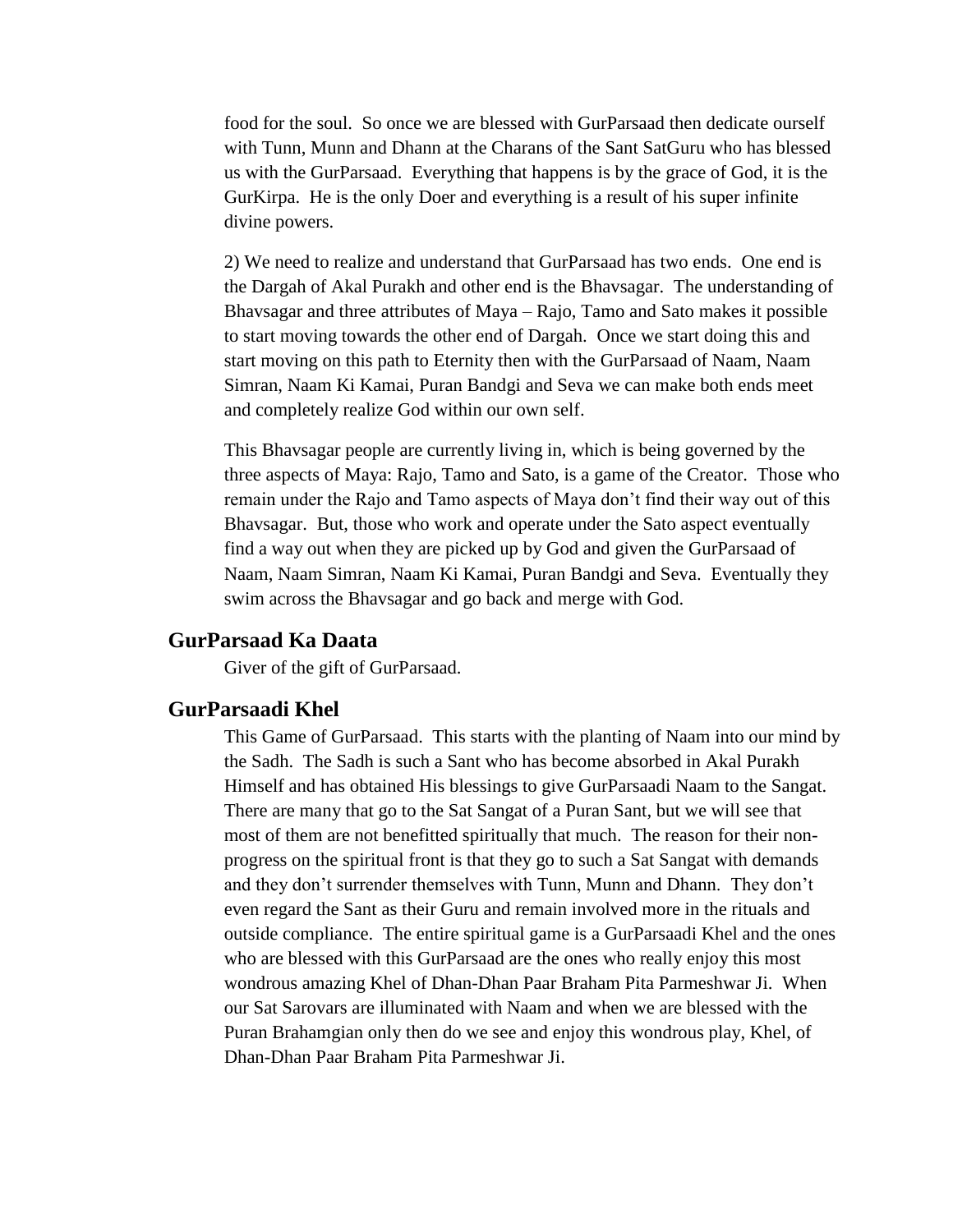food for the soul. So once we are blessed with GurParsaad then dedicate ourself with Tunn, Munn and Dhann at the Charans of the Sant SatGuru who has blessed us with the GurParsaad. Everything that happens is by the grace of God, it is the GurKirpa. He is the only Doer and everything is a result of his super infinite divine powers.

2) We need to realize and understand that GurParsaad has two ends. One end is the Dargah of Akal Purakh and other end is the Bhavsagar. The understanding of Bhavsagar and three attributes of Maya – Rajo, Tamo and Sato makes it possible to start moving towards the other end of Dargah. Once we start doing this and start moving on this path to Eternity then with the GurParsaad of Naam, Naam Simran, Naam Ki Kamai, Puran Bandgi and Seva we can make both ends meet and completely realize God within our own self.

This Bhavsagar people are currently living in, which is being governed by the three aspects of Maya: Rajo, Tamo and Sato, is a game of the Creator. Those who remain under the Rajo and Tamo aspects of Maya don't find their way out of this Bhavsagar. But, those who work and operate under the Sato aspect eventually find a way out when they are picked up by God and given the GurParsaad of Naam, Naam Simran, Naam Ki Kamai, Puran Bandgi and Seva. Eventually they swim across the Bhavsagar and go back and merge with God.

## GurParsaad Ka Daata

Giver of the gift of GurParsaad.

## GurParsaadi Khel

This Game of GurParsaad. This starts with the planting of Naam into our mind by the Sadh. The Sadh is such a Sant who has become absorbed in Akal Purakh Himself and has obtained His blessings to give GurParsaadi Naam to the Sangat. There are many that go to the Sat Sangat of a Puran Sant, but we will see that most of them are not benefitted spiritually that much. The reason for their non-progress on the spiritual front is that they go to such a Sat Sangat with demands and they don't surrender themselves with Tunn, Munn and Dhann. They don't even regard the Sant as their Guru and remain involved more in the rituals and outside compliance. The entire spiritual game is a GurParsaadi Khel and the ones who are blessed with this GurParsaad are the ones who really enjoy this most wondrous amazing Khel of Dhan-Dhan Paar Braham Pita Parmeshwar Ji. When our Sat Sarovars are illuminated with Naam and when we are blessed with the Puran Brahamgian only then do we see and enjoy this wondrous play, Khel, of Dhan-Dhan Paar Braham Pita Parmeshwar Ji.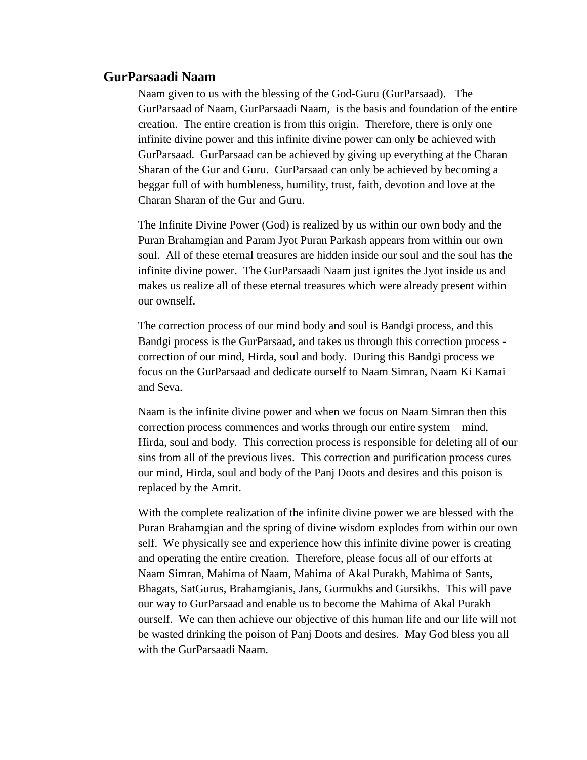## GurParsaadi Naam

Naam given to us with the blessing of the God-Guru (GurParsaad). The GurParsaad of Naam, GurParsaadi Naam, is the basis and foundation of the entire creation. The entire creation is from this origin. Therefore, there is only one infinite divine power and this infinite divine power can only be achieved with GurParsaad. GurParsaad can be achieved by giving up everything at the Charan Sharan of the Gur and Guru. GurParsaad can only be achieved by becoming a beggar full of with humbleness, humility, trust, faith, devotion and love at the Charan Sharan of the Gur and Guru.

The Infinite Divine Power (God) is realized by us within our own body and the Puran Brahamgian and Param Jyot Puran Parkash appears from within our own soul. All of these eternal treasures are hidden inside our soul and the soul has the infinite divine power. The GurParsaadi Naam just ignites the Jyot inside us and makes us realize all of these eternal treasures which were already present within our ownself.

The correction process of our mind body and soul is Bandgi process, and this Bandgi process is the GurParsaad, and takes us through this correction process - correction of our mind, Hirda, soul and body. During this Bandgi process we focus on the GurParsaad and dedicate ourself to Naam Simran, Naam Ki Kamai and Seva.

Naam is the infinite divine power and when we focus on Naam Simran then this correction process commences and works through our entire system – mind, Hirda, soul and body. This correction process is responsible for deleting all of our sins from all of the previous lives. This correction and purification process cures our mind, Hirda, soul and body of the Panj Doots and desires and this poison is replaced by the Amrit.

With the complete realization of the infinite divine power we are blessed with the Puran Brahamgian and the spring of divine wisdom explodes from within our own self. We physically see and experience how this infinite divine power is creating and operating the entire creation. Therefore, please focus all of our efforts at Naam Simran, Mahima of Naam, Mahima of Akal Purakh, Mahima of Sants, Bhagats, SatGurus, Brahamgianis, Jans, Gurmukhs and Gursikhs. This will pave our way to GurParsaad and enable us to become the Mahima of Akal Purakh ourself. We can then achieve our objective of this human life and our life will not be wasted drinking the poison of Panj Doots and desires. May God bless you all with the GurParsaadi Naam.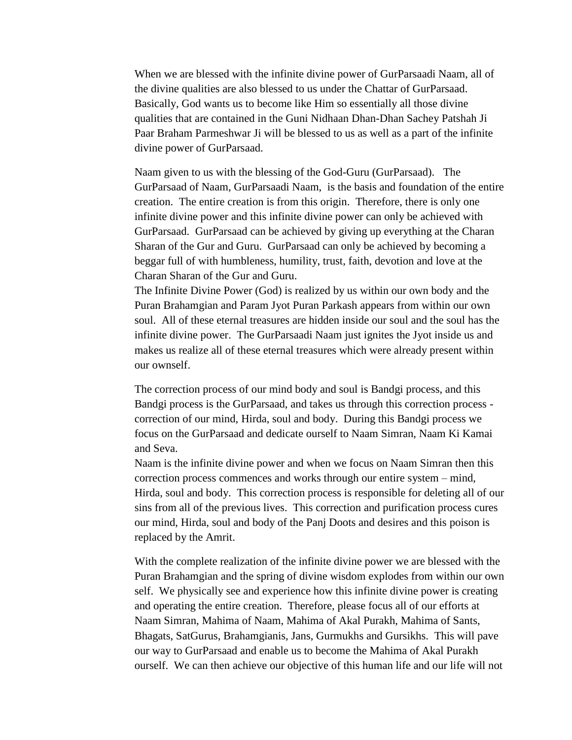When we are blessed with the infinite divine power of GurParsaadi Naam, all of the divine qualities are also blessed to us under the Chattar of GurParsaad. Basically, God wants us to become like Him so essentially all those divine qualities that are contained in the Guni Nidhaan Dhan-Dhan Sachey Patshah Ji Paar Braham Parmeshwar Ji will be blessed to us as well as a part of the infinite divine power of GurParsaad.

Naam given to us with the blessing of the God-Guru (GurParsaad). The GurParsaad of Naam, GurParsaadi Naam, is the basis and foundation of the entire creation. The entire creation is from this origin. Therefore, there is only one infinite divine power and this infinite divine power can only be achieved with GurParsaad. GurParsaad can be achieved by giving up everything at the Charan Sharan of the Gur and Guru. GurParsaad can only be achieved by becoming a beggar full of with humbleness, humility, trust, faith, devotion and love at the Charan Sharan of the Gur and Guru.

The Infinite Divine Power (God) is realized by us within our own body and the Puran Brahamgian and Param Jyot Puran Parkash appears from within our own soul. All of these eternal treasures are hidden inside our soul and the soul has the infinite divine power. The GurParsaadi Naam just ignites the Jyot inside us and makes us realize all of these eternal treasures which were already present within our ownself.

The correction process of our mind body and soul is Bandgi process, and this Bandgi process is the GurParsaad, and takes us through this correction process - correction of our mind, Hirda, soul and body. During this Bandgi process we focus on the GurParsaad and dedicate ourself to Naam Simran, Naam Ki Kamai and Seva.

Naam is the infinite divine power and when we focus on Naam Simran then this correction process commences and works through our entire system – mind, Hirda, soul and body. This correction process is responsible for deleting all of our sins from all of the previous lives. This correction and purification process cures our mind, Hirda, soul and body of the Panj Doots and desires and this poison is replaced by the Amrit.

With the complete realization of the infinite divine power we are blessed with the Puran Brahamgian and the spring of divine wisdom explodes from within our own self. We physically see and experience how this infinite divine power is creating and operating the entire creation. Therefore, please focus all of our efforts at Naam Simran, Mahima of Naam, Mahima of Akal Purakh, Mahima of Sants, Bhagats, SatGurus, Brahamgianis, Jans, Gurmukhs and Gursikhs. This will pave our way to GurParsaad and enable us to become the Mahima of Akal Purakh ourself. We can then achieve our objective of this human life and our life will not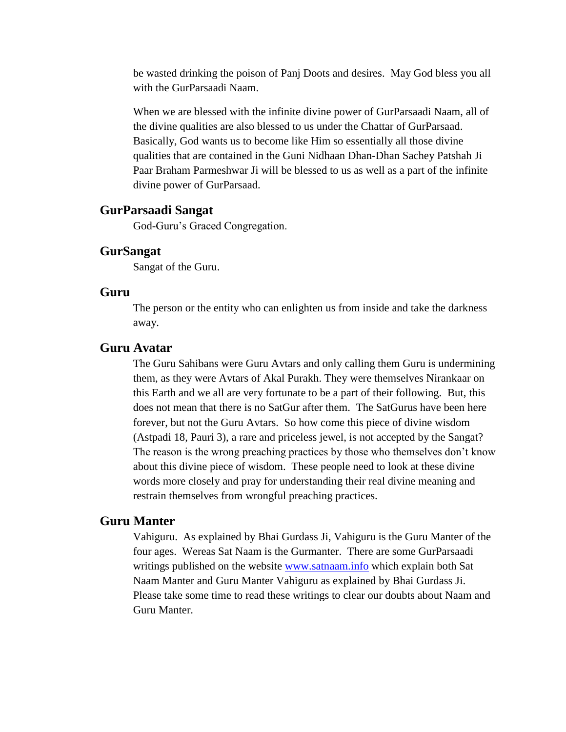be wasted drinking the poison of Panj Doots and desires.  May God bless you all with the GurParsaadi Naam.

When we are blessed with the infinite divine power of GurParsaadi Naam, all of the divine qualities are also blessed to us under the Chattar of GurParsaad. Basically, God wants us to become like Him so essentially all those divine qualities that are contained in the Guni Nidhaan Dhan-Dhan Sachey Patshah Ji Paar Braham Parmeshwar Ji will be blessed to us as well as a part of the infinite divine power of GurParsaad.

## GurParsaadi Sangat

God-Guru's Graced Congregation.

## GurSangat

Sangat of the Guru.

## Guru

The person or the entity who can enlighten us from inside and take the darkness away.

## Guru Avatar

The Guru Sahibans were Guru Avtars and only calling them Guru is undermining them, as they were Avtars of Akal Purakh. They were themselves Nirankaar on this Earth and we all are very fortunate to be a part of their following.  But, this does not mean that there is no SatGur after them.  The SatGurus have been here forever, but not the Guru Avtars.  So how come this piece of divine wisdom (Astpadi 18, Pauri 3), a rare and priceless jewel, is not accepted by the Sangat? The reason is the wrong preaching practices by those who themselves don't know about this divine piece of wisdom.  These people need to look at these divine words more closely and pray for understanding their real divine meaning and restrain themselves from wrongful preaching practices.

## Guru Manter

Vahiguru.  As explained by Bhai Gurdass Ji, Vahiguru is the Guru Manter of the four ages.  Wereas Sat Naam is the Gurmanter.  There are some GurParsaadi writings published on the website [www.satnaam.info](http://www.satnaam.info) which explain both Sat Naam Manter and Guru Manter Vahiguru as explained by Bhai Gurdass Ji. Please take some time to read these writings to clear our doubts about Naam and Guru Manter.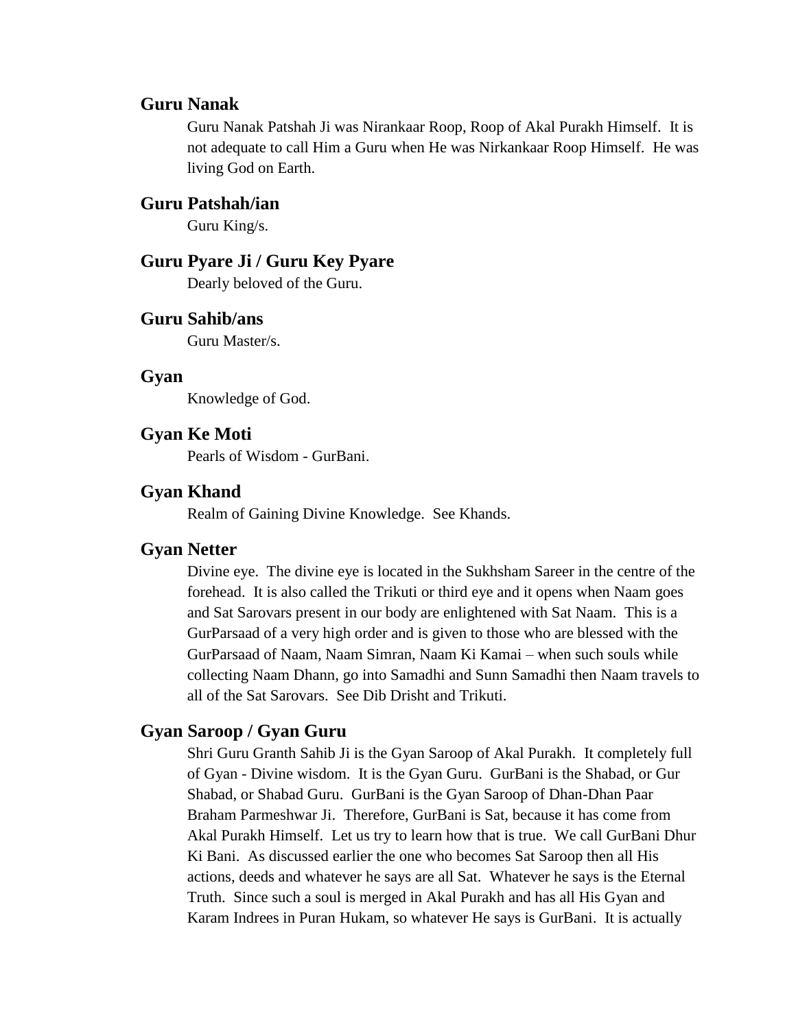### Guru Nanak

Guru Nanak Patshah Ji was Nirankaar Roop, Roop of Akal Purakh Himself. It is not adequate to call Him a Guru when He was Nirkankaar Roop Himself. He was living God on Earth.

### Guru Patshah/ian

Guru King/s.

### Guru Pyare Ji / Guru Key Pyare

Dearly beloved of the Guru.

### Guru Sahib/ans

Guru Master/s.

### Gyan

Knowledge of God.

### Gyan Ke Moti

Pearls of Wisdom - GurBani.

### Gyan Khand

Realm of Gaining Divine Knowledge. See Khands.

### Gyan Netter

Divine eye. The divine eye is located in the Sukhsham Sareer in the centre of the forehead. It is also called the Trikuti or third eye and it opens when Naam goes and Sat Sarovars present in our body are enlightened with Sat Naam. This is a GurParsaad of a very high order and is given to those who are blessed with the GurParsaad of Naam, Naam Simran, Naam Ki Kamai – when such souls while collecting Naam Dhann, go into Samadhi and Sunn Samadhi then Naam travels to all of the Sat Sarovars. See Dib Drisht and Trikuti.

### Gyan Saroop / Gyan Guru

Shri Guru Granth Sahib Ji is the Gyan Saroop of Akal Purakh. It completely full of Gyan - Divine wisdom. It is the Gyan Guru. GurBani is the Shabad, or Gur Shabad, or Shabad Guru. GurBani is the Gyan Saroop of Dhan-Dhan Paar Braham Parmeshwar Ji. Therefore, GurBani is Sat, because it has come from Akal Purakh Himself. Let us try to learn how that is true. We call GurBani Dhur Ki Bani. As discussed earlier the one who becomes Sat Saroop then all His actions, deeds and whatever he says are all Sat. Whatever he says is the Eternal Truth. Since such a soul is merged in Akal Purakh and has all His Gyan and Karam Indrees in Puran Hukam, so whatever He says is GurBani. It is actually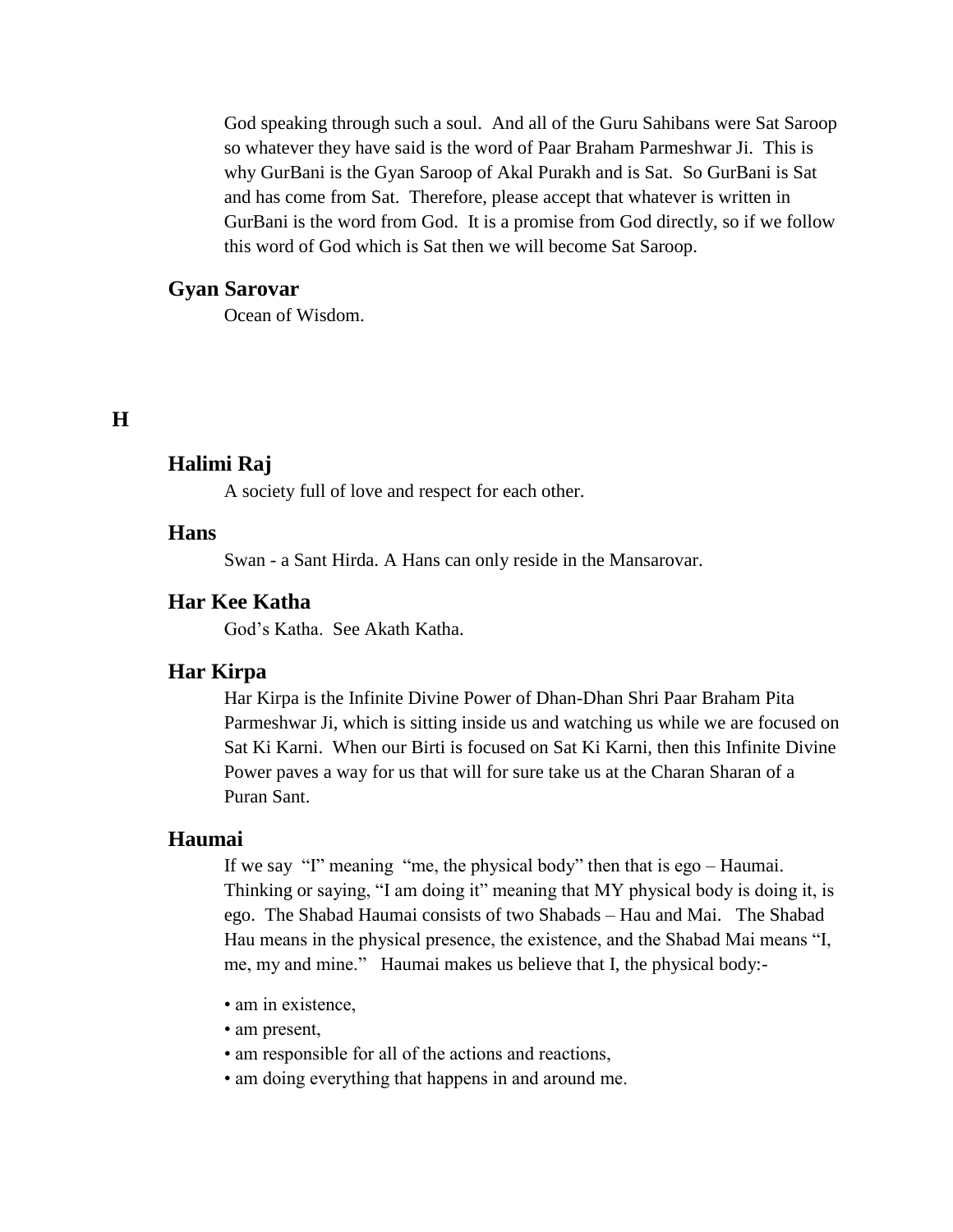God speaking through such a soul. And all of the Guru Sahibans were Sat Saroop so whatever they have said is the word of Paar Braham Parmeshwar Ji. This is why GurBani is the Gyan Saroop of Akal Purakh and is Sat. So GurBani is Sat and has come from Sat. Therefore, please accept that whatever is written in GurBani is the word from God. It is a promise from God directly, so if we follow this word of God which is Sat then we will become Sat Saroop.

### Gyan Sarovar

Ocean of Wisdom.

## H

### Halimi Raj

A society full of love and respect for each other.

### Hans

Swan - a Sant Hirda. A Hans can only reside in the Mansarovar.

### Har Kee Katha

God's Katha. See Akath Katha.

### Har Kirpa

Har Kirpa is the Infinite Divine Power of Dhan-Dhan Shri Paar Braham Pita Parmeshwar Ji, which is sitting inside us and watching us while we are focused on Sat Ki Karni. When our Birti is focused on Sat Ki Karni, then this Infinite Divine Power paves a way for us that will for sure take us at the Charan Sharan of a Puran Sant.

### Haumai

If we say "I" meaning "me, the physical body" then that is ego – Haumai. Thinking or saying, "I am doing it" meaning that MY physical body is doing it, is ego. The Shabad Haumai consists of two Shabads – Hau and Mai. The Shabad Hau means in the physical presence, the existence, and the Shabad Mai means "I, me, my and mine." Haumai makes us believe that I, the physical body:-

- am in existence,
- am present,
- am responsible for all of the actions and reactions,
- am doing everything that happens in and around me.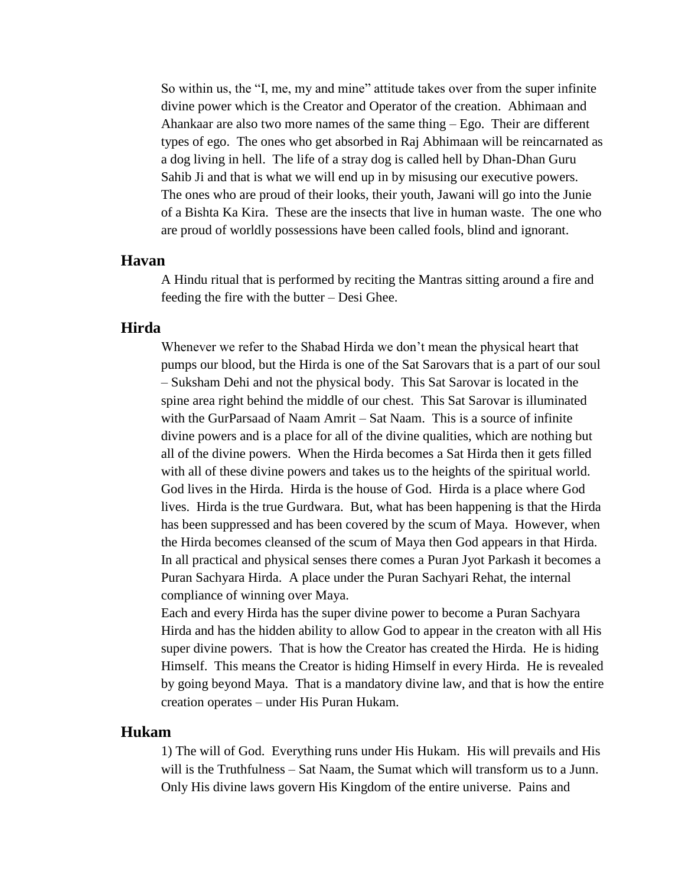So within us, the "I, me, my and mine" attitude takes over from the super infinite divine power which is the Creator and Operator of the creation. Abhimaan and Ahankaar are also two more names of the same thing – Ego. Their are different types of ego. The ones who get absorbed in Raj Abhimaan will be reincarnated as a dog living in hell. The life of a stray dog is called hell by Dhan-Dhan Guru Sahib Ji and that is what we will end up in by misusing our executive powers. The ones who are proud of their looks, their youth, Jawani will go into the Junie of a Bishta Ka Kira. These are the insects that live in human waste. The one who are proud of worldly possessions have been called fools, blind and ignorant.

### Havan

A Hindu ritual that is performed by reciting the Mantras sitting around a fire and feeding the fire with the butter – Desi Ghee.

### Hirda

Whenever we refer to the Shabad Hirda we don't mean the physical heart that pumps our blood, but the Hirda is one of the Sat Sarovars that is a part of our soul – Suksham Dehi and not the physical body. This Sat Sarovar is located in the spine area right behind the middle of our chest. This Sat Sarovar is illuminated with the GurParsaad of Naam Amrit – Sat Naam. This is a source of infinite divine powers and is a place for all of the divine qualities, which are nothing but all of the divine powers. When the Hirda becomes a Sat Hirda then it gets filled with all of these divine powers and takes us to the heights of the spiritual world. God lives in the Hirda. Hirda is the house of God. Hirda is a place where God lives. Hirda is the true Gurdwara. But, what has been happening is that the Hirda has been suppressed and has been covered by the scum of Maya. However, when the Hirda becomes cleansed of the scum of Maya then God appears in that Hirda. In all practical and physical senses there comes a Puran Jyot Parkash it becomes a Puran Sachyara Hirda. A place under the Puran Sachyari Rehat, the internal compliance of winning over Maya.

Each and every Hirda has the super divine power to become a Puran Sachyara Hirda and has the hidden ability to allow God to appear in the creaton with all His super divine powers. That is how the Creator has created the Hirda. He is hiding Himself. This means the Creator is hiding Himself in every Hirda. He is revealed by going beyond Maya. That is a mandatory divine law, and that is how the entire creation operates – under His Puran Hukam.

### Hukam

1) The will of God. Everything runs under His Hukam. His will prevails and His will is the Truthfulness – Sat Naam, the Sumat which will transform us to a Junn. Only His divine laws govern His Kingdom of the entire universe. Pains and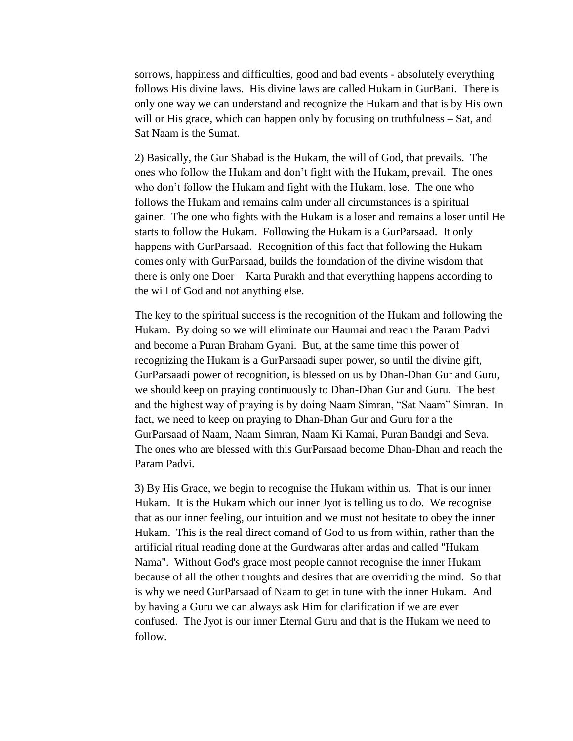sorrows, happiness and difficulties, good and bad events - absolutely everything follows His divine laws. His divine laws are called Hukam in GurBani. There is only one way we can understand and recognize the Hukam and that is by His own will or His grace, which can happen only by focusing on truthfulness – Sat, and Sat Naam is the Sumat.

2) Basically, the Gur Shabad is the Hukam, the will of God, that prevails. The ones who follow the Hukam and don't fight with the Hukam, prevail. The ones who don't follow the Hukam and fight with the Hukam, lose. The one who follows the Hukam and remains calm under all circumstances is a spiritual gainer. The one who fights with the Hukam is a loser and remains a loser until He starts to follow the Hukam. Following the Hukam is a GurParsaad. It only happens with GurParsaad. Recognition of this fact that following the Hukam comes only with GurParsaad, builds the foundation of the divine wisdom that there is only one Doer – Karta Purakh and that everything happens according to the will of God and not anything else.

The key to the spiritual success is the recognition of the Hukam and following the Hukam. By doing so we will eliminate our Haumai and reach the Param Padvi and become a Puran Braham Gyani. But, at the same time this power of recognizing the Hukam is a GurParsaadi super power, so until the divine gift, GurParsaadi power of recognition, is blessed on us by Dhan-Dhan Gur and Guru, we should keep on praying continuously to Dhan-Dhan Gur and Guru. The best and the highest way of praying is by doing Naam Simran, "Sat Naam" Simran. In fact, we need to keep on praying to Dhan-Dhan Gur and Guru for a the GurParsaad of Naam, Naam Simran, Naam Ki Kamai, Puran Bandgi and Seva. The ones who are blessed with this GurParsaad become Dhan-Dhan and reach the Param Padvi.

3) By His Grace, we begin to recognise the Hukam within us. That is our inner Hukam. It is the Hukam which our inner Jyot is telling us to do. We recognise that as our inner feeling, our intuition and we must not hesitate to obey the inner Hukam. This is the real direct comand of God to us from within, rather than the artificial ritual reading done at the Gurdwaras after ardas and called "Hukam Nama". Without God's grace most people cannot recognise the inner Hukam because of all the other thoughts and desires that are overriding the mind. So that is why we need GurParsaad of Naam to get in tune with the inner Hukam. And by having a Guru we can always ask Him for clarification if we are ever confused. The Jyot is our inner Eternal Guru and that is the Hukam we need to follow.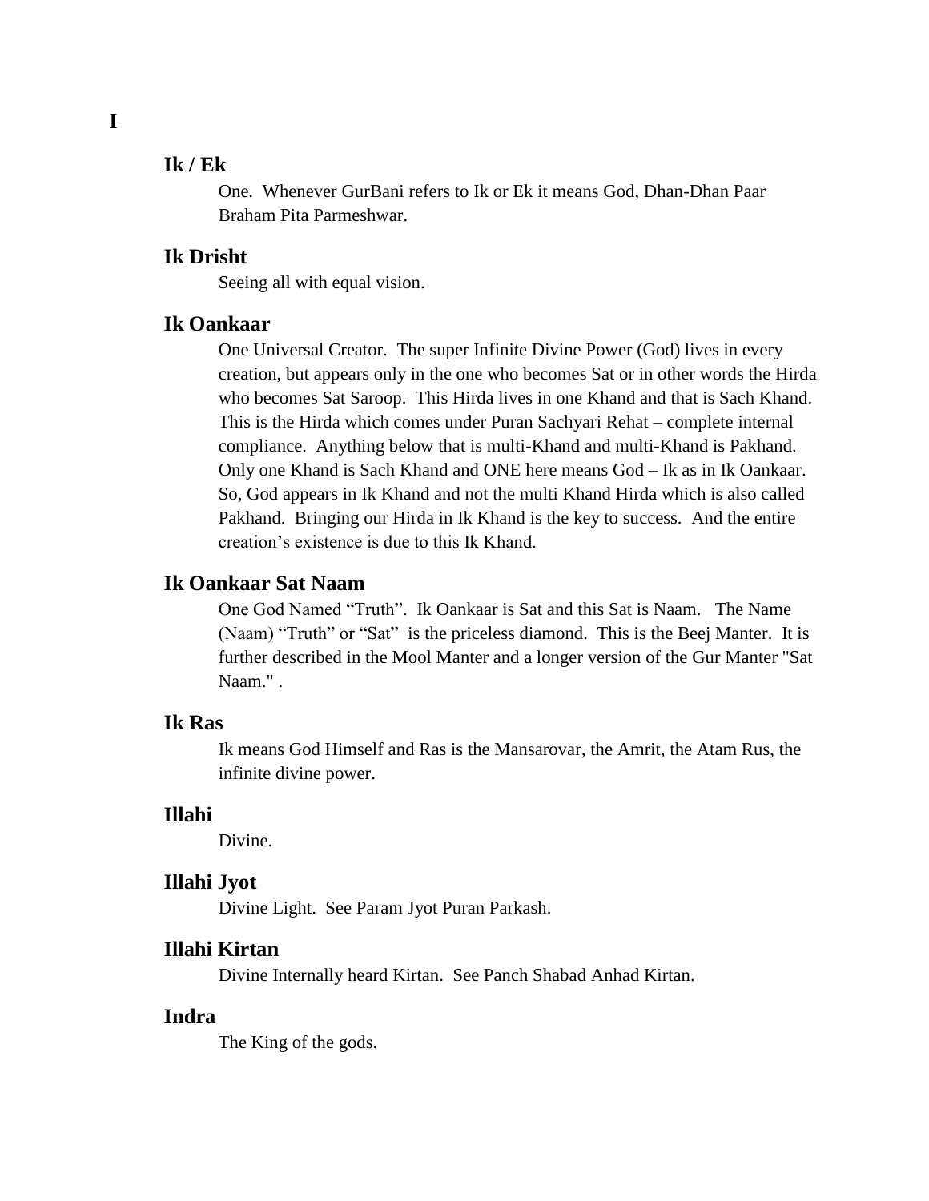# I

### Ik / Ek

One. Whenever GurBani refers to Ik or Ek it means God, Dhan-Dhan Paar Braham Pita Parmeshwar.

### Ik Drisht

Seeing all with equal vision.

### Ik Oankaar

One Universal Creator. The super Infinite Divine Power (God) lives in every creation, but appears only in the one who becomes Sat or in other words the Hirda who becomes Sat Saroop. This Hirda lives in one Khand and that is Sach Khand. This is the Hirda which comes under Puran Sachyari Rehat – complete internal compliance. Anything below that is multi-Khand and multi-Khand is Pakhand. Only one Khand is Sach Khand and ONE here means God – Ik as in Ik Oankaar. So, God appears in Ik Khand and not the multi Khand Hirda which is also called Pakhand. Bringing our Hirda in Ik Khand is the key to success. And the entire creation's existence is due to this Ik Khand.

### Ik Oankaar Sat Naam

One God Named "Truth". Ik Oankaar is Sat and this Sat is Naam. The Name (Naam) "Truth" or "Sat" is the priceless diamond. This is the Beej Manter. It is further described in the Mool Manter and a longer version of the Gur Manter "Sat Naam." .

### Ik Ras

Ik means God Himself and Ras is the Mansarovar, the Amrit, the Atam Rus, the infinite divine power.

### Illahi

Divine.

### Illahi Jyot

Divine Light. See Param Jyot Puran Parkash.

### Illahi Kirtan

Divine Internally heard Kirtan. See Panch Shabad Anhad Kirtan.

### Indra

The King of the gods.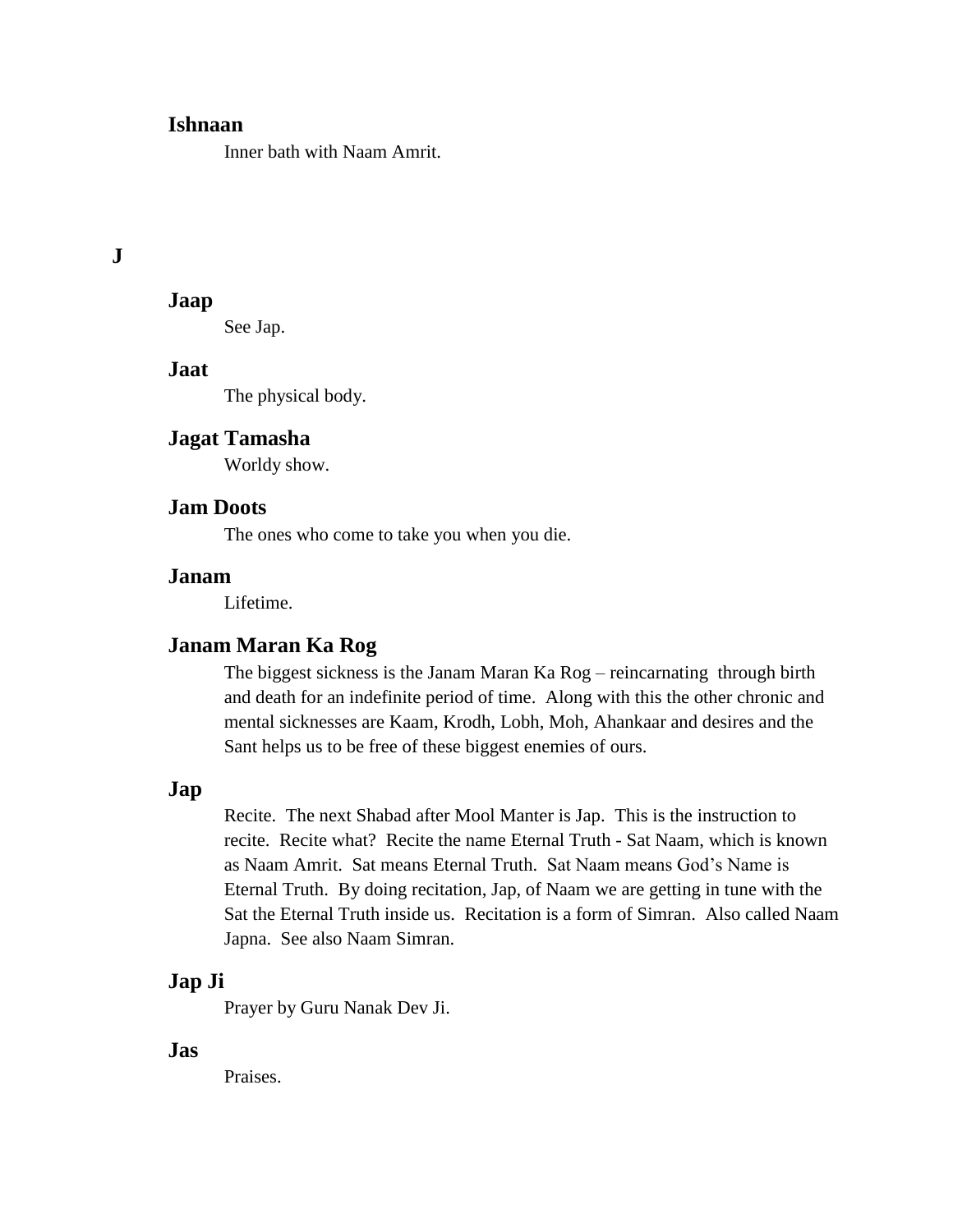**Ishnaan**

Inner bath with Naam Amrit.

## J

**Jaap**

See Jap.

**Jaat**

The physical body.

**Jagat Tamasha**

Worldy show.

**Jam Doots**

The ones who come to take you when you die.

**Janam**

Lifetime.

**Janam Maran Ka Rog**

The biggest sickness is the Janam Maran Ka Rog – reincarnating through birth and death for an indefinite period of time. Along with this the other chronic and mental sicknesses are Kaam, Krodh, Lobh, Moh, Ahankaar and desires and the Sant helps us to be free of these biggest enemies of ours.

**Jap**

Recite. The next Shabad after Mool Manter is Jap. This is the instruction to recite. Recite what? Recite the name Eternal Truth - Sat Naam, which is known as Naam Amrit. Sat means Eternal Truth. Sat Naam means God's Name is Eternal Truth. By doing recitation, Jap, of Naam we are getting in tune with the Sat the Eternal Truth inside us. Recitation is a form of Simran. Also called Naam Japna. See also Naam Simran.

**Jap Ji**

Prayer by Guru Nanak Dev Ji.

**Jas**

Praises.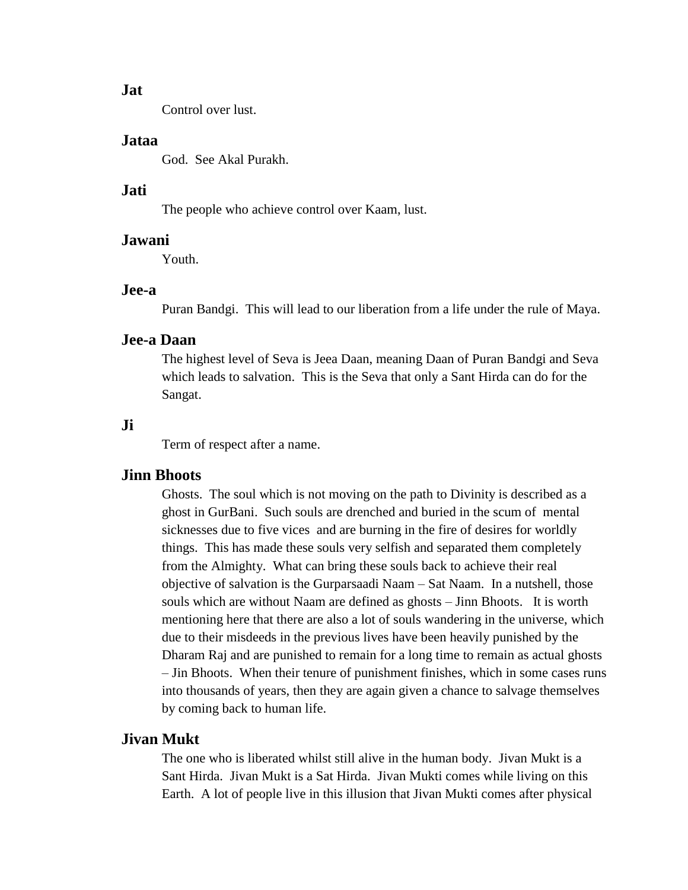**Jat**

Control over lust.

**Jataa**

God. See Akal Purakh.

**Jati**

The people who achieve control over Kaam, lust.

**Jawani**

Youth.

**Jee-a**

Puran Bandgi. This will lead to our liberation from a life under the rule of Maya.

**Jee-a Daan**

The highest level of Seva is Jeea Daan, meaning Daan of Puran Bandgi and Seva which leads to salvation. This is the Seva that only a Sant Hirda can do for the Sangat.

**Ji**

Term of respect after a name.

**Jinn Bhoots**

Ghosts. The soul which is not moving on the path to Divinity is described as a ghost in GurBani. Such souls are drenched and buried in the scum of mental sicknesses due to five vices and are burning in the fire of desires for worldly things. This has made these souls very selfish and separated them completely from the Almighty. What can bring these souls back to achieve their real objective of salvation is the Gurparsaadi Naam – Sat Naam. In a nutshell, those souls which are without Naam are defined as ghosts – Jinn Bhoots. It is worth mentioning here that there are also a lot of souls wandering in the universe, which due to their misdeeds in the previous lives have been heavily punished by the Dharam Raj and are punished to remain for a long time to remain as actual ghosts – Jin Bhoots. When their tenure of punishment finishes, which in some cases runs into thousands of years, then they are again given a chance to salvage themselves by coming back to human life.

**Jivan Mukt**

The one who is liberated whilst still alive in the human body. Jivan Mukt is a Sant Hirda. Jivan Mukt is a Sat Hirda. Jivan Mukti comes while living on this Earth. A lot of people live in this illusion that Jivan Mukti comes after physical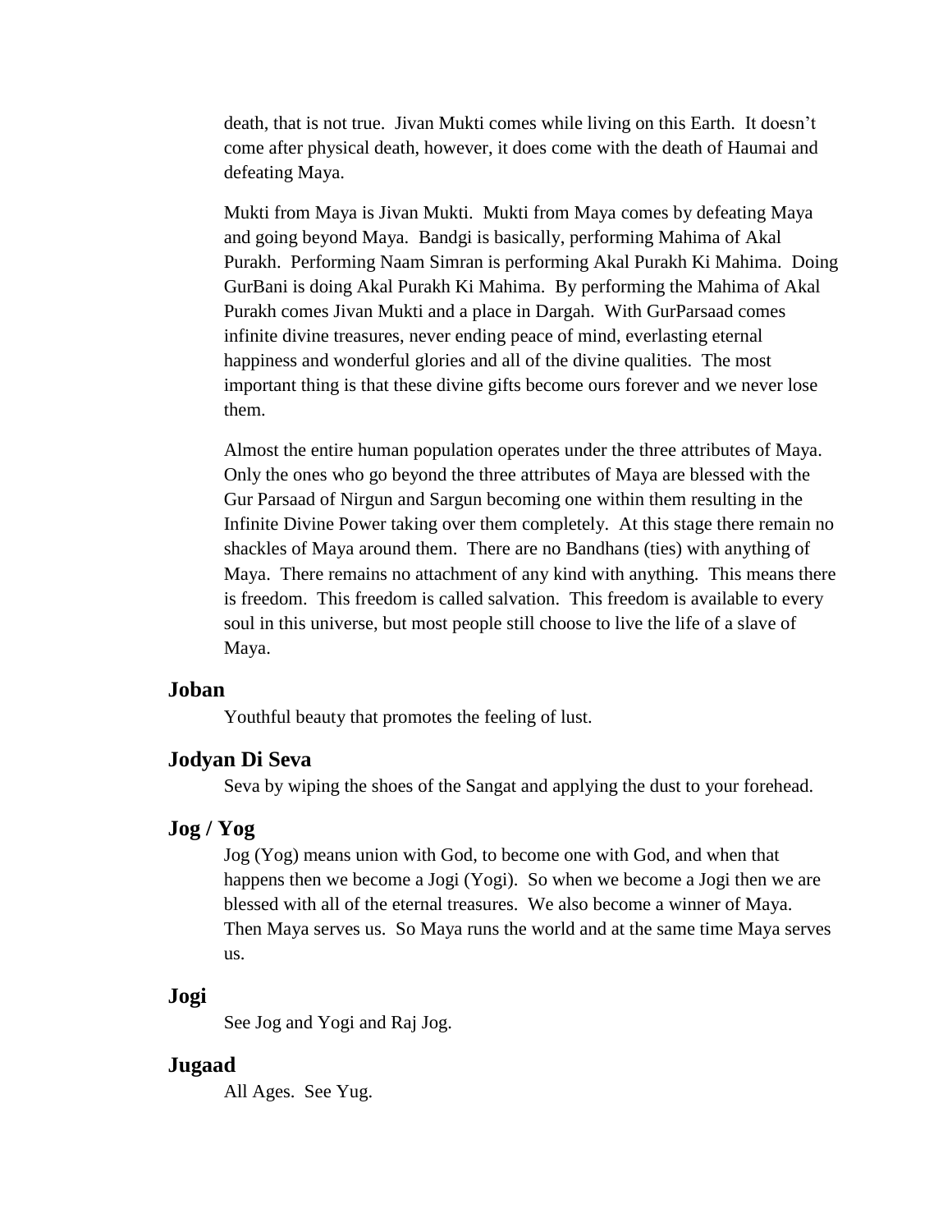death, that is not true. Jivan Mukti comes while living on this Earth. It doesn't come after physical death, however, it does come with the death of Haumai and defeating Maya.

Mukti from Maya is Jivan Mukti. Mukti from Maya comes by defeating Maya and going beyond Maya. Bandgi is basically, performing Mahima of Akal Purakh. Performing Naam Simran is performing Akal Purakh Ki Mahima. Doing GurBani is doing Akal Purakh Ki Mahima. By performing the Mahima of Akal Purakh comes Jivan Mukti and a place in Dargah. With GurParsaad comes infinite divine treasures, never ending peace of mind, everlasting eternal happiness and wonderful glories and all of the divine qualities. The most important thing is that these divine gifts become ours forever and we never lose them.

Almost the entire human population operates under the three attributes of Maya. Only the ones who go beyond the three attributes of Maya are blessed with the Gur Parsaad of Nirgun and Sargun becoming one within them resulting in the Infinite Divine Power taking over them completely. At this stage there remain no shackles of Maya around them. There are no Bandhans (ties) with anything of Maya. There remains no attachment of any kind with anything. This means there is freedom. This freedom is called salvation. This freedom is available to every soul in this universe, but most people still choose to live the life of a slave of Maya.

### Joban

Youthful beauty that promotes the feeling of lust.

### Jodyan Di Seva

Seva by wiping the shoes of the Sangat and applying the dust to your forehead.

### Jog / Yog

Jog (Yog) means union with God, to become one with God, and when that happens then we become a Jogi (Yogi). So when we become a Jogi then we are blessed with all of the eternal treasures. We also become a winner of Maya. Then Maya serves us. So Maya runs the world and at the same time Maya serves us.

### Jogi

See Jog and Yogi and Raj Jog.

### Jugaad

All Ages. See Yug.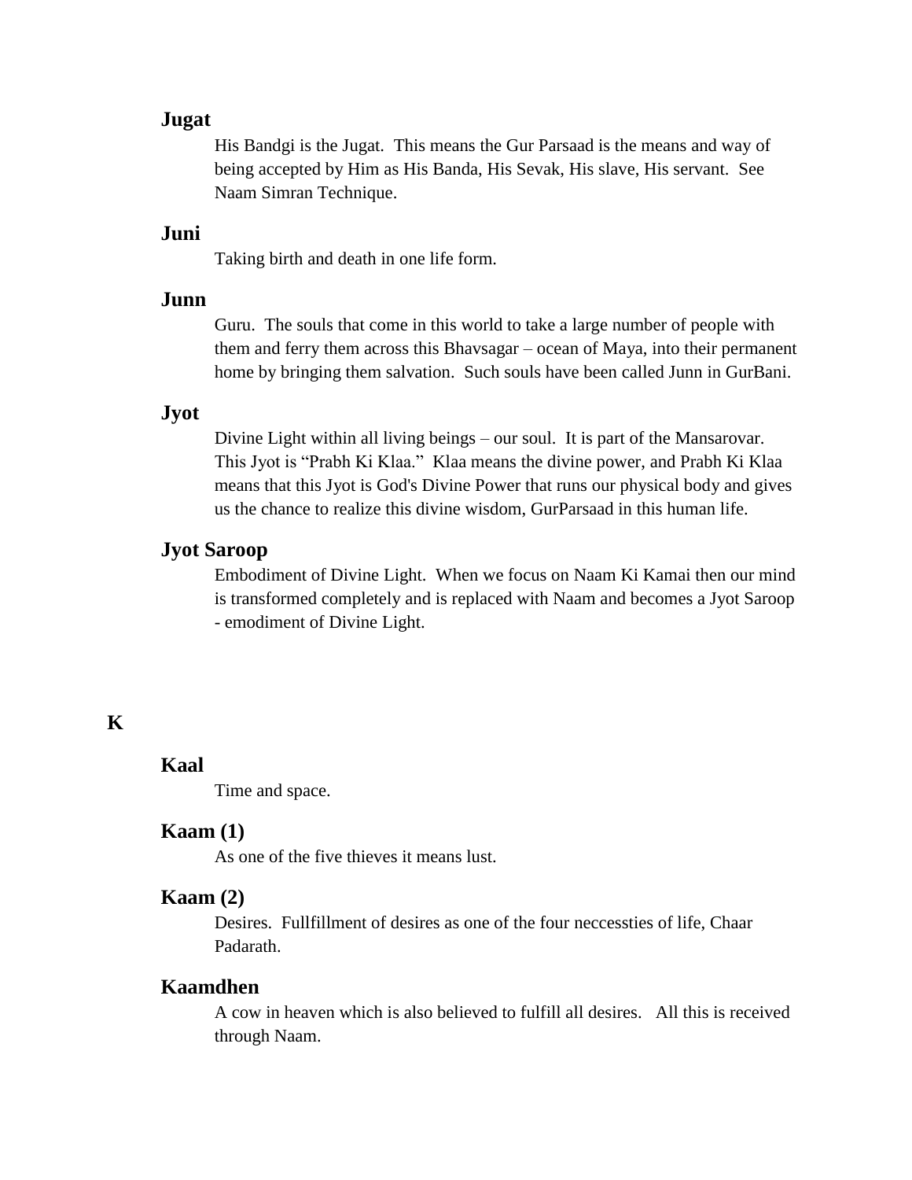### Jugat

His Bandgi is the Jugat. This means the Gur Parsaad is the means and way of being accepted by Him as His Banda, His Sevak, His slave, His servant. See Naam Simran Technique.

### Juni

Taking birth and death in one life form.

### Junn

Guru. The souls that come in this world to take a large number of people with them and ferry them across this Bhavsagar – ocean of Maya, into their permanent home by bringing them salvation. Such souls have been called Junn in GurBani.

### Jyot

Divine Light within all living beings – our soul. It is part of the Mansarovar. This Jyot is "Prabh Ki Klaa." Klaa means the divine power, and Prabh Ki Klaa means that this Jyot is God's Divine Power that runs our physical body and gives us the chance to realize this divine wisdom, GurParsaad in this human life.

### Jyot Saroop

Embodiment of Divine Light. When we focus on Naam Ki Kamai then our mind is transformed completely and is replaced with Naam and becomes a Jyot Saroop - emodiment of Divine Light.

## K

### Kaal

Time and space.

### Kaam (1)

As one of the five thieves it means lust.

### Kaam (2)

Desires. Fullfillment of desires as one of the four neccessties of life, Chaar Padarath.

### Kaamdhen

A cow in heaven which is also believed to fulfill all desires. All this is received through Naam.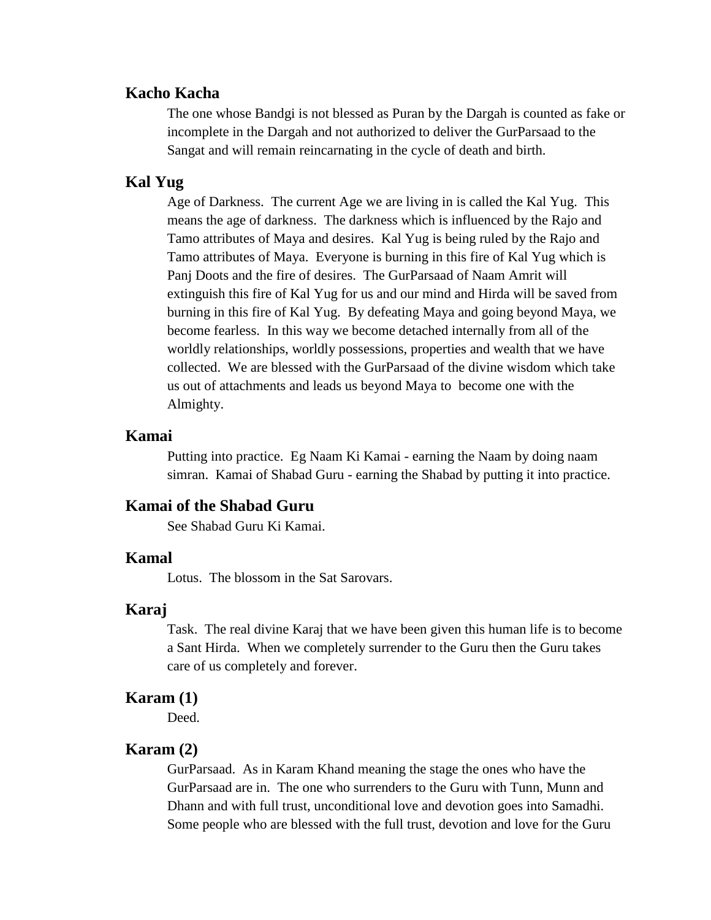### Kacho Kacha

The one whose Bandgi is not blessed as Puran by the Dargah is counted as fake or incomplete in the Dargah and not authorized to deliver the GurParsaad to the Sangat and will remain reincarnating in the cycle of death and birth.

### Kal Yug

Age of Darkness. The current Age we are living in is called the Kal Yug. This means the age of darkness. The darkness which is influenced by the Rajo and Tamo attributes of Maya and desires. Kal Yug is being ruled by the Rajo and Tamo attributes of Maya. Everyone is burning in this fire of Kal Yug which is Panj Doots and the fire of desires. The GurParsaad of Naam Amrit will extinguish this fire of Kal Yug for us and our mind and Hirda will be saved from burning in this fire of Kal Yug. By defeating Maya and going beyond Maya, we become fearless. In this way we become detached internally from all of the worldly relationships, worldly possessions, properties and wealth that we have collected. We are blessed with the GurParsaad of the divine wisdom which take us out of attachments and leads us beyond Maya to become one with the Almighty.

### Kamai

Putting into practice. Eg Naam Ki Kamai - earning the Naam by doing naam simran. Kamai of Shabad Guru - earning the Shabad by putting it into practice.

### Kamai of the Shabad Guru

See Shabad Guru Ki Kamai.

### Kamal

Lotus. The blossom in the Sat Sarovars.

### Karaj

Task. The real divine Karaj that we have been given this human life is to become a Sant Hirda. When we completely surrender to the Guru then the Guru takes care of us completely and forever.

### Karam (1)

Deed.

### Karam (2)

GurParsaad. As in Karam Khand meaning the stage the ones who have the GurParsaad are in. The one who surrenders to the Guru with Tunn, Munn and Dhann and with full trust, unconditional love and devotion goes into Samadhi. Some people who are blessed with the full trust, devotion and love for the Guru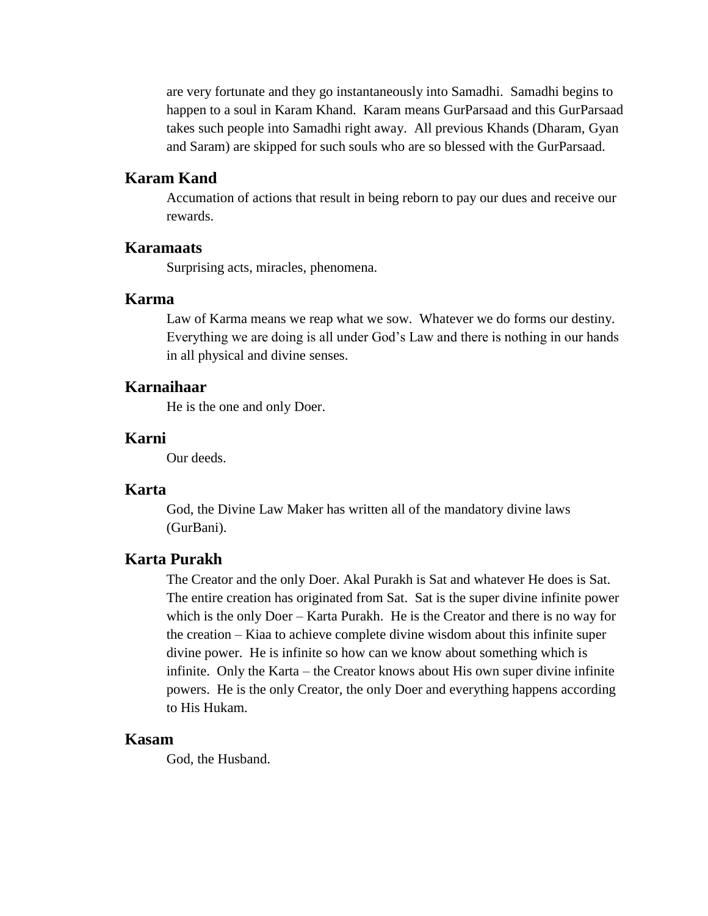are very fortunate and they go instantaneously into Samadhi. Samadhi begins to happen to a soul in Karam Khand. Karam means GurParsaad and this GurParsaad takes such people into Samadhi right away. All previous Khands (Dharam, Gyan and Saram) are skipped for such souls who are so blessed with the GurParsaad.

### Karam Kand

Accumation of actions that result in being reborn to pay our dues and receive our rewards.

### Karamaats

Surprising acts, miracles, phenomena.

### Karma

Law of Karma means we reap what we sow. Whatever we do forms our destiny. Everything we are doing is all under God's Law and there is nothing in our hands in all physical and divine senses.

### Karnaihaar

He is the one and only Doer.

### Karni

Our deeds.

### Karta

God, the Divine Law Maker has written all of the mandatory divine laws (GurBani).

### Karta Purakh

The Creator and the only Doer. Akal Purakh is Sat and whatever He does is Sat. The entire creation has originated from Sat. Sat is the super divine infinite power which is the only Doer – Karta Purakh. He is the Creator and there is no way for the creation – Kiaa to achieve complete divine wisdom about this infinite super divine power. He is infinite so how can we know about something which is infinite. Only the Karta – the Creator knows about His own super divine infinite powers. He is the only Creator, the only Doer and everything happens according to His Hukam.

### Kasam

God, the Husband.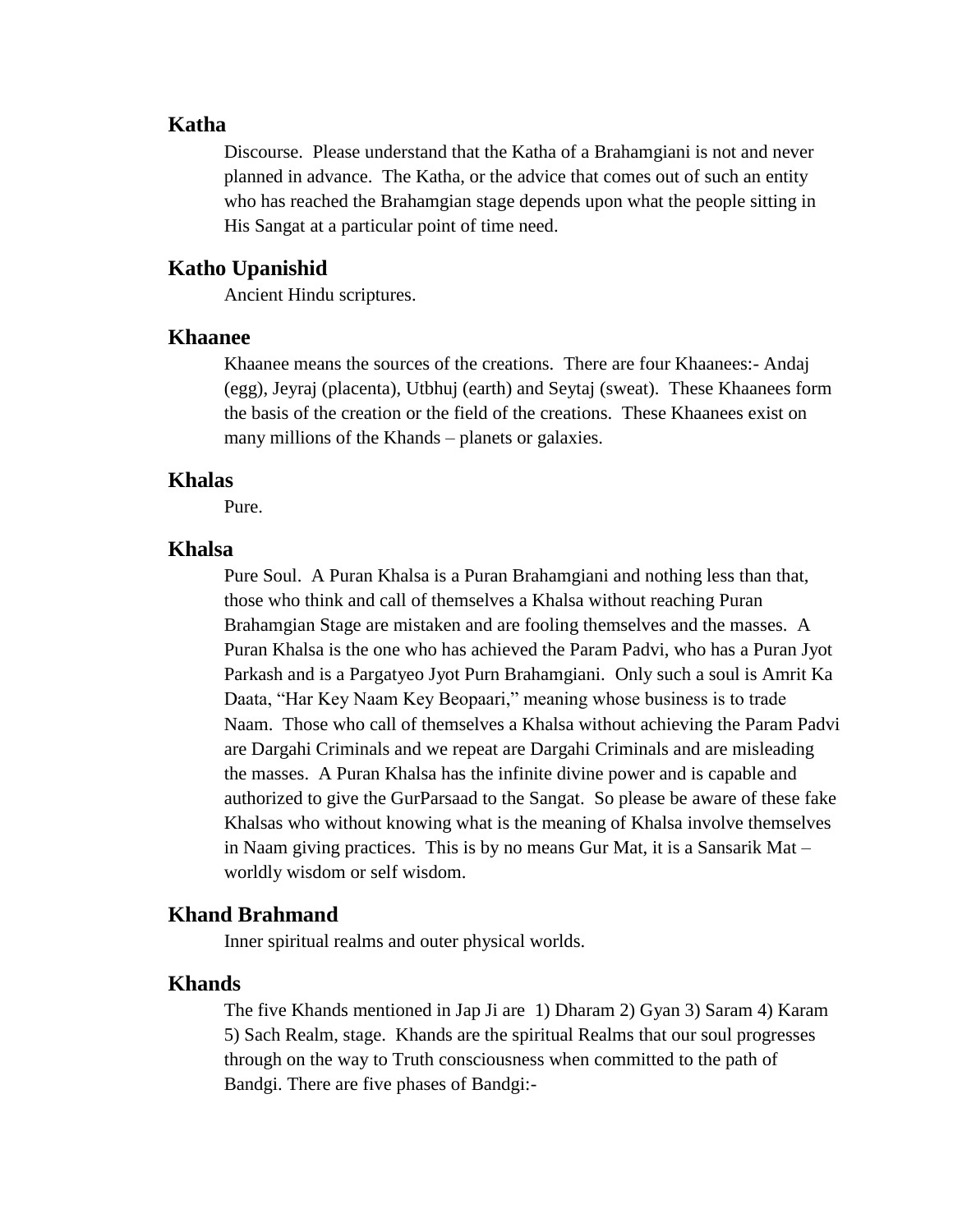### Katha

Discourse. Please understand that the Katha of a Brahamgiani is not and never planned in advance. The Katha, or the advice that comes out of such an entity who has reached the Brahamgian stage depends upon what the people sitting in His Sangat at a particular point of time need.

### Katho Upanishid

Ancient Hindu scriptures.

### Khaanee

Khaanee means the sources of the creations. There are four Khaanees:- Andaj (egg), Jeyraj (placenta), Utbhuj (earth) and Seytaj (sweat). These Khaanees form the basis of the creation or the field of the creations. These Khaanees exist on many millions of the Khands – planets or galaxies.

### Khalas

Pure.

### Khalsa

Pure Soul. A Puran Khalsa is a Puran Brahamgiani and nothing less than that, those who think and call of themselves a Khalsa without reaching Puran Brahamgian Stage are mistaken and are fooling themselves and the masses. A Puran Khalsa is the one who has achieved the Param Padvi, who has a Puran Jyot Parkash and is a Pargatyeo Jyot Purn Brahamgiani. Only such a soul is Amrit Ka Daata, "Har Key Naam Key Beopaari," meaning whose business is to trade Naam. Those who call of themselves a Khalsa without achieving the Param Padvi are Dargahi Criminals and we repeat are Dargahi Criminals and are misleading the masses. A Puran Khalsa has the infinite divine power and is capable and authorized to give the GurParsaad to the Sangat. So please be aware of these fake Khalsas who without knowing what is the meaning of Khalsa involve themselves in Naam giving practices. This is by no means Gur Mat, it is a Sansarik Mat – worldly wisdom or self wisdom.

### Khand Brahmand

Inner spiritual realms and outer physical worlds.

### Khands

The five Khands mentioned in Jap Ji are 1) Dharam 2) Gyan 3) Saram 4) Karam 5) Sach Realm, stage. Khands are the spiritual Realms that our soul progresses through on the way to Truth consciousness when committed to the path of Bandgi. There are five phases of Bandgi:-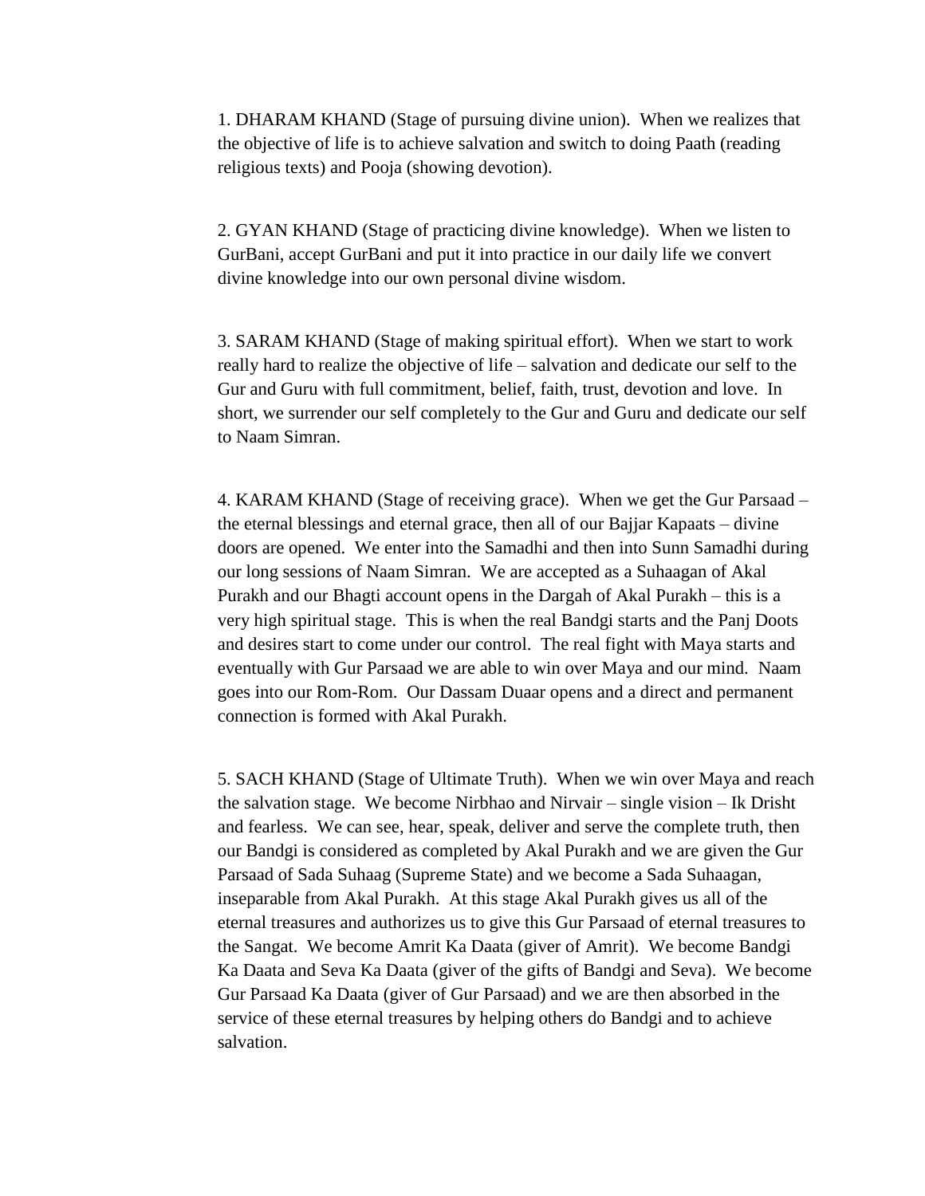1. DHARAM KHAND (Stage of pursuing divine union). When we realizes that the objective of life is to achieve salvation and switch to doing Paath (reading religious texts) and Pooja (showing devotion).

2. GYAN KHAND (Stage of practicing divine knowledge). When we listen to GurBani, accept GurBani and put it into practice in our daily life we convert divine knowledge into our own personal divine wisdom.

3. SARAM KHAND (Stage of making spiritual effort). When we start to work really hard to realize the objective of life – salvation and dedicate our self to the Gur and Guru with full commitment, belief, faith, trust, devotion and love. In short, we surrender our self completely to the Gur and Guru and dedicate our self to Naam Simran.

4. KARAM KHAND (Stage of receiving grace). When we get the Gur Parsaad – the eternal blessings and eternal grace, then all of our Bajjar Kapaats – divine doors are opened. We enter into the Samadhi and then into Sunn Samadhi during our long sessions of Naam Simran. We are accepted as a Suhaagan of Akal Purakh and our Bhagti account opens in the Dargah of Akal Purakh – this is a very high spiritual stage. This is when the real Bandgi starts and the Panj Doots and desires start to come under our control. The real fight with Maya starts and eventually with Gur Parsaad we are able to win over Maya and our mind. Naam goes into our Rom-Rom. Our Dassam Duaar opens and a direct and permanent connection is formed with Akal Purakh.

5. SACH KHAND (Stage of Ultimate Truth). When we win over Maya and reach the salvation stage. We become Nirbhao and Nirvair – single vision – Ik Drisht and fearless. We can see, hear, speak, deliver and serve the complete truth, then our Bandgi is considered as completed by Akal Purakh and we are given the Gur Parsaad of Sada Suhaag (Supreme State) and we become a Sada Suhaagan, inseparable from Akal Purakh. At this stage Akal Purakh gives us all of the eternal treasures and authorizes us to give this Gur Parsaad of eternal treasures to the Sangat. We become Amrit Ka Daata (giver of Amrit). We become Bandgi Ka Daata and Seva Ka Daata (giver of the gifts of Bandgi and Seva). We become Gur Parsaad Ka Daata (giver of Gur Parsaad) and we are then absorbed in the service of these eternal treasures by helping others do Bandgi and to achieve salvation.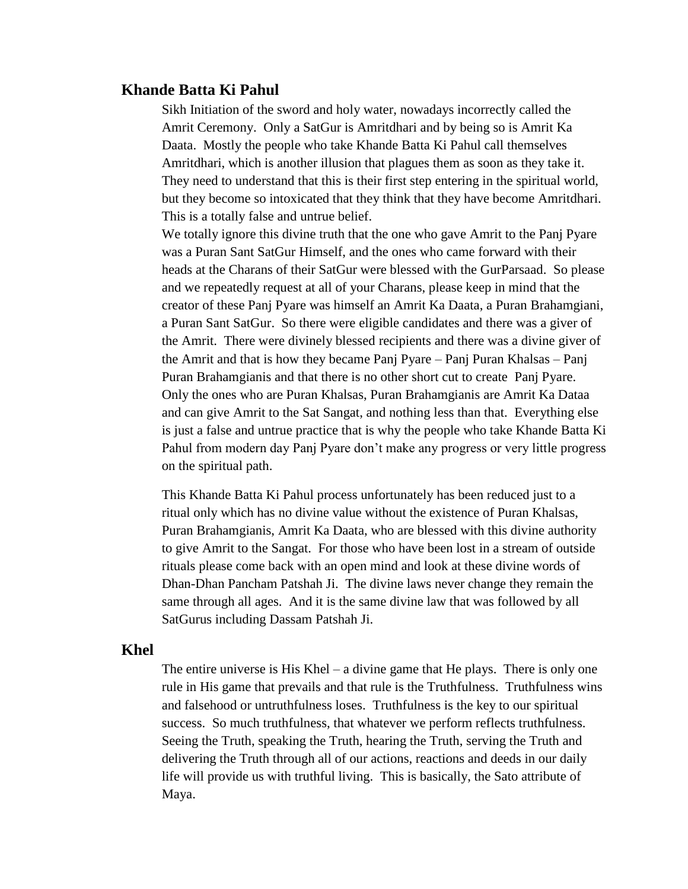## Khande Batta Ki Pahul

Sikh Initiation of the sword and holy water, nowadays incorrectly called the Amrit Ceremony. Only a SatGur is Amritdhari and by being so is Amrit Ka Daata. Mostly the people who take Khande Batta Ki Pahul call themselves Amritdhari, which is another illusion that plagues them as soon as they take it. They need to understand that this is their first step entering in the spiritual world, but they become so intoxicated that they think that they have become Amritdhari. This is a totally false and untrue belief.

We totally ignore this divine truth that the one who gave Amrit to the Panj Pyare was a Puran Sant SatGur Himself, and the ones who came forward with their heads at the Charans of their SatGur were blessed with the GurParsaad. So please and we repeatedly request at all of your Charans, please keep in mind that the creator of these Panj Pyare was himself an Amrit Ka Daata, a Puran Brahamgiani, a Puran Sant SatGur. So there were eligible candidates and there was a giver of the Amrit. There were divinely blessed recipients and there was a divine giver of the Amrit and that is how they became Panj Pyare – Panj Puran Khalsas – Panj Puran Brahamgianis and that there is no other short cut to create Panj Pyare. Only the ones who are Puran Khalsas, Puran Brahamgianis are Amrit Ka Dataa and can give Amrit to the Sat Sangat, and nothing less than that. Everything else is just a false and untrue practice that is why the people who take Khande Batta Ki Pahul from modern day Panj Pyare don't make any progress or very little progress on the spiritual path.

This Khande Batta Ki Pahul process unfortunately has been reduced just to a ritual only which has no divine value without the existence of Puran Khalsas, Puran Brahamgianis, Amrit Ka Daata, who are blessed with this divine authority to give Amrit to the Sangat. For those who have been lost in a stream of outside rituals please come back with an open mind and look at these divine words of Dhan-Dhan Pancham Patshah Ji. The divine laws never change they remain the same through all ages. And it is the same divine law that was followed by all SatGurus including Dassam Patshah Ji.

## Khel

The entire universe is His Khel – a divine game that He plays. There is only one rule in His game that prevails and that rule is the Truthfulness. Truthfulness wins and falsehood or untruthfulness loses. Truthfulness is the key to our spiritual success. So much truthfulness, that whatever we perform reflects truthfulness. Seeing the Truth, speaking the Truth, hearing the Truth, serving the Truth and delivering the Truth through all of our actions, reactions and deeds in our daily life will provide us with truthful living. This is basically, the Sato attribute of Maya.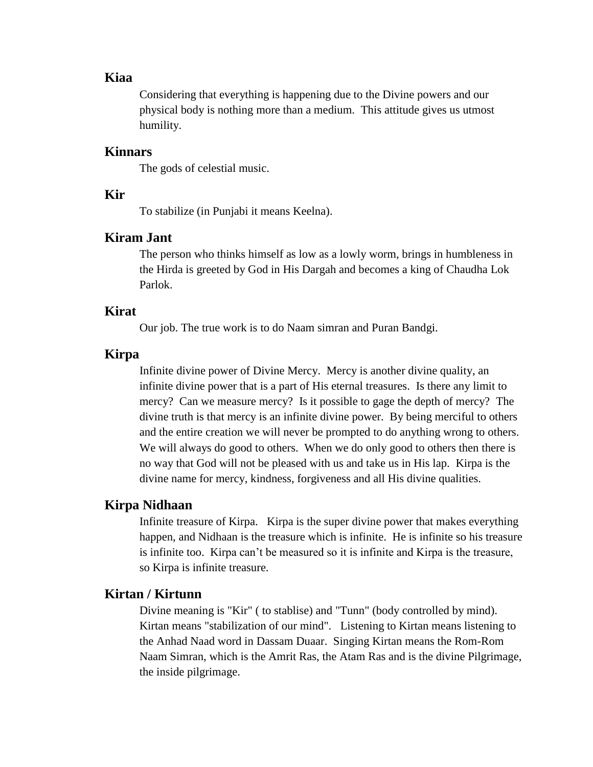### Kiaa

Considering that everything is happening due to the Divine powers and our physical body is nothing more than a medium. This attitude gives us utmost humility.

### Kinnars

The gods of celestial music.

### Kir

To stabilize (in Punjabi it means Keelna).

### Kiram Jant

The person who thinks himself as low as a lowly worm, brings in humbleness in the Hirda is greeted by God in His Dargah and becomes a king of Chaudha Lok Parlok.

### Kirat

Our job. The true work is to do Naam simran and Puran Bandgi.

### Kirpa

Infinite divine power of Divine Mercy. Mercy is another divine quality, an infinite divine power that is a part of His eternal treasures. Is there any limit to mercy? Can we measure mercy? Is it possible to gage the depth of mercy? The divine truth is that mercy is an infinite divine power. By being merciful to others and the entire creation we will never be prompted to do anything wrong to others. We will always do good to others. When we do only good to others then there is no way that God will not be pleased with us and take us in His lap. Kirpa is the divine name for mercy, kindness, forgiveness and all His divine qualities.

### Kirpa Nidhaan

Infinite treasure of Kirpa. Kirpa is the super divine power that makes everything happen, and Nidhaan is the treasure which is infinite. He is infinite so his treasure is infinite too. Kirpa can't be measured so it is infinite and Kirpa is the treasure, so Kirpa is infinite treasure.

### Kirtan / Kirtunn

Divine meaning is "Kir" ( to stablise) and "Tunn" (body controlled by mind). Kirtan means "stabilization of our mind". Listening to Kirtan means listening to the Anhad Naad word in Dassam Duaar. Singing Kirtan means the Rom-Rom Naam Simran, which is the Amrit Ras, the Atam Ras and is the divine Pilgrimage, the inside pilgrimage.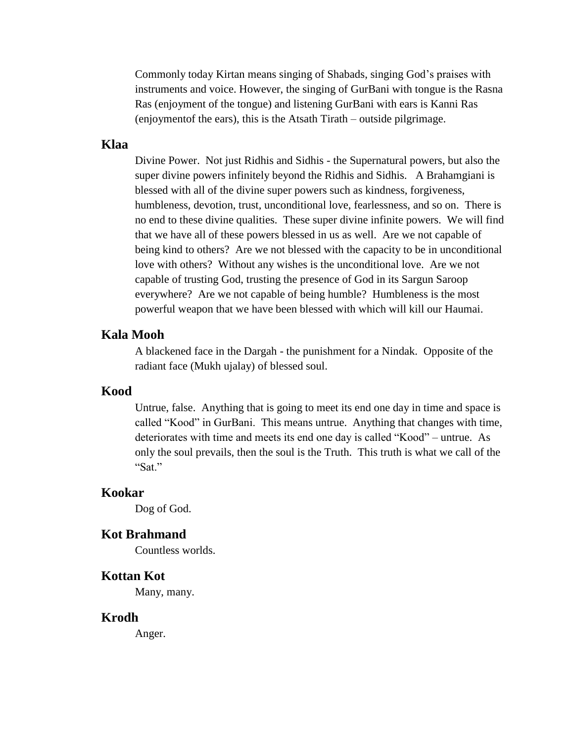Commonly today Kirtan means singing of Shabads, singing God's praises with instruments and voice. However, the singing of GurBani with tongue is the Rasna Ras (enjoyment of the tongue) and listening GurBani with ears is Kanni Ras (enjoymentof the ears), this is the Atsath Tirath – outside pilgrimage.

### Klaa

Divine Power. Not just Ridhis and Sidhis - the Supernatural powers, but also the super divine powers infinitely beyond the Ridhis and Sidhis. A Brahamgiani is blessed with all of the divine super powers such as kindness, forgiveness, humbleness, devotion, trust, unconditional love, fearlessness, and so on. There is no end to these divine qualities. These super divine infinite powers. We will find that we have all of these powers blessed in us as well. Are we not capable of being kind to others? Are we not blessed with the capacity to be in unconditional love with others? Without any wishes is the unconditional love. Are we not capable of trusting God, trusting the presence of God in its Sargun Saroop everywhere? Are we not capable of being humble? Humbleness is the most powerful weapon that we have been blessed with which will kill our Haumai.

### Kala Mooh

A blackened face in the Dargah - the punishment for a Nindak. Opposite of the radiant face (Mukh ujalay) of blessed soul.

### Kood

Untrue, false. Anything that is going to meet its end one day in time and space is called "Kood" in GurBani. This means untrue. Anything that changes with time, deteriorates with time and meets its end one day is called "Kood" – untrue. As only the soul prevails, then the soul is the Truth. This truth is what we call of the "Sat."

### Kookar

Dog of God.

### Kot Brahmand

Countless worlds.

### Kottan Kot

Many, many.

### Krodh

Anger.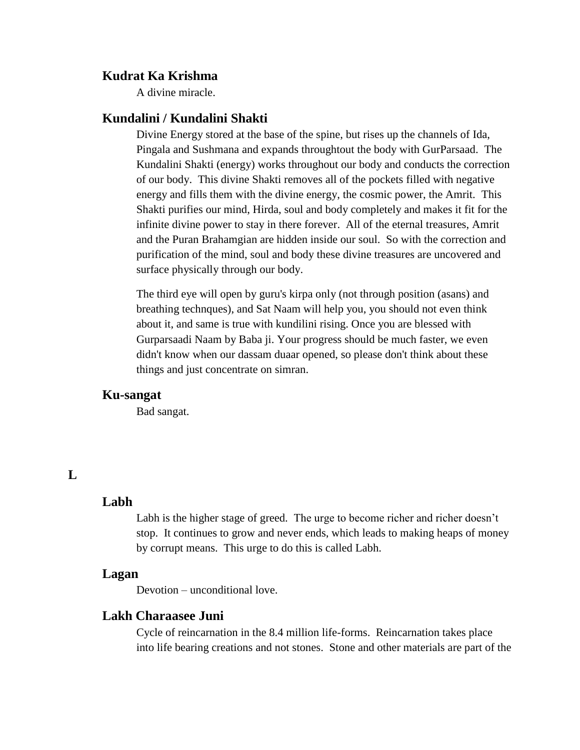### Kudrat Ka Krishma

A divine miracle.

### Kundalini / Kundalini Shakti

Divine Energy stored at the base of the spine, but rises up the channels of Ida, Pingala and Sushmana and expands throughtout the body with GurParsaad. The Kundalini Shakti (energy) works throughout our body and conducts the correction of our body. This divine Shakti removes all of the pockets filled with negative energy and fills them with the divine energy, the cosmic power, the Amrit. This Shakti purifies our mind, Hirda, soul and body completely and makes it fit for the infinite divine power to stay in there forever. All of the eternal treasures, Amrit and the Puran Brahamgian are hidden inside our soul. So with the correction and purification of the mind, soul and body these divine treasures are uncovered and surface physically through our body.

The third eye will open by guru's kirpa only (not through position (asans) and breathing technques), and Sat Naam will help you, you should not even think about it, and same is true with kundilini rising. Once you are blessed with Gurparsaadi Naam by Baba ji. Your progress should be much faster, we even didn't know when our dassam duaar opened, so please don't think about these things and just concentrate on simran.

### Ku-sangat

Bad sangat.

## L

### Labh

Labh is the higher stage of greed. The urge to become richer and richer doesn't stop. It continues to grow and never ends, which leads to making heaps of money by corrupt means. This urge to do this is called Labh.

### Lagan

Devotion – unconditional love.

### Lakh Charaasee Juni

Cycle of reincarnation in the 8.4 million life-forms. Reincarnation takes place into life bearing creations and not stones. Stone and other materials are part of the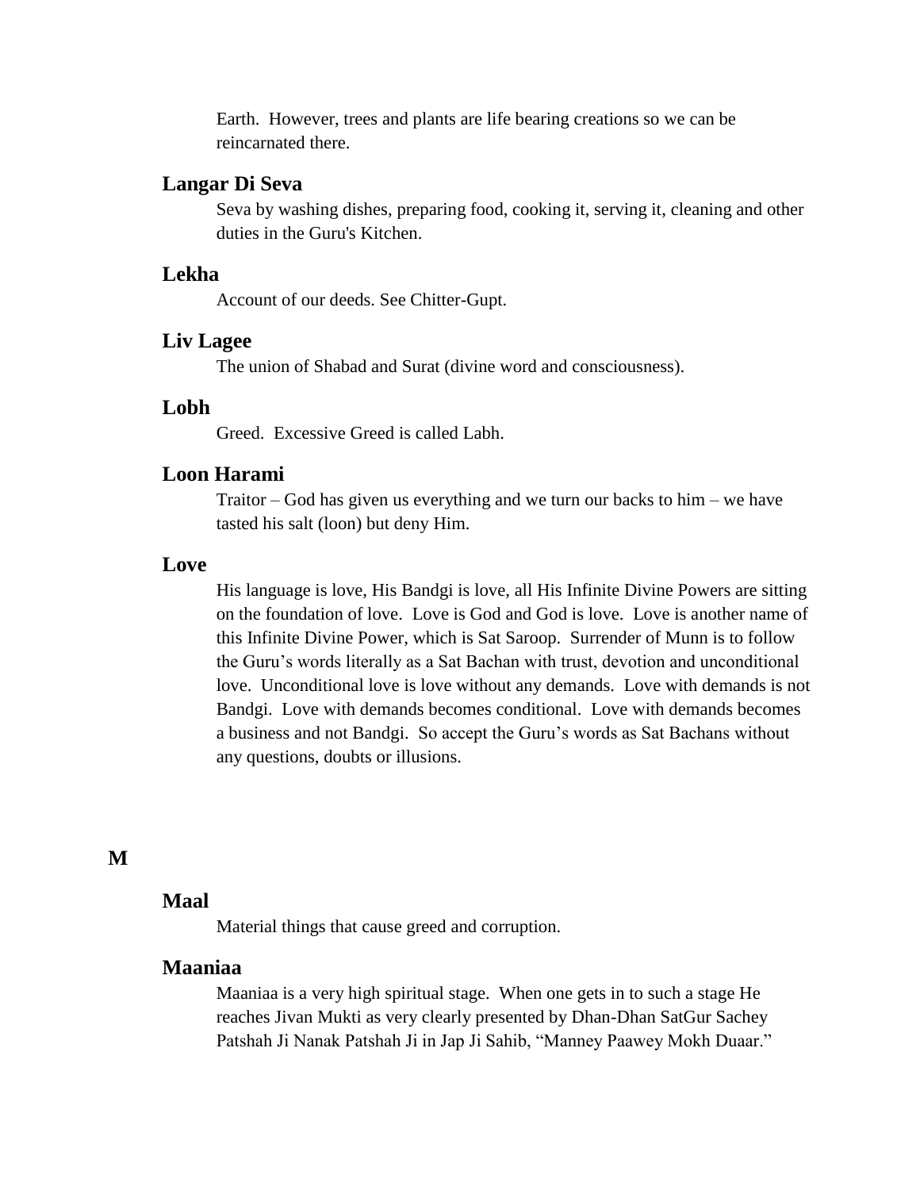Earth. However, trees and plants are life bearing creations so we can be reincarnated there.

### Langar Di Seva

Seva by washing dishes, preparing food, cooking it, serving it, cleaning and other duties in the Guru's Kitchen.

### Lekha

Account of our deeds. See Chitter-Gupt.

### Liv Lagee

The union of Shabad and Surat (divine word and consciousness).

### Lobh

Greed. Excessive Greed is called Labh.

### Loon Harami

Traitor – God has given us everything and we turn our backs to him – we have tasted his salt (loon) but deny Him.

### Love

His language is love, His Bandgi is love, all His Infinite Divine Powers are sitting on the foundation of love. Love is God and God is love. Love is another name of this Infinite Divine Power, which is Sat Saroop. Surrender of Munn is to follow the Guru's words literally as a Sat Bachan with trust, devotion and unconditional love. Unconditional love is love without any demands. Love with demands is not Bandgi. Love with demands becomes conditional. Love with demands becomes a business and not Bandgi. So accept the Guru's words as Sat Bachans without any questions, doubts or illusions.

## M

### Maal

Material things that cause greed and corruption.

### Maaniaa

Maaniaa is a very high spiritual stage. When one gets in to such a stage He reaches Jivan Mukti as very clearly presented by Dhan-Dhan SatGur Sachey Patshah Ji Nanak Patshah Ji in Jap Ji Sahib, "Manney Paawey Mokh Duaar."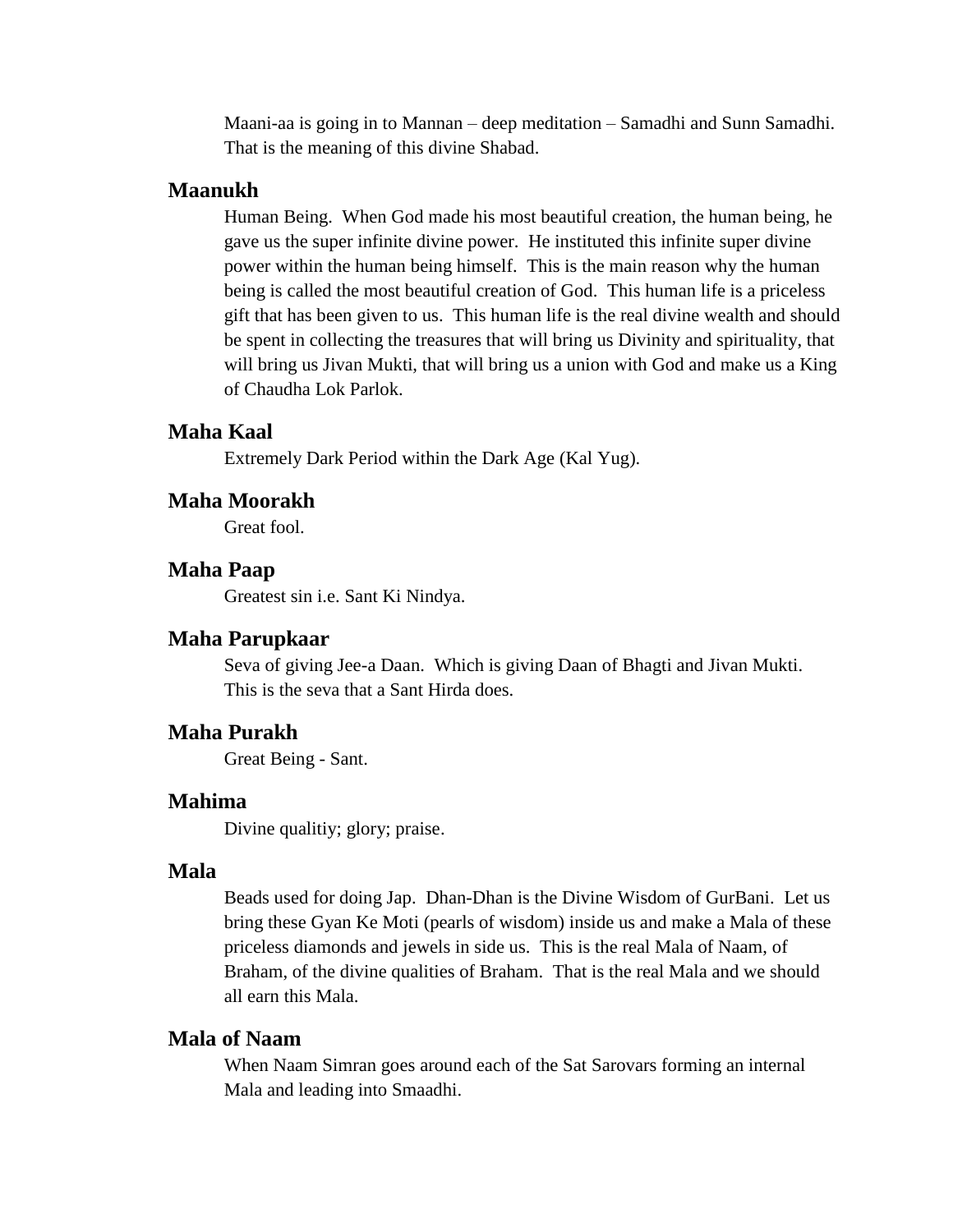Maani-aa is going in to Mannan – deep meditation – Samadhi and Sunn Samadhi. That is the meaning of this divine Shabad.

### Maanukh

Human Being. When God made his most beautiful creation, the human being, he gave us the super infinite divine power. He instituted this infinite super divine power within the human being himself. This is the main reason why the human being is called the most beautiful creation of God. This human life is a priceless gift that has been given to us. This human life is the real divine wealth and should be spent in collecting the treasures that will bring us Divinity and spirituality, that will bring us Jivan Mukti, that will bring us a union with God and make us a King of Chaudha Lok Parlok.

### Maha Kaal

Extremely Dark Period within the Dark Age (Kal Yug).

### Maha Moorakh

Great fool.

### Maha Paap

Greatest sin i.e. Sant Ki Nindya.

### Maha Parupkaar

Seva of giving Jee-a Daan. Which is giving Daan of Bhagti and Jivan Mukti. This is the seva that a Sant Hirda does.

### Maha Purakh

Great Being - Sant.

### Mahima

Divine qualitiy; glory; praise.

### Mala

Beads used for doing Jap. Dhan-Dhan is the Divine Wisdom of GurBani. Let us bring these Gyan Ke Moti (pearls of wisdom) inside us and make a Mala of these priceless diamonds and jewels in side us. This is the real Mala of Naam, of Braham, of the divine qualities of Braham. That is the real Mala and we should all earn this Mala.

### Mala of Naam

When Naam Simran goes around each of the Sat Sarovars forming an internal Mala and leading into Smaadhi.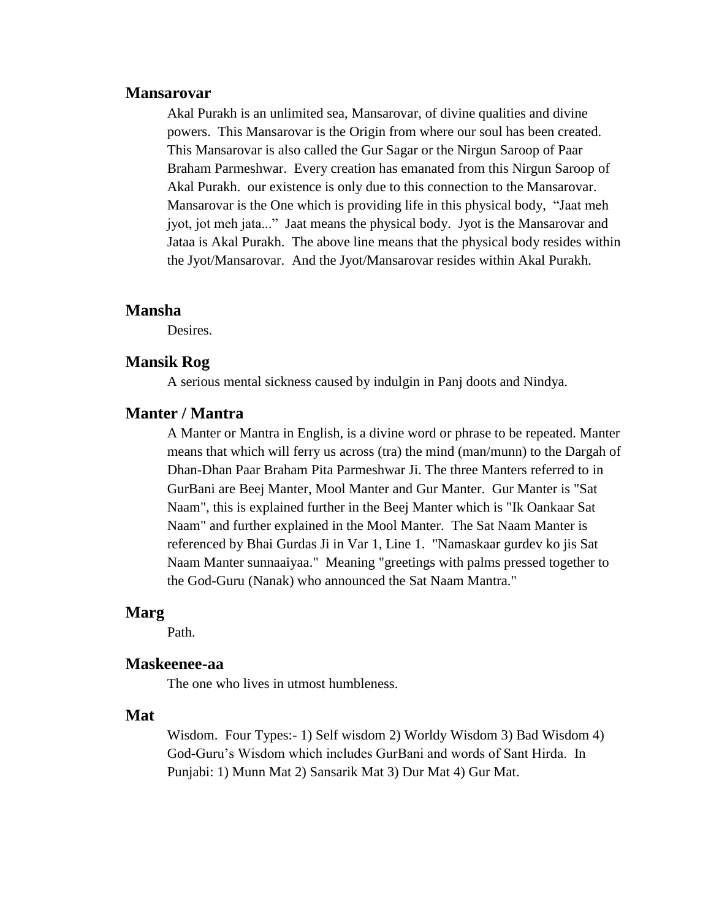### Mansarovar

Akal Purakh is an unlimited sea, Mansarovar, of divine qualities and divine powers. This Mansarovar is the Origin from where our soul has been created. This Mansarovar is also called the Gur Sagar or the Nirgun Saroop of Paar Braham Parmeshwar. Every creation has emanated from this Nirgun Saroop of Akal Purakh. our existence is only due to this connection to the Mansarovar. Mansarovar is the One which is providing life in this physical body, "Jaat meh jyot, jot meh jata..." Jaat means the physical body. Jyot is the Mansarovar and Jataa is Akal Purakh. The above line means that the physical body resides within the Jyot/Mansarovar. And the Jyot/Mansarovar resides within Akal Purakh.

### Mansha

Desires.

### Mansik Rog

A serious mental sickness caused by indulgin in Panj doots and Nindya.

### Manter / Mantra

A Manter or Mantra in English, is a divine word or phrase to be repeated. Manter means that which will ferry us across (tra) the mind (man/munn) to the Dargah of Dhan-Dhan Paar Braham Pita Parmeshwar Ji. The three Manters referred to in GurBani are Beej Manter, Mool Manter and Gur Manter. Gur Manter is "Sat Naam", this is explained further in the Beej Manter which is "Ik Oankaar Sat Naam" and further explained in the Mool Manter. The Sat Naam Manter is referenced by Bhai Gurdas Ji in Var 1, Line 1. "Namaskaar gurdev ko jis Sat Naam Manter sunnaaiyaa." Meaning "greetings with palms pressed together to the God-Guru (Nanak) who announced the Sat Naam Mantra."

### Marg

Path.

### Maskeenee-aa

The one who lives in utmost humbleness.

### Mat

Wisdom. Four Types:- 1) Self wisdom 2) Worldy Wisdom 3) Bad Wisdom 4) God-Guru's Wisdom which includes GurBani and words of Sant Hirda. In Punjabi: 1) Munn Mat 2) Sansarik Mat 3) Dur Mat 4) Gur Mat.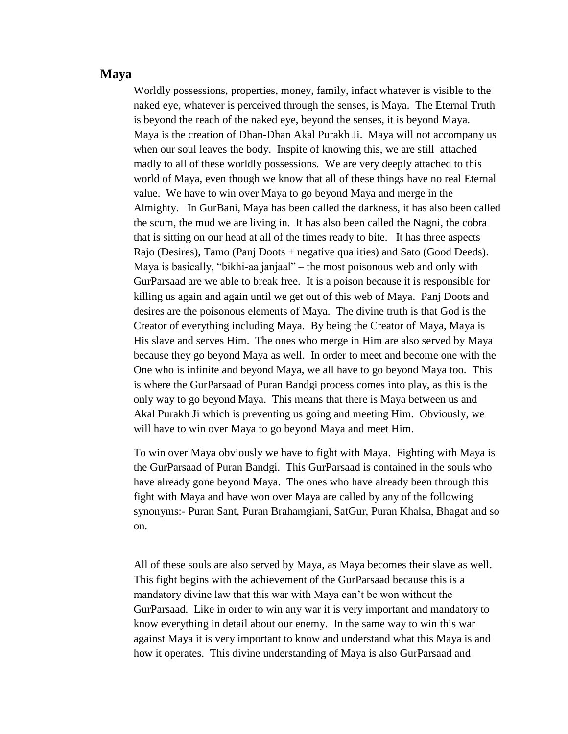## Maya

Worldly possessions, properties, money, family, infact whatever is visible to the naked eye, whatever is perceived through the senses, is Maya. The Eternal Truth is beyond the reach of the naked eye, beyond the senses, it is beyond Maya. Maya is the creation of Dhan-Dhan Akal Purakh Ji. Maya will not accompany us when our soul leaves the body. Inspite of knowing this, we are still attached madly to all of these worldly possessions. We are very deeply attached to this world of Maya, even though we know that all of these things have no real Eternal value. We have to win over Maya to go beyond Maya and merge in the Almighty. In GurBani, Maya has been called the darkness, it has also been called the scum, the mud we are living in. It has also been called the Nagni, the cobra that is sitting on our head at all of the times ready to bite. It has three aspects Rajo (Desires), Tamo (Panj Doots + negative qualities) and Sato (Good Deeds). Maya is basically, "bikhi-aa janjaal" – the most poisonous web and only with GurParsaad are we able to break free. It is a poison because it is responsible for killing us again and again until we get out of this web of Maya. Panj Doots and desires are the poisonous elements of Maya. The divine truth is that God is the Creator of everything including Maya. By being the Creator of Maya, Maya is His slave and serves Him. The ones who merge in Him are also served by Maya because they go beyond Maya as well. In order to meet and become one with the One who is infinite and beyond Maya, we all have to go beyond Maya too. This is where the GurParsaad of Puran Bandgi process comes into play, as this is the only way to go beyond Maya. This means that there is Maya between us and Akal Purakh Ji which is preventing us going and meeting Him. Obviously, we will have to win over Maya to go beyond Maya and meet Him.

To win over Maya obviously we have to fight with Maya. Fighting with Maya is the GurParsaad of Puran Bandgi. This GurParsaad is contained in the souls who have already gone beyond Maya. The ones who have already been through this fight with Maya and have won over Maya are called by any of the following synonyms:- Puran Sant, Puran Brahamgiani, SatGur, Puran Khalsa, Bhagat and so on.

All of these souls are also served by Maya, as Maya becomes their slave as well. This fight begins with the achievement of the GurParsaad because this is a mandatory divine law that this war with Maya can't be won without the GurParsaad. Like in order to win any war it is very important and mandatory to know everything in detail about our enemy. In the same way to win this war against Maya it is very important to know and understand what this Maya is and how it operates. This divine understanding of Maya is also GurParsaad and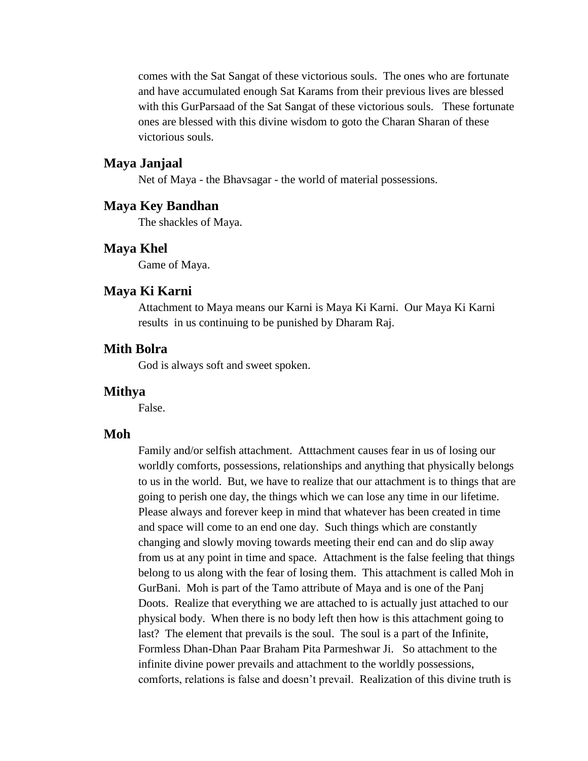comes with the Sat Sangat of these victorious souls. The ones who are fortunate and have accumulated enough Sat Karams from their previous lives are blessed with this GurParsaad of the Sat Sangat of these victorious souls. These fortunate ones are blessed with this divine wisdom to goto the Charan Sharan of these victorious souls.

### Maya Janjaal

Net of Maya - the Bhavsagar - the world of material possessions.

### Maya Key Bandhan

The shackles of Maya.

### Maya Khel

Game of Maya.

### Maya Ki Karni

Attachment to Maya means our Karni is Maya Ki Karni. Our Maya Ki Karni results in us continuing to be punished by Dharam Raj.

### Mith Bolra

God is always soft and sweet spoken.

### Mithya

False.

### Moh

Family and/or selfish attachment. Atttachment causes fear in us of losing our worldly comforts, possessions, relationships and anything that physically belongs to us in the world. But, we have to realize that our attachment is to things that are going to perish one day, the things which we can lose any time in our lifetime. Please always and forever keep in mind that whatever has been created in time and space will come to an end one day. Such things which are constantly changing and slowly moving towards meeting their end can and do slip away from us at any point in time and space. Attachment is the false feeling that things belong to us along with the fear of losing them. This attachment is called Moh in GurBani. Moh is part of the Tamo attribute of Maya and is one of the Panj Doots. Realize that everything we are attached to is actually just attached to our physical body. When there is no body left then how is this attachment going to last? The element that prevails is the soul. The soul is a part of the Infinite, Formless Dhan-Dhan Paar Braham Pita Parmeshwar Ji. So attachment to the infinite divine power prevails and attachment to the worldly possessions, comforts, relations is false and doesn't prevail. Realization of this divine truth is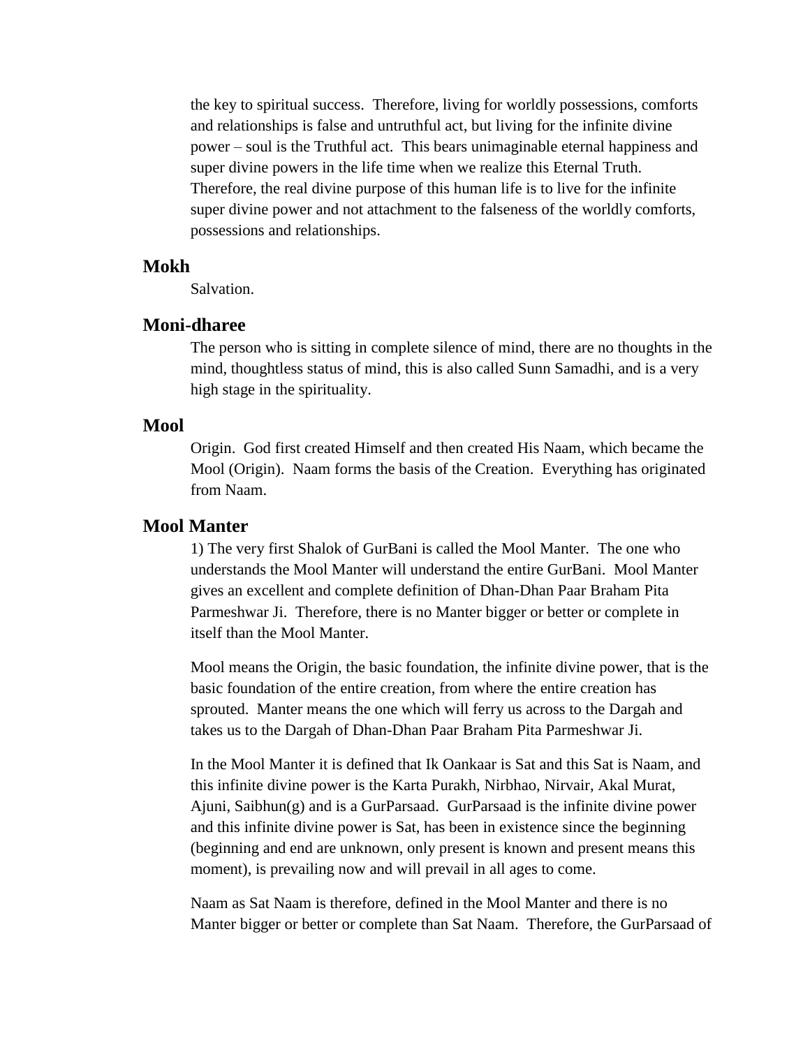the key to spiritual success. Therefore, living for worldly possessions, comforts and relationships is false and untruthful act, but living for the infinite divine power – soul is the Truthful act. This bears unimaginable eternal happiness and super divine powers in the life time when we realize this Eternal Truth. Therefore, the real divine purpose of this human life is to live for the infinite super divine power and not attachment to the falseness of the worldly comforts, possessions and relationships.

### Mokh

Salvation.

### Moni-dharee

The person who is sitting in complete silence of mind, there are no thoughts in the mind, thoughtless status of mind, this is also called Sunn Samadhi, and is a very high stage in the spirituality.

### Mool

Origin. God first created Himself and then created His Naam, which became the Mool (Origin). Naam forms the basis of the Creation. Everything has originated from Naam.

### Mool Manter

1) The very first Shalok of GurBani is called the Mool Manter. The one who understands the Mool Manter will understand the entire GurBani. Mool Manter gives an excellent and complete definition of Dhan-Dhan Paar Braham Pita Parmeshwar Ji. Therefore, there is no Manter bigger or better or complete in itself than the Mool Manter.

Mool means the Origin, the basic foundation, the infinite divine power, that is the basic foundation of the entire creation, from where the entire creation has sprouted. Manter means the one which will ferry us across to the Dargah and takes us to the Dargah of Dhan-Dhan Paar Braham Pita Parmeshwar Ji.

In the Mool Manter it is defined that Ik Oankaar is Sat and this Sat is Naam, and this infinite divine power is the Karta Purakh, Nirbhao, Nirvair, Akal Murat, Ajuni, Saibhun(g) and is a GurParsaad. GurParsaad is the infinite divine power and this infinite divine power is Sat, has been in existence since the beginning (beginning and end are unknown, only present is known and present means this moment), is prevailing now and will prevail in all ages to come.

Naam as Sat Naam is therefore, defined in the Mool Manter and there is no Manter bigger or better or complete than Sat Naam. Therefore, the GurParsaad of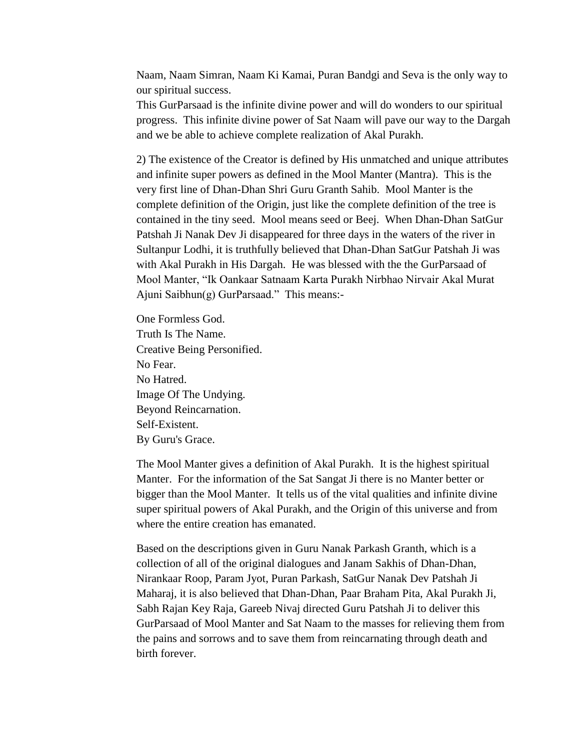Naam, Naam Simran, Naam Ki Kamai, Puran Bandgi and Seva is the only way to our spiritual success.
This GurParsaad is the infinite divine power and will do wonders to our spiritual progress. This infinite divine power of Sat Naam will pave our way to the Dargah and we be able to achieve complete realization of Akal Purakh.

2) The existence of the Creator is defined by His unmatched and unique attributes and infinite super powers as defined in the Mool Manter (Mantra). This is the very first line of Dhan-Dhan Shri Guru Granth Sahib. Mool Manter is the complete definition of the Origin, just like the complete definition of the tree is contained in the tiny seed. Mool means seed or Beej. When Dhan-Dhan SatGur Patshah Ji Nanak Dev Ji disappeared for three days in the waters of the river in Sultanpur Lodhi, it is truthfully believed that Dhan-Dhan SatGur Patshah Ji was with Akal Purakh in His Dargah. He was blessed with the the GurParsaad of Mool Manter, "Ik Oankaar Satnaam Karta Purakh Nirbhao Nirvair Akal Murat Ajuni Saibhun(g) GurParsaad." This means:-

One Formless God.
Truth Is The Name.
Creative Being Personified.
No Fear.
No Hatred.
Image Of The Undying.
Beyond Reincarnation.
Self-Existent.
By Guru's Grace.

The Mool Manter gives a definition of Akal Purakh. It is the highest spiritual Manter. For the information of the Sat Sangat Ji there is no Manter better or bigger than the Mool Manter. It tells us of the vital qualities and infinite divine super spiritual powers of Akal Purakh, and the Origin of this universe and from where the entire creation has emanated.

Based on the descriptions given in Guru Nanak Parkash Granth, which is a collection of all of the original dialogues and Janam Sakhis of Dhan-Dhan, Nirankaar Roop, Param Jyot, Puran Parkash, SatGur Nanak Dev Patshah Ji Maharaj, it is also believed that Dhan-Dhan, Paar Braham Pita, Akal Purakh Ji, Sabh Rajan Key Raja, Gareeb Nivaj directed Guru Patshah Ji to deliver this GurParsaad of Mool Manter and Sat Naam to the masses for relieving them from the pains and sorrows and to save them from reincarnating through death and birth forever.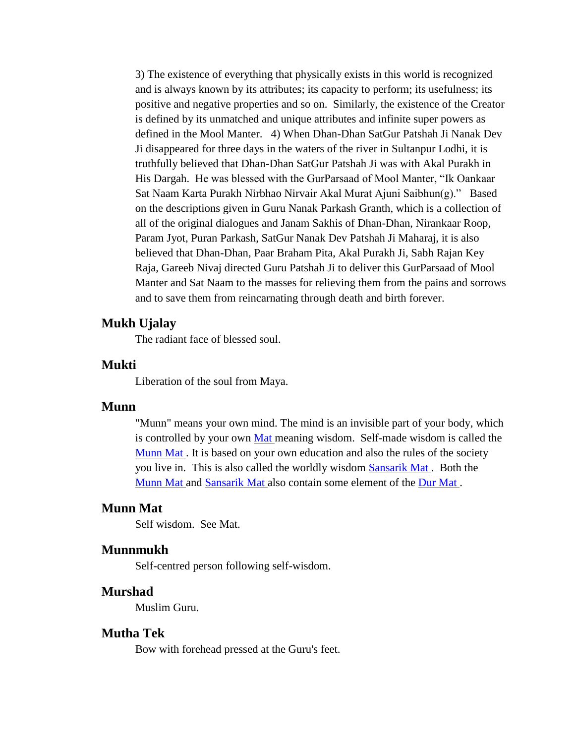3) The existence of everything that physically exists in this world is recognized and is always known by its attributes; its capacity to perform; its usefulness; its positive and negative properties and so on. Similarly, the existence of the Creator is defined by its unmatched and unique attributes and infinite super powers as defined in the Mool Manter. 4) When Dhan-Dhan SatGur Patshah Ji Nanak Dev Ji disappeared for three days in the waters of the river in Sultanpur Lodhi, it is truthfully believed that Dhan-Dhan SatGur Patshah Ji was with Akal Purakh in His Dargah. He was blessed with the GurParsaad of Mool Manter, "Ik Oankaar Sat Naam Karta Purakh Nirbhao Nirvair Akal Murat Ajuni Saibhun(g)." Based on the descriptions given in Guru Nanak Parkash Granth, which is a collection of all of the original dialogues and Janam Sakhis of Dhan-Dhan, Nirankaar Roop, Param Jyot, Puran Parkash, SatGur Nanak Dev Patshah Ji Maharaj, it is also believed that Dhan-Dhan, Paar Braham Pita, Akal Purakh Ji, Sabh Rajan Key Raja, Gareeb Nivaj directed Guru Patshah Ji to deliver this GurParsaad of Mool Manter and Sat Naam to the masses for relieving them from the pains and sorrows and to save them from reincarnating through death and birth forever.

### Mukh Ujalay

The radiant face of blessed soul.

### Mukti

Liberation of the soul from Maya.

### Munn

"Munn" means your own mind. The mind is an invisible part of your body, which is controlled by your own Mat meaning wisdom. Self-made wisdom is called the Munn Mat. It is based on your own education and also the rules of the society you live in. This is also called the worldly wisdom Sansarik Mat. Both the Munn Mat and Sansarik Mat also contain some element of the Dur Mat.

### Munn Mat

Self wisdom. See Mat.

### Munnmukh

Self-centred person following self-wisdom.

### Murshad

Muslim Guru.

### Mutha Tek

Bow with forehead pressed at the Guru's feet.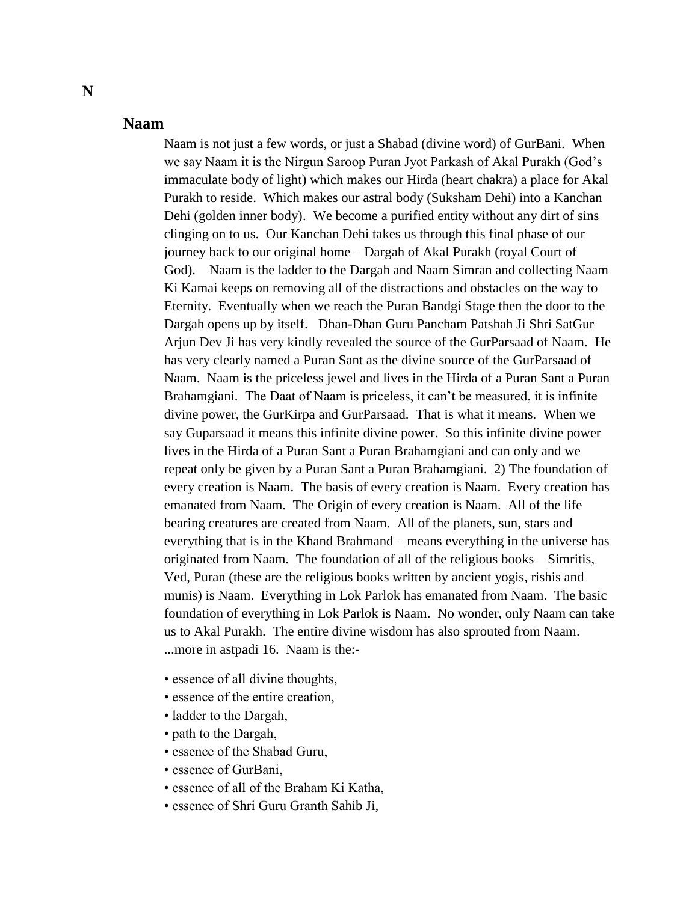# N

## Naam

Naam is not just a few words, or just a Shabad (divine word) of GurBani. When we say Naam it is the Nirgun Saroop Puran Jyot Parkash of Akal Purakh (God's immaculate body of light) which makes our Hirda (heart chakra) a place for Akal Purakh to reside. Which makes our astral body (Suksham Dehi) into a Kanchan Dehi (golden inner body). We become a purified entity without any dirt of sins clinging on to us. Our Kanchan Dehi takes us through this final phase of our journey back to our original home – Dargah of Akal Purakh (royal Court of God). Naam is the ladder to the Dargah and Naam Simran and collecting Naam Ki Kamai keeps on removing all of the distractions and obstacles on the way to Eternity. Eventually when we reach the Puran Bandgi Stage then the door to the Dargah opens up by itself. Dhan-Dhan Guru Pancham Patshah Ji Shri SatGur Arjun Dev Ji has very kindly revealed the source of the GurParsaad of Naam. He has very clearly named a Puran Sant as the divine source of the GurParsaad of Naam. Naam is the priceless jewel and lives in the Hirda of a Puran Sant a Puran Brahamgiani. The Daat of Naam is priceless, it can't be measured, it is infinite divine power, the GurKirpa and GurParsaad. That is what it means. When we say Guparsaad it means this infinite divine power. So this infinite divine power lives in the Hirda of a Puran Sant a Puran Brahamgiani and can only and we repeat only be given by a Puran Sant a Puran Brahamgiani. 2) The foundation of every creation is Naam. The basis of every creation is Naam. Every creation has emanated from Naam. The Origin of every creation is Naam. All of the life bearing creatures are created from Naam. All of the planets, sun, stars and everything that is in the Khand Brahmand – means everything in the universe has originated from Naam. The foundation of all of the religious books – Simritis, Ved, Puran (these are the religious books written by ancient yogis, rishis and munis) is Naam. Everything in Lok Parlok has emanated from Naam. The basic foundation of everything in Lok Parlok is Naam. No wonder, only Naam can take us to Akal Purakh. The entire divine wisdom has also sprouted from Naam. ...more in astpadi 16. Naam is the:-

- essence of all divine thoughts,
- essence of the entire creation,
- ladder to the Dargah,
- path to the Dargah,
- essence of the Shabad Guru,
- essence of GurBani,
- essence of all of the Braham Ki Katha,
- essence of Shri Guru Granth Sahib Ji,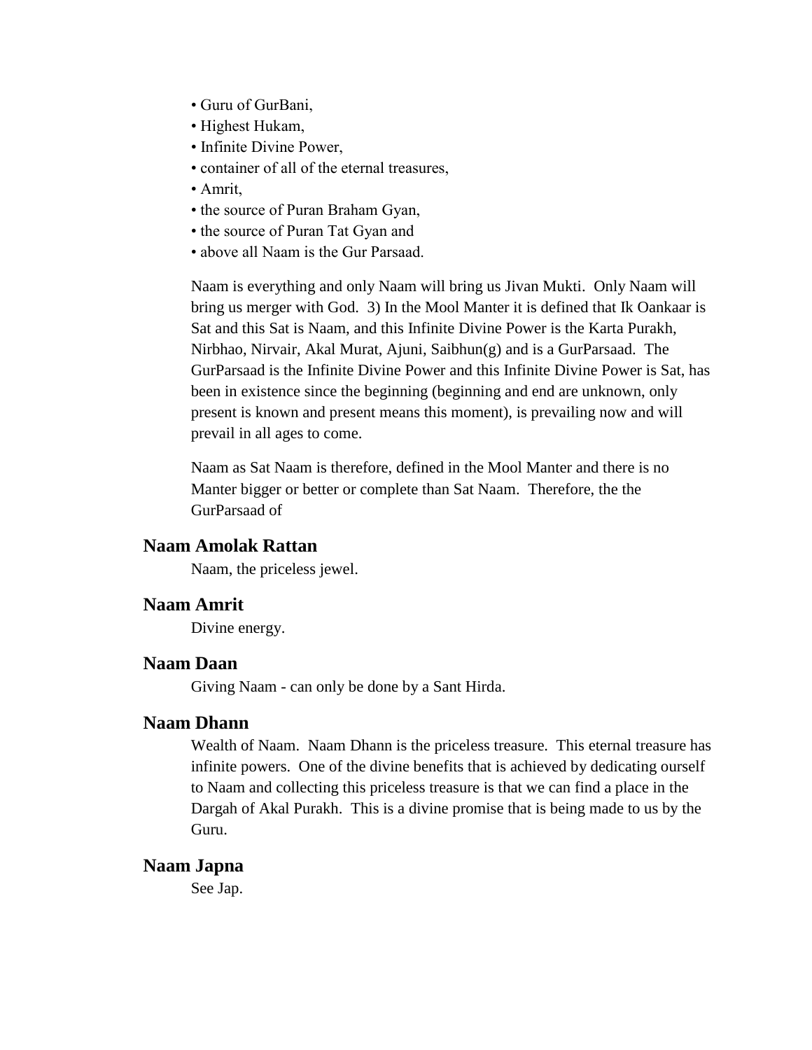- Guru of GurBani,
- Highest Hukam,
- Infinite Divine Power,
- container of all of the eternal treasures,
- Amrit,
- the source of Puran Braham Gyan,
- the source of Puran Tat Gyan and
- above all Naam is the Gur Parsaad.

Naam is everything and only Naam will bring us Jivan Mukti. Only Naam will bring us merger with God. 3) In the Mool Manter it is defined that Ik Oankaar is Sat and this Sat is Naam, and this Infinite Divine Power is the Karta Purakh, Nirbhao, Nirvair, Akal Murat, Ajuni, Saibhun(g) and is a GurParsaad. The GurParsaad is the Infinite Divine Power and this Infinite Divine Power is Sat, has been in existence since the beginning (beginning and end are unknown, only present is known and present means this moment), is prevailing now and will prevail in all ages to come.

Naam as Sat Naam is therefore, defined in the Mool Manter and there is no Manter bigger or better or complete than Sat Naam. Therefore, the the GurParsaad of

### Naam Amolak Rattan

Naam, the priceless jewel.

### Naam Amrit

Divine energy.

### Naam Daan

Giving Naam - can only be done by a Sant Hirda.

### Naam Dhann

Wealth of Naam. Naam Dhann is the priceless treasure. This eternal treasure has infinite powers. One of the divine benefits that is achieved by dedicating ourself to Naam and collecting this priceless treasure is that we can find a place in the Dargah of Akal Purakh. This is a divine promise that is being made to us by the Guru.

### Naam Japna

See Jap.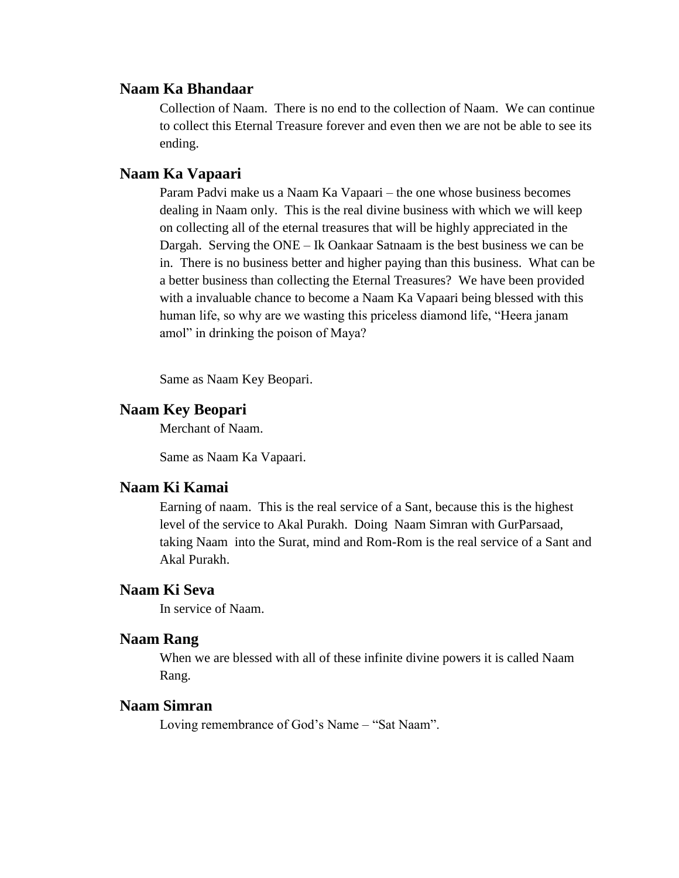## Naam Ka Bhandaar

Collection of Naam. There is no end to the collection of Naam. We can continue to collect this Eternal Treasure forever and even then we are not be able to see its ending.

## Naam Ka Vapaari

Param Padvi make us a Naam Ka Vapaari – the one whose business becomes dealing in Naam only. This is the real divine business with which we will keep on collecting all of the eternal treasures that will be highly appreciated in the Dargah. Serving the ONE – Ik Oankaar Satnaam is the best business we can be in. There is no business better and higher paying than this business. What can be a better business than collecting the Eternal Treasures? We have been provided with a invaluable chance to become a Naam Ka Vapaari being blessed with this human life, so why are we wasting this priceless diamond life, "Heera janam amol" in drinking the poison of Maya?

Same as Naam Key Beopari.

## Naam Key Beopari

Merchant of Naam.

Same as Naam Ka Vapaari.

## Naam Ki Kamai

Earning of naam. This is the real service of a Sant, because this is the highest level of the service to Akal Purakh. Doing Naam Simran with GurParsaad, taking Naam into the Surat, mind and Rom-Rom is the real service of a Sant and Akal Purakh.

## Naam Ki Seva

In service of Naam.

## Naam Rang

When we are blessed with all of these infinite divine powers it is called Naam Rang.

## Naam Simran

Loving remembrance of God's Name – "Sat Naam".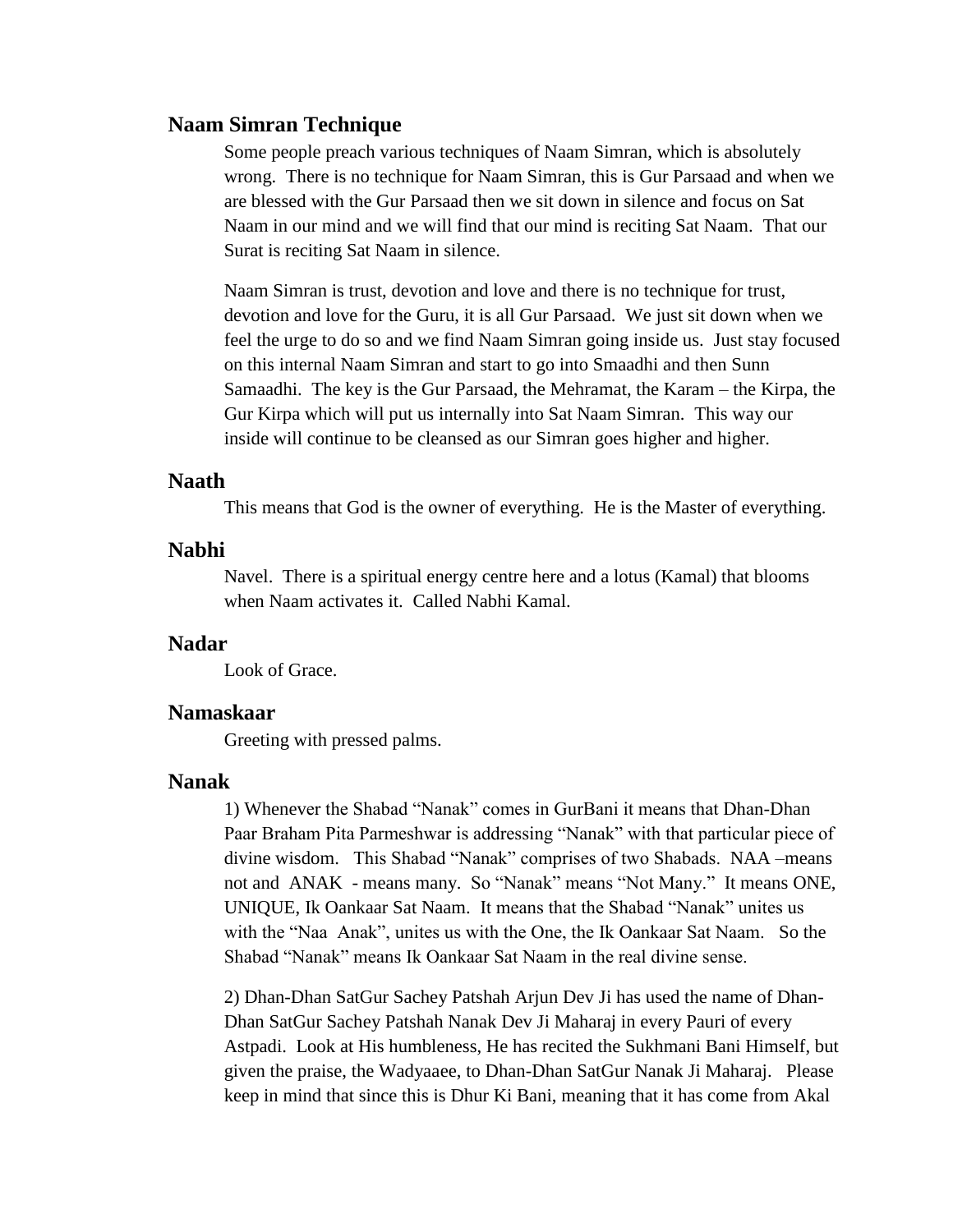### Naam Simran Technique

Some people preach various techniques of Naam Simran, which is absolutely wrong. There is no technique for Naam Simran, this is Gur Parsaad and when we are blessed with the Gur Parsaad then we sit down in silence and focus on Sat Naam in our mind and we will find that our mind is reciting Sat Naam. That our Surat is reciting Sat Naam in silence.

Naam Simran is trust, devotion and love and there is no technique for trust, devotion and love for the Guru, it is all Gur Parsaad. We just sit down when we feel the urge to do so and we find Naam Simran going inside us. Just stay focused on this internal Naam Simran and start to go into Smaadhi and then Sunn Samaadhi. The key is the Gur Parsaad, the Mehramat, the Karam – the Kirpa, the Gur Kirpa which will put us internally into Sat Naam Simran. This way our inside will continue to be cleansed as our Simran goes higher and higher.

### Naath

This means that God is the owner of everything. He is the Master of everything.

### Nabhi

Navel. There is a spiritual energy centre here and a lotus (Kamal) that blooms when Naam activates it. Called Nabhi Kamal.

### Nadar

Look of Grace.

### Namaskaar

Greeting with pressed palms.

### Nanak

1) Whenever the Shabad "Nanak" comes in GurBani it means that Dhan-Dhan Paar Braham Pita Parmeshwar is addressing "Nanak" with that particular piece of divine wisdom. This Shabad "Nanak" comprises of two Shabads. NAA –means not and ANAK - means many. So "Nanak" means "Not Many." It means ONE, UNIQUE, Ik Oankaar Sat Naam. It means that the Shabad "Nanak" unites us with the "Naa Anak", unites us with the One, the Ik Oankaar Sat Naam. So the Shabad "Nanak" means Ik Oankaar Sat Naam in the real divine sense.

2) Dhan-Dhan SatGur Sachey Patshah Arjun Dev Ji has used the name of Dhan-Dhan SatGur Sachey Patshah Nanak Dev Ji Maharaj in every Pauri of every Astpadi. Look at His humbleness, He has recited the Sukhmani Bani Himself, but given the praise, the Wadyaaee, to Dhan-Dhan SatGur Nanak Ji Maharaj. Please keep in mind that since this is Dhur Ki Bani, meaning that it has come from Akal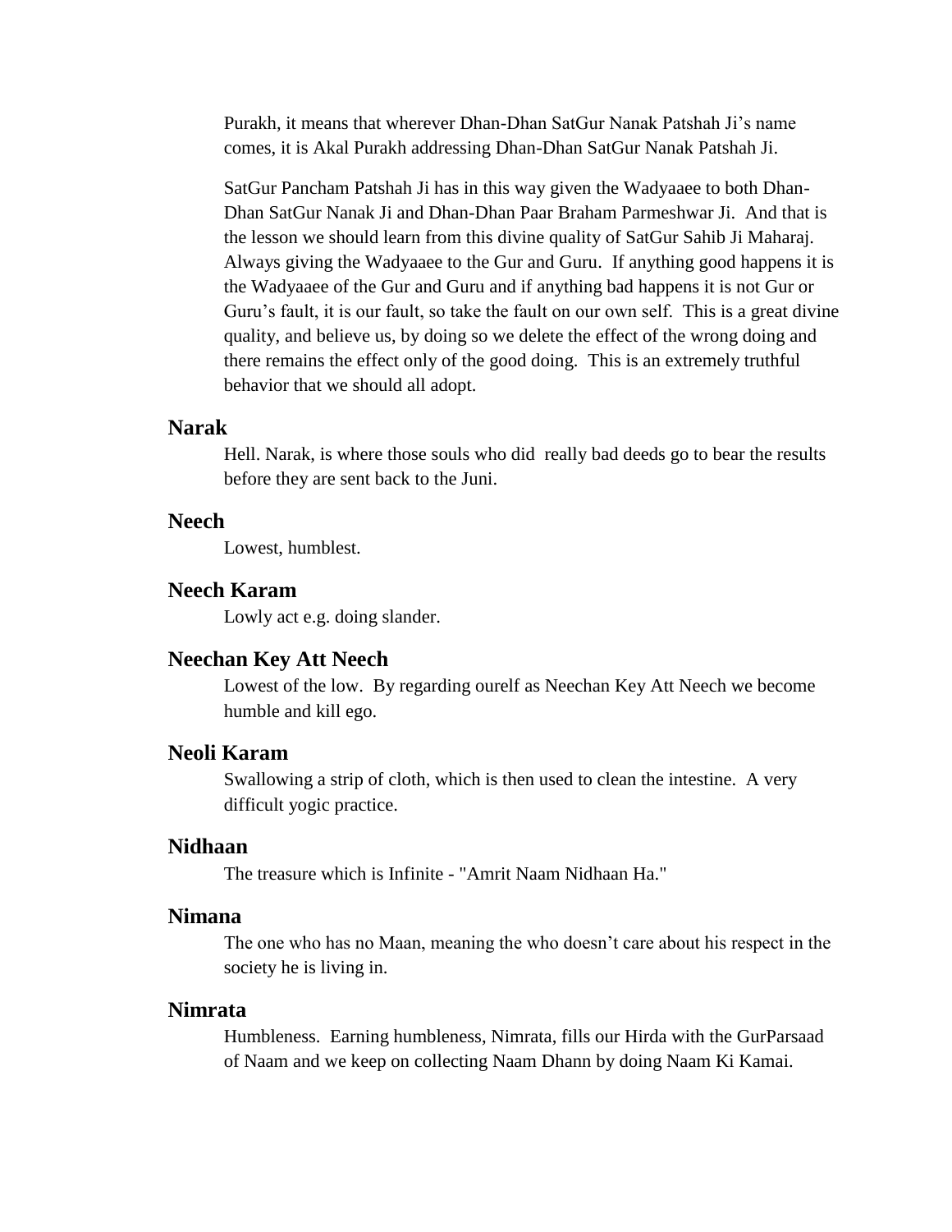Purakh, it means that wherever Dhan-Dhan SatGur Nanak Patshah Ji's name comes, it is Akal Purakh addressing Dhan-Dhan SatGur Nanak Patshah Ji.

SatGur Pancham Patshah Ji has in this way given the Wadyaaee to both Dhan-Dhan SatGur Nanak Ji and Dhan-Dhan Paar Braham Parmeshwar Ji. And that is the lesson we should learn from this divine quality of SatGur Sahib Ji Maharaj. Always giving the Wadyaaee to the Gur and Guru. If anything good happens it is the Wadyaaee of the Gur and Guru and if anything bad happens it is not Gur or Guru's fault, it is our fault, so take the fault on our own self. This is a great divine quality, and believe us, by doing so we delete the effect of the wrong doing and there remains the effect only of the good doing. This is an extremely truthful behavior that we should all adopt.

### Narak

Hell. Narak, is where those souls who did really bad deeds go to bear the results before they are sent back to the Juni.

### Neech

Lowest, humblest.

### Neech Karam

Lowly act e.g. doing slander.

### Neechan Key Att Neech

Lowest of the low. By regarding ourelf as Neechan Key Att Neech we become humble and kill ego.

### Neoli Karam

Swallowing a strip of cloth, which is then used to clean the intestine. A very difficult yogic practice.

### Nidhaan

The treasure which is Infinite - "Amrit Naam Nidhaan Ha."

### Nimana

The one who has no Maan, meaning the who doesn't care about his respect in the society he is living in.

### Nimrata

Humbleness. Earning humbleness, Nimrata, fills our Hirda with the GurParsaad of Naam and we keep on collecting Naam Dhann by doing Naam Ki Kamai.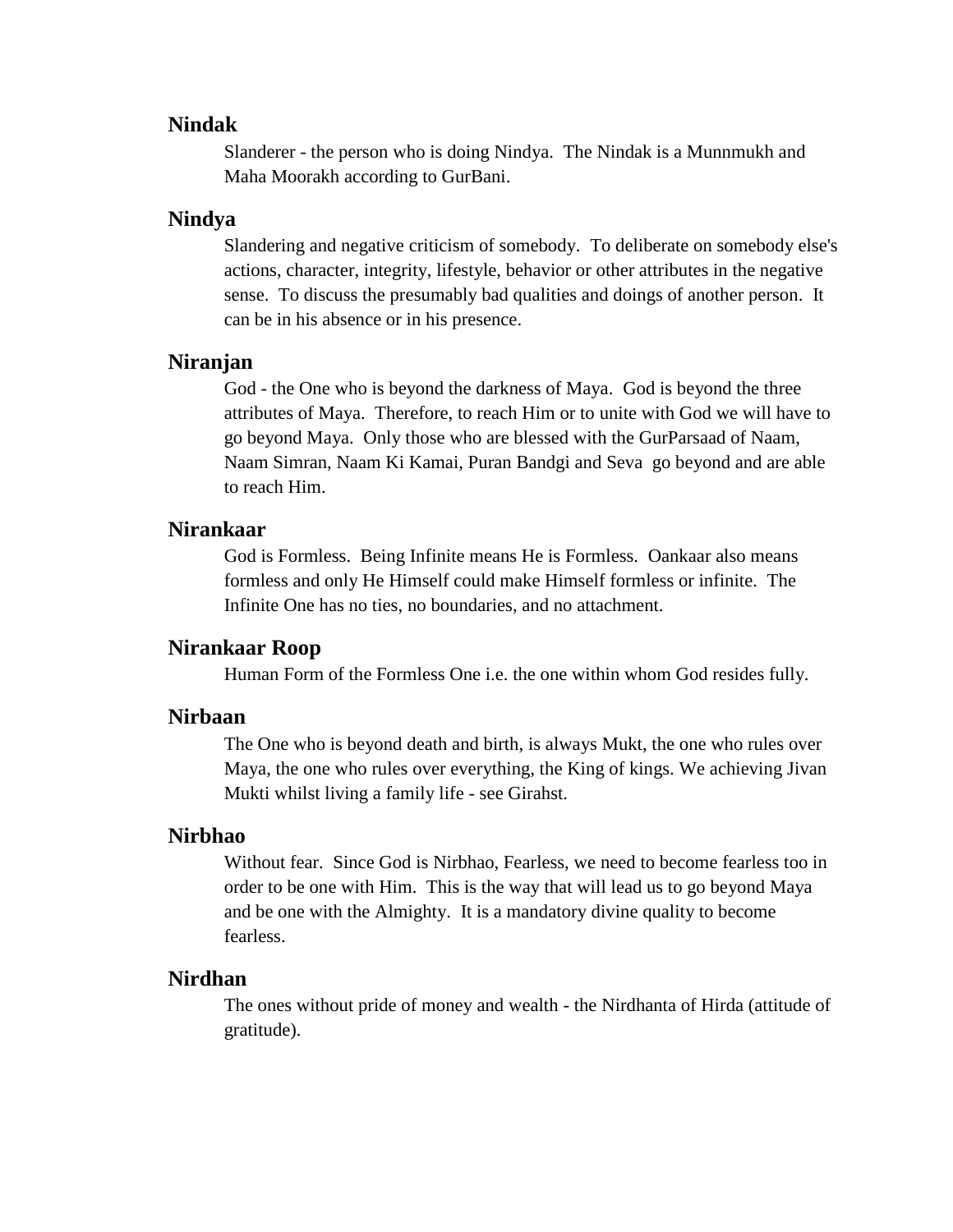### Nindak

Slanderer - the person who is doing Nindya. The Nindak is a Munnmukh and Maha Moorakh according to GurBani.

### Nindya

Slandering and negative criticism of somebody. To deliberate on somebody else's actions, character, integrity, lifestyle, behavior or other attributes in the negative sense. To discuss the presumably bad qualities and doings of another person. It can be in his absence or in his presence.

### Niranjan

God - the One who is beyond the darkness of Maya. God is beyond the three attributes of Maya. Therefore, to reach Him or to unite with God we will have to go beyond Maya. Only those who are blessed with the GurParsaad of Naam, Naam Simran, Naam Ki Kamai, Puran Bandgi and Seva go beyond and are able to reach Him.

### Nirankaar

God is Formless. Being Infinite means He is Formless. Oankaar also means formless and only He Himself could make Himself formless or infinite. The Infinite One has no ties, no boundaries, and no attachment.

### Nirankaar Roop

Human Form of the Formless One i.e. the one within whom God resides fully.

### Nirbaan

The One who is beyond death and birth, is always Mukt, the one who rules over Maya, the one who rules over everything, the King of kings. We achieving Jivan Mukti whilst living a family life - see Girahst.

### Nirbhao

Without fear. Since God is Nirbhao, Fearless, we need to become fearless too in order to be one with Him. This is the way that will lead us to go beyond Maya and be one with the Almighty. It is a mandatory divine quality to become fearless.

### Nirdhan

The ones without pride of money and wealth - the Nirdhanta of Hirda (attitude of gratitude).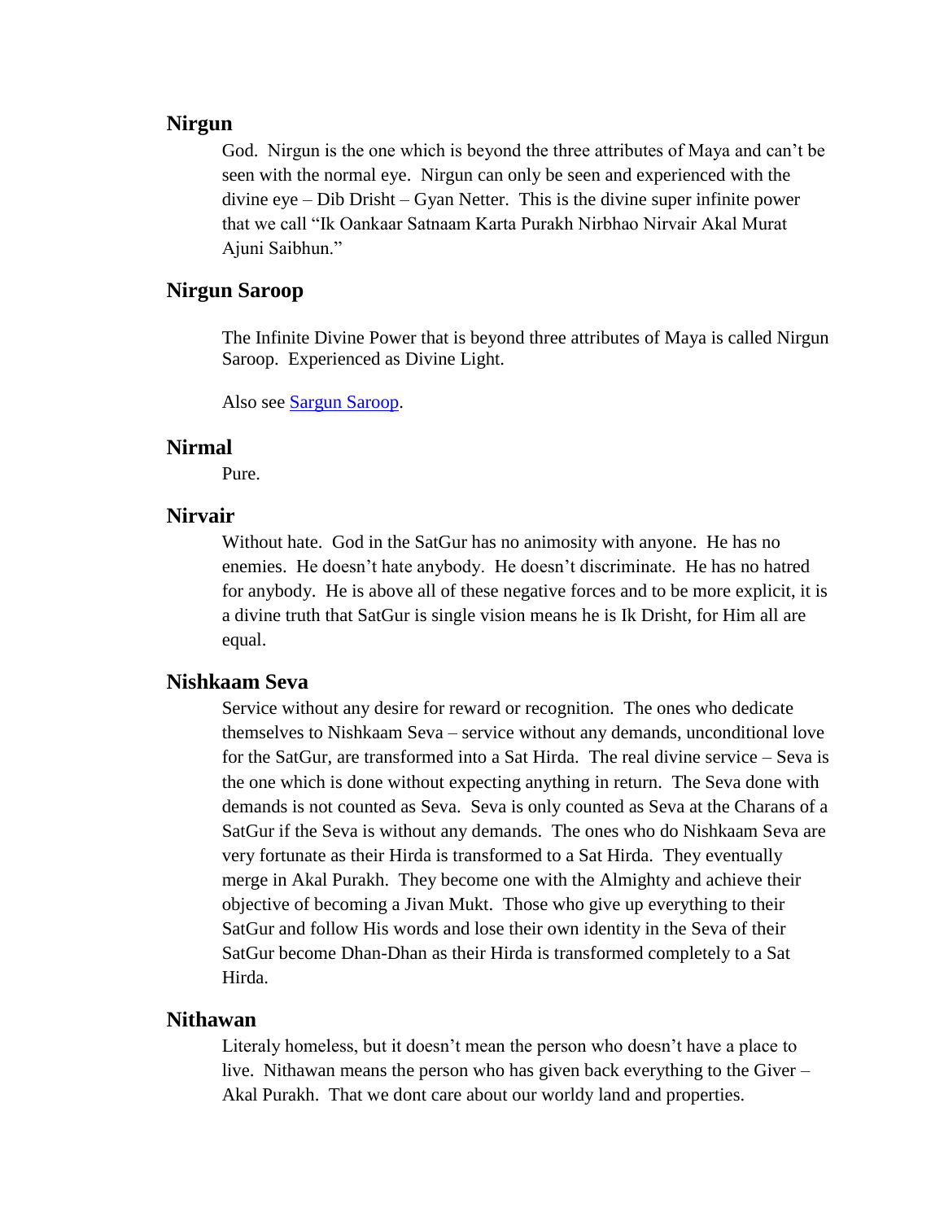## Nirgun

God. Nirgun is the one which is beyond the three attributes of Maya and can't be seen with the normal eye. Nirgun can only be seen and experienced with the divine eye – Dib Drisht – Gyan Netter. This is the divine super infinite power that we call "Ik Oankaar Satnaam Karta Purakh Nirbhao Nirvair Akal Murat Ajuni Saibhun."

## Nirgun Saroop

The Infinite Divine Power that is beyond three attributes of Maya is called Nirgun Saroop. Experienced as Divine Light.

Also see Sargun Saroop.

## Nirmal

Pure.

## Nirvair

Without hate. God in the SatGur has no animosity with anyone. He has no enemies. He doesn't hate anybody. He doesn't discriminate. He has no hatred for anybody. He is above all of these negative forces and to be more explicit, it is a divine truth that SatGur is single vision means he is Ik Drisht, for Him all are equal.

## Nishkaam Seva

Service without any desire for reward or recognition. The ones who dedicate themselves to Nishkaam Seva – service without any demands, unconditional love for the SatGur, are transformed into a Sat Hirda. The real divine service – Seva is the one which is done without expecting anything in return. The Seva done with demands is not counted as Seva. Seva is only counted as Seva at the Charans of a SatGur if the Seva is without any demands. The ones who do Nishkaam Seva are very fortunate as their Hirda is transformed to a Sat Hirda. They eventually merge in Akal Purakh. They become one with the Almighty and achieve their objective of becoming a Jivan Mukt. Those who give up everything to their SatGur and follow His words and lose their own identity in the Seva of their SatGur become Dhan-Dhan as their Hirda is transformed completely to a Sat Hirda.

## Nithawan

Literaly homeless, but it doesn't mean the person who doesn't have a place to live. Nithawan means the person who has given back everything to the Giver – Akal Purakh. That we dont care about our worldy land and properties.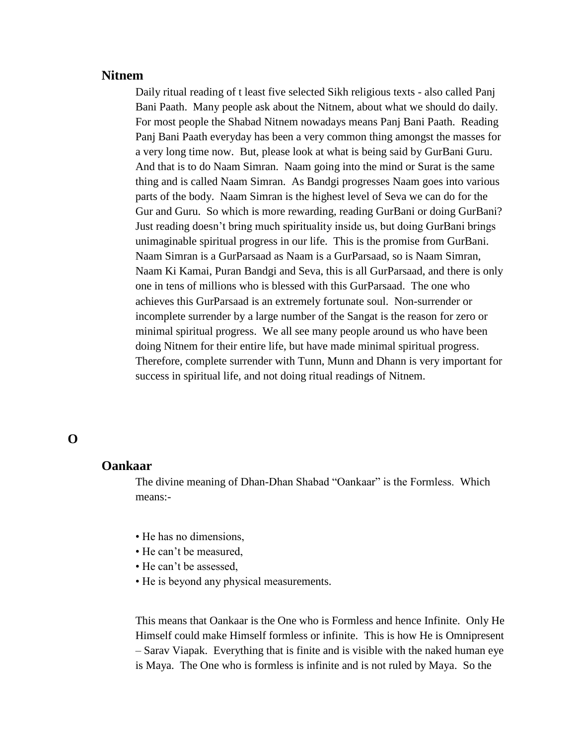### Nitnem

Daily ritual reading of t least five selected Sikh religious texts - also called Panj Bani Paath. Many people ask about the Nitnem, about what we should do daily. For most people the Shabad Nitnem nowadays means Panj Bani Paath. Reading Panj Bani Paath everyday has been a very common thing amongst the masses for a very long time now. But, please look at what is being said by GurBani Guru. And that is to do Naam Simran. Naam going into the mind or Surat is the same thing and is called Naam Simran. As Bandgi progresses Naam goes into various parts of the body. Naam Simran is the highest level of Seva we can do for the Gur and Guru. So which is more rewarding, reading GurBani or doing GurBani? Just reading doesn't bring much spirituality inside us, but doing GurBani brings unimaginable spiritual progress in our life. This is the promise from GurBani. Naam Simran is a GurParsaad as Naam is a GurParsaad, so is Naam Simran, Naam Ki Kamai, Puran Bandgi and Seva, this is all GurParsaad, and there is only one in tens of millions who is blessed with this GurParsaad. The one who achieves this GurParsaad is an extremely fortunate soul. Non-surrender or incomplete surrender by a large number of the Sangat is the reason for zero or minimal spiritual progress. We all see many people around us who have been doing Nitnem for their entire life, but have made minimal spiritual progress. Therefore, complete surrender with Tunn, Munn and Dhann is very important for success in spiritual life, and not doing ritual readings of Nitnem.

## O

### Oankaar

The divine meaning of Dhan-Dhan Shabad "Oankaar" is the Formless. Which means:-

- He has no dimensions,
- He can't be measured,
- He can't be assessed,
- He is beyond any physical measurements.

This means that Oankaar is the One who is Formless and hence Infinite. Only He Himself could make Himself formless or infinite. This is how He is Omnipresent – Sarav Viapak. Everything that is finite and is visible with the naked human eye is Maya. The One who is formless is infinite and is not ruled by Maya. So the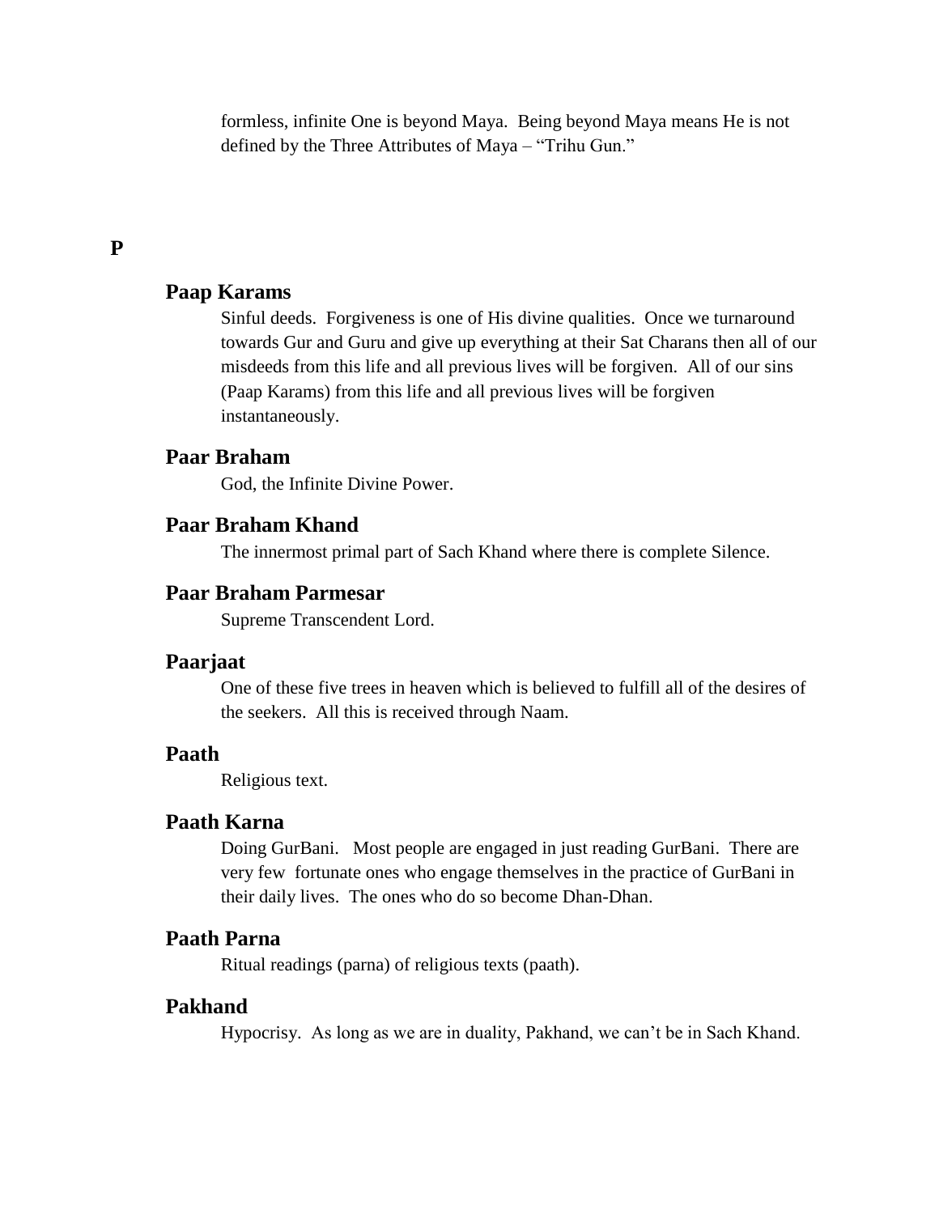formless, infinite One is beyond Maya. Being beyond Maya means He is not defined by the Three Attributes of Maya – "Trihu Gun."

# P

### Paap Karams

Sinful deeds. Forgiveness is one of His divine qualities. Once we turnaround towards Gur and Guru and give up everything at their Sat Charans then all of our misdeeds from this life and all previous lives will be forgiven. All of our sins (Paap Karams) from this life and all previous lives will be forgiven instantaneously.

### Paar Braham

God, the Infinite Divine Power.

### Paar Braham Khand

The innermost primal part of Sach Khand where there is complete Silence.

### Paar Braham Parmesar

Supreme Transcendent Lord.

### Paarjaat

One of these five trees in heaven which is believed to fulfill all of the desires of the seekers. All this is received through Naam.

### Paath

Religious text.

### Paath Karna

Doing GurBani. Most people are engaged in just reading GurBani. There are very few fortunate ones who engage themselves in the practice of GurBani in their daily lives. The ones who do so become Dhan-Dhan.

### Paath Parna

Ritual readings (parna) of religious texts (paath).

### Pakhand

Hypocrisy. As long as we are in duality, Pakhand, we can't be in Sach Khand.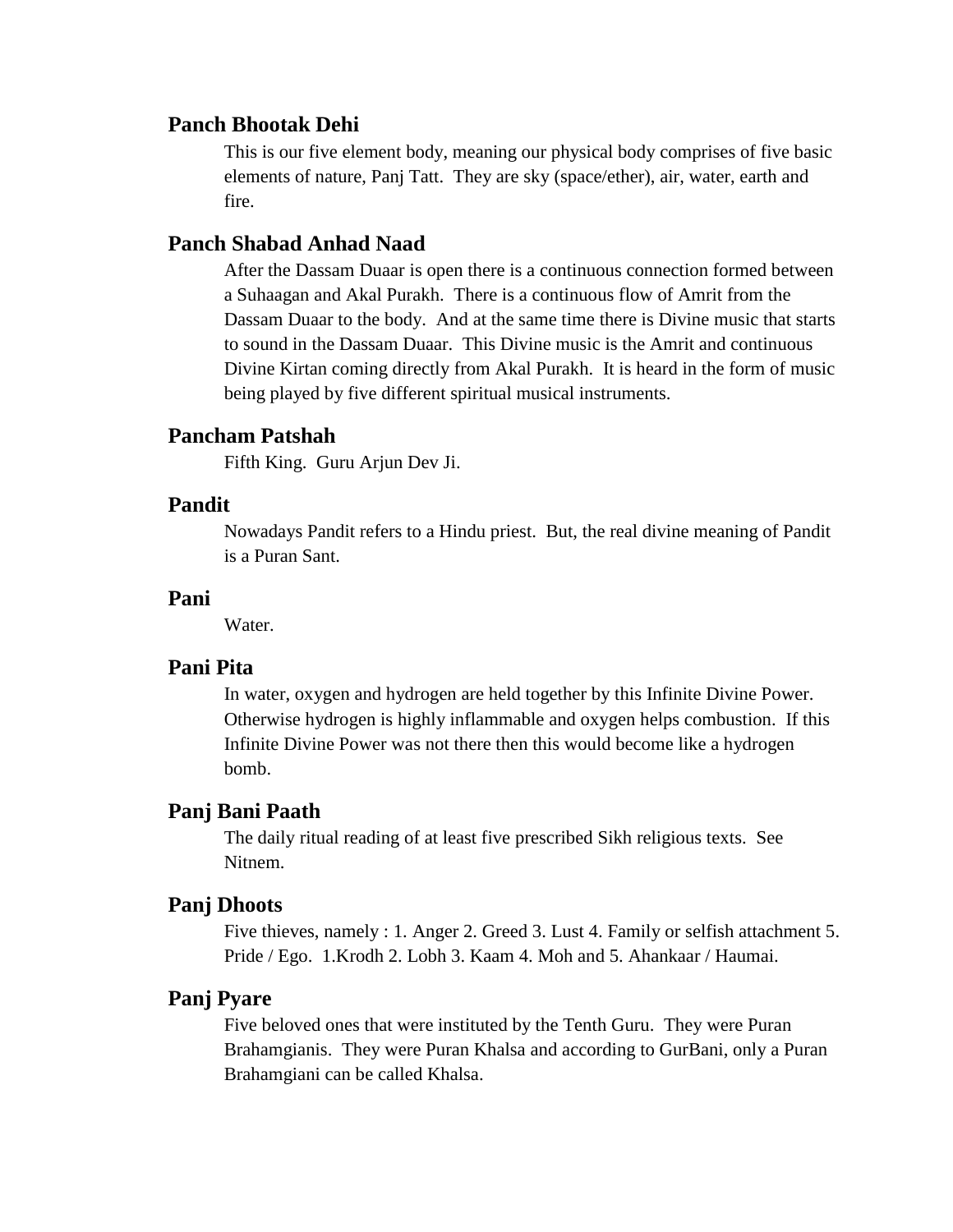## Panch Bhootak Dehi

This is our five element body, meaning our physical body comprises of five basic elements of nature, Panj Tatt. They are sky (space/ether), air, water, earth and fire.

## Panch Shabad Anhad Naad

After the Dassam Duaar is open there is a continuous connection formed between a Suhaagan and Akal Purakh. There is a continuous flow of Amrit from the Dassam Duaar to the body. And at the same time there is Divine music that starts to sound in the Dassam Duaar. This Divine music is the Amrit and continuous Divine Kirtan coming directly from Akal Purakh. It is heard in the form of music being played by five different spiritual musical instruments.

## Pancham Patshah

Fifth King. Guru Arjun Dev Ji.

## Pandit

Nowadays Pandit refers to a Hindu priest. But, the real divine meaning of Pandit is a Puran Sant.

## Pani

Water.

## Pani Pita

In water, oxygen and hydrogen are held together by this Infinite Divine Power. Otherwise hydrogen is highly inflammable and oxygen helps combustion. If this Infinite Divine Power was not there then this would become like a hydrogen bomb.

## Panj Bani Paath

The daily ritual reading of at least five prescribed Sikh religious texts. See Nitnem.

## Panj Dhoots

Five thieves, namely : 1. Anger 2. Greed 3. Lust 4. Family or selfish attachment 5. Pride / Ego. 1.Krodh 2. Lobh 3. Kaam 4. Moh and 5. Ahankaar / Haumai.

## Panj Pyare

Five beloved ones that were instituted by the Tenth Guru. They were Puran Brahamgianis. They were Puran Khalsa and according to GurBani, only a Puran Brahamgiani can be called Khalsa.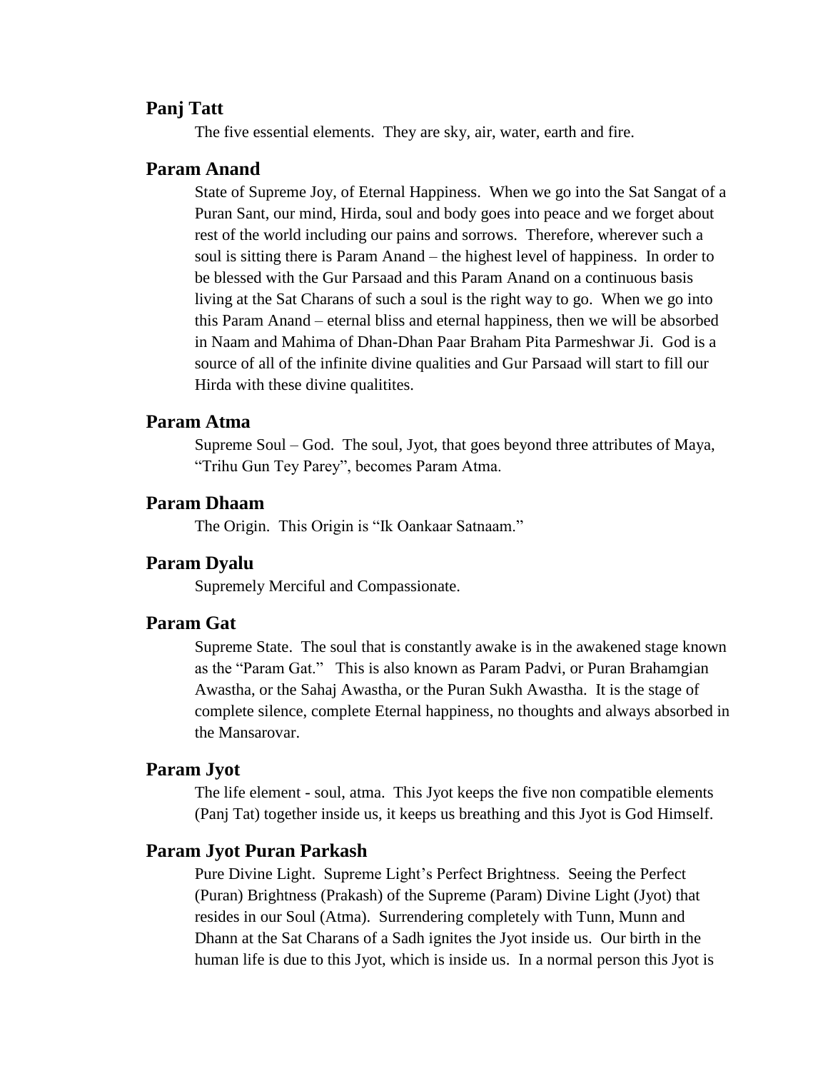### Panj Tatt

The five essential elements. They are sky, air, water, earth and fire.

### Param Anand

State of Supreme Joy, of Eternal Happiness. When we go into the Sat Sangat of a Puran Sant, our mind, Hirda, soul and body goes into peace and we forget about rest of the world including our pains and sorrows. Therefore, wherever such a soul is sitting there is Param Anand – the highest level of happiness. In order to be blessed with the Gur Parsaad and this Param Anand on a continuous basis living at the Sat Charans of such a soul is the right way to go. When we go into this Param Anand – eternal bliss and eternal happiness, then we will be absorbed in Naam and Mahima of Dhan-Dhan Paar Braham Pita Parmeshwar Ji. God is a source of all of the infinite divine qualities and Gur Parsaad will start to fill our Hirda with these divine qualitites.

### Param Atma

Supreme Soul – God. The soul, Jyot, that goes beyond three attributes of Maya, "Trihu Gun Tey Parey", becomes Param Atma.

### Param Dhaam

The Origin. This Origin is "Ik Oankaar Satnaam."

### Param Dyalu

Supremely Merciful and Compassionate.

### Param Gat

Supreme State. The soul that is constantly awake is in the awakened stage known as the "Param Gat." This is also known as Param Padvi, or Puran Brahamgian Awastha, or the Sahaj Awastha, or the Puran Sukh Awastha. It is the stage of complete silence, complete Eternal happiness, no thoughts and always absorbed in the Mansarovar.

### Param Jyot

The life element - soul, atma. This Jyot keeps the five non compatible elements (Panj Tat) together inside us, it keeps us breathing and this Jyot is God Himself.

### Param Jyot Puran Parkash

Pure Divine Light. Supreme Light's Perfect Brightness. Seeing the Perfect (Puran) Brightness (Prakash) of the Supreme (Param) Divine Light (Jyot) that resides in our Soul (Atma). Surrendering completely with Tunn, Munn and Dhann at the Sat Charans of a Sadh ignites the Jyot inside us. Our birth in the human life is due to this Jyot, which is inside us. In a normal person this Jyot is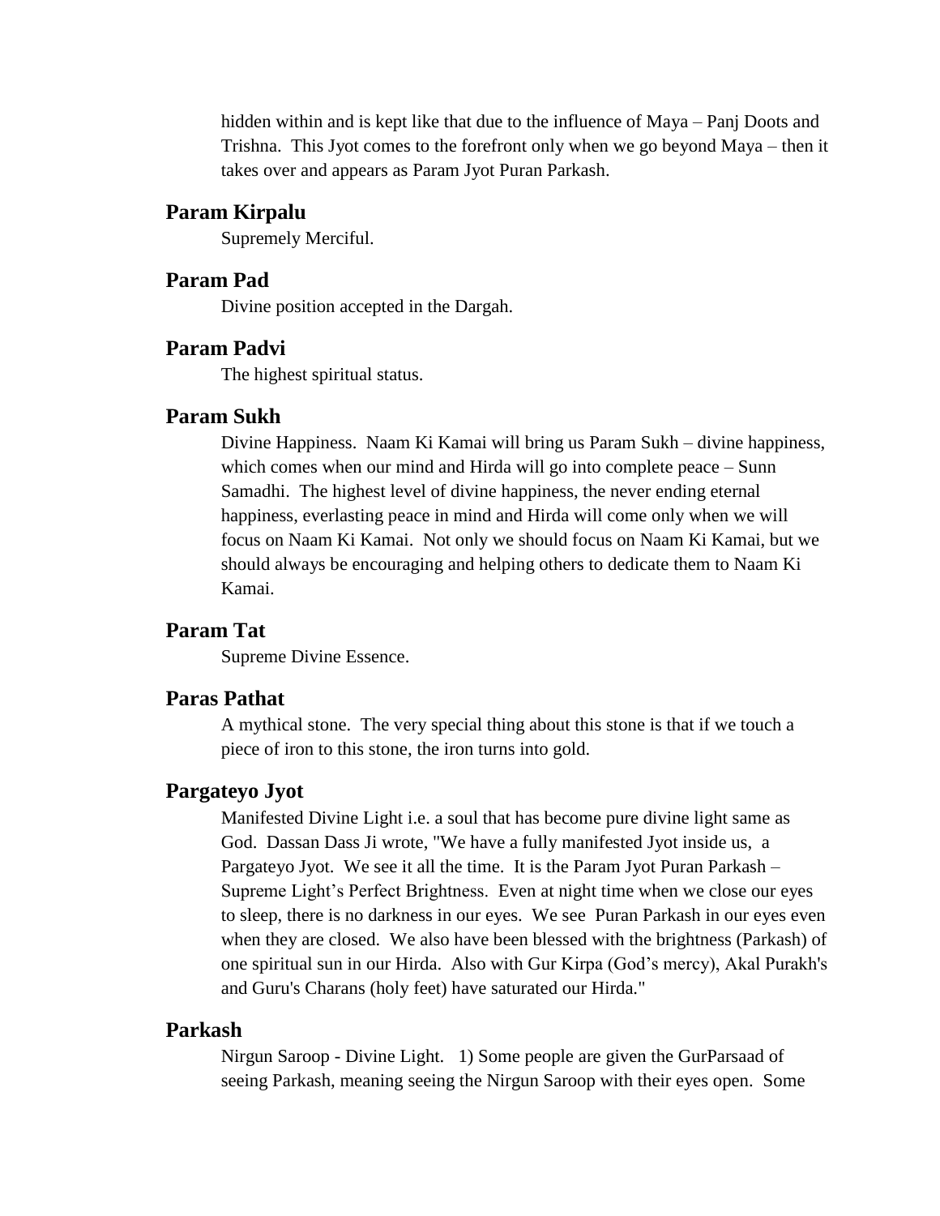hidden within and is kept like that due to the influence of Maya – Panj Doots and Trishna. This Jyot comes to the forefront only when we go beyond Maya – then it takes over and appears as Param Jyot Puran Parkash.

### Param Kirpalu

Supremely Merciful.

### Param Pad

Divine position accepted in the Dargah.

### Param Padvi

The highest spiritual status.

### Param Sukh

Divine Happiness. Naam Ki Kamai will bring us Param Sukh – divine happiness, which comes when our mind and Hirda will go into complete peace – Sunn Samadhi. The highest level of divine happiness, the never ending eternal happiness, everlasting peace in mind and Hirda will come only when we will focus on Naam Ki Kamai. Not only we should focus on Naam Ki Kamai, but we should always be encouraging and helping others to dedicate them to Naam Ki Kamai.

### Param Tat

Supreme Divine Essence.

### Paras Pathat

A mythical stone. The very special thing about this stone is that if we touch a piece of iron to this stone, the iron turns into gold.

### Pargateyo Jyot

Manifested Divine Light i.e. a soul that has become pure divine light same as God. Dassan Dass Ji wrote, "We have a fully manifested Jyot inside us, a Pargateyo Jyot. We see it all the time. It is the Param Jyot Puran Parkash – Supreme Light's Perfect Brightness. Even at night time when we close our eyes to sleep, there is no darkness in our eyes. We see Puran Parkash in our eyes even when they are closed. We also have been blessed with the brightness (Parkash) of one spiritual sun in our Hirda. Also with Gur Kirpa (God's mercy), Akal Purakh's and Guru's Charans (holy feet) have saturated our Hirda."

### Parkash

Nirgun Saroop - Divine Light. 1) Some people are given the GurParsaad of seeing Parkash, meaning seeing the Nirgun Saroop with their eyes open. Some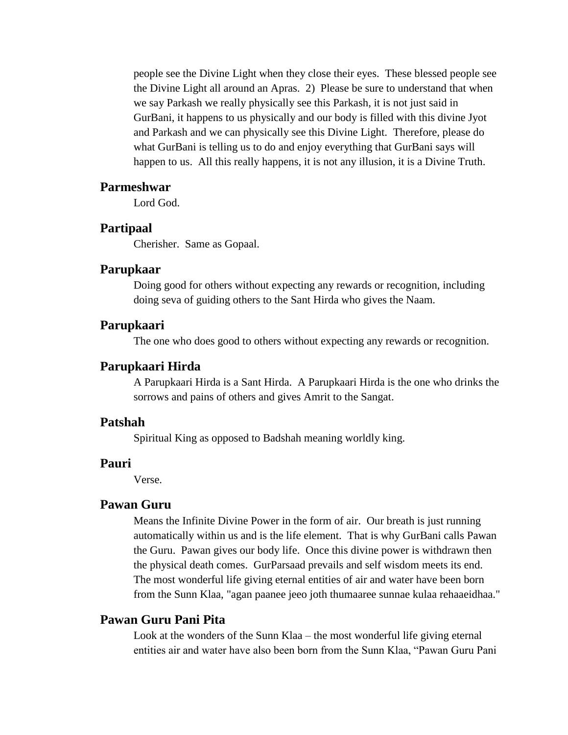people see the Divine Light when they close their eyes. These blessed people see the Divine Light all around an Apras. 2) Please be sure to understand that when we say Parkash we really physically see this Parkash, it is not just said in GurBani, it happens to us physically and our body is filled with this divine Jyot and Parkash and we can physically see this Divine Light. Therefore, please do what GurBani is telling us to do and enjoy everything that GurBani says will happen to us. All this really happens, it is not any illusion, it is a Divine Truth.

### Parmeshwar

Lord God.

### Partipaal

Cherisher. Same as Gopaal.

### Parupkaar

Doing good for others without expecting any rewards or recognition, including doing seva of guiding others to the Sant Hirda who gives the Naam.

### Parupkaari

The one who does good to others without expecting any rewards or recognition.

### Parupkaari Hirda

A Parupkaari Hirda is a Sant Hirda. A Parupkaari Hirda is the one who drinks the sorrows and pains of others and gives Amrit to the Sangat.

### Patshah

Spiritual King as opposed to Badshah meaning worldly king.

### Pauri

Verse.

### Pawan Guru

Means the Infinite Divine Power in the form of air. Our breath is just running automatically within us and is the life element. That is why GurBani calls Pawan the Guru. Pawan gives our body life. Once this divine power is withdrawn then the physical death comes. GurParsaad prevails and self wisdom meets its end. The most wonderful life giving eternal entities of air and water have been born from the Sunn Klaa, "agan paanee jeeo joth thumaaree sunnae kulaa rehaaeidhaa."

### Pawan Guru Pani Pita

Look at the wonders of the Sunn Klaa – the most wonderful life giving eternal entities air and water have also been born from the Sunn Klaa, “Pawan Guru Pani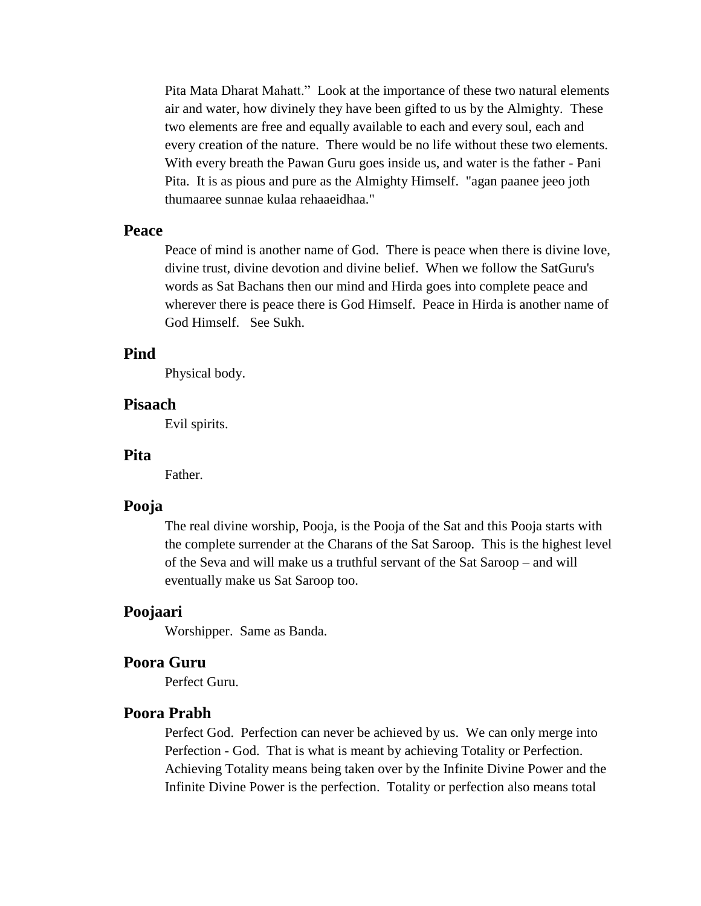Pita Mata Dharat Mahatt." Look at the importance of these two natural elements air and water, how divinely they have been gifted to us by the Almighty. These two elements are free and equally available to each and every soul, each and every creation of the nature. There would be no life without these two elements. With every breath the Pawan Guru goes inside us, and water is the father - Pani Pita. It is as pious and pure as the Almighty Himself. "agan paanee jeeo joth thumaaree sunnae kulaa rehaaeidhaa."

### Peace

Peace of mind is another name of God. There is peace when there is divine love, divine trust, divine devotion and divine belief. When we follow the SatGuru's words as Sat Bachans then our mind and Hirda goes into complete peace and wherever there is peace there is God Himself. Peace in Hirda is another name of God Himself. See Sukh.

### Pind

Physical body.

### Pisaach

Evil spirits.

### Pita

Father.

### Pooja

The real divine worship, Pooja, is the Pooja of the Sat and this Pooja starts with the complete surrender at the Charans of the Sat Saroop. This is the highest level of the Seva and will make us a truthful servant of the Sat Saroop – and will eventually make us Sat Saroop too.

### Poojaari

Worshipper. Same as Banda.

### Poora Guru

Perfect Guru.

### Poora Prabh

Perfect God. Perfection can never be achieved by us. We can only merge into Perfection - God. That is what is meant by achieving Totality or Perfection. Achieving Totality means being taken over by the Infinite Divine Power and the Infinite Divine Power is the perfection. Totality or perfection also means total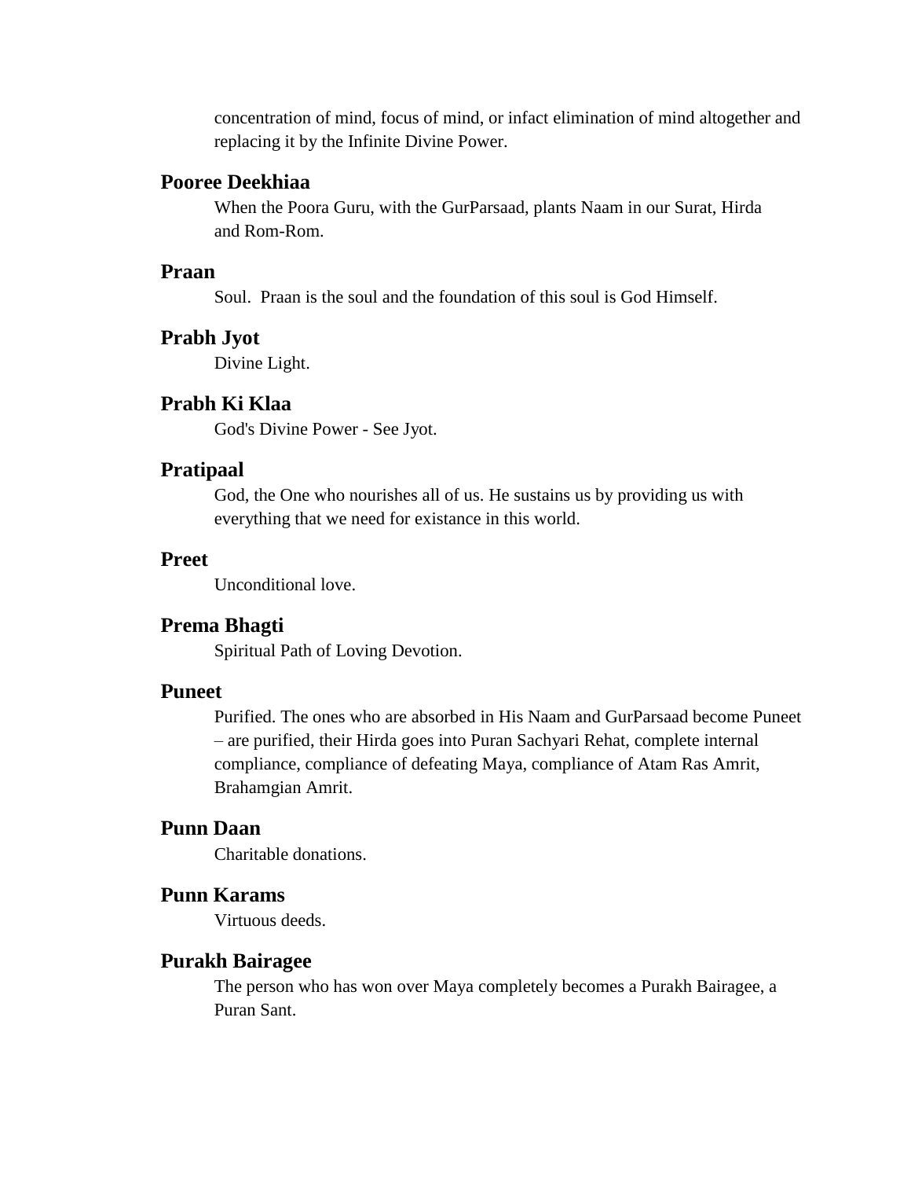concentration of mind, focus of mind, or infact elimination of mind altogether and replacing it by the Infinite Divine Power.

### Pooree Deekhiaa

When the Poora Guru, with the GurParsaad, plants Naam in our Surat, Hirda and Rom-Rom.

### Praan

Soul. Praan is the soul and the foundation of this soul is God Himself.

### Prabh Jyot

Divine Light.

### Prabh Ki Klaa

God's Divine Power - See Jyot.

### Pratipaal

God, the One who nourishes all of us. He sustains us by providing us with everything that we need for existance in this world.

### Preet

Unconditional love.

### Prema Bhagti

Spiritual Path of Loving Devotion.

### Puneet

Purified. The ones who are absorbed in His Naam and GurParsaad become Puneet – are purified, their Hirda goes into Puran Sachyari Rehat, complete internal compliance, compliance of defeating Maya, compliance of Atam Ras Amrit, Brahamgian Amrit.

### Punn Daan

Charitable donations.

### Punn Karams

Virtuous deeds.

### Purakh Bairagee

The person who has won over Maya completely becomes a Purakh Bairagee, a Puran Sant.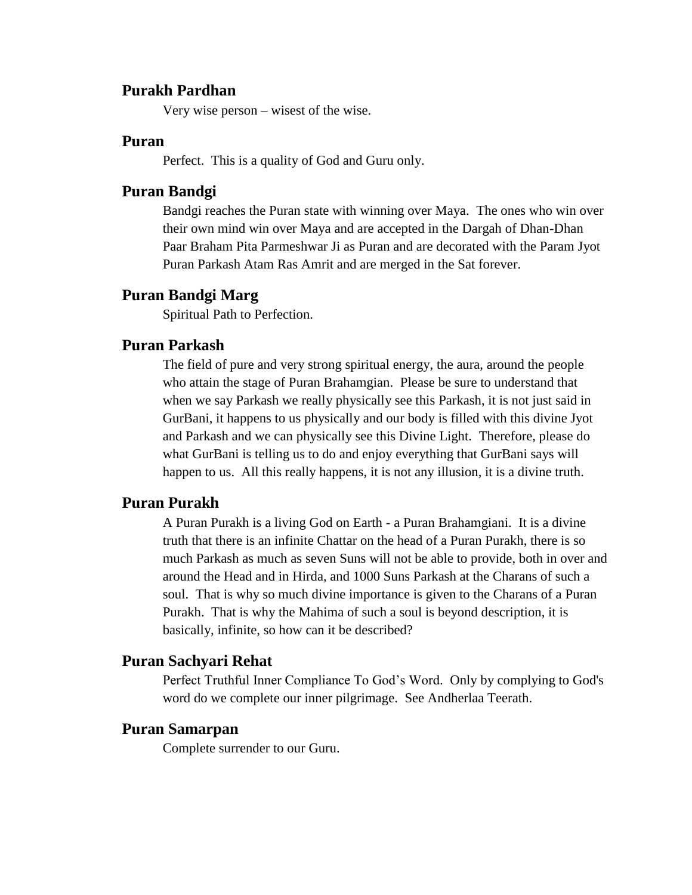### Purakh Pardhan

Very wise person – wisest of the wise.

### Puran

Perfect. This is a quality of God and Guru only.

### Puran Bandgi

Bandgi reaches the Puran state with winning over Maya. The ones who win over their own mind win over Maya and are accepted in the Dargah of Dhan-Dhan Paar Braham Pita Parmeshwar Ji as Puran and are decorated with the Param Jyot Puran Parkash Atam Ras Amrit and are merged in the Sat forever.

### Puran Bandgi Marg

Spiritual Path to Perfection.

### Puran Parkash

The field of pure and very strong spiritual energy, the aura, around the people who attain the stage of Puran Brahamgian. Please be sure to understand that when we say Parkash we really physically see this Parkash, it is not just said in GurBani, it happens to us physically and our body is filled with this divine Jyot and Parkash and we can physically see this Divine Light. Therefore, please do what GurBani is telling us to do and enjoy everything that GurBani says will happen to us. All this really happens, it is not any illusion, it is a divine truth.

### Puran Purakh

A Puran Purakh is a living God on Earth - a Puran Brahamgiani. It is a divine truth that there is an infinite Chattar on the head of a Puran Purakh, there is so much Parkash as much as seven Suns will not be able to provide, both in over and around the Head and in Hirda, and 1000 Suns Parkash at the Charans of such a soul. That is why so much divine importance is given to the Charans of a Puran Purakh. That is why the Mahima of such a soul is beyond description, it is basically, infinite, so how can it be described?

### Puran Sachyari Rehat

Perfect Truthful Inner Compliance To God's Word. Only by complying to God's word do we complete our inner pilgrimage. See Andherlaa Teerath.

### Puran Samarpan

Complete surrender to our Guru.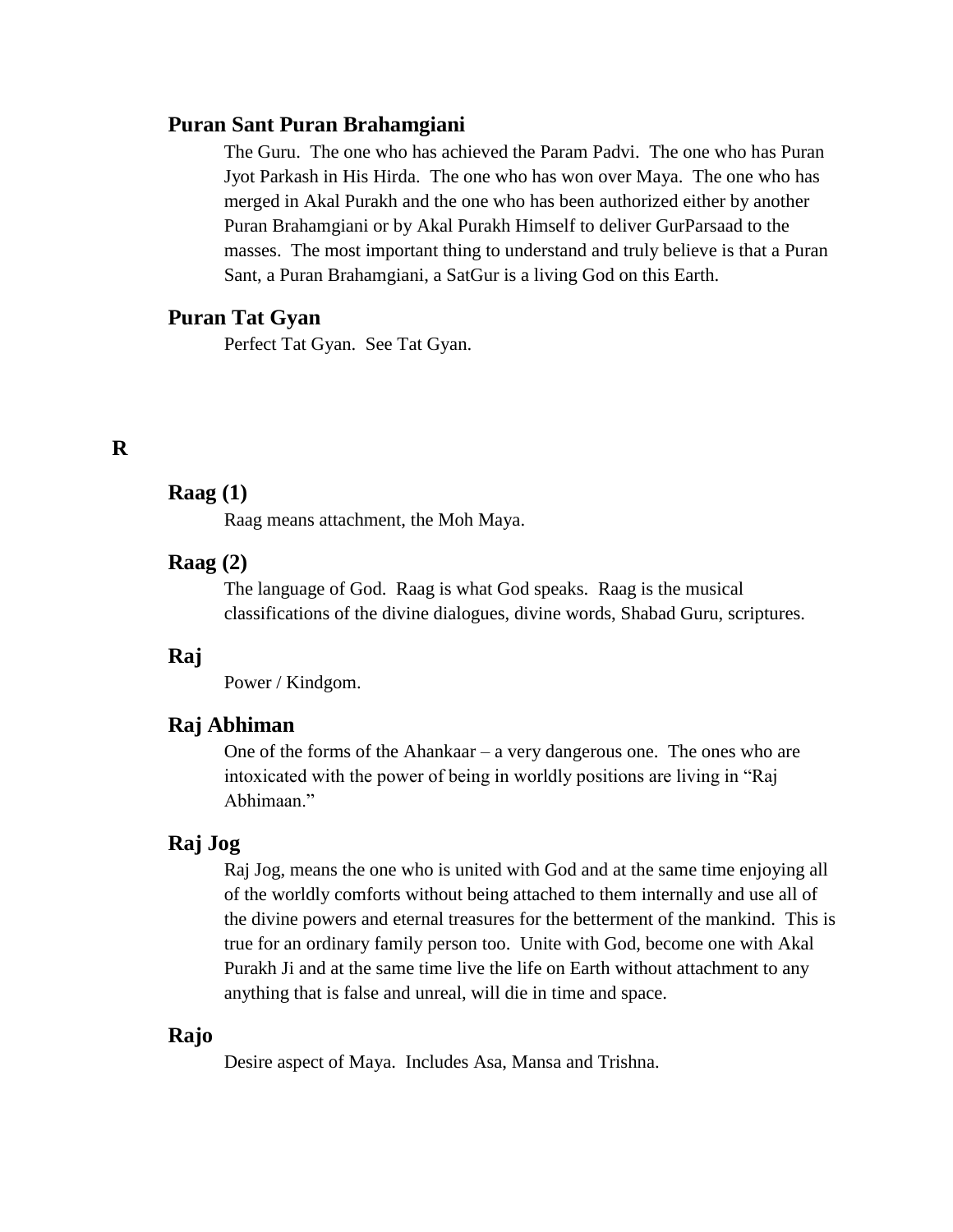### Puran Sant Puran Brahamgiani

The Guru. The one who has achieved the Param Padvi. The one who has Puran Jyot Parkash in His Hirda. The one who has won over Maya. The one who has merged in Akal Purakh and the one who has been authorized either by another Puran Brahamgiani or by Akal Purakh Himself to deliver GurParsaad to the masses. The most important thing to understand and truly believe is that a Puran Sant, a Puran Brahamgiani, a SatGur is a living God on this Earth.

### Puran Tat Gyan

Perfect Tat Gyan. See Tat Gyan.

## R

### Raag (1)

Raag means attachment, the Moh Maya.

### Raag (2)

The language of God. Raag is what God speaks. Raag is the musical classifications of the divine dialogues, divine words, Shabad Guru, scriptures.

### Raj

Power / Kindgom.

### Raj Abhiman

One of the forms of the Ahankaar – a very dangerous one. The ones who are intoxicated with the power of being in worldly positions are living in “Raj Abhimaan.”

### Raj Jog

Raj Jog, means the one who is united with God and at the same time enjoying all of the worldly comforts without being attached to them internally and use all of the divine powers and eternal treasures for the betterment of the mankind. This is true for an ordinary family person too. Unite with God, become one with Akal Purakh Ji and at the same time live the life on Earth without attachment to any anything that is false and unreal, will die in time and space.

### Rajo

Desire aspect of Maya. Includes Asa, Mansa and Trishna.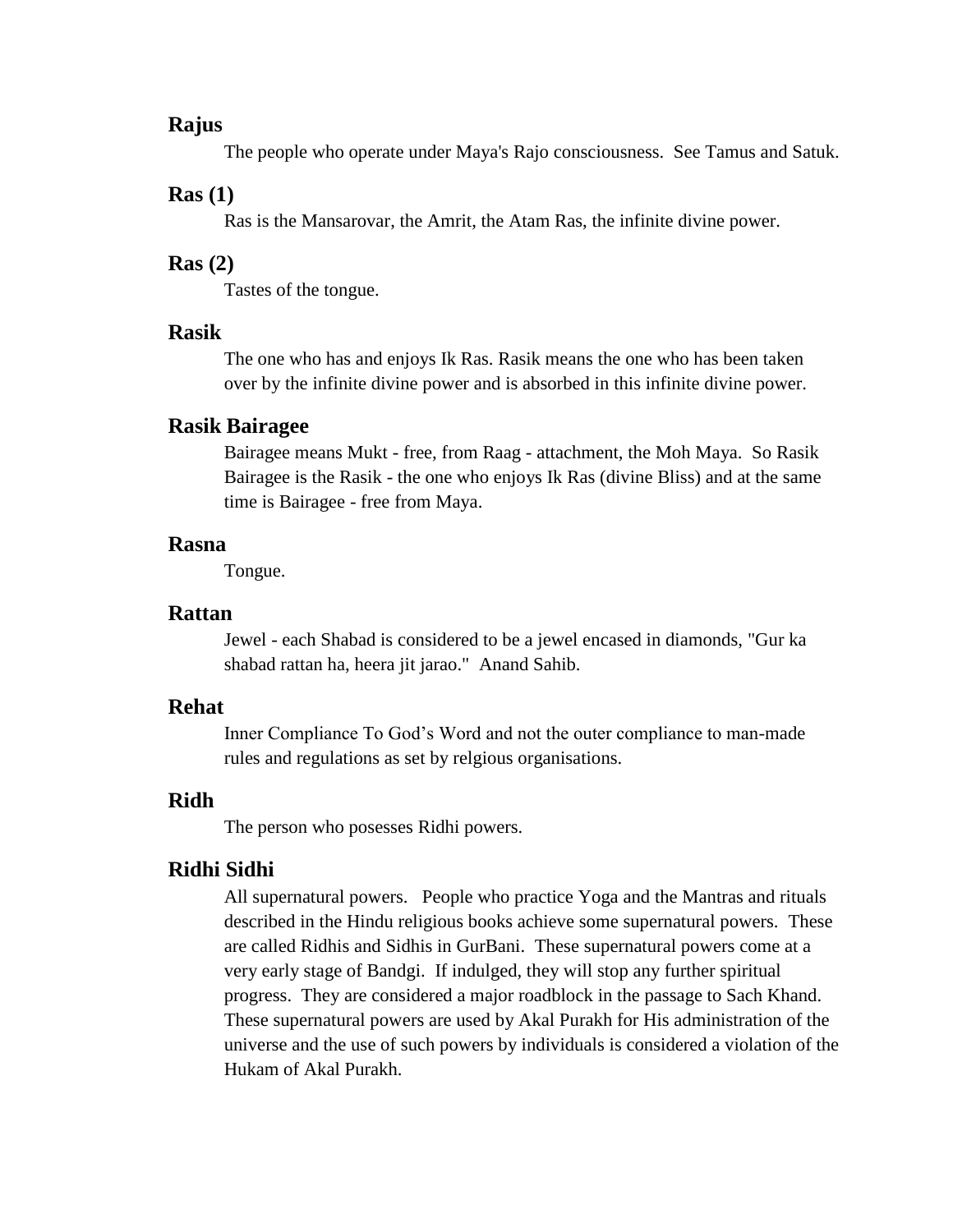### Rajus

The people who operate under Maya's Rajo consciousness. See Tamus and Satuk.

### Ras (1)

Ras is the Mansarovar, the Amrit, the Atam Ras, the infinite divine power.

### Ras (2)

Tastes of the tongue.

### Rasik

The one who has and enjoys Ik Ras. Rasik means the one who has been taken over by the infinite divine power and is absorbed in this infinite divine power.

### Rasik Bairagee

Bairagee means Mukt - free, from Raag - attachment, the Moh Maya. So Rasik Bairagee is the Rasik - the one who enjoys Ik Ras (divine Bliss) and at the same time is Bairagee - free from Maya.

### Rasna

Tongue.

### Rattan

Jewel - each Shabad is considered to be a jewel encased in diamonds, "Gur ka shabad rattan ha, heera jit jarao." Anand Sahib.

### Rehat

Inner Compliance To God's Word and not the outer compliance to man-made rules and regulations as set by relgious organisations.

### Ridh

The person who posesses Ridhi powers.

### Ridhi Sidhi

All supernatural powers. People who practice Yoga and the Mantras and rituals described in the Hindu religious books achieve some supernatural powers. These are called Ridhis and Sidhis in GurBani. These supernatural powers come at a very early stage of Bandgi. If indulged, they will stop any further spiritual progress. They are considered a major roadblock in the passage to Sach Khand. These supernatural powers are used by Akal Purakh for His administration of the universe and the use of such powers by individuals is considered a violation of the Hukam of Akal Purakh.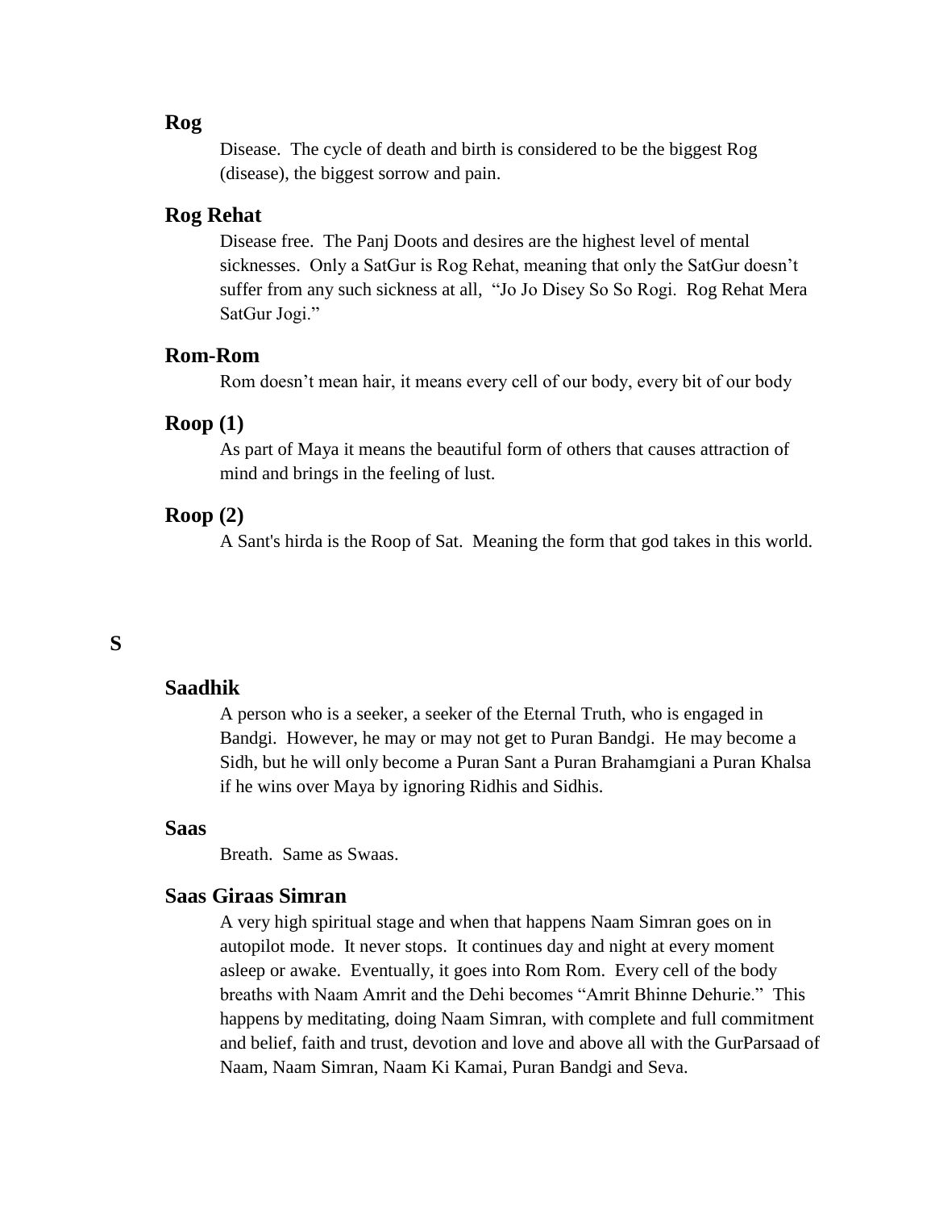### Rog

Disease. The cycle of death and birth is considered to be the biggest Rog (disease), the biggest sorrow and pain.

### Rog Rehat

Disease free. The Panj Doots and desires are the highest level of mental sicknesses. Only a SatGur is Rog Rehat, meaning that only the SatGur doesn't suffer from any such sickness at all, "Jo Jo Disey So So Rogi. Rog Rehat Mera SatGur Jogi."

### Rom-Rom

Rom doesn't mean hair, it means every cell of our body, every bit of our body

### Roop (1)

As part of Maya it means the beautiful form of others that causes attraction of mind and brings in the feeling of lust.

### Roop (2)

A Sant's hirda is the Roop of Sat. Meaning the form that god takes in this world.

## S

### Saadhik

A person who is a seeker, a seeker of the Eternal Truth, who is engaged in Bandgi. However, he may or may not get to Puran Bandgi. He may become a Sidh, but he will only become a Puran Sant a Puran Brahamgiani a Puran Khalsa if he wins over Maya by ignoring Ridhis and Sidhis.

### Saas

Breath. Same as Swaas.

### Saas Giraas Simran

A very high spiritual stage and when that happens Naam Simran goes on in autopilot mode. It never stops. It continues day and night at every moment asleep or awake. Eventually, it goes into Rom Rom. Every cell of the body breaths with Naam Amrit and the Dehi becomes "Amrit Bhinne Dehurie." This happens by meditating, doing Naam Simran, with complete and full commitment and belief, faith and trust, devotion and love and above all with the GurParsaad of Naam, Naam Simran, Naam Ki Kamai, Puran Bandgi and Seva.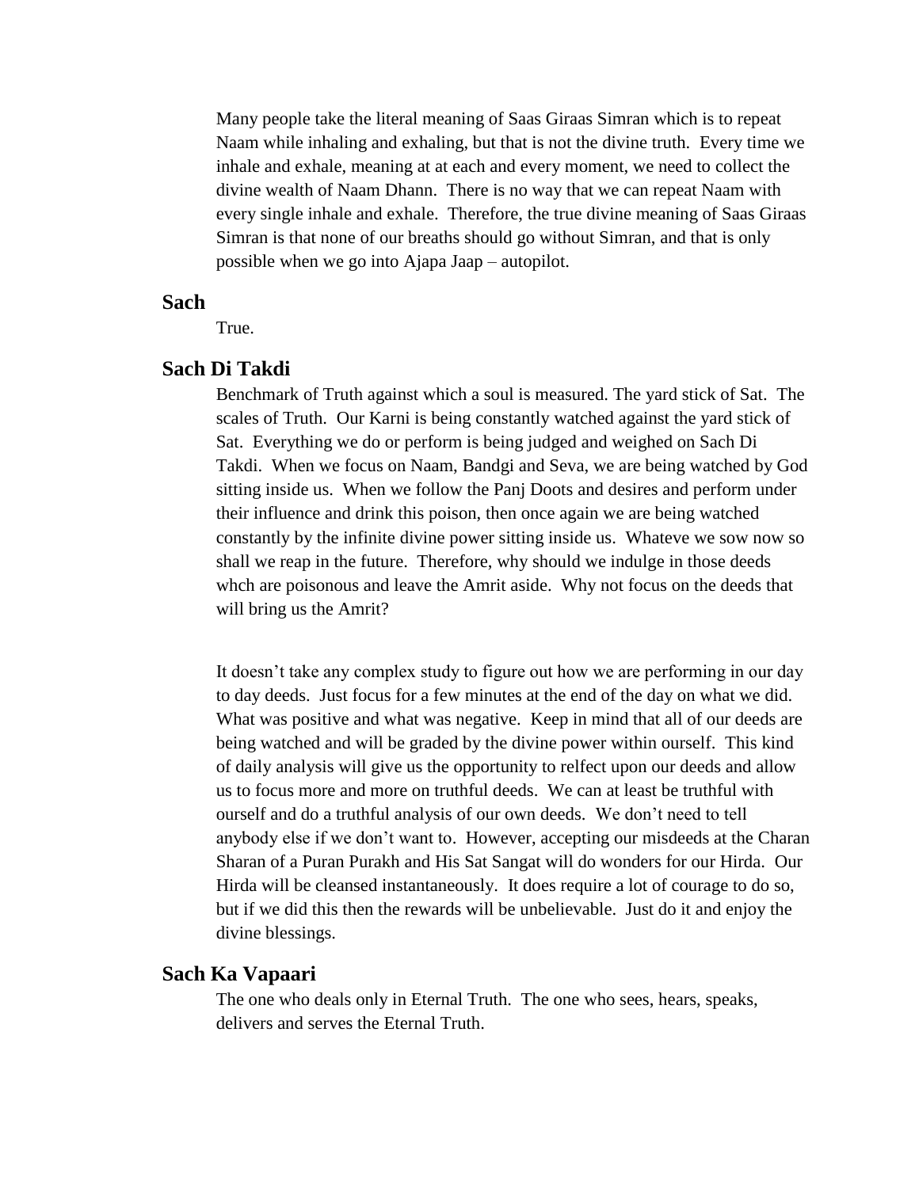Many people take the literal meaning of Saas Giraas Simran which is to repeat Naam while inhaling and exhaling, but that is not the divine truth. Every time we inhale and exhale, meaning at at each and every moment, we need to collect the divine wealth of Naam Dhann. There is no way that we can repeat Naam with every single inhale and exhale. Therefore, the true divine meaning of Saas Giraas Simran is that none of our breaths should go without Simran, and that is only possible when we go into Ajapa Jaap – autopilot.

### Sach

True.

### Sach Di Takdi

Benchmark of Truth against which a soul is measured. The yard stick of Sat. The scales of Truth. Our Karni is being constantly watched against the yard stick of Sat. Everything we do or perform is being judged and weighed on Sach Di Takdi. When we focus on Naam, Bandgi and Seva, we are being watched by God sitting inside us. When we follow the Panj Doots and desires and perform under their influence and drink this poison, then once again we are being watched constantly by the infinite divine power sitting inside us. Whateve we sow now so shall we reap in the future. Therefore, why should we indulge in those deeds whch are poisonous and leave the Amrit aside. Why not focus on the deeds that will bring us the Amrit?

It doesn't take any complex study to figure out how we are performing in our day to day deeds. Just focus for a few minutes at the end of the day on what we did. What was positive and what was negative. Keep in mind that all of our deeds are being watched and will be graded by the divine power within ourself. This kind of daily analysis will give us the opportunity to relfect upon our deeds and allow us to focus more and more on truthful deeds. We can at least be truthful with ourself and do a truthful analysis of our own deeds. We don't need to tell anybody else if we don't want to. However, accepting our misdeeds at the Charan Sharan of a Puran Purakh and His Sat Sangat will do wonders for our Hirda. Our Hirda will be cleansed instantaneously. It does require a lot of courage to do so, but if we did this then the rewards will be unbelievable. Just do it and enjoy the divine blessings.

### Sach Ka Vapaari

The one who deals only in Eternal Truth. The one who sees, hears, speaks, delivers and serves the Eternal Truth.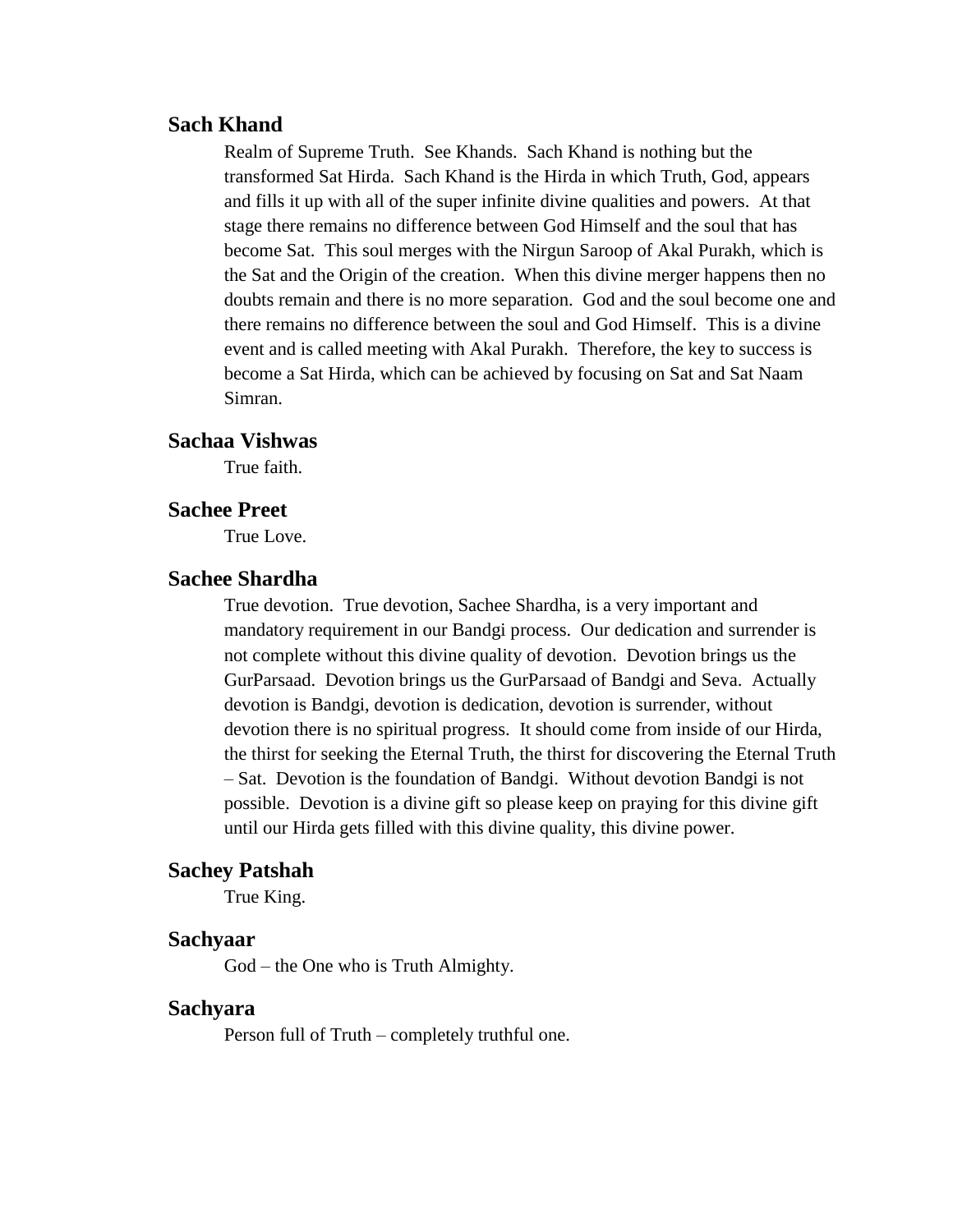### Sach Khand

Realm of Supreme Truth. See Khands. Sach Khand is nothing but the transformed Sat Hirda. Sach Khand is the Hirda in which Truth, God, appears and fills it up with all of the super infinite divine qualities and powers. At that stage there remains no difference between God Himself and the soul that has become Sat. This soul merges with the Nirgun Saroop of Akal Purakh, which is the Sat and the Origin of the creation. When this divine merger happens then no doubts remain and there is no more separation. God and the soul become one and there remains no difference between the soul and God Himself. This is a divine event and is called meeting with Akal Purakh. Therefore, the key to success is become a Sat Hirda, which can be achieved by focusing on Sat and Sat Naam Simran.

### Sachaa Vishwas

True faith.

### Sachee Preet

True Love.

### Sachee Shardha

True devotion. True devotion, Sachee Shardha, is a very important and mandatory requirement in our Bandgi process. Our dedication and surrender is not complete without this divine quality of devotion. Devotion brings us the GurParsaad. Devotion brings us the GurParsaad of Bandgi and Seva. Actually devotion is Bandgi, devotion is dedication, devotion is surrender, without devotion there is no spiritual progress. It should come from inside of our Hirda, the thirst for seeking the Eternal Truth, the thirst for discovering the Eternal Truth – Sat. Devotion is the foundation of Bandgi. Without devotion Bandgi is not possible. Devotion is a divine gift so please keep on praying for this divine gift until our Hirda gets filled with this divine quality, this divine power.

### Sachey Patshah

True King.

### Sachyaar

God – the One who is Truth Almighty.

### Sachyara

Person full of Truth – completely truthful one.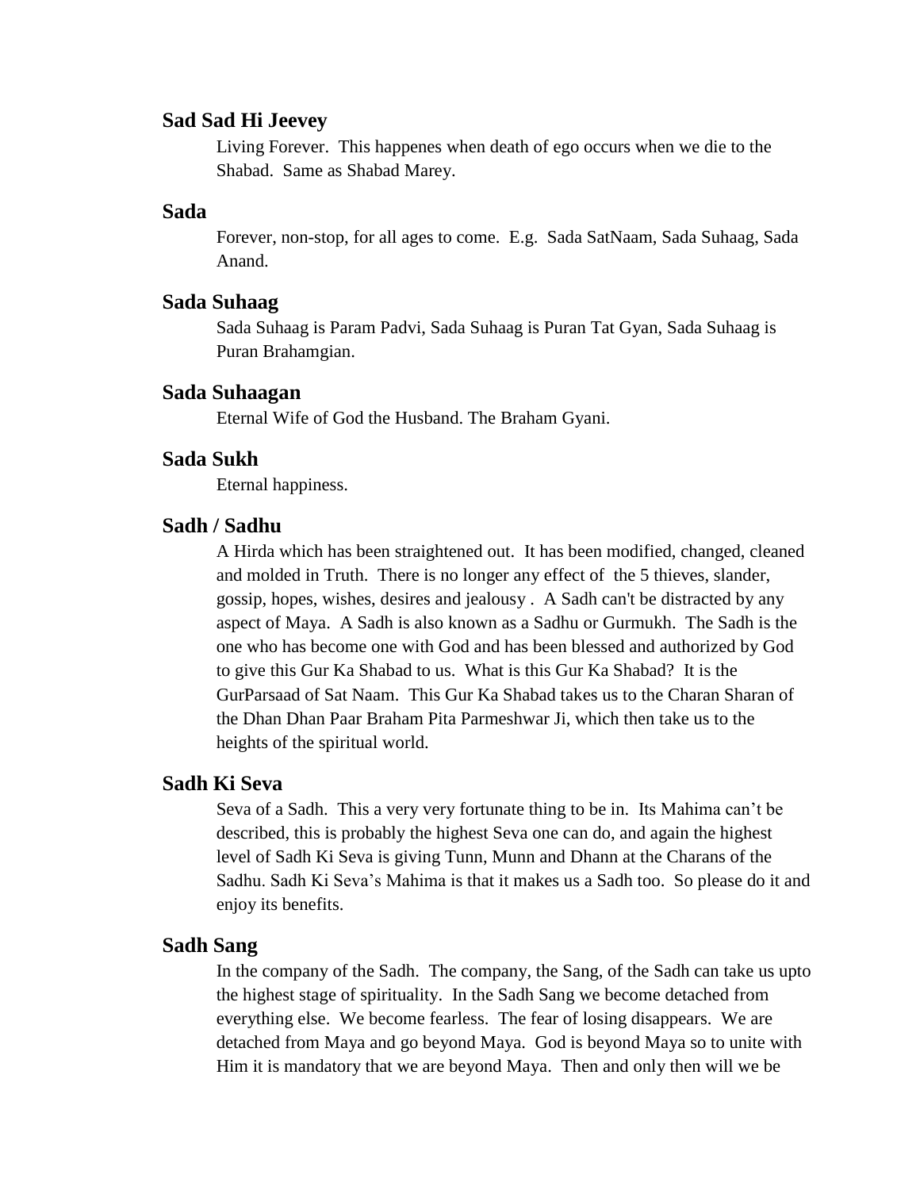### Sad Sad Hi Jeevey

Living Forever. This happenes when death of ego occurs when we die to the Shabad. Same as Shabad Marey.

### Sada

Forever, non-stop, for all ages to come. E.g. Sada SatNaam, Sada Suhaag, Sada Anand.

### Sada Suhaag

Sada Suhaag is Param Padvi, Sada Suhaag is Puran Tat Gyan, Sada Suhaag is Puran Brahamgian.

### Sada Suhaagan

Eternal Wife of God the Husband. The Braham Gyani.

### Sada Sukh

Eternal happiness.

### Sadh / Sadhu

A Hirda which has been straightened out. It has been modified, changed, cleaned and molded in Truth. There is no longer any effect of the 5 thieves, slander, gossip, hopes, wishes, desires and jealousy . A Sadh can't be distracted by any aspect of Maya. A Sadh is also known as a Sadhu or Gurmukh. The Sadh is the one who has become one with God and has been blessed and authorized by God to give this Gur Ka Shabad to us. What is this Gur Ka Shabad? It is the GurParsaad of Sat Naam. This Gur Ka Shabad takes us to the Charan Sharan of the Dhan Dhan Paar Braham Pita Parmeshwar Ji, which then take us to the heights of the spiritual world.

### Sadh Ki Seva

Seva of a Sadh. This a very very fortunate thing to be in. Its Mahima can't be described, this is probably the highest Seva one can do, and again the highest level of Sadh Ki Seva is giving Tunn, Munn and Dhann at the Charans of the Sadhu. Sadh Ki Seva's Mahima is that it makes us a Sadh too. So please do it and enjoy its benefits.

### Sadh Sang

In the company of the Sadh. The company, the Sang, of the Sadh can take us upto the highest stage of spirituality. In the Sadh Sang we become detached from everything else. We become fearless. The fear of losing disappears. We are detached from Maya and go beyond Maya. God is beyond Maya so to unite with Him it is mandatory that we are beyond Maya. Then and only then will we be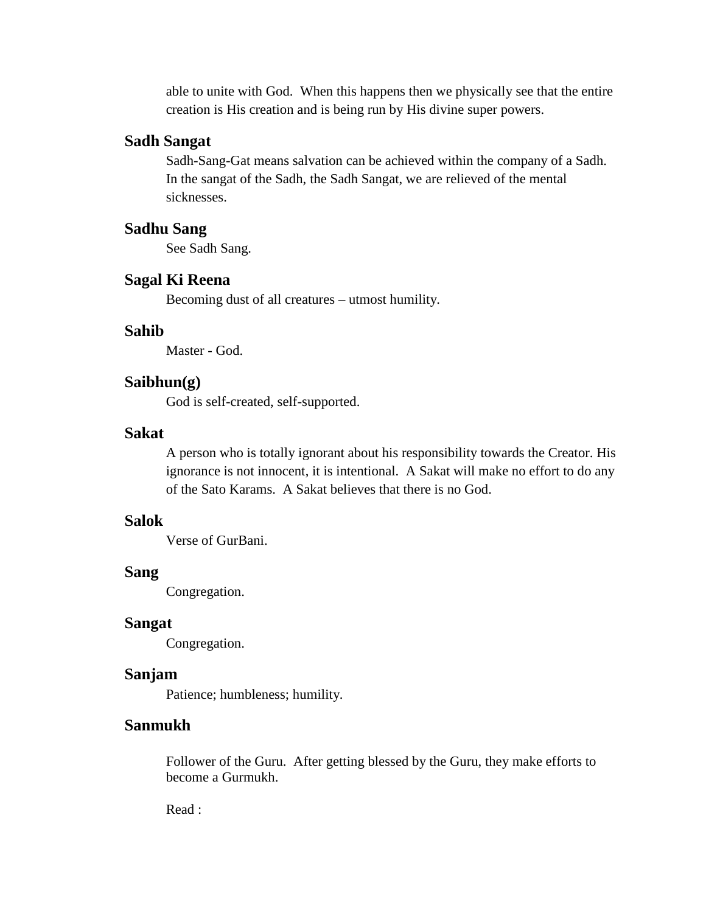able to unite with God. When this happens then we physically see that the entire creation is His creation and is being run by His divine super powers.

### Sadh Sangat

Sadh-Sang-Gat means salvation can be achieved within the company of a Sadh. In the sangat of the Sadh, the Sadh Sangat, we are relieved of the mental sicknesses.

### Sadhu Sang

See Sadh Sang.

### Sagal Ki Reena

Becoming dust of all creatures – utmost humility.

### Sahib

Master - God.

### Saibhun(g)

God is self-created, self-supported.

### Sakat

A person who is totally ignorant about his responsibility towards the Creator. His ignorance is not innocent, it is intentional. A Sakat will make no effort to do any of the Sato Karams. A Sakat believes that there is no God.

### Salok

Verse of GurBani.

### Sang

Congregation.

### Sangat

Congregation.

### Sanjam

Patience; humbleness; humility.

### Sanmukh

Follower of the Guru. After getting blessed by the Guru, they make efforts to become a Gurmukh.

Read :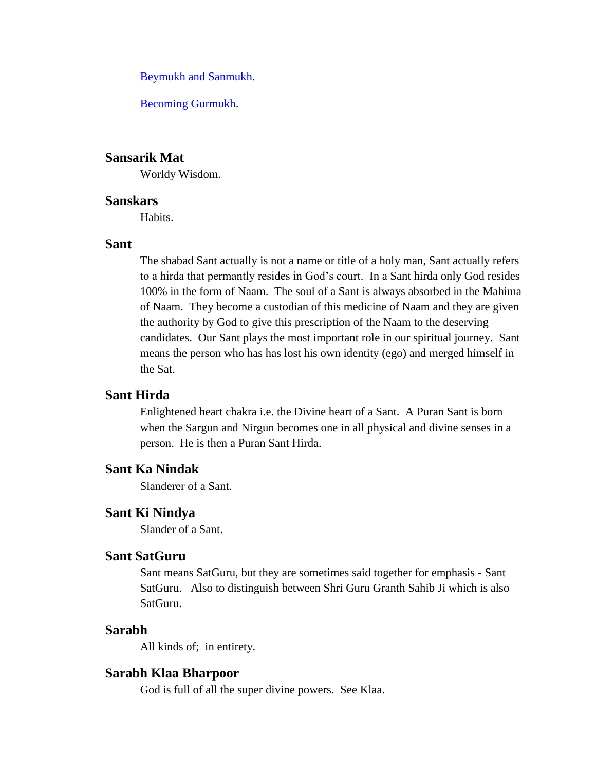[Beymukh and Sanmukh](#).

[Becoming Gurmukh](#).

### Sansarik Mat

Worldy Wisdom.

### Sanskars

Habits.

### Sant

The shabad Sant actually is not a name or title of a holy man, Sant actually refers to a hirda that permantly resides in God's court. In a Sant hirda only God resides 100% in the form of Naam. The soul of a Sant is always absorbed in the Mahima of Naam. They become a custodian of this medicine of Naam and they are given the authority by God to give this prescription of the Naam to the deserving candidates. Our Sant plays the most important role in our spiritual journey. Sant means the person who has has lost his own identity (ego) and merged himself in the Sat.

### Sant Hirda

Enlightened heart chakra i.e. the Divine heart of a Sant. A Puran Sant is born when the Sargun and Nirgun becomes one in all physical and divine senses in a person. He is then a Puran Sant Hirda.

### Sant Ka Nindak

Slanderer of a Sant.

### Sant Ki Nindya

Slander of a Sant.

### Sant SatGuru

Sant means SatGuru, but they are sometimes said together for emphasis - Sant SatGuru. Also to distinguish between Shri Guru Granth Sahib Ji which is also SatGuru.

### Sarabh

All kinds of; in entirety.

### Sarabh Klaa Bharpoor

God is full of all the super divine powers. See Klaa.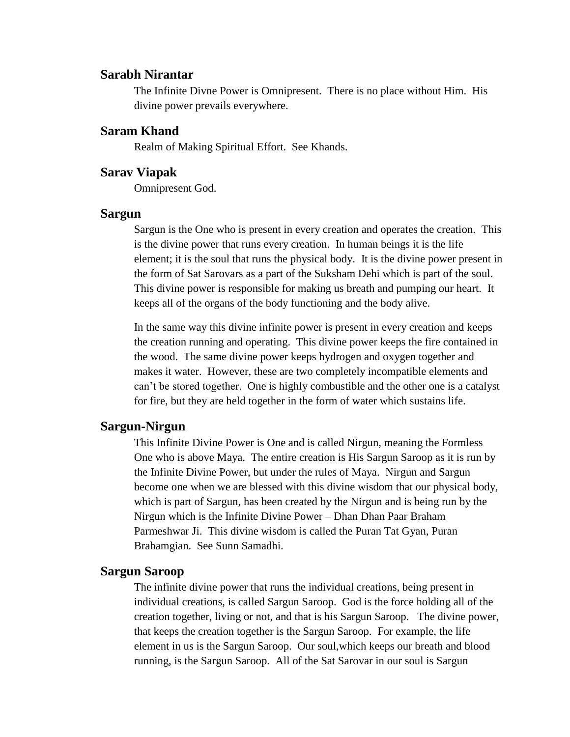### Sarabh Nirantar

The Infinite Divne Power is Omnipresent. There is no place without Him. His divine power prevails everywhere.

### Saram Khand

Realm of Making Spiritual Effort. See Khands.

### Sarav Viapak

Omnipresent God.

### Sargun

Sargun is the One who is present in every creation and operates the creation. This is the divine power that runs every creation. In human beings it is the life element; it is the soul that runs the physical body. It is the divine power present in the form of Sat Sarovars as a part of the Suksham Dehi which is part of the soul. This divine power is responsible for making us breath and pumping our heart. It keeps all of the organs of the body functioning and the body alive.

In the same way this divine infinite power is present in every creation and keeps the creation running and operating. This divine power keeps the fire contained in the wood. The same divine power keeps hydrogen and oxygen together and makes it water. However, these are two completely incompatible elements and can't be stored together. One is highly combustible and the other one is a catalyst for fire, but they are held together in the form of water which sustains life.

### Sargun-Nirgun

This Infinite Divine Power is One and is called Nirgun, meaning the Formless One who is above Maya. The entire creation is His Sargun Saroop as it is run by the Infinite Divine Power, but under the rules of Maya. Nirgun and Sargun become one when we are blessed with this divine wisdom that our physical body, which is part of Sargun, has been created by the Nirgun and is being run by the Nirgun which is the Infinite Divine Power – Dhan Dhan Paar Braham Parmeshwar Ji. This divine wisdom is called the Puran Tat Gyan, Puran Brahamgian. See Sunn Samadhi.

### Sargun Saroop

The infinite divine power that runs the individual creations, being present in individual creations, is called Sargun Saroop. God is the force holding all of the creation together, living or not, and that is his Sargun Saroop. The divine power, that keeps the creation together is the Sargun Saroop. For example, the life element in us is the Sargun Saroop. Our soul,which keeps our breath and blood running, is the Sargun Saroop. All of the Sat Sarovar in our soul is Sargun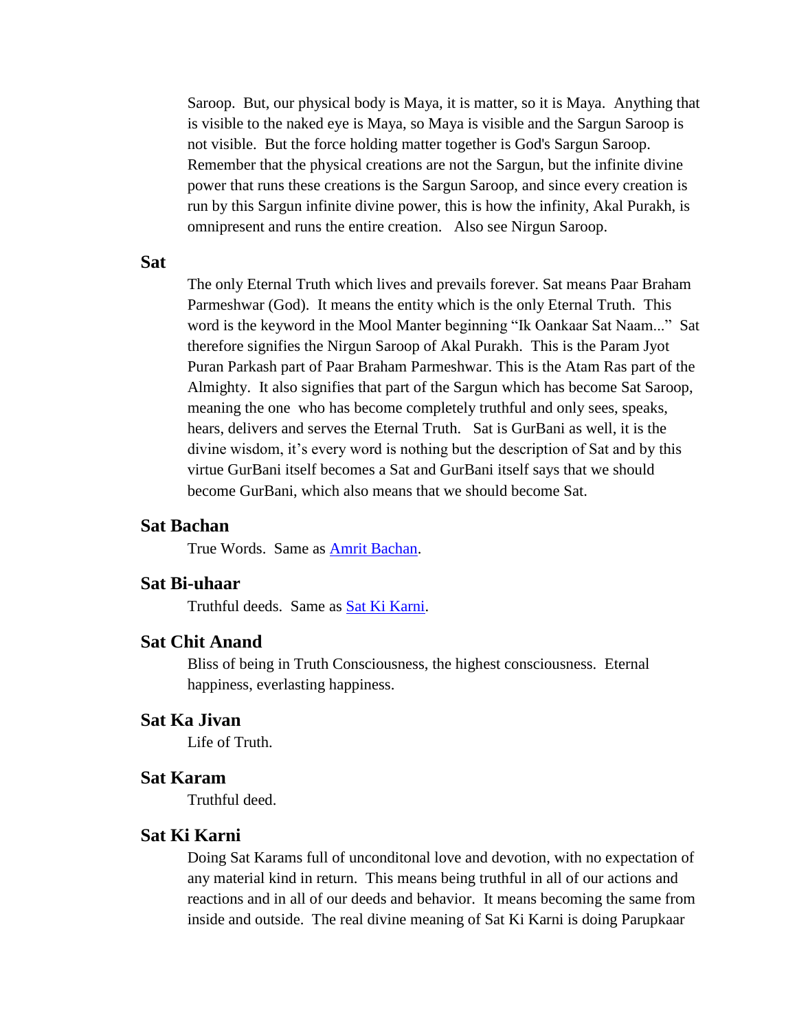Saroop. But, our physical body is Maya, it is matter, so it is Maya. Anything that is visible to the naked eye is Maya, so Maya is visible and the Sargun Saroop is not visible. But the force holding matter together is God's Sargun Saroop. Remember that the physical creations are not the Sargun, but the infinite divine power that runs these creations is the Sargun Saroop, and since every creation is run by this Sargun infinite divine power, this is how the infinity, Akal Purakh, is omnipresent and runs the entire creation. Also see Nirgun Saroop.

### Sat

The only Eternal Truth which lives and prevails forever. Sat means Paar Braham Parmeshwar (God). It means the entity which is the only Eternal Truth. This word is the keyword in the Mool Manter beginning "Ik Oankaar Sat Naam..." Sat therefore signifies the Nirgun Saroop of Akal Purakh. This is the Param Jyot Puran Parkash part of Paar Braham Parmeshwar. This is the Atam Ras part of the Almighty. It also signifies that part of the Sargun which has become Sat Saroop, meaning the one who has become completely truthful and only sees, speaks, hears, delivers and serves the Eternal Truth. Sat is GurBani as well, it is the divine wisdom, it's every word is nothing but the description of Sat and by this virtue GurBani itself becomes a Sat and GurBani itself says that we should become GurBani, which also means that we should become Sat.

### Sat Bachan

True Words. Same as Amrit Bachan.

### Sat Bi-uhaar

Truthful deeds. Same as Sat Ki Karni.

### Sat Chit Anand

Bliss of being in Truth Consciousness, the highest consciousness. Eternal happiness, everlasting happiness.

### Sat Ka Jivan

Life of Truth.

### Sat Karam

Truthful deed.

### Sat Ki Karni

Doing Sat Karams full of unconditonal love and devotion, with no expectation of any material kind in return. This means being truthful in all of our actions and reactions and in all of our deeds and behavior. It means becoming the same from inside and outside. The real divine meaning of Sat Ki Karni is doing Parupkaar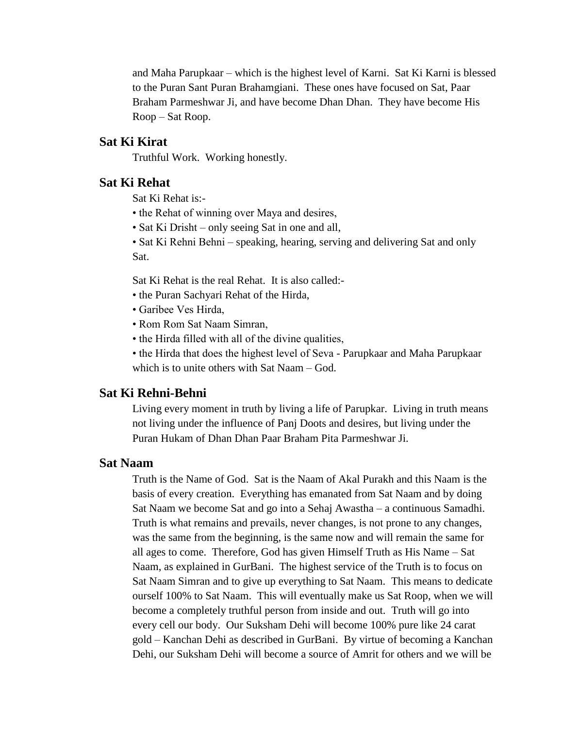and Maha Parupkaar – which is the highest level of Karni. Sat Ki Karni is blessed to the Puran Sant Puran Brahamgiani. These ones have focused on Sat, Paar Braham Parmeshwar Ji, and have become Dhan Dhan. They have become His Roop – Sat Roop.

### Sat Ki Kirat

Truthful Work. Working honestly.

### Sat Ki Rehat

Sat Ki Rehat is:-

• the Rehat of winning over Maya and desires,
• Sat Ki Drisht – only seeing Sat in one and all,
• Sat Ki Rehni Behni – speaking, hearing, serving and delivering Sat and only Sat.

Sat Ki Rehat is the real Rehat. It is also called:-

• the Puran Sachyari Rehat of the Hirda,
• Garibee Ves Hirda,
• Rom Rom Sat Naam Simran,
• the Hirda filled with all of the divine qualities,
• the Hirda that does the highest level of Seva - Parupkaar and Maha Parupkaar which is to unite others with Sat Naam – God.

### Sat Ki Rehni-Behni

Living every moment in truth by living a life of Parupkar. Living in truth means not living under the influence of Panj Doots and desires, but living under the Puran Hukam of Dhan Dhan Paar Braham Pita Parmeshwar Ji.

### Sat Naam

Truth is the Name of God. Sat is the Naam of Akal Purakh and this Naam is the basis of every creation. Everything has emanated from Sat Naam and by doing Sat Naam we become Sat and go into a Sehaj Awastha – a continuous Samadhi. Truth is what remains and prevails, never changes, is not prone to any changes, was the same from the beginning, is the same now and will remain the same for all ages to come. Therefore, God has given Himself Truth as His Name – Sat Naam, as explained in GurBani. The highest service of the Truth is to focus on Sat Naam Simran and to give up everything to Sat Naam. This means to dedicate ourself 100% to Sat Naam. This will eventually make us Sat Roop, when we will become a completely truthful person from inside and out. Truth will go into every cell our body. Our Suksham Dehi will become 100% pure like 24 carat gold – Kanchan Dehi as described in GurBani. By virtue of becoming a Kanchan Dehi, our Suksham Dehi will become a source of Amrit for others and we will be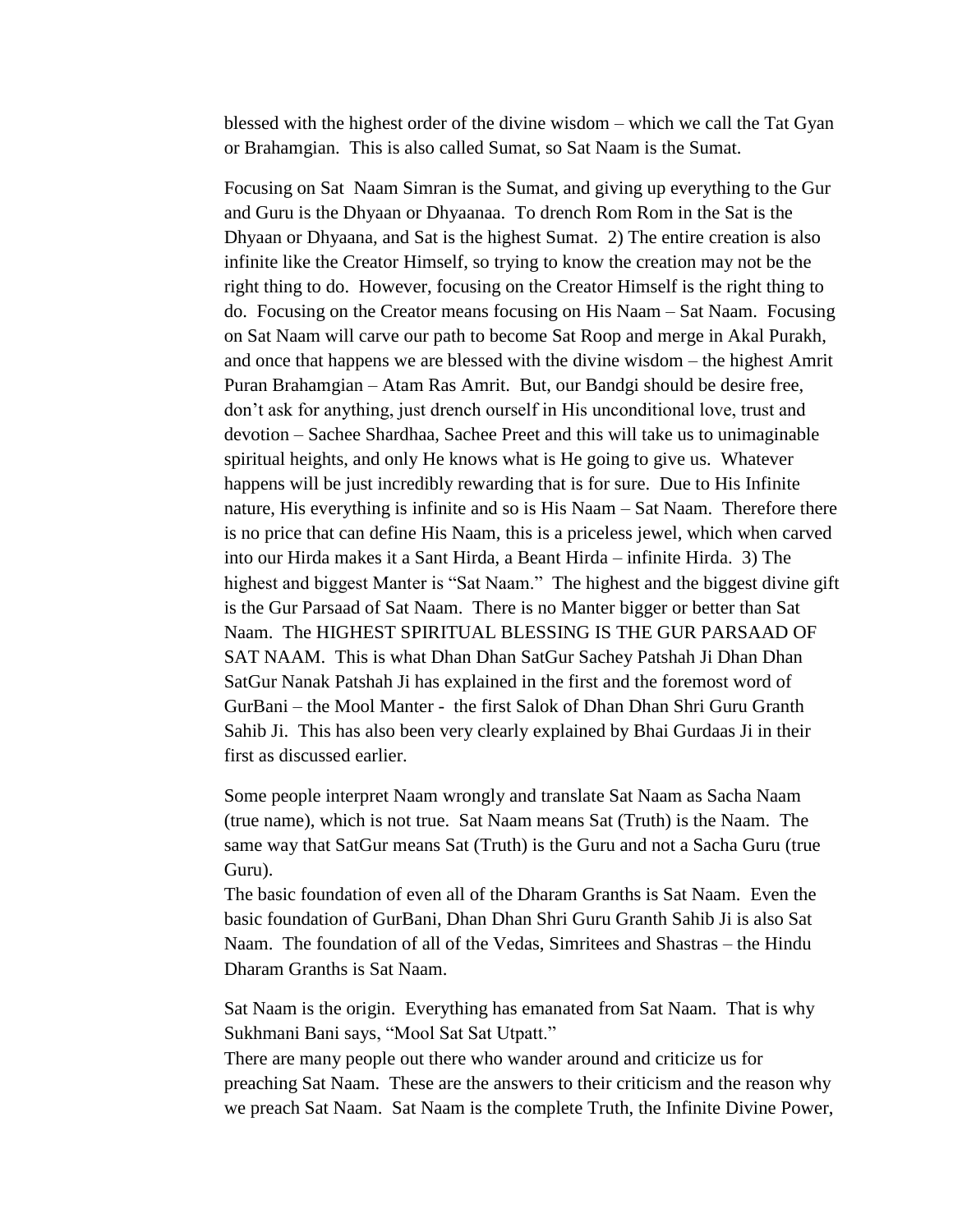blessed with the highest order of the divine wisdom – which we call the Tat Gyan or Brahamgian. This is also called Sumat, so Sat Naam is the Sumat.

Focusing on Sat Naam Simran is the Sumat, and giving up everything to the Gur and Guru is the Dhyaan or Dhyaanaa. To drench Rom Rom in the Sat is the Dhyaan or Dhyaana, and Sat is the highest Sumat. 2) The entire creation is also infinite like the Creator Himself, so trying to know the creation may not be the right thing to do. However, focusing on the Creator Himself is the right thing to do. Focusing on the Creator means focusing on His Naam – Sat Naam. Focusing on Sat Naam will carve our path to become Sat Roop and merge in Akal Purakh, and once that happens we are blessed with the divine wisdom – the highest Amrit Puran Brahamgian – Atam Ras Amrit. But, our Bandgi should be desire free, don't ask for anything, just drench ourself in His unconditional love, trust and devotion – Sachee Shardhaa, Sachee Preet and this will take us to unimaginable spiritual heights, and only He knows what is He going to give us. Whatever happens will be just incredibly rewarding that is for sure. Due to His Infinite nature, His everything is infinite and so is His Naam – Sat Naam. Therefore there is no price that can define His Naam, this is a priceless jewel, which when carved into our Hirda makes it a Sant Hirda, a Beant Hirda – infinite Hirda. 3) The highest and biggest Manter is "Sat Naam." The highest and the biggest divine gift is the Gur Parsaad of Sat Naam. There is no Manter bigger or better than Sat Naam. The HIGHEST SPIRITUAL BLESSING IS THE GUR PARSAAD OF SAT NAAM. This is what Dhan Dhan SatGur Sachey Patshah Ji Dhan Dhan SatGur Nanak Patshah Ji has explained in the first and the foremost word of GurBani – the Mool Manter - the first Salok of Dhan Dhan Shri Guru Granth Sahib Ji. This has also been very clearly explained by Bhai Gurdaas Ji in their first as discussed earlier.

Some people interpret Naam wrongly and translate Sat Naam as Sacha Naam (true name), which is not true. Sat Naam means Sat (Truth) is the Naam. The same way that SatGur means Sat (Truth) is the Guru and not a Sacha Guru (true Guru).

The basic foundation of even all of the Dharam Granths is Sat Naam. Even the basic foundation of GurBani, Dhan Dhan Shri Guru Granth Sahib Ji is also Sat Naam. The foundation of all of the Vedas, Simritees and Shastras – the Hindu Dharam Granths is Sat Naam.

Sat Naam is the origin. Everything has emanated from Sat Naam. That is why Sukhmani Bani says, "Mool Sat Sat Utpatt."

There are many people out there who wander around and criticize us for preaching Sat Naam. These are the answers to their criticism and the reason why we preach Sat Naam. Sat Naam is the complete Truth, the Infinite Divine Power,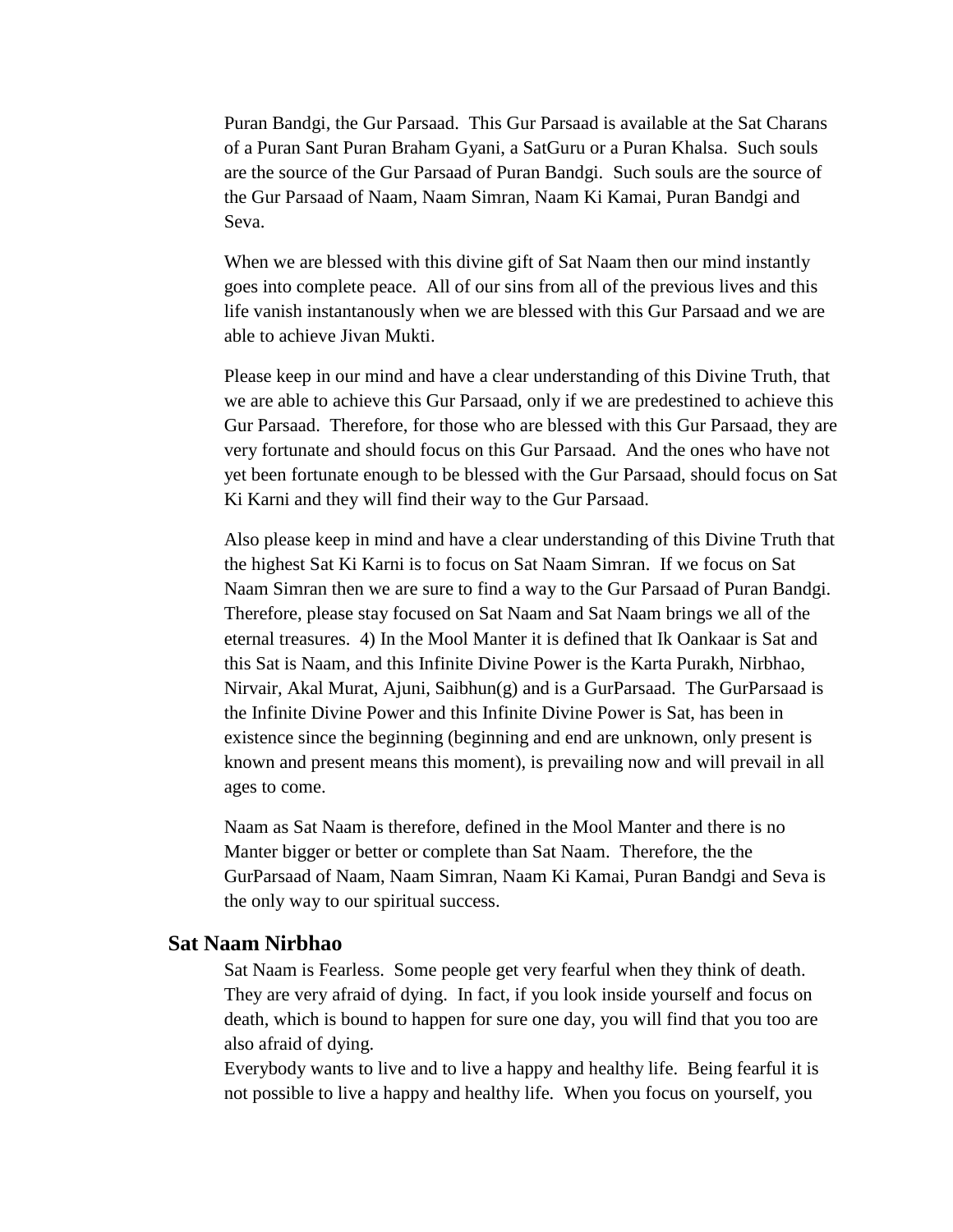Puran Bandgi, the Gur Parsaad. This Gur Parsaad is available at the Sat Charans of a Puran Sant Puran Braham Gyani, a SatGuru or a Puran Khalsa. Such souls are the source of the Gur Parsaad of Puran Bandgi. Such souls are the source of the Gur Parsaad of Naam, Naam Simran, Naam Ki Kamai, Puran Bandgi and Seva.

When we are blessed with this divine gift of Sat Naam then our mind instantly goes into complete peace. All of our sins from all of the previous lives and this life vanish instantanously when we are blessed with this Gur Parsaad and we are able to achieve Jivan Mukti.

Please keep in our mind and have a clear understanding of this Divine Truth, that we are able to achieve this Gur Parsaad, only if we are predestined to achieve this Gur Parsaad. Therefore, for those who are blessed with this Gur Parsaad, they are very fortunate and should focus on this Gur Parsaad. And the ones who have not yet been fortunate enough to be blessed with the Gur Parsaad, should focus on Sat Ki Karni and they will find their way to the Gur Parsaad.

Also please keep in mind and have a clear understanding of this Divine Truth that the highest Sat Ki Karni is to focus on Sat Naam Simran. If we focus on Sat Naam Simran then we are sure to find a way to the Gur Parsaad of Puran Bandgi. Therefore, please stay focused on Sat Naam and Sat Naam brings we all of the eternal treasures. 4) In the Mool Manter it is defined that Ik Oankaar is Sat and this Sat is Naam, and this Infinite Divine Power is the Karta Purakh, Nirbhao, Nirvair, Akal Murat, Ajuni, Saibhun(g) and is a GurParsaad. The GurParsaad is the Infinite Divine Power and this Infinite Divine Power is Sat, has been in existence since the beginning (beginning and end are unknown, only present is known and present means this moment), is prevailing now and will prevail in all ages to come.

Naam as Sat Naam is therefore, defined in the Mool Manter and there is no Manter bigger or better or complete than Sat Naam. Therefore, the the GurParsaad of Naam, Naam Simran, Naam Ki Kamai, Puran Bandgi and Seva is the only way to our spiritual success.

### Sat Naam Nirbhao

Sat Naam is Fearless. Some people get very fearful when they think of death. They are very afraid of dying. In fact, if you look inside yourself and focus on death, which is bound to happen for sure one day, you will find that you too are also afraid of dying.

Everybody wants to live and to live a happy and healthy life. Being fearful it is not possible to live a happy and healthy life. When you focus on yourself, you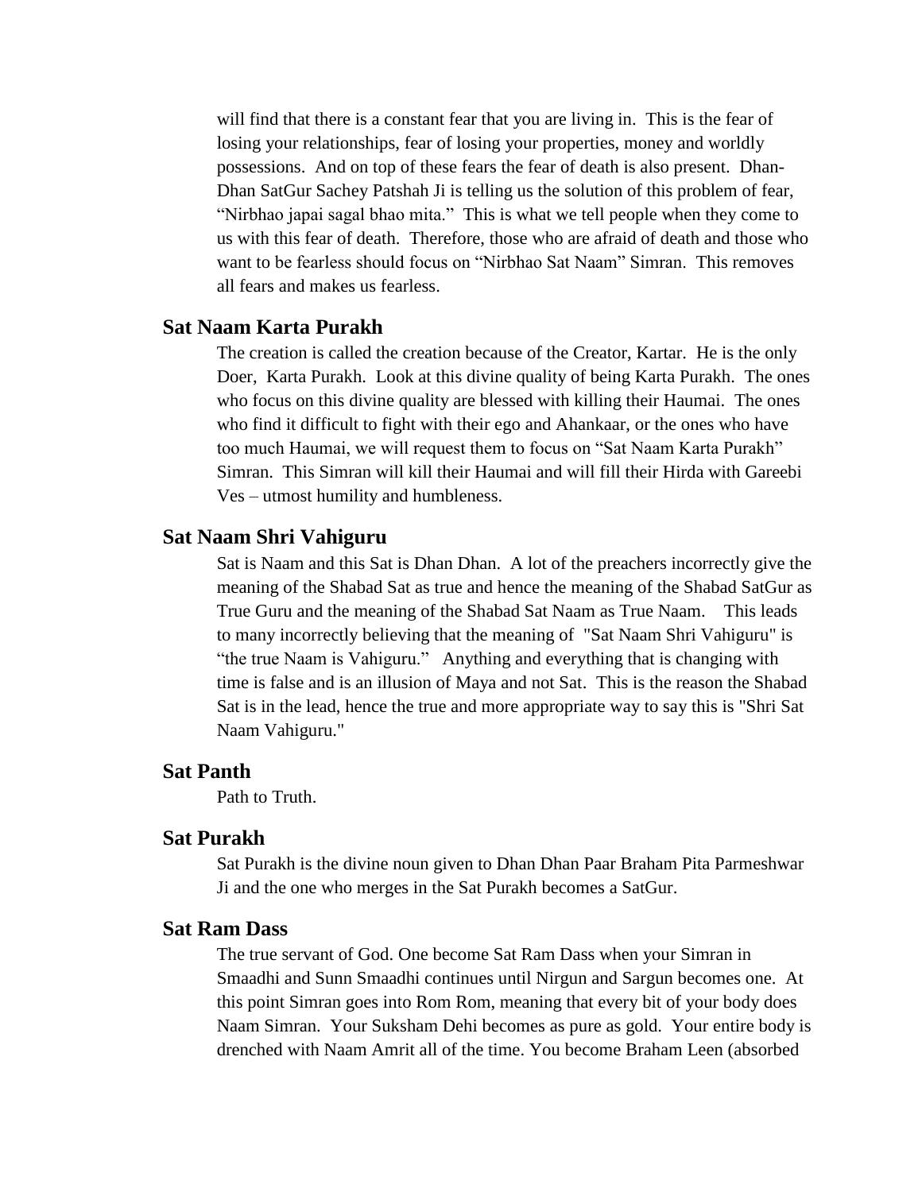will find that there is a constant fear that you are living in. This is the fear of losing your relationships, fear of losing your properties, money and worldly possessions. And on top of these fears the fear of death is also present. Dhan-Dhan SatGur Sachey Patshah Ji is telling us the solution of this problem of fear, "Nirbhao japai sagal bhao mita." This is what we tell people when they come to us with this fear of death. Therefore, those who are afraid of death and those who want to be fearless should focus on "Nirbhao Sat Naam" Simran. This removes all fears and makes us fearless.

### Sat Naam Karta Purakh

The creation is called the creation because of the Creator, Kartar. He is the only Doer, Karta Purakh. Look at this divine quality of being Karta Purakh. The ones who focus on this divine quality are blessed with killing their Haumai. The ones who find it difficult to fight with their ego and Ahankaar, or the ones who have too much Haumai, we will request them to focus on "Sat Naam Karta Purakh" Simran. This Simran will kill their Haumai and will fill their Hirda with Gareebi Ves – utmost humility and humbleness.

### Sat Naam Shri Vahiguru

Sat is Naam and this Sat is Dhan Dhan. A lot of the preachers incorrectly give the meaning of the Shabad Sat as true and hence the meaning of the Shabad SatGur as True Guru and the meaning of the Shabad Sat Naam as True Naam. This leads to many incorrectly believing that the meaning of "Sat Naam Shri Vahiguru" is "the true Naam is Vahiguru." Anything and everything that is changing with time is false and is an illusion of Maya and not Sat. This is the reason the Shabad Sat is in the lead, hence the true and more appropriate way to say this is "Shri Sat Naam Vahiguru."

### Sat Panth

Path to Truth.

### Sat Purakh

Sat Purakh is the divine noun given to Dhan Dhan Paar Braham Pita Parmeshwar Ji and the one who merges in the Sat Purakh becomes a SatGur.

### Sat Ram Dass

The true servant of God. One become Sat Ram Dass when your Simran in Smaadhi and Sunn Smaadhi continues until Nirgun and Sargun becomes one. At this point Simran goes into Rom Rom, meaning that every bit of your body does Naam Simran. Your Suksham Dehi becomes as pure as gold. Your entire body is drenched with Naam Amrit all of the time. You become Braham Leen (absorbed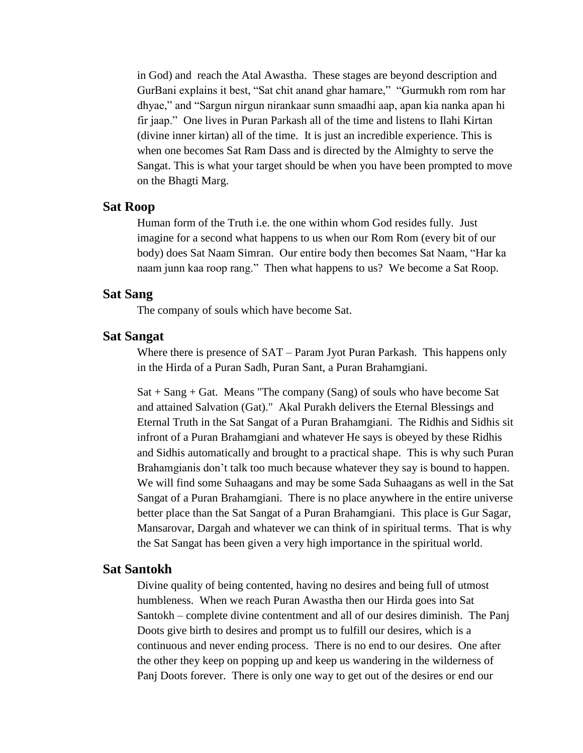in God) and reach the Atal Awastha. These stages are beyond description and GurBani explains it best, "Sat chit anand ghar hamare," "Gurmukh rom rom har dhyae," and "Sargun nirgun nirankaar sunn smaadhi aap, apan kia nanka apan hi fir jaap." One lives in Puran Parkash all of the time and listens to Ilahi Kirtan (divine inner kirtan) all of the time. It is just an incredible experience. This is when one becomes Sat Ram Dass and is directed by the Almighty to serve the Sangat. This is what your target should be when you have been prompted to move on the Bhagti Marg.

### Sat Roop

Human form of the Truth i.e. the one within whom God resides fully. Just imagine for a second what happens to us when our Rom Rom (every bit of our body) does Sat Naam Simran. Our entire body then becomes Sat Naam, "Har ka naam junn kaa roop rang." Then what happens to us? We become a Sat Roop.

### Sat Sang

The company of souls which have become Sat.

### Sat Sangat

Where there is presence of SAT – Param Jyot Puran Parkash. This happens only in the Hirda of a Puran Sadh, Puran Sant, a Puran Brahamgiani.

Sat + Sang + Gat. Means "The company (Sang) of souls who have become Sat and attained Salvation (Gat)." Akal Purakh delivers the Eternal Blessings and Eternal Truth in the Sat Sangat of a Puran Brahamgiani. The Ridhis and Sidhis sit infront of a Puran Brahamgiani and whatever He says is obeyed by these Ridhis and Sidhis automatically and brought to a practical shape. This is why such Puran Brahamgianis don't talk too much because whatever they say is bound to happen. We will find some Suhaagans and may be some Sada Suhaagans as well in the Sat Sangat of a Puran Brahamgiani. There is no place anywhere in the entire universe better place than the Sat Sangat of a Puran Brahamgiani. This place is Gur Sagar, Mansarovar, Dargah and whatever we can think of in spiritual terms. That is why the Sat Sangat has been given a very high importance in the spiritual world.

### Sat Santokh

Divine quality of being contented, having no desires and being full of utmost humbleness. When we reach Puran Awastha then our Hirda goes into Sat Santokh – complete divine contentment and all of our desires diminish. The Panj Doots give birth to desires and prompt us to fulfill our desires, which is a continuous and never ending process. There is no end to our desires. One after the other they keep on popping up and keep us wandering in the wilderness of Panj Doots forever. There is only one way to get out of the desires or end our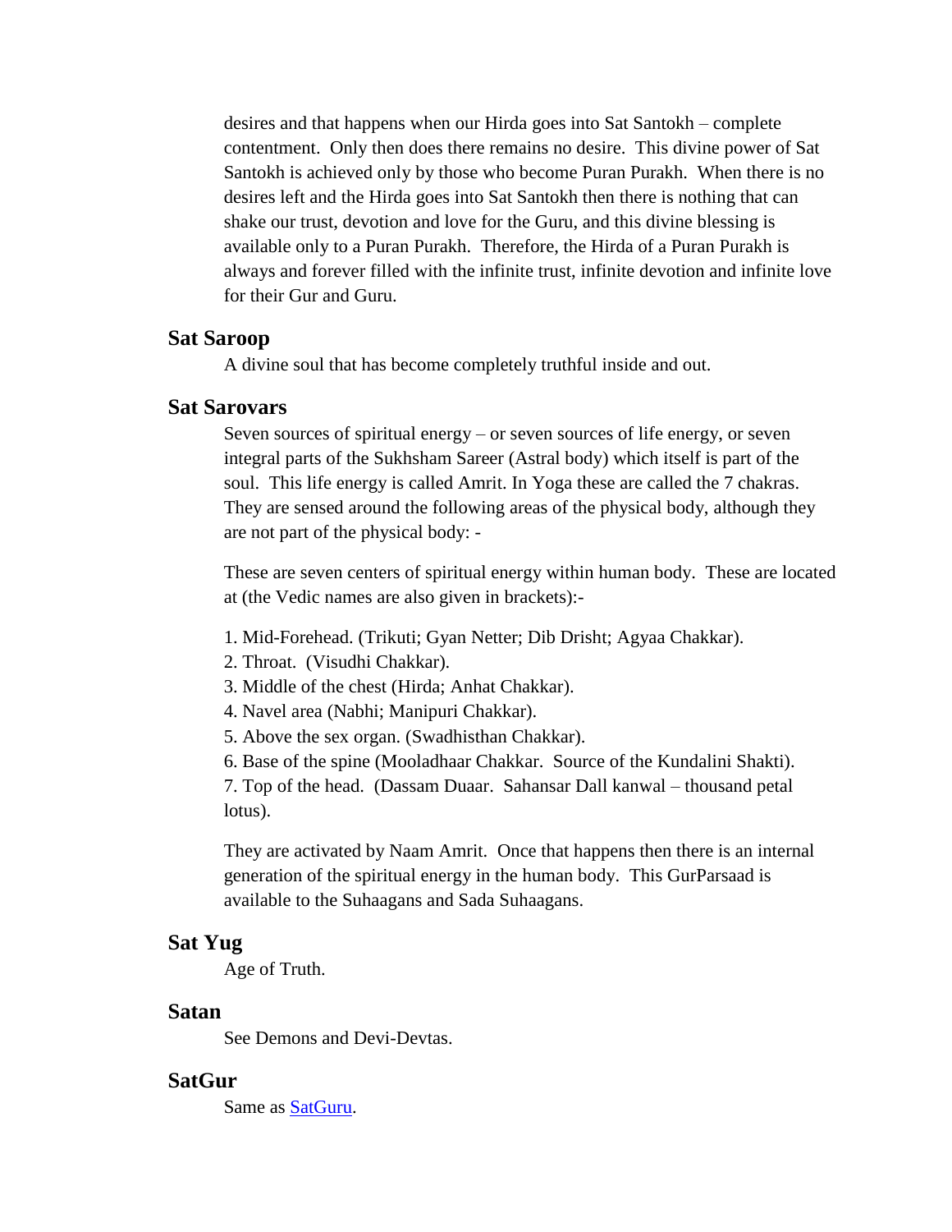desires and that happens when our Hirda goes into Sat Santokh – complete contentment. Only then does there remains no desire. This divine power of Sat Santokh is achieved only by those who become Puran Purakh. When there is no desires left and the Hirda goes into Sat Santokh then there is nothing that can shake our trust, devotion and love for the Guru, and this divine blessing is available only to a Puran Purakh. Therefore, the Hirda of a Puran Purakh is always and forever filled with the infinite trust, infinite devotion and infinite love for their Gur and Guru.

### Sat Saroop

A divine soul that has become completely truthful inside and out.

### Sat Sarovars

Seven sources of spiritual energy – or seven sources of life energy, or seven integral parts of the Sukhsham Sareer (Astral body) which itself is part of the soul. This life energy is called Amrit. In Yoga these are called the 7 chakras. They are sensed around the following areas of the physical body, although they are not part of the physical body: -

These are seven centers of spiritual energy within human body. These are located at (the Vedic names are also given in brackets):-

1. Mid-Forehead. (Trikuti; Gyan Netter; Dib Drisht; Agyaa Chakkar).
2. Throat. (Visudhi Chakkar).
3. Middle of the chest (Hirda; Anhat Chakkar).
4. Navel area (Nabhi; Manipuri Chakkar).
5. Above the sex organ. (Swadhisthan Chakkar).
6. Base of the spine (Mooladhaar Chakkar. Source of the Kundalini Shakti).
7. Top of the head. (Dassam Duaar. Sahansar Dall kanwal – thousand petal lotus).

They are activated by Naam Amrit. Once that happens then there is an internal generation of the spiritual energy in the human body. This GurParsaad is available to the Suhaagans and Sada Suhaagans.

### Sat Yug

Age of Truth.

### Satan

See Demons and Devi-Devtas.

### SatGur

Same as SatGuru.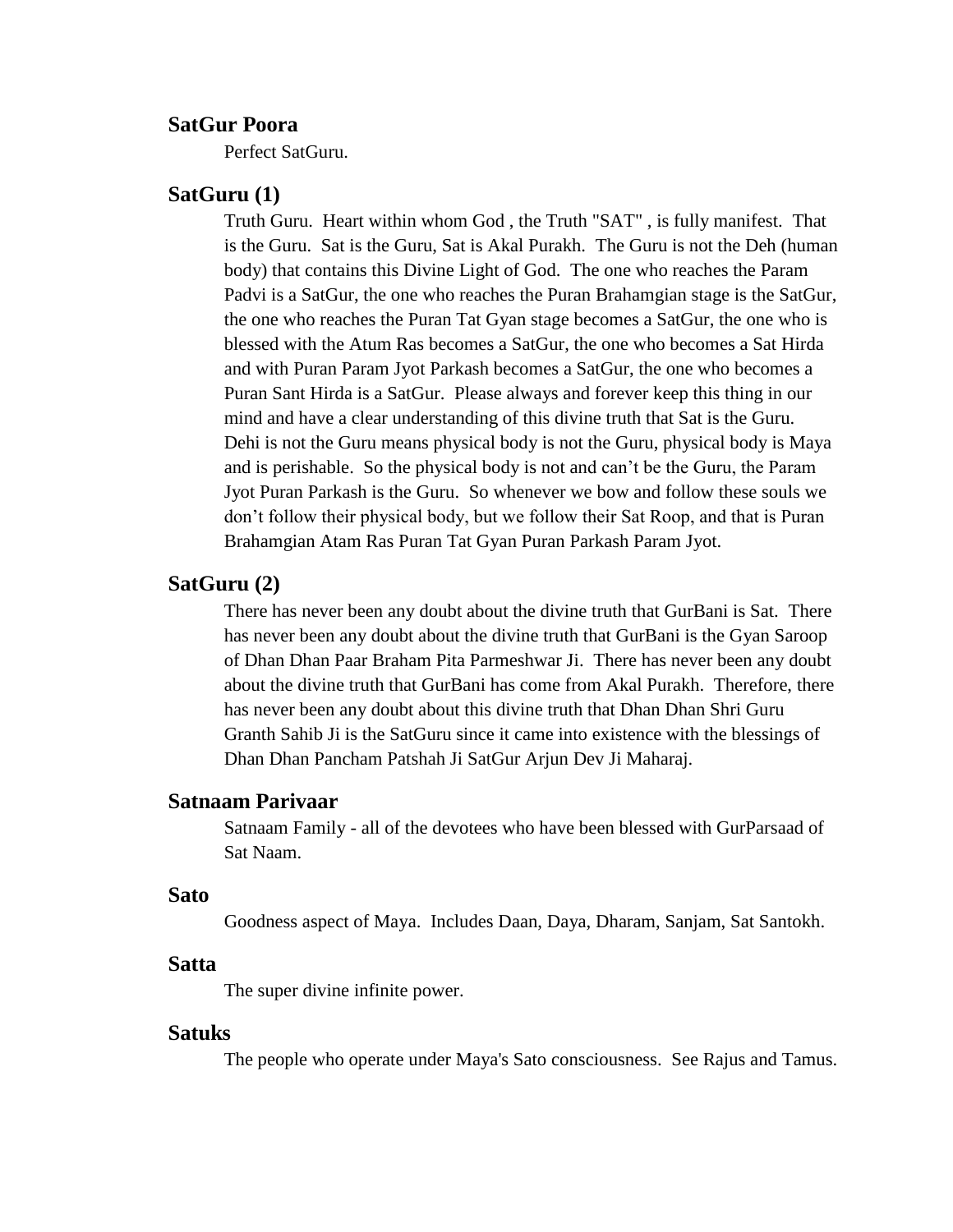### SatGur Poora

Perfect SatGuru.

### SatGuru (1)

Truth Guru. Heart within whom God , the Truth "SAT" , is fully manifest. That is the Guru. Sat is the Guru, Sat is Akal Purakh. The Guru is not the Deh (human body) that contains this Divine Light of God. The one who reaches the Param Padvi is a SatGur, the one who reaches the Puran Brahamgian stage is the SatGur, the one who reaches the Puran Tat Gyan stage becomes a SatGur, the one who is blessed with the Atum Ras becomes a SatGur, the one who becomes a Sat Hirda and with Puran Param Jyot Parkash becomes a SatGur, the one who becomes a Puran Sant Hirda is a SatGur. Please always and forever keep this thing in our mind and have a clear understanding of this divine truth that Sat is the Guru. Dehi is not the Guru means physical body is not the Guru, physical body is Maya and is perishable. So the physical body is not and can't be the Guru, the Param Jyot Puran Parkash is the Guru. So whenever we bow and follow these souls we don't follow their physical body, but we follow their Sat Roop, and that is Puran Brahamgian Atam Ras Puran Tat Gyan Puran Parkash Param Jyot.

### SatGuru (2)

There has never been any doubt about the divine truth that GurBani is Sat. There has never been any doubt about the divine truth that GurBani is the Gyan Saroop of Dhan Dhan Paar Braham Pita Parmeshwar Ji. There has never been any doubt about the divine truth that GurBani has come from Akal Purakh. Therefore, there has never been any doubt about this divine truth that Dhan Dhan Shri Guru Granth Sahib Ji is the SatGuru since it came into existence with the blessings of Dhan Dhan Pancham Patshah Ji SatGur Arjun Dev Ji Maharaj.

### Satnaam Parivaar

Satnaam Family - all of the devotees who have been blessed with GurParsaad of Sat Naam.

### Sato

Goodness aspect of Maya. Includes Daan, Daya, Dharam, Sanjam, Sat Santokh.

### Satta

The super divine infinite power.

### Satuks

The people who operate under Maya's Sato consciousness. See Rajus and Tamus.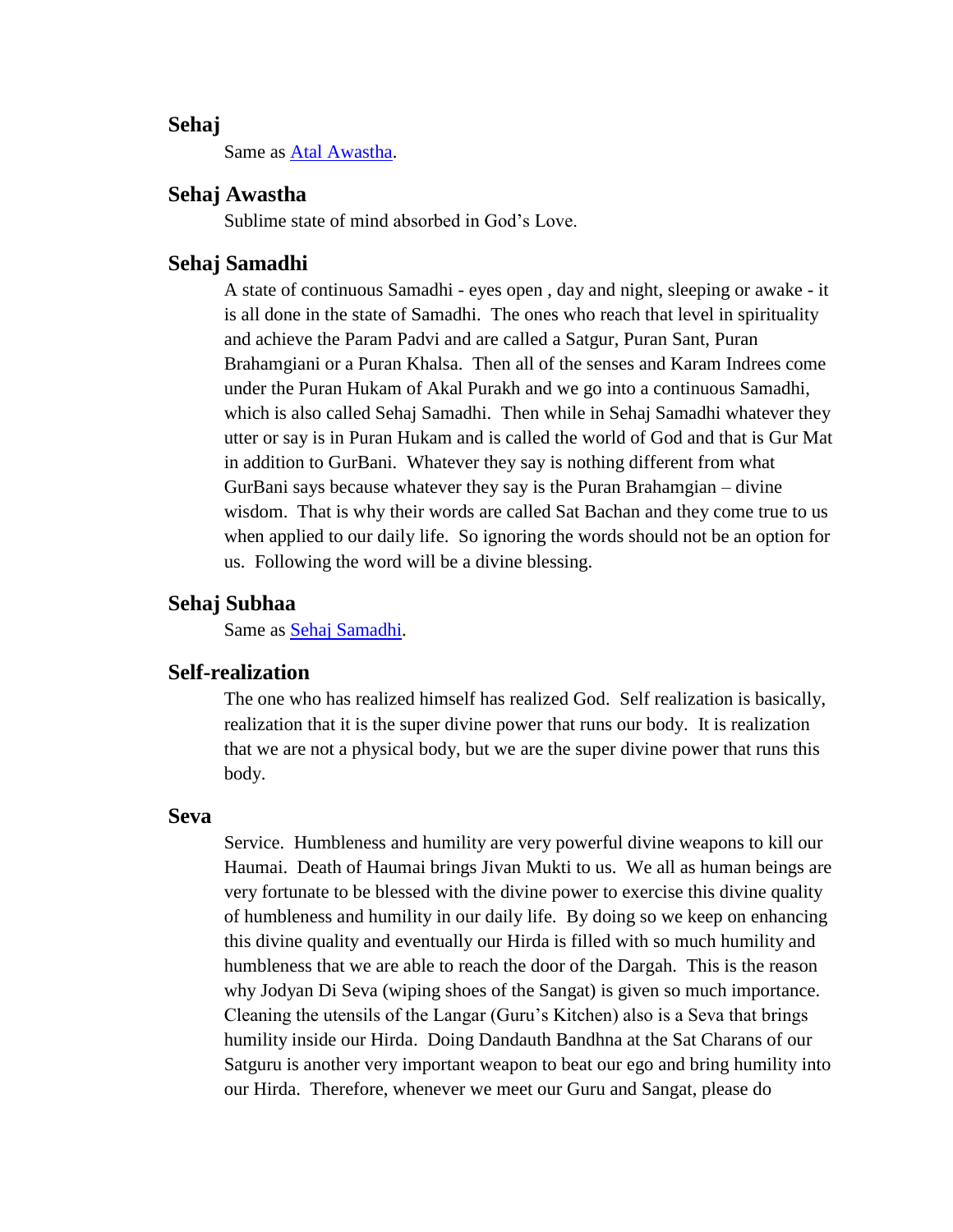### Sehaj

Same as Atal Awastha.

### Sehaj Awastha

Sublime state of mind absorbed in God's Love.

### Sehaj Samadhi

A state of continuous Samadhi - eyes open , day and night, sleeping or awake - it is all done in the state of Samadhi. The ones who reach that level in spirituality and achieve the Param Padvi and are called a Satgur, Puran Sant, Puran Brahamgiani or a Puran Khalsa. Then all of the senses and Karam Indrees come under the Puran Hukam of Akal Purakh and we go into a continuous Samadhi, which is also called Sehaj Samadhi. Then while in Sehaj Samadhi whatever they utter or say is in Puran Hukam and is called the world of God and that is Gur Mat in addition to GurBani. Whatever they say is nothing different from what GurBani says because whatever they say is the Puran Brahamgian – divine wisdom. That is why their words are called Sat Bachan and they come true to us when applied to our daily life. So ignoring the words should not be an option for us. Following the word will be a divine blessing.

### Sehaj Subhaa

Same as Sehaj Samadhi.

### Self-realization

The one who has realized himself has realized God. Self realization is basically, realization that it is the super divine power that runs our body. It is realization that we are not a physical body, but we are the super divine power that runs this body.

### Seva

Service. Humbleness and humility are very powerful divine weapons to kill our Haumai. Death of Haumai brings Jivan Mukti to us. We all as human beings are very fortunate to be blessed with the divine power to exercise this divine quality of humbleness and humility in our daily life. By doing so we keep on enhancing this divine quality and eventually our Hirda is filled with so much humility and humbleness that we are able to reach the door of the Dargah. This is the reason why Jodyan Di Seva (wiping shoes of the Sangat) is given so much importance. Cleaning the utensils of the Langar (Guru's Kitchen) also is a Seva that brings humility inside our Hirda. Doing Dandauth Bandhna at the Sat Charans of our Satguru is another very important weapon to beat our ego and bring humility into our Hirda. Therefore, whenever we meet our Guru and Sangat, please do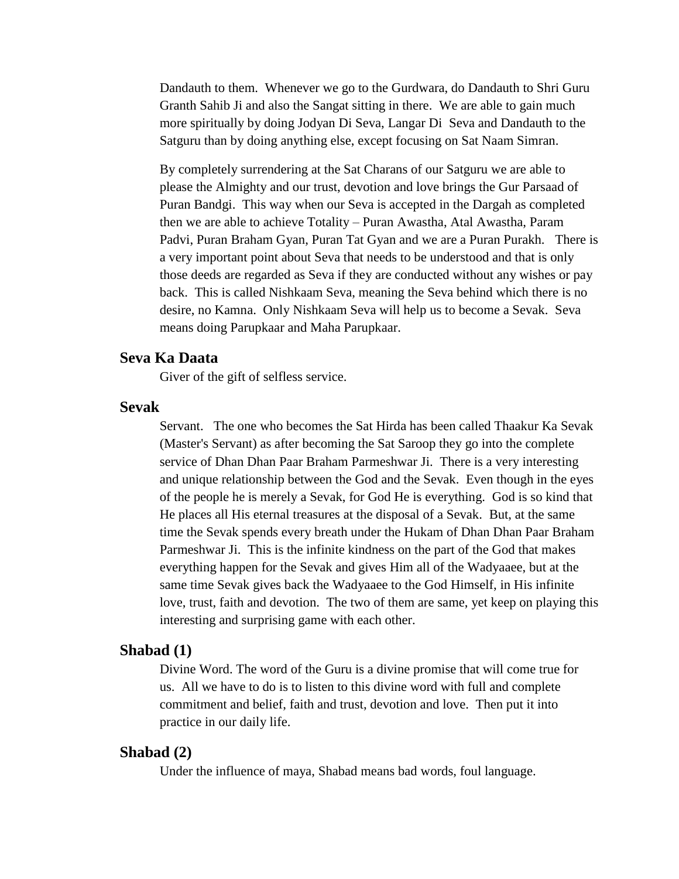Dandauth to them. Whenever we go to the Gurdwara, do Dandauth to Shri Guru Granth Sahib Ji and also the Sangat sitting in there. We are able to gain much more spiritually by doing Jodyan Di Seva, Langar Di Seva and Dandauth to the Satguru than by doing anything else, except focusing on Sat Naam Simran.

By completely surrendering at the Sat Charans of our Satguru we are able to please the Almighty and our trust, devotion and love brings the Gur Parsaad of Puran Bandgi. This way when our Seva is accepted in the Dargah as completed then we are able to achieve Totality – Puran Awastha, Atal Awastha, Param Padvi, Puran Braham Gyan, Puran Tat Gyan and we are a Puran Purakh. There is a very important point about Seva that needs to be understood and that is only those deeds are regarded as Seva if they are conducted without any wishes or pay back. This is called Nishkaam Seva, meaning the Seva behind which there is no desire, no Kamna. Only Nishkaam Seva will help us to become a Sevak. Seva means doing Parupkaar and Maha Parupkaar.

## Seva Ka Daata

Giver of the gift of selfless service.

## Sevak

Servant. The one who becomes the Sat Hirda has been called Thaakur Ka Sevak (Master's Servant) as after becoming the Sat Saroop they go into the complete service of Dhan Dhan Paar Braham Parmeshwar Ji. There is a very interesting and unique relationship between the God and the Sevak. Even though in the eyes of the people he is merely a Sevak, for God He is everything. God is so kind that He places all His eternal treasures at the disposal of a Sevak. But, at the same time the Sevak spends every breath under the Hukam of Dhan Dhan Paar Braham Parmeshwar Ji. This is the infinite kindness on the part of the God that makes everything happen for the Sevak and gives Him all of the Wadyaaee, but at the same time Sevak gives back the Wadyaaee to the God Himself, in His infinite love, trust, faith and devotion. The two of them are same, yet keep on playing this interesting and surprising game with each other.

## Shabad (1)

Divine Word. The word of the Guru is a divine promise that will come true for us. All we have to do is to listen to this divine word with full and complete commitment and belief, faith and trust, devotion and love. Then put it into practice in our daily life.

## Shabad (2)

Under the influence of maya, Shabad means bad words, foul language.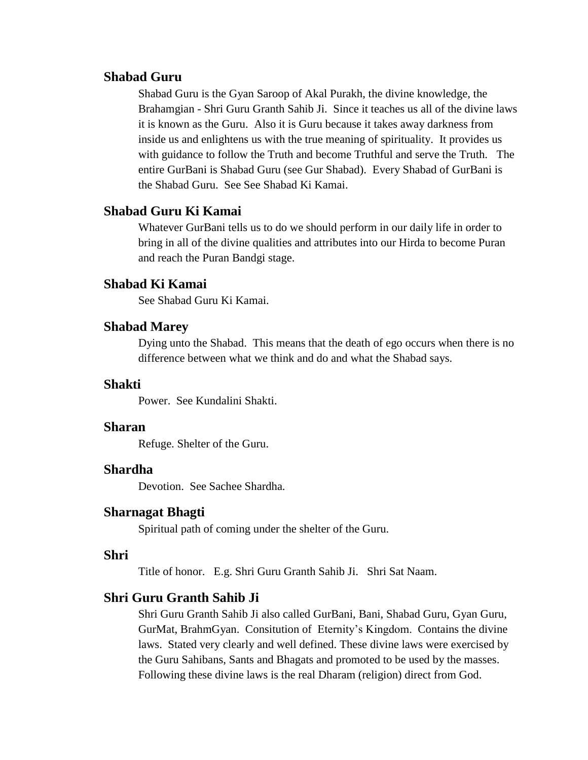### Shabad Guru

Shabad Guru is the Gyan Saroop of Akal Purakh, the divine knowledge, the Brahamgian - Shri Guru Granth Sahib Ji. Since it teaches us all of the divine laws it is known as the Guru. Also it is Guru because it takes away darkness from inside us and enlightens us with the true meaning of spirituality. It provides us with guidance to follow the Truth and become Truthful and serve the Truth. The entire GurBani is Shabad Guru (see Gur Shabad). Every Shabad of GurBani is the Shabad Guru. See See Shabad Ki Kamai.

### Shabad Guru Ki Kamai

Whatever GurBani tells us to do we should perform in our daily life in order to bring in all of the divine qualities and attributes into our Hirda to become Puran and reach the Puran Bandgi stage.

### Shabad Ki Kamai

See Shabad Guru Ki Kamai.

### Shabad Marey

Dying unto the Shabad. This means that the death of ego occurs when there is no difference between what we think and do and what the Shabad says.

### Shakti

Power. See Kundalini Shakti.

### Sharan

Refuge. Shelter of the Guru.

### Shardha

Devotion. See Sachee Shardha.

### Sharnagat Bhagti

Spiritual path of coming under the shelter of the Guru.

### Shri

Title of honor. E.g. Shri Guru Granth Sahib Ji. Shri Sat Naam.

### Shri Guru Granth Sahib Ji

Shri Guru Granth Sahib Ji also called GurBani, Bani, Shabad Guru, Gyan Guru, GurMat, BrahmGyan. Consitution of Eternity's Kingdom. Contains the divine laws. Stated very clearly and well defined. These divine laws were exercised by the Guru Sahibans, Sants and Bhagats and promoted to be used by the masses. Following these divine laws is the real Dharam (religion) direct from God.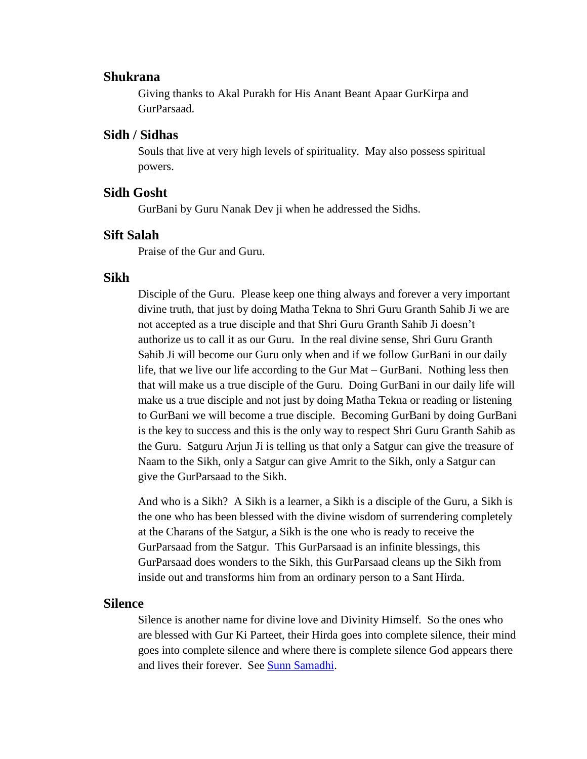### Shukrana

Giving thanks to Akal Purakh for His Anant Beant Apaar GurKirpa and GurParsaad.

### Sidh / Sidhas

Souls that live at very high levels of spirituality. May also possess spiritual powers.

### Sidh Gosht

GurBani by Guru Nanak Dev ji when he addressed the Sidhs.

### Sift Salah

Praise of the Gur and Guru.

### Sikh

Disciple of the Guru. Please keep one thing always and forever a very important divine truth, that just by doing Matha Tekna to Shri Guru Granth Sahib Ji we are not accepted as a true disciple and that Shri Guru Granth Sahib Ji doesn't authorize us to call it as our Guru. In the real divine sense, Shri Guru Granth Sahib Ji will become our Guru only when and if we follow GurBani in our daily life, that we live our life according to the Gur Mat – GurBani. Nothing less then that will make us a true disciple of the Guru. Doing GurBani in our daily life will make us a true disciple and not just by doing Matha Tekna or reading or listening to GurBani we will become a true disciple. Becoming GurBani by doing GurBani is the key to success and this is the only way to respect Shri Guru Granth Sahib as the Guru. Satguru Arjun Ji is telling us that only a Satgur can give the treasure of Naam to the Sikh, only a Satgur can give Amrit to the Sikh, only a Satgur can give the GurParsaad to the Sikh.

And who is a Sikh? A Sikh is a learner, a Sikh is a disciple of the Guru, a Sikh is the one who has been blessed with the divine wisdom of surrendering completely at the Charans of the Satgur, a Sikh is the one who is ready to receive the GurParsaad from the Satgur. This GurParsaad is an infinite blessings, this GurParsaad does wonders to the Sikh, this GurParsaad cleans up the Sikh from inside out and transforms him from an ordinary person to a Sant Hirda.

### Silence

Silence is another name for divine love and Divinity Himself. So the ones who are blessed with Gur Ki Parteet, their Hirda goes into complete silence, their mind goes into complete silence and where there is complete silence God appears there and lives their forever. See Sunn Samadhi.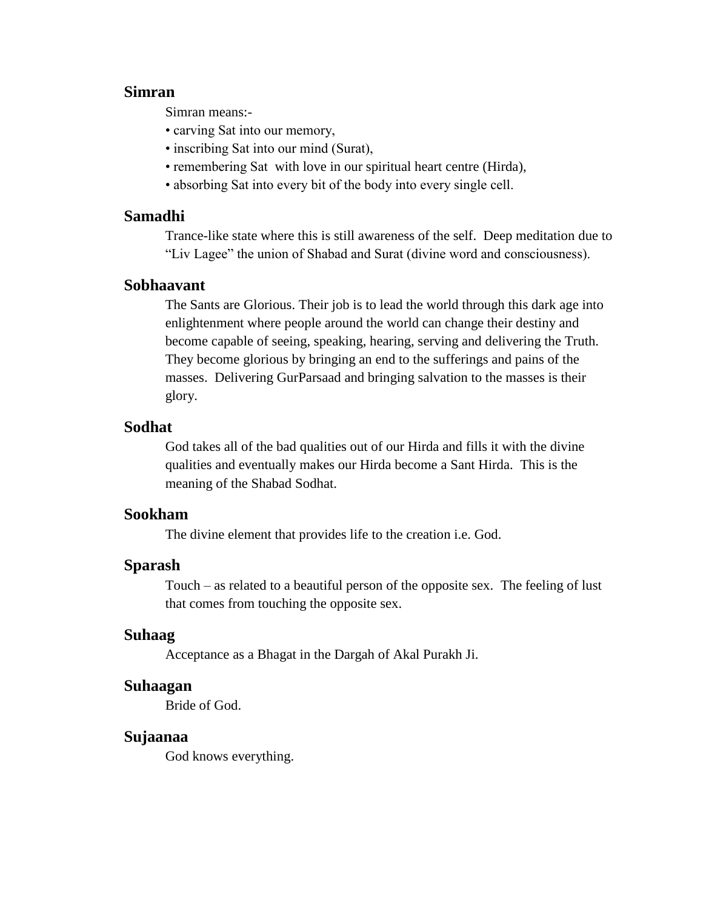### Simran

Simran means:-

- carving Sat into our memory,
- inscribing Sat into our mind (Surat),
- remembering Sat with love in our spiritual heart centre (Hirda),
- absorbing Sat into every bit of the body into every single cell.

### Samadhi

Trance-like state where this is still awareness of the self. Deep meditation due to "Liv Lagee" the union of Shabad and Surat (divine word and consciousness).

### Sobhaavant

The Sants are Glorious. Their job is to lead the world through this dark age into enlightenment where people around the world can change their destiny and become capable of seeing, speaking, hearing, serving and delivering the Truth. They become glorious by bringing an end to the sufferings and pains of the masses. Delivering GurParsaad and bringing salvation to the masses is their glory.

### Sodhat

God takes all of the bad qualities out of our Hirda and fills it with the divine qualities and eventually makes our Hirda become a Sant Hirda. This is the meaning of the Shabad Sodhat.

### Sookham

The divine element that provides life to the creation i.e. God.

### Sparash

Touch – as related to a beautiful person of the opposite sex. The feeling of lust that comes from touching the opposite sex.

### Suhaag

Acceptance as a Bhagat in the Dargah of Akal Purakh Ji.

### Suhaagan

Bride of God.

### Sujaanaa

God knows everything.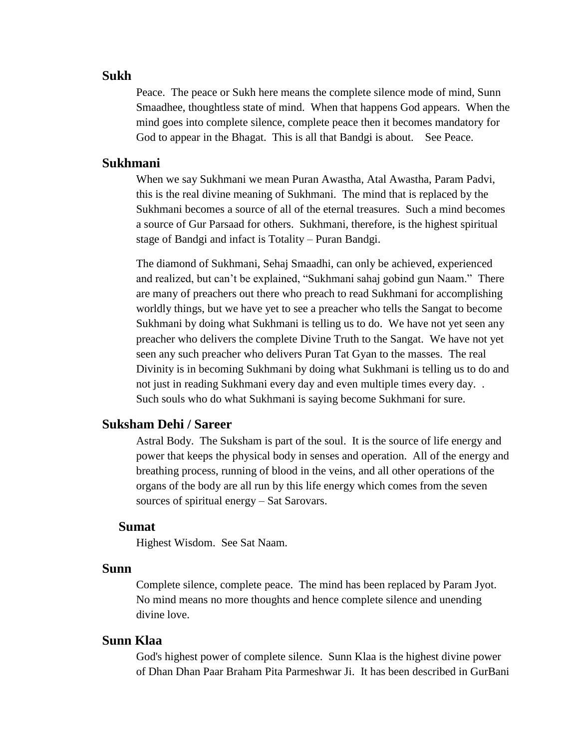### Sukh

Peace. The peace or Sukh here means the complete silence mode of mind, Sunn Smaadhee, thoughtless state of mind. When that happens God appears. When the mind goes into complete silence, complete peace then it becomes mandatory for God to appear in the Bhagat. This is all that Bandgi is about. See Peace.

### Sukhmani

When we say Sukhmani we mean Puran Awastha, Atal Awastha, Param Padvi, this is the real divine meaning of Sukhmani. The mind that is replaced by the Sukhmani becomes a source of all of the eternal treasures. Such a mind becomes a source of Gur Parsaad for others. Sukhmani, therefore, is the highest spiritual stage of Bandgi and infact is Totality – Puran Bandgi.

The diamond of Sukhmani, Sehaj Smaadhi, can only be achieved, experienced and realized, but can't be explained, "Sukhmani sahaj gobind gun Naam." There are many of preachers out there who preach to read Sukhmani for accomplishing worldly things, but we have yet to see a preacher who tells the Sangat to become Sukhmani by doing what Sukhmani is telling us to do. We have not yet seen any preacher who delivers the complete Divine Truth to the Sangat. We have not yet seen any such preacher who delivers Puran Tat Gyan to the masses. The real Divinity is in becoming Sukhmani by doing what Sukhmani is telling us to do and not just in reading Sukhmani every day and even multiple times every day. . Such souls who do what Sukhmani is saying become Sukhmani for sure.

### Suksham Dehi / Sareer

Astral Body. The Suksham is part of the soul. It is the source of life energy and power that keeps the physical body in senses and operation. All of the energy and breathing process, running of blood in the veins, and all other operations of the organs of the body are all run by this life energy which comes from the seven sources of spiritual energy – Sat Sarovars.

### Sumat

Highest Wisdom. See Sat Naam.

### Sunn

Complete silence, complete peace. The mind has been replaced by Param Jyot. No mind means no more thoughts and hence complete silence and unending divine love.

### Sunn Klaa

God's highest power of complete silence. Sunn Klaa is the highest divine power of Dhan Dhan Paar Braham Pita Parmeshwar Ji. It has been described in GurBani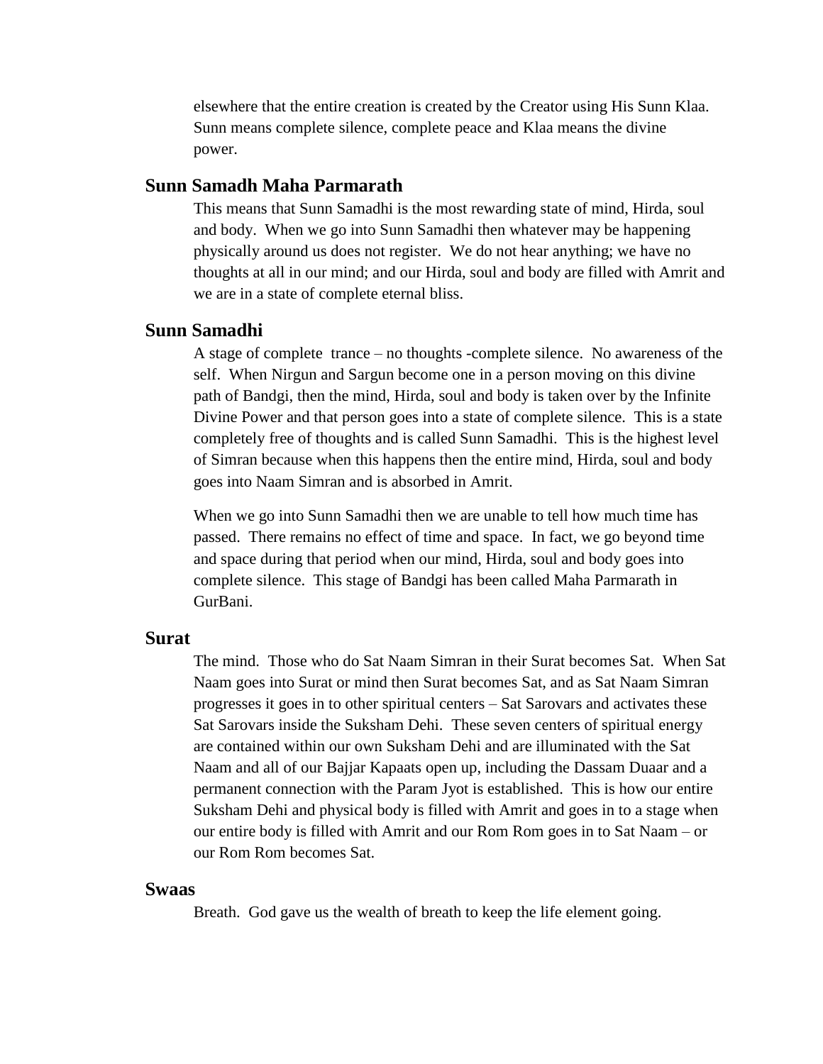elsewhere that the entire creation is created by the Creator using His Sunn Klaa. Sunn means complete silence, complete peace and Klaa means the divine power.

### Sunn Samadh Maha Parmarath

This means that Sunn Samadhi is the most rewarding state of mind, Hirda, soul and body. When we go into Sunn Samadhi then whatever may be happening physically around us does not register. We do not hear anything; we have no thoughts at all in our mind; and our Hirda, soul and body are filled with Amrit and we are in a state of complete eternal bliss.

### Sunn Samadhi

A stage of complete trance – no thoughts -complete silence. No awareness of the self. When Nirgun and Sargun become one in a person moving on this divine path of Bandgi, then the mind, Hirda, soul and body is taken over by the Infinite Divine Power and that person goes into a state of complete silence. This is a state completely free of thoughts and is called Sunn Samadhi. This is the highest level of Simran because when this happens then the entire mind, Hirda, soul and body goes into Naam Simran and is absorbed in Amrit.

When we go into Sunn Samadhi then we are unable to tell how much time has passed. There remains no effect of time and space. In fact, we go beyond time and space during that period when our mind, Hirda, soul and body goes into complete silence. This stage of Bandgi has been called Maha Parmarath in GurBani.

### Surat

The mind. Those who do Sat Naam Simran in their Surat becomes Sat. When Sat Naam goes into Surat or mind then Surat becomes Sat, and as Sat Naam Simran progresses it goes in to other spiritual centers – Sat Sarovars and activates these Sat Sarovars inside the Suksham Dehi. These seven centers of spiritual energy are contained within our own Suksham Dehi and are illuminated with the Sat Naam and all of our Bajjar Kapaats open up, including the Dassam Duaar and a permanent connection with the Param Jyot is established. This is how our entire Suksham Dehi and physical body is filled with Amrit and goes in to a stage when our entire body is filled with Amrit and our Rom Rom goes in to Sat Naam – or our Rom Rom becomes Sat.

### Swaas

Breath. God gave us the wealth of breath to keep the life element going.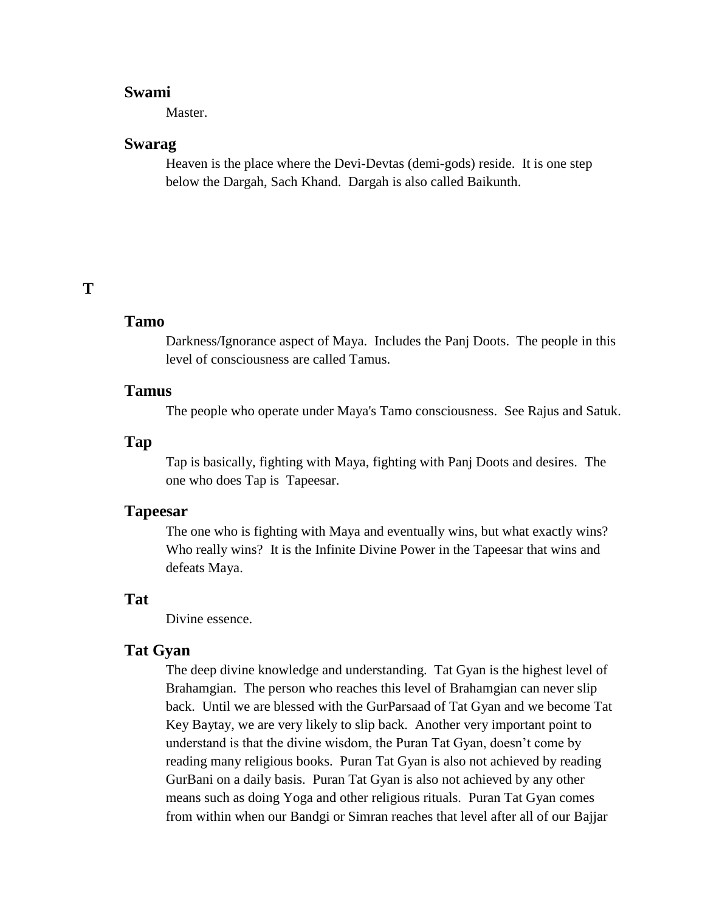### Swami

Master.

### Swarag

Heaven is the place where the Devi-Devtas (demi-gods) reside. It is one step below the Dargah, Sach Khand. Dargah is also called Baikunth.

## T

### Tamo

Darkness/Ignorance aspect of Maya. Includes the Panj Doots. The people in this level of consciousness are called Tamus.

### Tamus

The people who operate under Maya's Tamo consciousness. See Rajus and Satuk.

### Tap

Tap is basically, fighting with Maya, fighting with Panj Doots and desires. The one who does Tap is Tapeesar.

### Tapeesar

The one who is fighting with Maya and eventually wins, but what exactly wins? Who really wins? It is the Infinite Divine Power in the Tapeesar that wins and defeats Maya.

### Tat

Divine essence.

### Tat Gyan

The deep divine knowledge and understanding. Tat Gyan is the highest level of Brahamgian. The person who reaches this level of Brahamgian can never slip back. Until we are blessed with the GurParsaad of Tat Gyan and we become Tat Key Baytay, we are very likely to slip back. Another very important point to understand is that the divine wisdom, the Puran Tat Gyan, doesn't come by reading many religious books. Puran Tat Gyan is also not achieved by reading GurBani on a daily basis. Puran Tat Gyan is also not achieved by any other means such as doing Yoga and other religious rituals. Puran Tat Gyan comes from within when our Bandgi or Simran reaches that level after all of our Bajjar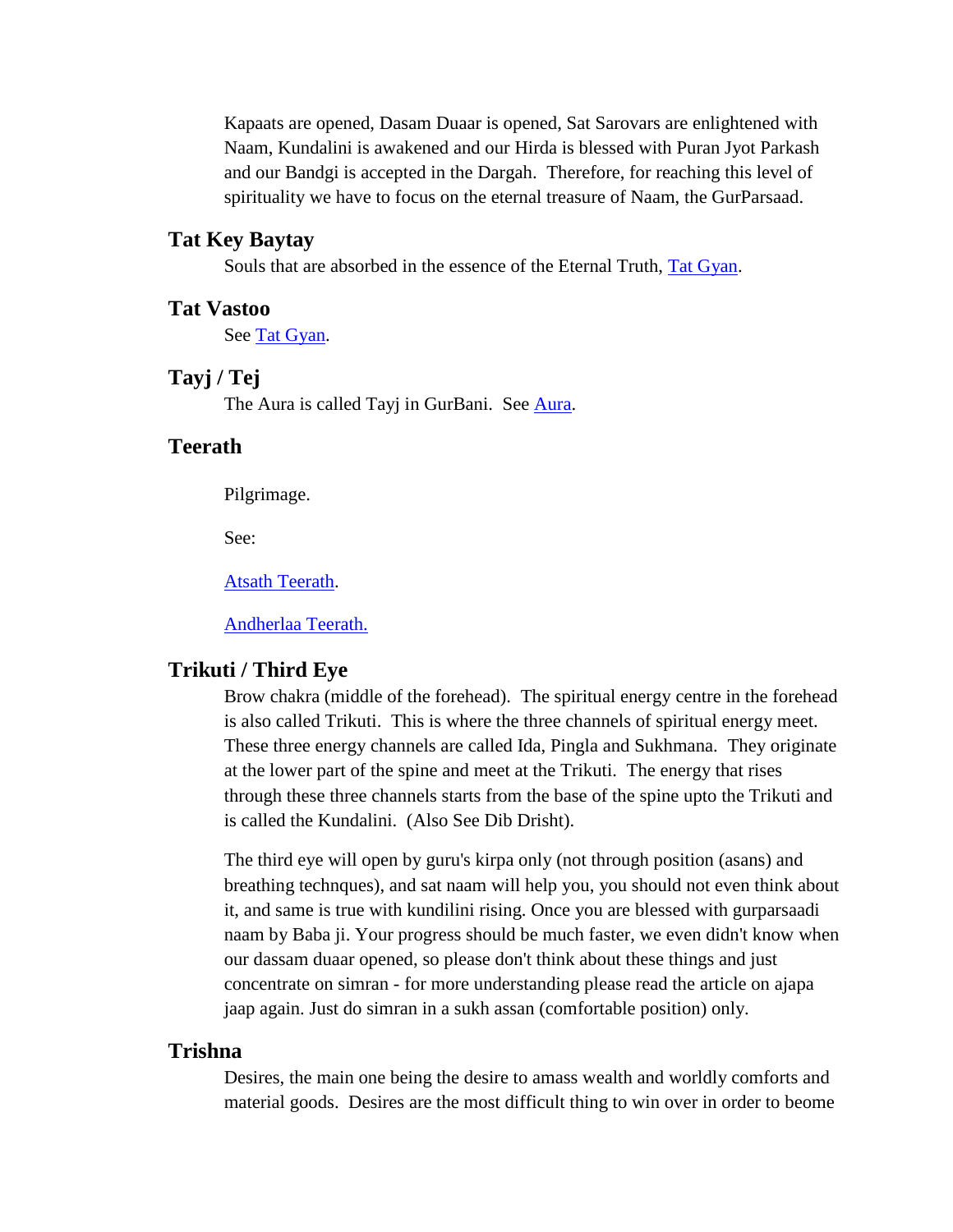Kapaats are opened, Dasam Duaar is opened, Sat Sarovars are enlightened with Naam, Kundalini is awakened and our Hirda is blessed with Puran Jyot Parkash and our Bandgi is accepted in the Dargah.  Therefore, for reaching this level of spirituality we have to focus on the eternal treasure of Naam, the GurParsaad.

### Tat Key Baytay

Souls that are absorbed in the essence of the Eternal Truth, Tat Gyan.

### Tat Vastoo

See Tat Gyan.

### Tayj / Tej

The Aura is called Tayj in GurBani.  See Aura.

### Teerath

Pilgrimage.

See:

Atsath Teerath.

Andherlaa Teerath.

### Trikuti / Third Eye

Brow chakra (middle of the forehead).  The spiritual energy centre in the forehead is also called Trikuti.  This is where the three channels of spiritual energy meet.  These three energy channels are called Ida, Pingla and Sukhmana.  They originate at the lower part of the spine and meet at the Trikuti.  The energy that rises through these three channels starts from the base of the spine upto the Trikuti and is called the Kundalini.  (Also See Dib Drisht).

The third eye will open by guru's kirpa only (not through position (asans) and breathing technques), and sat naam will help you, you should not even think about it, and same is true with kundilini rising. Once you are blessed with gurparsaadi naam by Baba ji. Your progress should be much faster, we even didn't know when our dassam duaar opened, so please don't think about these things and just concentrate on simran - for more understanding please read the article on ajapa jaap again. Just do simran in a sukh assan (comfortable position) only.

### Trishna

Desires, the main one being the desire to amass wealth and worldly comforts and material goods.  Desires are the most difficult thing to win over in order to beome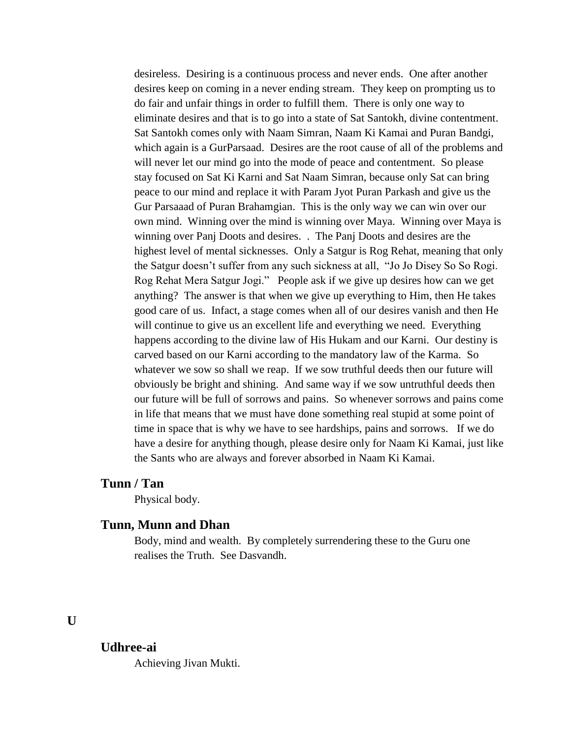desireless. Desiring is a continuous process and never ends. One after another desires keep on coming in a never ending stream. They keep on prompting us to do fair and unfair things in order to fulfill them. There is only one way to eliminate desires and that is to go into a state of Sat Santokh, divine contentment. Sat Santokh comes only with Naam Simran, Naam Ki Kamai and Puran Bandgi, which again is a GurParsaad. Desires are the root cause of all of the problems and will never let our mind go into the mode of peace and contentment. So please stay focused on Sat Ki Karni and Sat Naam Simran, because only Sat can bring peace to our mind and replace it with Param Jyot Puran Parkash and give us the Gur Parsaaad of Puran Brahamgian. This is the only way we can win over our own mind. Winning over the mind is winning over Maya. Winning over Maya is winning over Panj Doots and desires. . The Panj Doots and desires are the highest level of mental sicknesses. Only a Satgur is Rog Rehat, meaning that only the Satgur doesn't suffer from any such sickness at all, "Jo Jo Disey So So Rogi. Rog Rehat Mera Satgur Jogi." People ask if we give up desires how can we get anything? The answer is that when we give up everything to Him, then He takes good care of us. Infact, a stage comes when all of our desires vanish and then He will continue to give us an excellent life and everything we need. Everything happens according to the divine law of His Hukam and our Karni. Our destiny is carved based on our Karni according to the mandatory law of the Karma. So whatever we sow so shall we reap. If we sow truthful deeds then our future will obviously be bright and shining. And same way if we sow untruthful deeds then our future will be full of sorrows and pains. So whenever sorrows and pains come in life that means that we must have done something real stupid at some point of time in space that is why we have to see hardships, pains and sorrows. If we do have a desire for anything though, please desire only for Naam Ki Kamai, just like the Sants who are always and forever absorbed in Naam Ki Kamai.

### Tunn / Tan

Physical body.

### Tunn, Munn and Dhan

Body, mind and wealth. By completely surrendering these to the Guru one realises the Truth. See Dasvandh.

## U

### Udhree-ai

Achieving Jivan Mukti.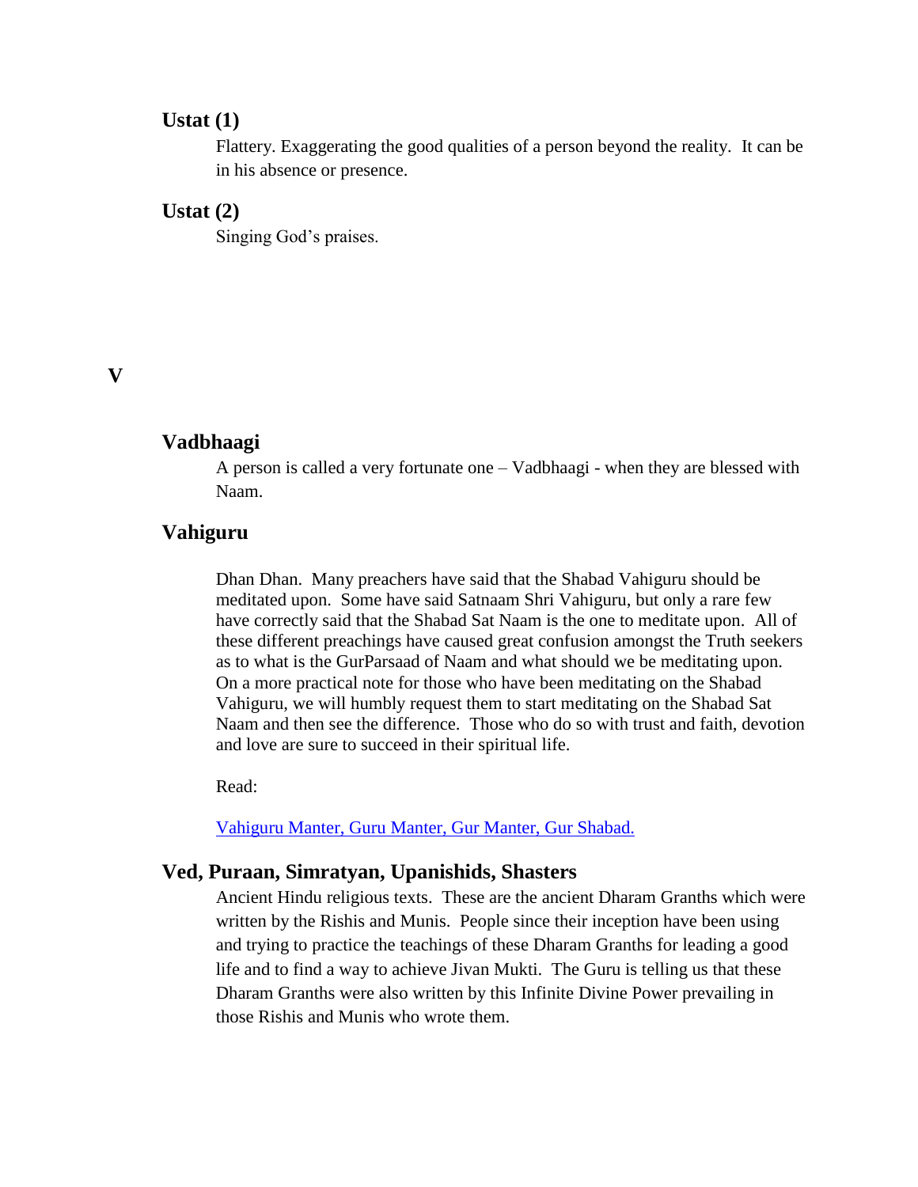### Ustat (1)

Flattery. Exaggerating the good qualities of a person beyond the reality. It can be in his absence or presence.

### Ustat (2)

Singing God's praises.

## V

### Vadbhaagi

A person is called a very fortunate one – Vadbhaagi - when they are blessed with Naam.

### Vahiguru

Dhan Dhan. Many preachers have said that the Shabad Vahiguru should be meditated upon. Some have said Satnaam Shri Vahiguru, but only a rare few have correctly said that the Shabad Sat Naam is the one to meditate upon. All of these different preachings have caused great confusion amongst the Truth seekers as to what is the GurParsaad of Naam and what should we be meditating upon. On a more practical note for those who have been meditating on the Shabad Vahiguru, we will humbly request them to start meditating on the Shabad Sat Naam and then see the difference. Those who do so with trust and faith, devotion and love are sure to succeed in their spiritual life.

Read:

Vahiguru Manter, Guru Manter, Gur Manter, Gur Shabad.

### Ved, Puraan, Simratyan, Upanishids, Shasters

Ancient Hindu religious texts. These are the ancient Dharam Granths which were written by the Rishis and Munis. People since their inception have been using and trying to practice the teachings of these Dharam Granths for leading a good life and to find a way to achieve Jivan Mukti. The Guru is telling us that these Dharam Granths were also written by this Infinite Divine Power prevailing in those Rishis and Munis who wrote them.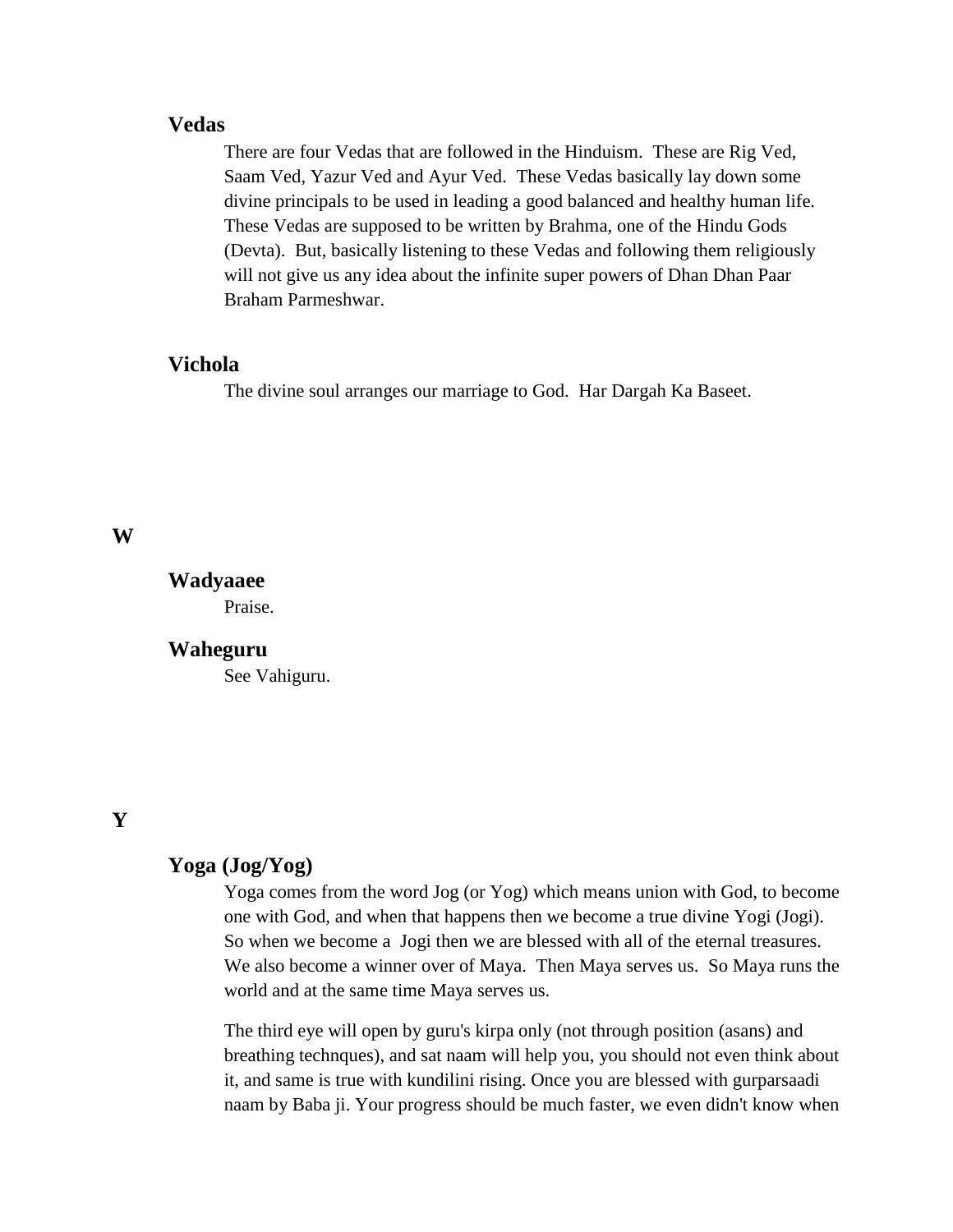### Vedas

There are four Vedas that are followed in the Hinduism. These are Rig Ved, Saam Ved, Yazur Ved and Ayur Ved. These Vedas basically lay down some divine principals to be used in leading a good balanced and healthy human life. These Vedas are supposed to be written by Brahma, one of the Hindu Gods (Devta). But, basically listening to these Vedas and following them religiously will not give us any idea about the infinite super powers of Dhan Dhan Paar Braham Parmeshwar.

### Vichola

The divine soul arranges our marriage to God. Har Dargah Ka Baseet.

## W

### Wadyaaee

Praise.

### Waheguru

See Vahiguru.

## Y

### Yoga (Jog/Yog)

Yoga comes from the word Jog (or Yog) which means union with God, to become one with God, and when that happens then we become a true divine Yogi (Jogi). So when we become a Jogi then we are blessed with all of the eternal treasures. We also become a winner over of Maya. Then Maya serves us. So Maya runs the world and at the same time Maya serves us.

The third eye will open by guru's kirpa only (not through position (asans) and breathing technques), and sat naam will help you, you should not even think about it, and same is true with kundilini rising. Once you are blessed with gurparsaadi naam by Baba ji. Your progress should be much faster, we even didn't know when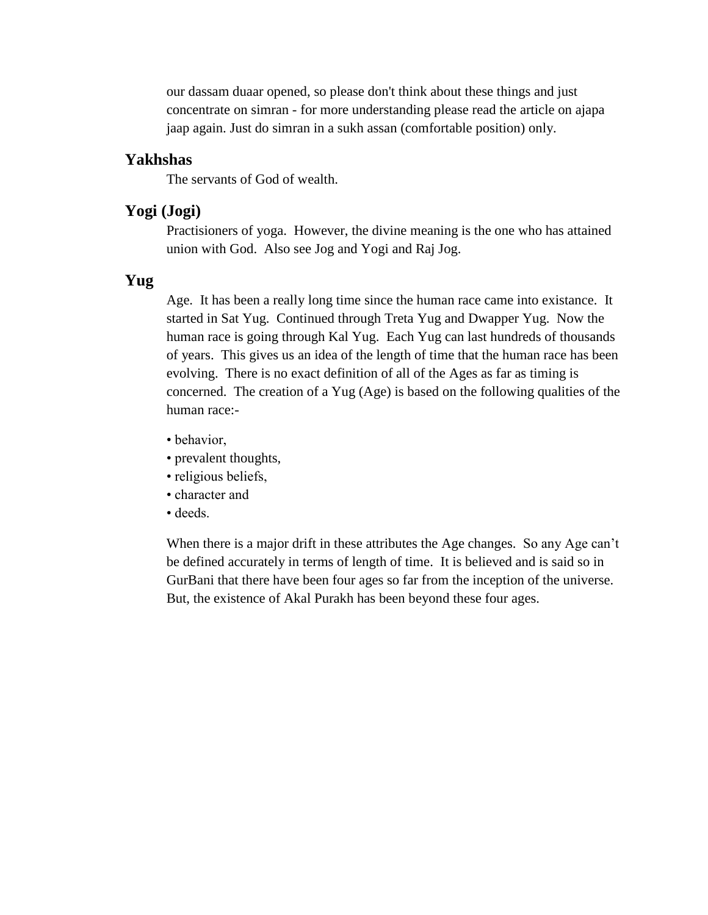our dassam duaar opened, so please don't think about these things and just concentrate on simran - for more understanding please read the article on ajapa jaap again. Just do simran in a sukh assan (comfortable position) only.

### Yakhshas

The servants of God of wealth.

### Yogi (Jogi)

Practisioners of yoga. However, the divine meaning is the one who has attained union with God. Also see Jog and Yogi and Raj Jog.

### Yug

Age. It has been a really long time since the human race came into existance. It started in Sat Yug. Continued through Treta Yug and Dwapper Yug. Now the human race is going through Kal Yug. Each Yug can last hundreds of thousands of years. This gives us an idea of the length of time that the human race has been evolving. There is no exact definition of all of the Ages as far as timing is concerned. The creation of a Yug (Age) is based on the following qualities of the human race:-

- behavior,
- prevalent thoughts,
- religious beliefs,
- character and
- deeds.

When there is a major drift in these attributes the Age changes. So any Age can't be defined accurately in terms of length of time. It is believed and is said so in GurBani that there have been four ages so far from the inception of the universe. But, the existence of Akal Purakh has been beyond these four ages.